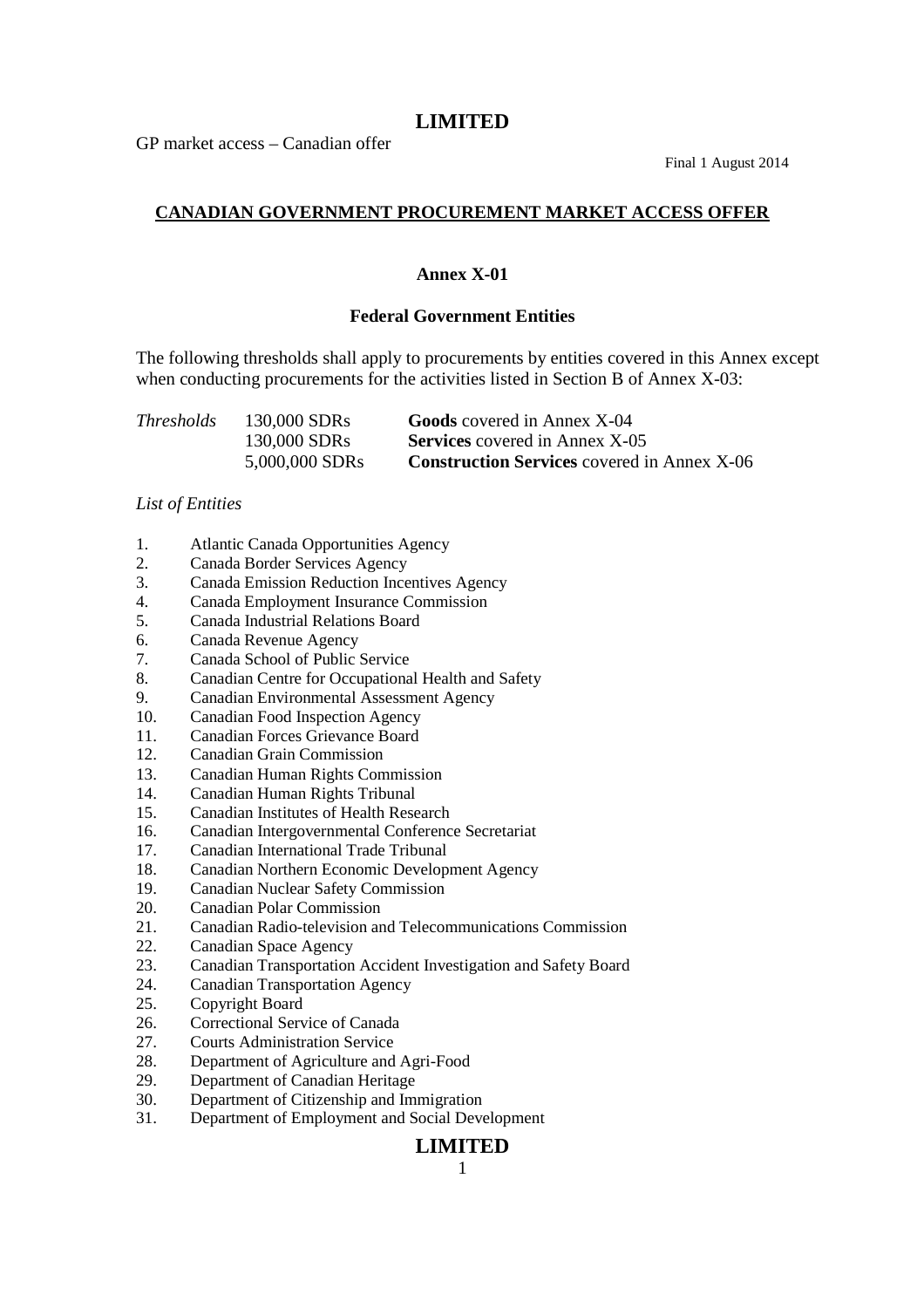**LIMITED**

GP market access – Canadian offer

Final 1 August 2014

## CANADIAN GOVERNMENT PROCUREMENT MARKET ACCESS OFFER

### Annex X-01

### Federal Government Entities

The following thresholds shall apply to procurements by entities covered in this Annex except when conducting procurements for the activities listed in Section B of Annex X-03:

| *Thresholds* | 130,000 SDRs | **Goods** covered in Annex X-04 |
|---|---|---|
| | 130,000 SDRs | **Services** covered in Annex X-05 |
| | 5,000,000 SDRs | **Construction Services** covered in Annex X-06 |

*List of Entities*

1. Atlantic Canada Opportunities Agency
2. Canada Border Services Agency
3. Canada Emission Reduction Incentives Agency
4. Canada Employment Insurance Commission
5. Canada Industrial Relations Board
6. Canada Revenue Agency
7. Canada School of Public Service
8. Canadian Centre for Occupational Health and Safety
9. Canadian Environmental Assessment Agency
10. Canadian Food Inspection Agency
11. Canadian Forces Grievance Board
12. Canadian Grain Commission
13. Canadian Human Rights Commission
14. Canadian Human Rights Tribunal
15. Canadian Institutes of Health Research
16. Canadian Intergovernmental Conference Secretariat
17. Canadian International Trade Tribunal
18. Canadian Northern Economic Development Agency
19. Canadian Nuclear Safety Commission
20. Canadian Polar Commission
21. Canadian Radio-television and Telecommunications Commission
22. Canadian Space Agency
23. Canadian Transportation Accident Investigation and Safety Board
24. Canadian Transportation Agency
25. Copyright Board
26. Correctional Service of Canada
27. Courts Administration Service
28. Department of Agriculture and Agri-Food
29. Department of Canadian Heritage
30. Department of Citizenship and Immigration
31. Department of Employment and Social Development

**LIMITED**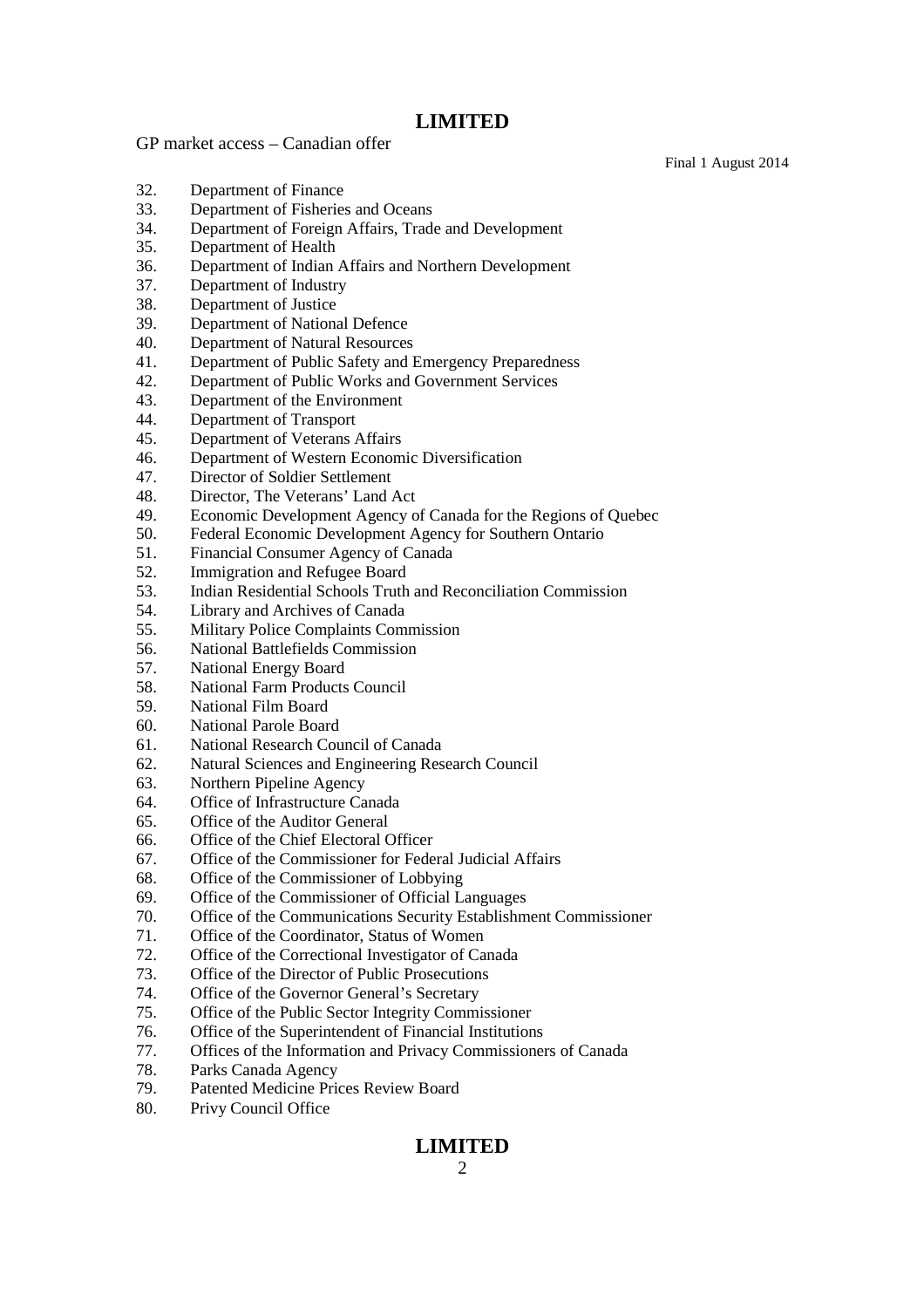32. Department of Finance
33. Department of Fisheries and Oceans
34. Department of Foreign Affairs, Trade and Development
35. Department of Health
36. Department of Indian Affairs and Northern Development
37. Department of Industry
38. Department of Justice
39. Department of National Defence
40. Department of Natural Resources
41. Department of Public Safety and Emergency Preparedness
42. Department of Public Works and Government Services
43. Department of the Environment
44. Department of Transport
45. Department of Veterans Affairs
46. Department of Western Economic Diversification
47. Director of Soldier Settlement
48. Director, The Veterans' Land Act
49. Economic Development Agency of Canada for the Regions of Quebec
50. Federal Economic Development Agency for Southern Ontario
51. Financial Consumer Agency of Canada
52. Immigration and Refugee Board
53. Indian Residential Schools Truth and Reconciliation Commission
54. Library and Archives of Canada
55. Military Police Complaints Commission
56. National Battlefields Commission
57. National Energy Board
58. National Farm Products Council
59. National Film Board
60. National Parole Board
61. National Research Council of Canada
62. Natural Sciences and Engineering Research Council
63. Northern Pipeline Agency
64. Office of Infrastructure Canada
65. Office of the Auditor General
66. Office of the Chief Electoral Officer
67. Office of the Commissioner for Federal Judicial Affairs
68. Office of the Commissioner of Lobbying
69. Office of the Commissioner of Official Languages
70. Office of the Communications Security Establishment Commissioner
71. Office of the Coordinator, Status of Women
72. Office of the Correctional Investigator of Canada
73. Office of the Director of Public Prosecutions
74. Office of the Governor General's Secretary
75. Office of the Public Sector Integrity Commissioner
76. Office of the Superintendent of Financial Institutions
77. Offices of the Information and Privacy Commissioners of Canada
78. Parks Canada Agency
79. Patented Medicine Prices Review Board
80. Privy Council Office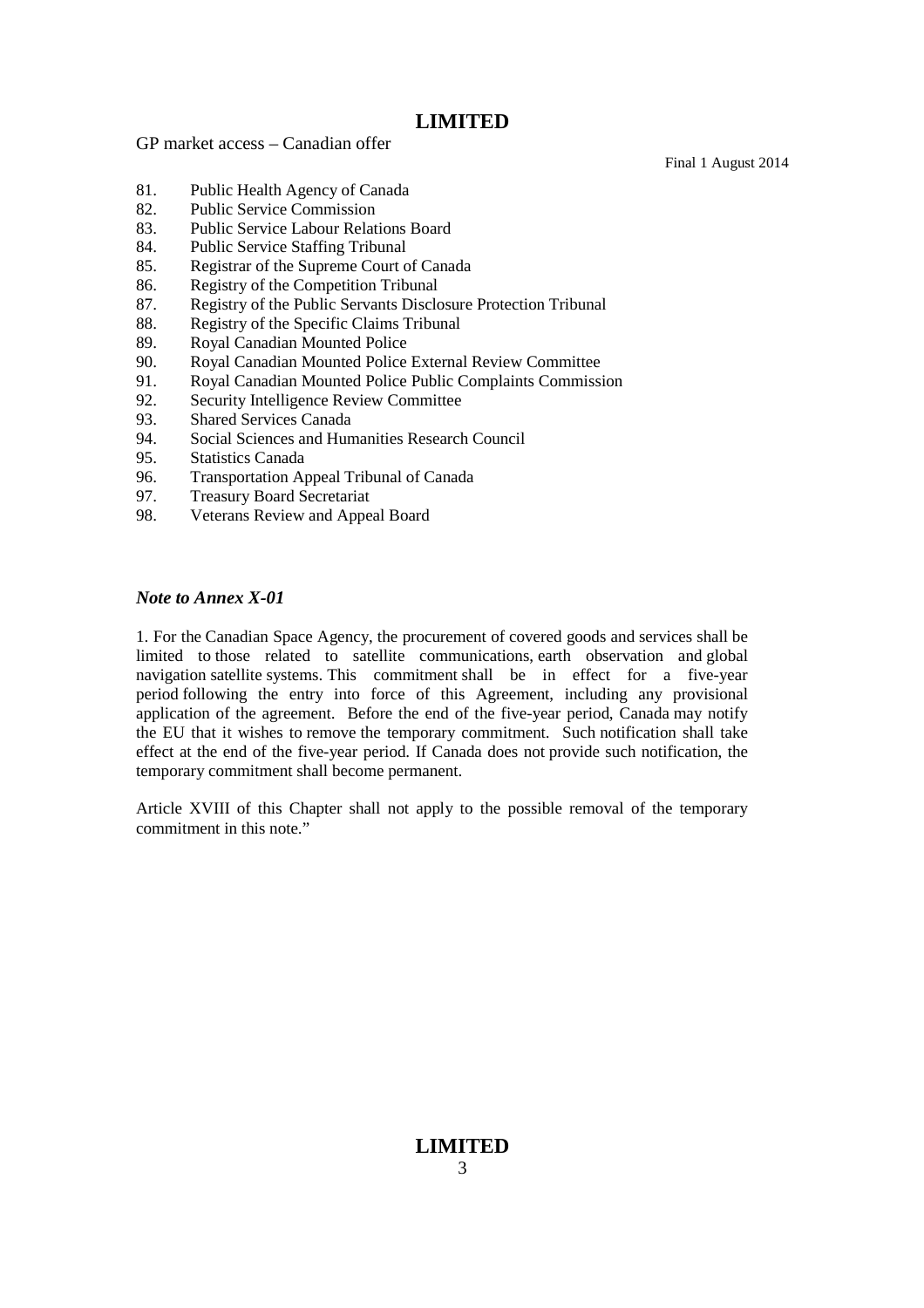81. Public Health Agency of Canada
82. Public Service Commission
83. Public Service Labour Relations Board
84. Public Service Staffing Tribunal
85. Registrar of the Supreme Court of Canada
86. Registry of the Competition Tribunal
87. Registry of the Public Servants Disclosure Protection Tribunal
88. Registry of the Specific Claims Tribunal
89. Royal Canadian Mounted Police
90. Royal Canadian Mounted Police External Review Committee
91. Royal Canadian Mounted Police Public Complaints Commission
92. Security Intelligence Review Committee
93. Shared Services Canada
94. Social Sciences and Humanities Research Council
95. Statistics Canada
96. Transportation Appeal Tribunal of Canada
97. Treasury Board Secretariat
98. Veterans Review and Appeal Board

### *Note to Annex X-01*

1. For the Canadian Space Agency, the procurement of covered goods and services shall be limited to those related to satellite communications, earth observation and global navigation satellite systems. This commitment shall be in effect for a five-year period following the entry into force of this Agreement, including any provisional application of the agreement. Before the end of the five-year period, Canada may notify the EU that it wishes to remove the temporary commitment. Such notification shall take effect at the end of the five-year period. If Canada does not provide such notification, the temporary commitment shall become permanent.

Article XVIII of this Chapter shall not apply to the possible removal of the temporary commitment in this note."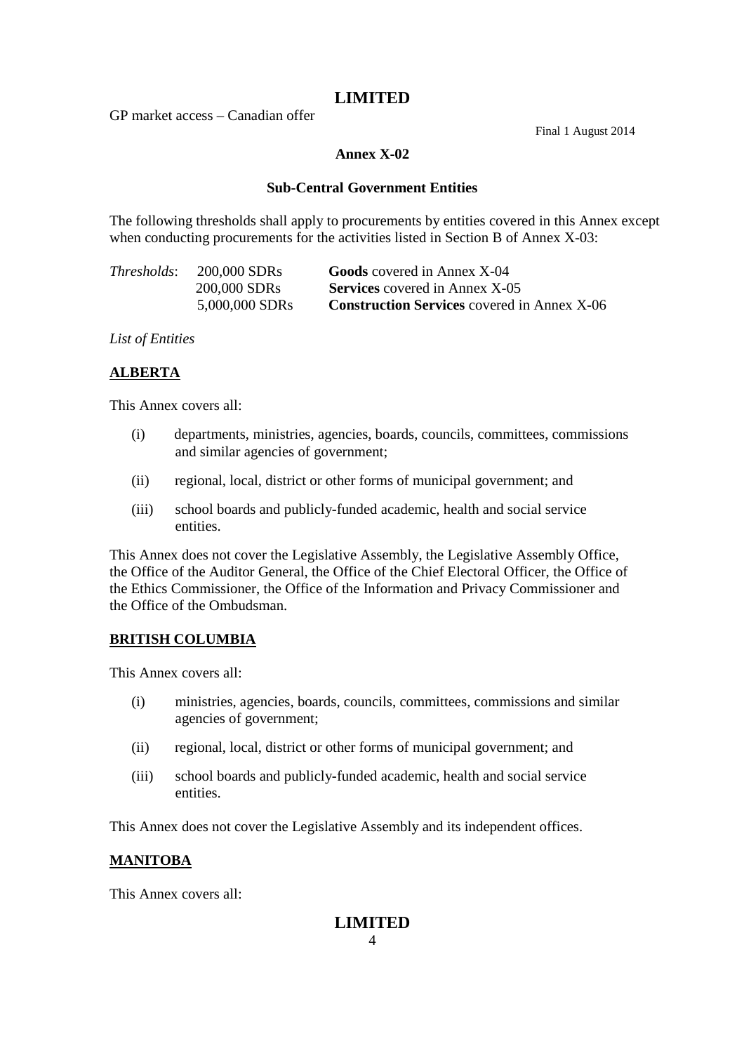## Annex X-02

### Sub-Central Government Entities

The following thresholds shall apply to procurements by entities covered in this Annex except when conducting procurements for the activities listed in Section B of Annex X-03:

| *Thresholds*: | 200,000 SDRs | **Goods** covered in Annex X-04 |
|---|---|---|
| | 200,000 SDRs | **Services** covered in Annex X-05 |
| | 5,000,000 SDRs | **Construction Services** covered in Annex X-06 |

*List of Entities*

**ALBERTA**

This Annex covers all:

(i) departments, ministries, agencies, boards, councils, committees, commissions and similar agencies of government;

(ii) regional, local, district or other forms of municipal government; and

(iii) school boards and publicly-funded academic, health and social service entities.

This Annex does not cover the Legislative Assembly, the Legislative Assembly Office, the Office of the Auditor General, the Office of the Chief Electoral Officer, the Office of the Ethics Commissioner, the Office of the Information and Privacy Commissioner and the Office of the Ombudsman.

**BRITISH COLUMBIA**

This Annex covers all:

(i) ministries, agencies, boards, councils, committees, commissions and similar agencies of government;

(ii) regional, local, district or other forms of municipal government; and

(iii) school boards and publicly-funded academic, health and social service entities.

This Annex does not cover the Legislative Assembly and its independent offices.

**MANITOBA**

This Annex covers all: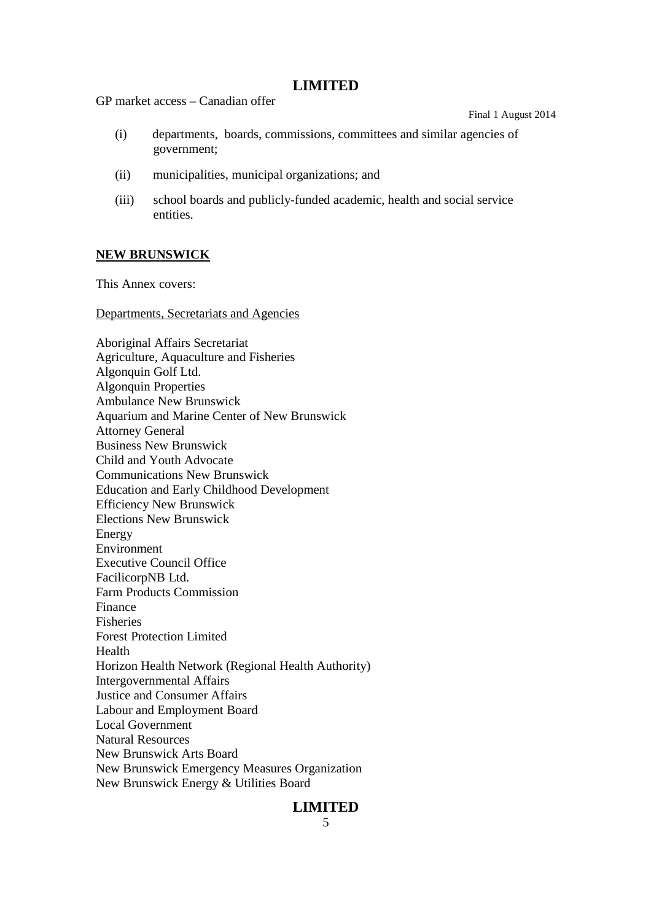(i) departments, boards, commissions, committees and similar agencies of government;

(ii) municipalities, municipal organizations; and

(iii) school boards and publicly-funded academic, health and social service entities.

## NEW BRUNSWICK

This Annex covers:

Departments, Secretariats and Agencies

Aboriginal Affairs Secretariat
Agriculture, Aquaculture and Fisheries
Algonquin Golf Ltd.
Algonquin Properties
Ambulance New Brunswick
Aquarium and Marine Center of New Brunswick
Attorney General
Business New Brunswick
Child and Youth Advocate
Communications New Brunswick
Education and Early Childhood Development
Efficiency New Brunswick
Elections New Brunswick
Energy
Environment
Executive Council Office
FacilicorpNB Ltd.
Farm Products Commission
Finance
Fisheries
Forest Protection Limited
Health
Horizon Health Network (Regional Health Authority)
Intergovernmental Affairs
Justice and Consumer Affairs
Labour and Employment Board
Local Government
Natural Resources
New Brunswick Arts Board
New Brunswick Emergency Measures Organization
New Brunswick Energy & Utilities Board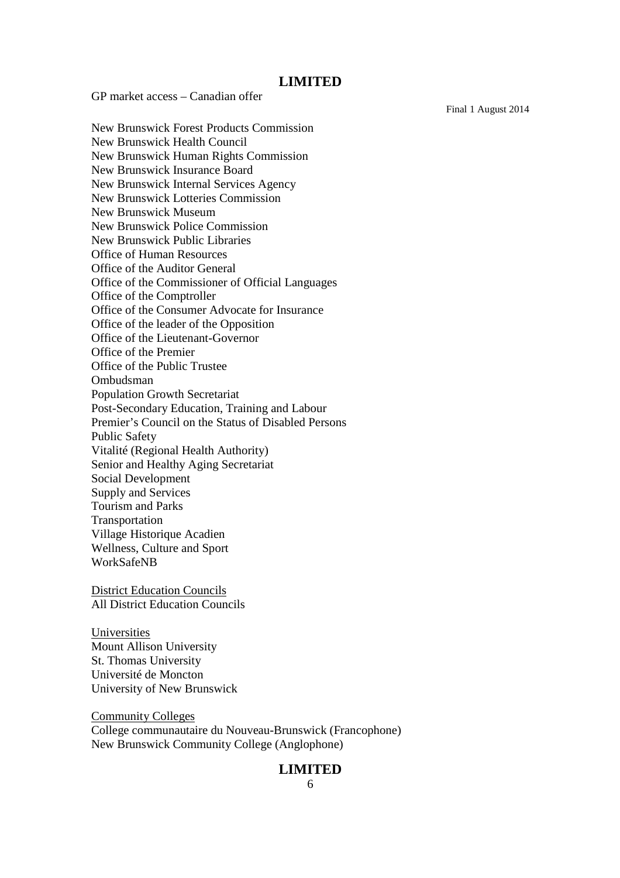New Brunswick Forest Products Commission
New Brunswick Health Council
New Brunswick Human Rights Commission
New Brunswick Insurance Board
New Brunswick Internal Services Agency
New Brunswick Lotteries Commission
New Brunswick Museum
New Brunswick Police Commission
New Brunswick Public Libraries
Office of Human Resources
Office of the Auditor General
Office of the Commissioner of Official Languages
Office of the Comptroller
Office of the Consumer Advocate for Insurance
Office of the leader of the Opposition
Office of the Lieutenant-Governor
Office of the Premier
Office of the Public Trustee
Ombudsman
Population Growth Secretariat
Post-Secondary Education, Training and Labour
Premier's Council on the Status of Disabled Persons
Public Safety
Vitalité (Regional Health Authority)
Senior and Healthy Aging Secretariat
Social Development
Supply and Services
Tourism and Parks
Transportation
Village Historique Acadien
Wellness, Culture and Sport
WorkSafeNB

District Education Councils
All District Education Councils

Universities
Mount Allison University
St. Thomas University
Université de Moncton
University of New Brunswick

Community Colleges
College communautaire du Nouveau-Brunswick (Francophone)
New Brunswick Community College (Anglophone)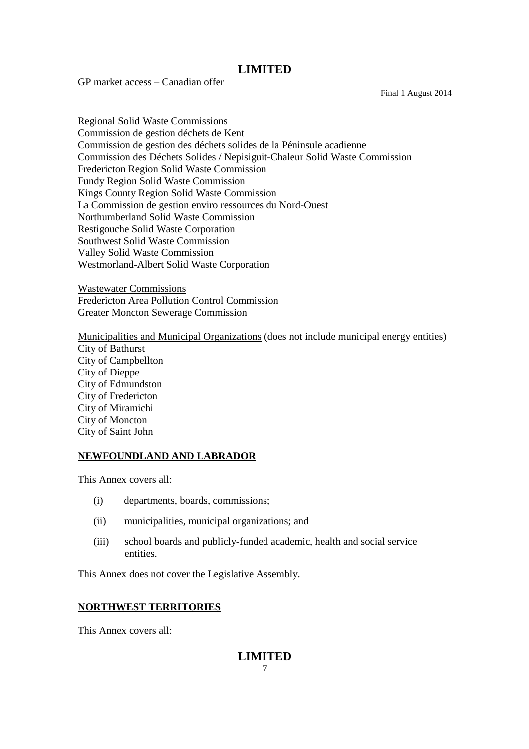Regional Solid Waste Commissions
Commission de gestion déchets de Kent
Commission de gestion des déchets solides de la Péninsule acadienne
Commission des Déchets Solides / Nepisiguit-Chaleur Solid Waste Commission
Fredericton Region Solid Waste Commission
Fundy Region Solid Waste Commission
Kings County Region Solid Waste Commission
La Commission de gestion enviro ressources du Nord-Ouest
Northumberland Solid Waste Commission
Restigouche Solid Waste Corporation
Southwest Solid Waste Commission
Valley Solid Waste Commission
Westmorland-Albert Solid Waste Corporation

Wastewater Commissions
Fredericton Area Pollution Control Commission
Greater Moncton Sewerage Commission

Municipalities and Municipal Organizations (does not include municipal energy entities)
City of Bathurst
City of Campbellton
City of Dieppe
City of Edmundston
City of Fredericton
City of Miramichi
City of Moncton
City of Saint John

## NEWFOUNDLAND AND LABRADOR

This Annex covers all:

(i) departments, boards, commissions;

(ii) municipalities, municipal organizations; and

(iii) school boards and publicly-funded academic, health and social service entities.

This Annex does not cover the Legislative Assembly.

## NORTHWEST TERRITORIES

This Annex covers all: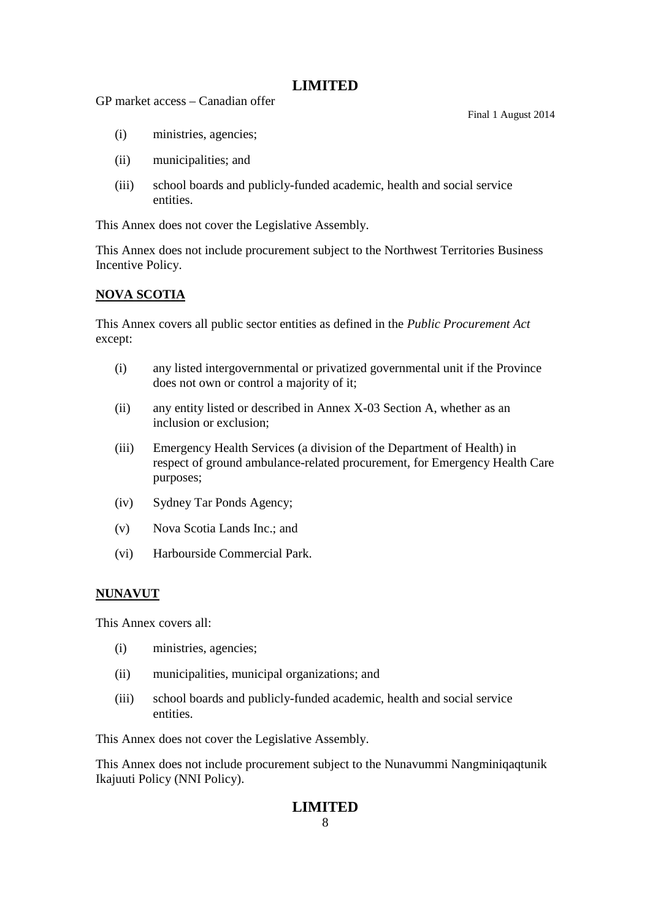(i) ministries, agencies;

(ii) municipalities; and

(iii) school boards and publicly-funded academic, health and social service entities.

This Annex does not cover the Legislative Assembly.

This Annex does not include procurement subject to the Northwest Territories Business Incentive Policy.

## NOVA SCOTIA

This Annex covers all public sector entities as defined in the *Public Procurement Act* except:

(i) any listed intergovernmental or privatized governmental unit if the Province does not own or control a majority of it;

(ii) any entity listed or described in Annex X-03 Section A, whether as an inclusion or exclusion;

(iii) Emergency Health Services (a division of the Department of Health) in respect of ground ambulance-related procurement, for Emergency Health Care purposes;

(iv) Sydney Tar Ponds Agency;

(v) Nova Scotia Lands Inc.; and

(vi) Harbourside Commercial Park.

## NUNAVUT

This Annex covers all:

(i) ministries, agencies;

(ii) municipalities, municipal organizations; and

(iii) school boards and publicly-funded academic, health and social service entities.

This Annex does not cover the Legislative Assembly.

This Annex does not include procurement subject to the Nunavummi Nangminiqaqtunik Ikajuuti Policy (NNI Policy).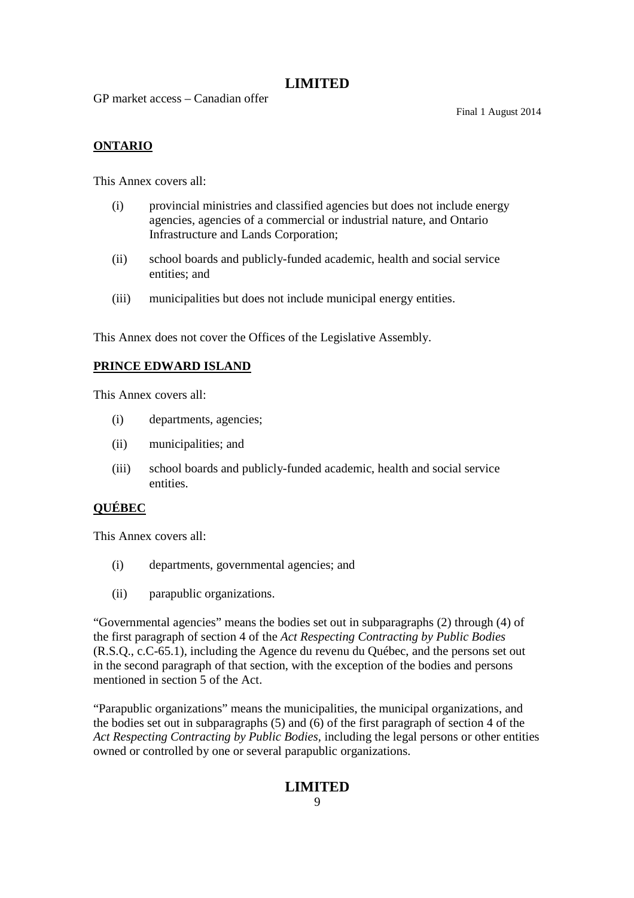**ONTARIO**

This Annex covers all:

(i) provincial ministries and classified agencies but does not include energy agencies, agencies of a commercial or industrial nature, and Ontario Infrastructure and Lands Corporation;

(ii) school boards and publicly-funded academic, health and social service entities; and

(iii) municipalities but does not include municipal energy entities.

This Annex does not cover the Offices of the Legislative Assembly.

**PRINCE EDWARD ISLAND**

This Annex covers all:

(i) departments, agencies;

(ii) municipalities; and

(iii) school boards and publicly-funded academic, health and social service entities.

**QUÉBEC**

This Annex covers all:

(i) departments, governmental agencies; and

(ii) parapublic organizations.

"Governmental agencies" means the bodies set out in subparagraphs (2) through (4) of the first paragraph of section 4 of the *Act Respecting Contracting by Public Bodies* (R.S.Q., c.C-65.1), including the Agence du revenu du Québec, and the persons set out in the second paragraph of that section, with the exception of the bodies and persons mentioned in section 5 of the Act.

"Parapublic organizations" means the municipalities, the municipal organizations, and the bodies set out in subparagraphs (5) and (6) of the first paragraph of section 4 of the *Act Respecting Contracting by Public Bodies*, including the legal persons or other entities owned or controlled by one or several parapublic organizations.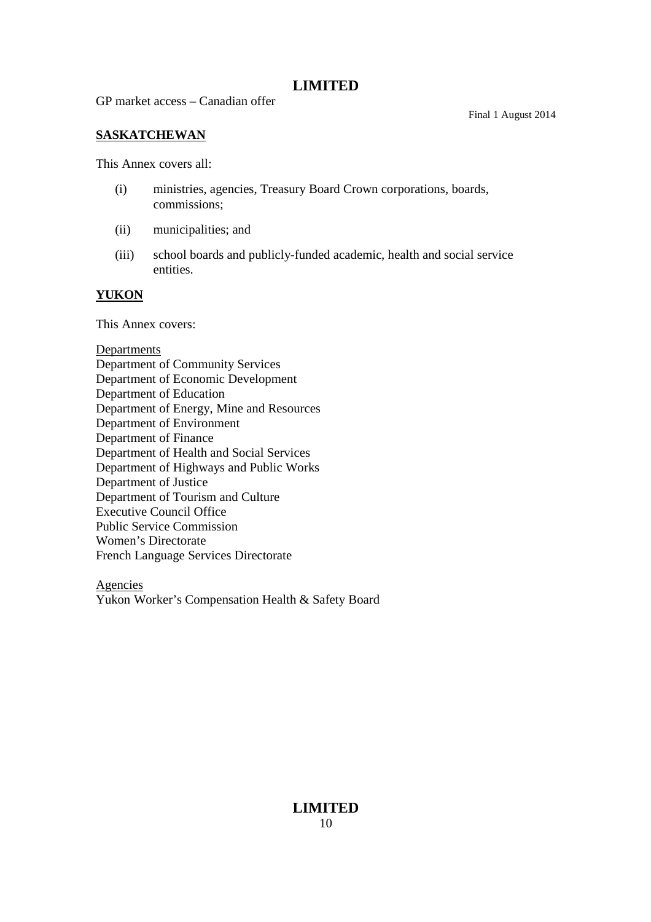**SASKATCHEWAN**

This Annex covers all:

(i) ministries, agencies, Treasury Board Crown corporations, boards, commissions;

(ii) municipalities; and

(iii) school boards and publicly-funded academic, health and social service entities.

**YUKON**

This Annex covers:

Departments
Department of Community Services
Department of Economic Development
Department of Education
Department of Energy, Mine and Resources
Department of Environment
Department of Finance
Department of Health and Social Services
Department of Highways and Public Works
Department of Justice
Department of Tourism and Culture
Executive Council Office
Public Service Commission
Women's Directorate
French Language Services Directorate

Agencies
Yukon Worker's Compensation Health & Safety Board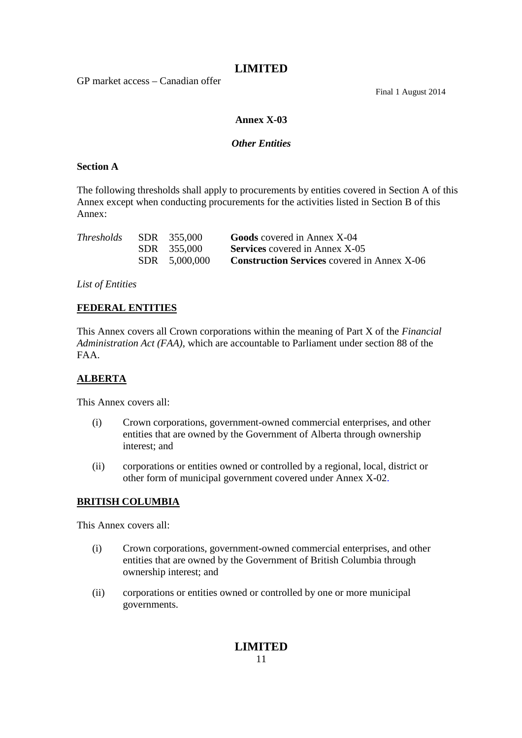**LIMITED**

GP market access – Canadian offer

Final 1 August 2014

## Annex X-03

### *Other Entities*

**Section A**

The following thresholds shall apply to procurements by entities covered in Section A of this Annex except when conducting procurements for the activities listed in Section B of this Annex:

| *Thresholds* | SDR 355,000 | **Goods** covered in Annex X-04 |
|---|---|---|
| | SDR 355,000 | **Services** covered in Annex X-05 |
| | SDR 5,000,000 | **Construction Services** covered in Annex X-06 |

*List of Entities*

**FEDERAL ENTITIES**

This Annex covers all Crown corporations within the meaning of Part X of the *Financial Administration Act (FAA)*, which are accountable to Parliament under section 88 of the FAA.

**ALBERTA**

This Annex covers all:

(i) Crown corporations, government-owned commercial enterprises, and other entities that are owned by the Government of Alberta through ownership interest; and

(ii) corporations or entities owned or controlled by a regional, local, district or other form of municipal government covered under Annex X-02.

**BRITISH COLUMBIA**

This Annex covers all:

(i) Crown corporations, government-owned commercial enterprises, and other entities that are owned by the Government of British Columbia through ownership interest; and

(ii) corporations or entities owned or controlled by one or more municipal governments.

**LIMITED**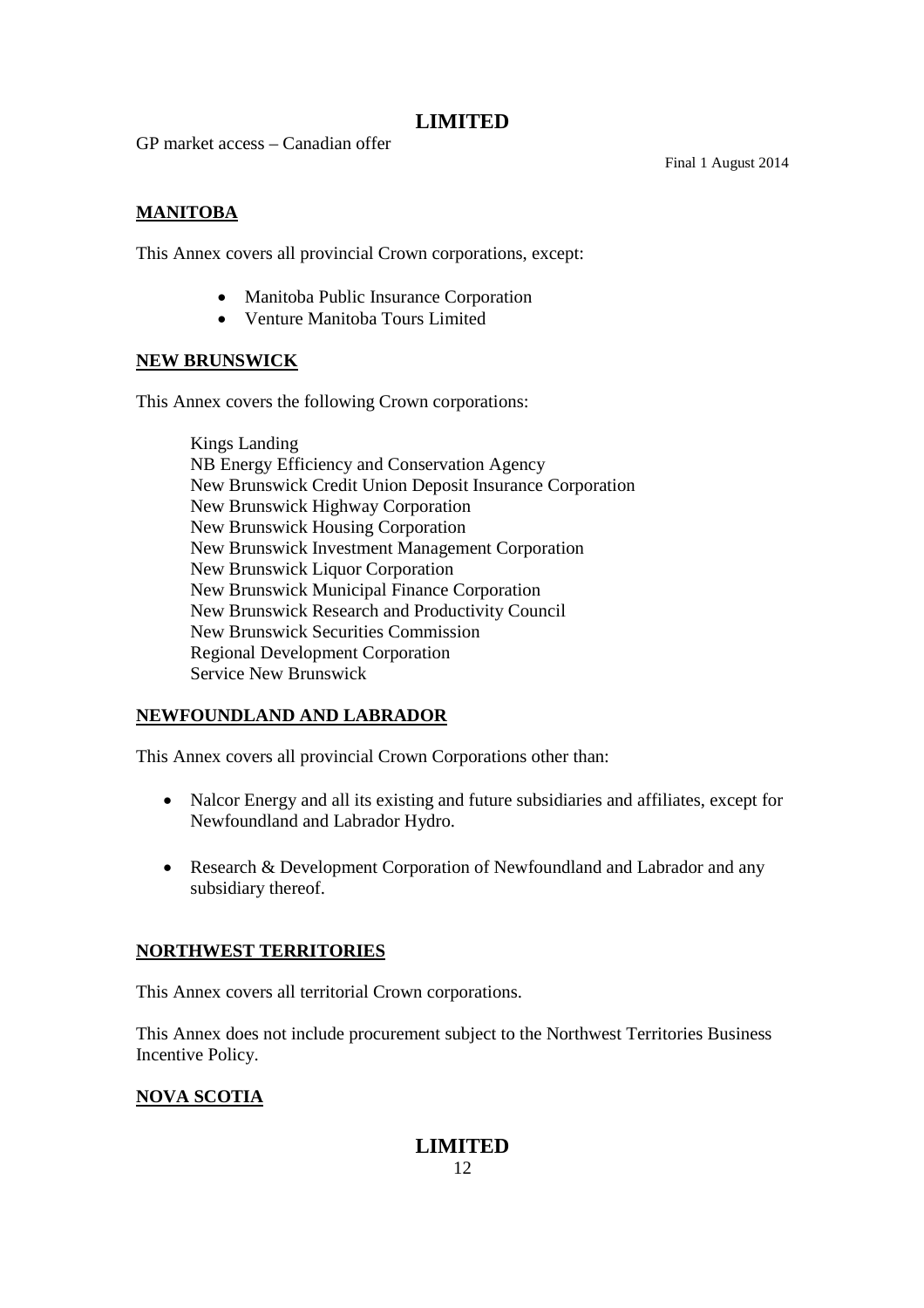## MANITOBA

This Annex covers all provincial Crown corporations, except:

- Manitoba Public Insurance Corporation
- Venture Manitoba Tours Limited

## NEW BRUNSWICK

This Annex covers the following Crown corporations:

Kings Landing
NB Energy Efficiency and Conservation Agency
New Brunswick Credit Union Deposit Insurance Corporation
New Brunswick Highway Corporation
New Brunswick Housing Corporation
New Brunswick Investment Management Corporation
New Brunswick Liquor Corporation
New Brunswick Municipal Finance Corporation
New Brunswick Research and Productivity Council
New Brunswick Securities Commission
Regional Development Corporation
Service New Brunswick

## NEWFOUNDLAND AND LABRADOR

This Annex covers all provincial Crown Corporations other than:

- Nalcor Energy and all its existing and future subsidiaries and affiliates, except for Newfoundland and Labrador Hydro.
- Research & Development Corporation of Newfoundland and Labrador and any subsidiary thereof.

## NORTHWEST TERRITORIES

This Annex covers all territorial Crown corporations.

This Annex does not include procurement subject to the Northwest Territories Business Incentive Policy.

## NOVA SCOTIA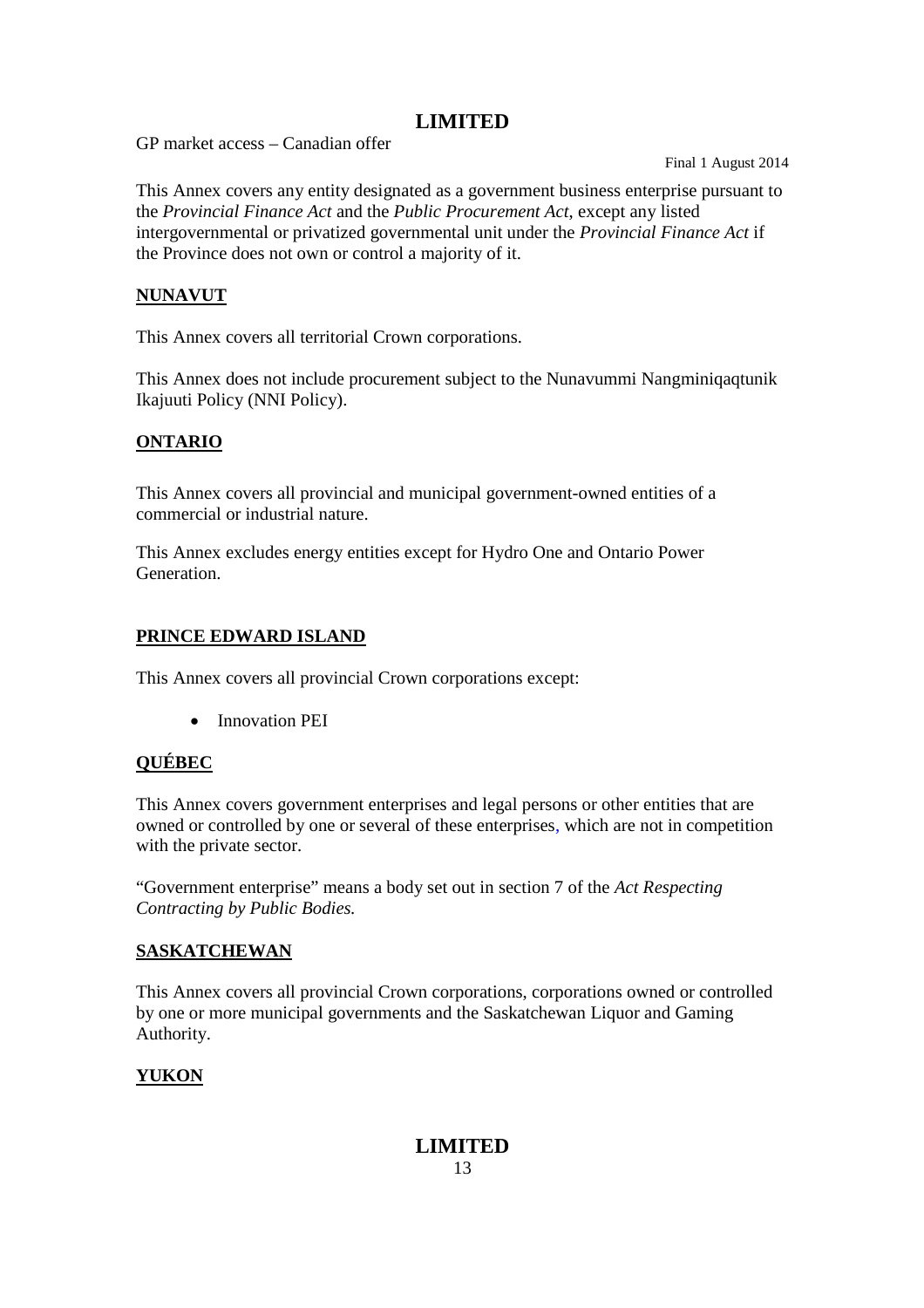This Annex covers any entity designated as a government business enterprise pursuant to the *Provincial Finance Act* and the *Public Procurement Act*, except any listed intergovernmental or privatized governmental unit under the *Provincial Finance Act* if the Province does not own or control a majority of it.

## NUNAVUT

This Annex covers all territorial Crown corporations.

This Annex does not include procurement subject to the Nunavummi Nangminiqaqtunik Ikajuuti Policy (NNI Policy).

## ONTARIO

This Annex covers all provincial and municipal government-owned entities of a commercial or industrial nature.

This Annex excludes energy entities except for Hydro One and Ontario Power Generation.

## PRINCE EDWARD ISLAND

This Annex covers all provincial Crown corporations except:

- Innovation PEI

## QUÉBEC

This Annex covers government enterprises and legal persons or other entities that are owned or controlled by one or several of these enterprises, which are not in competition with the private sector.

"Government enterprise" means a body set out in section 7 of the *Act Respecting Contracting by Public Bodies.*

## SASKATCHEWAN

This Annex covers all provincial Crown corporations, corporations owned or controlled by one or more municipal governments and the Saskatchewan Liquor and Gaming Authority.

## YUKON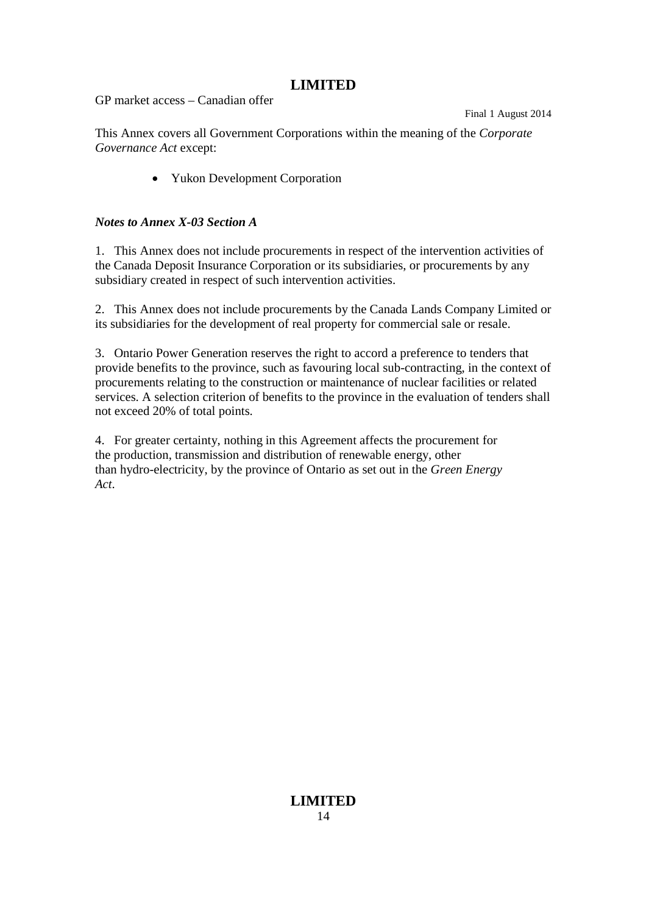This Annex covers all Government Corporations within the meaning of the *Corporate Governance Act* except:

- Yukon Development Corporation

***Notes to Annex X-03 Section A***

1. This Annex does not include procurements in respect of the intervention activities of the Canada Deposit Insurance Corporation or its subsidiaries, or procurements by any subsidiary created in respect of such intervention activities.

2. This Annex does not include procurements by the Canada Lands Company Limited or its subsidiaries for the development of real property for commercial sale or resale.

3. Ontario Power Generation reserves the right to accord a preference to tenders that provide benefits to the province, such as favouring local sub-contracting, in the context of procurements relating to the construction or maintenance of nuclear facilities or related services. A selection criterion of benefits to the province in the evaluation of tenders shall not exceed 20% of total points.

4. For greater certainty, nothing in this Agreement affects the procurement for the production, transmission and distribution of renewable energy, other than hydro-electricity, by the province of Ontario as set out in the *Green Energy Act*.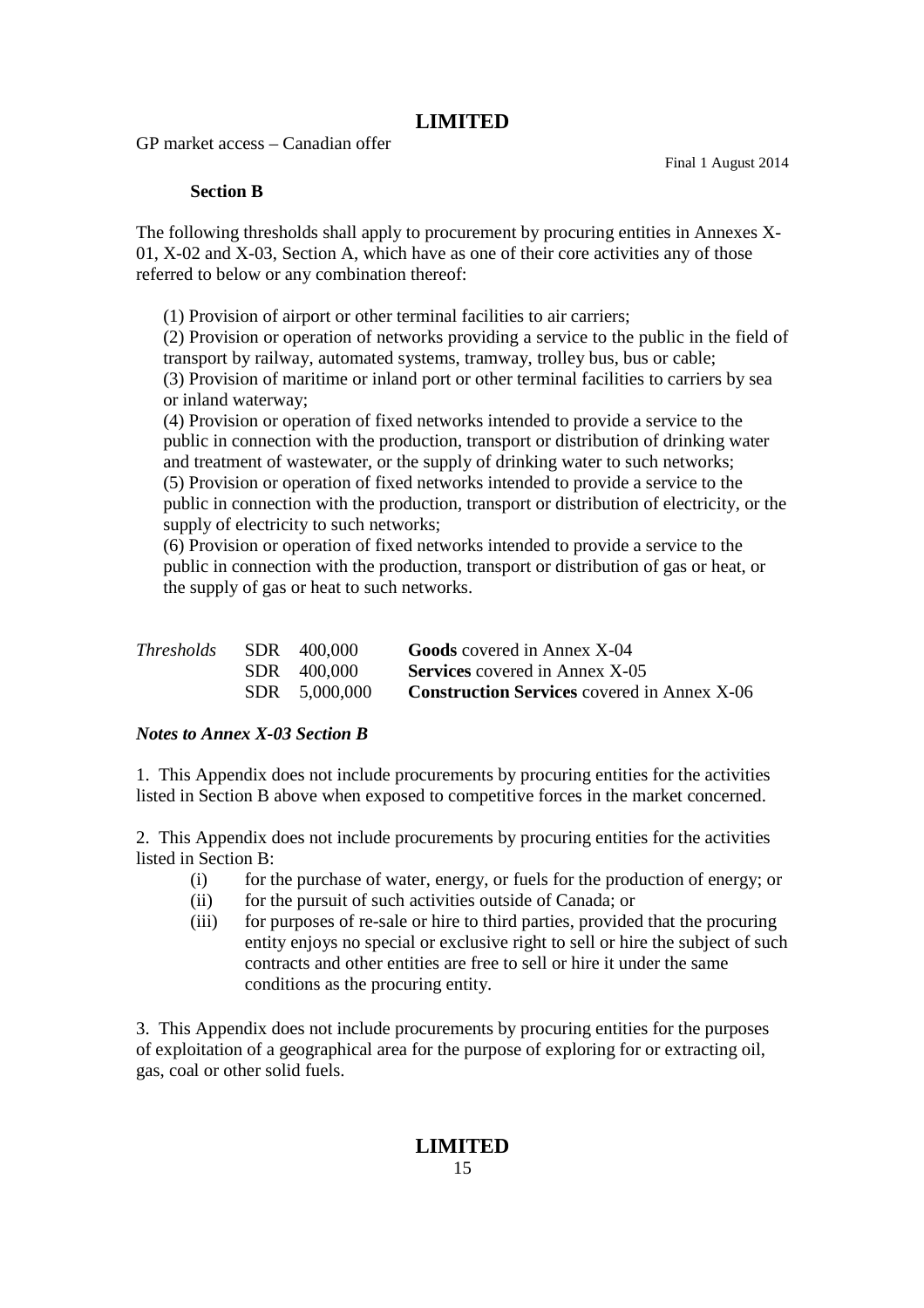**Section B**

The following thresholds shall apply to procurement by procuring entities in Annexes X-01, X-02 and X-03, Section A, which have as one of their core activities any of those referred to below or any combination thereof:

(1) Provision of airport or other terminal facilities to air carriers;
(2) Provision or operation of networks providing a service to the public in the field of transport by railway, automated systems, tramway, trolley bus, bus or cable;
(3) Provision of maritime or inland port or other terminal facilities to carriers by sea or inland waterway;
(4) Provision or operation of fixed networks intended to provide a service to the public in connection with the production, transport or distribution of drinking water and treatment of wastewater, or the supply of drinking water to such networks;
(5) Provision or operation of fixed networks intended to provide a service to the public in connection with the production, transport or distribution of electricity, or the supply of electricity to such networks;
(6) Provision or operation of fixed networks intended to provide a service to the public in connection with the production, transport or distribution of gas or heat, or the supply of gas or heat to such networks.

| *Thresholds* | SDR 400,000 | **Goods** covered in Annex X-04 |
|---|---|---|
| | SDR 400,000 | **Services** covered in Annex X-05 |
| | SDR 5,000,000 | **Construction Services** covered in Annex X-06 |

***Notes to Annex X-03 Section B***

1. This Appendix does not include procurements by procuring entities for the activities listed in Section B above when exposed to competitive forces in the market concerned.

2. This Appendix does not include procurements by procuring entities for the activities listed in Section B:

   (i) for the purchase of water, energy, or fuels for the production of energy; or
   (ii) for the pursuit of such activities outside of Canada; or
   (iii) for purposes of re-sale or hire to third parties, provided that the procuring entity enjoys no special or exclusive right to sell or hire the subject of such contracts and other entities are free to sell or hire it under the same conditions as the procuring entity.

3. This Appendix does not include procurements by procuring entities for the purposes of exploitation of a geographical area for the purpose of exploring for or extracting oil, gas, coal or other solid fuels.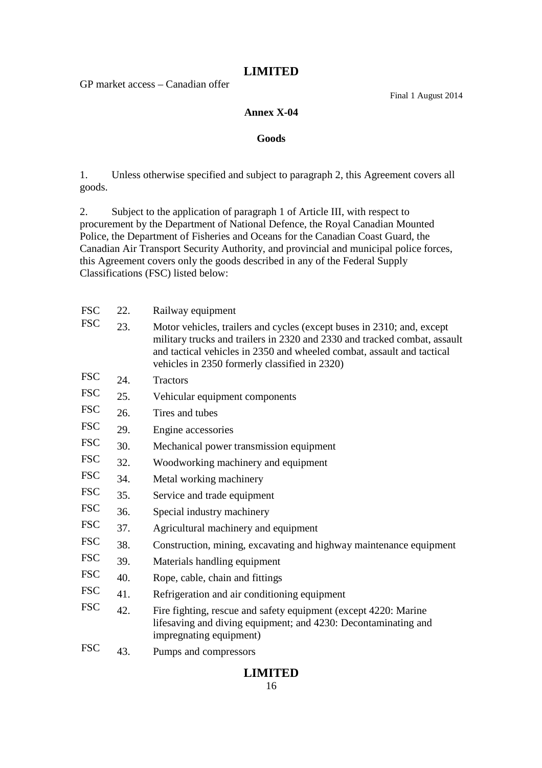**LIMITED**

GP market access – Canadian offer

Final 1 August 2014

**Annex X-04**

**Goods**

1. Unless otherwise specified and subject to paragraph 2, this Agreement covers all goods.

2. Subject to the application of paragraph 1 of Article III, with respect to procurement by the Department of National Defence, the Royal Canadian Mounted Police, the Department of Fisheries and Oceans for the Canadian Coast Guard, the Canadian Air Transport Security Authority, and provincial and municipal police forces, this Agreement covers only the goods described in any of the Federal Supply Classifications (FSC) listed below:

| | | |
|---|---|---|
| FSC | 22. | Railway equipment |
| FSC | 23. | Motor vehicles, trailers and cycles (except buses in 2310; and, except military trucks and trailers in 2320 and 2330 and tracked combat, assault and tactical vehicles in 2350 and wheeled combat, assault and tactical vehicles in 2350 formerly classified in 2320) |
| FSC | 24. | Tractors |
| FSC | 25. | Vehicular equipment components |
| FSC | 26. | Tires and tubes |
| FSC | 29. | Engine accessories |
| FSC | 30. | Mechanical power transmission equipment |
| FSC | 32. | Woodworking machinery and equipment |
| FSC | 34. | Metal working machinery |
| FSC | 35. | Service and trade equipment |
| FSC | 36. | Special industry machinery |
| FSC | 37. | Agricultural machinery and equipment |
| FSC | 38. | Construction, mining, excavating and highway maintenance equipment |
| FSC | 39. | Materials handling equipment |
| FSC | 40. | Rope, cable, chain and fittings |
| FSC | 41. | Refrigeration and air conditioning equipment |
| FSC | 42. | Fire fighting, rescue and safety equipment (except 4220: Marine lifesaving and diving equipment; and 4230: Decontaminating and impregnating equipment) |
| FSC | 43. | Pumps and compressors |

**LIMITED**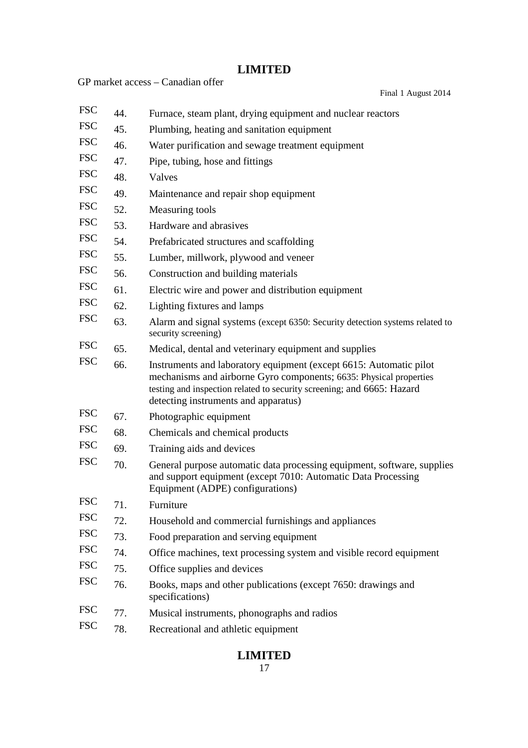| | | |
|---|---|---|
| FSC | 44. | Furnace, steam plant, drying equipment and nuclear reactors |
| FSC | 45. | Plumbing, heating and sanitation equipment |
| FSC | 46. | Water purification and sewage treatment equipment |
| FSC | 47. | Pipe, tubing, hose and fittings |
| FSC | 48. | Valves |
| FSC | 49. | Maintenance and repair shop equipment |
| FSC | 52. | Measuring tools |
| FSC | 53. | Hardware and abrasives |
| FSC | 54. | Prefabricated structures and scaffolding |
| FSC | 55. | Lumber, millwork, plywood and veneer |
| FSC | 56. | Construction and building materials |
| FSC | 61. | Electric wire and power and distribution equipment |
| FSC | 62. | Lighting fixtures and lamps |
| FSC | 63. | Alarm and signal systems (except 6350: Security detection systems related to security screening) |
| FSC | 65. | Medical, dental and veterinary equipment and supplies |
| FSC | 66. | Instruments and laboratory equipment (except 6615: Automatic pilot mechanisms and airborne Gyro components; 6635: Physical properties testing and inspection related to security screening; and 6665: Hazard detecting instruments and apparatus) |
| FSC | 67. | Photographic equipment |
| FSC | 68. | Chemicals and chemical products |
| FSC | 69. | Training aids and devices |
| FSC | 70. | General purpose automatic data processing equipment, software, supplies and support equipment (except 7010: Automatic Data Processing Equipment (ADPE) configurations) |
| FSC | 71. | Furniture |
| FSC | 72. | Household and commercial furnishings and appliances |
| FSC | 73. | Food preparation and serving equipment |
| FSC | 74. | Office machines, text processing system and visible record equipment |
| FSC | 75. | Office supplies and devices |
| FSC | 76. | Books, maps and other publications (except 7650: drawings and specifications) |
| FSC | 77. | Musical instruments, phonographs and radios |
| FSC | 78. | Recreational and athletic equipment |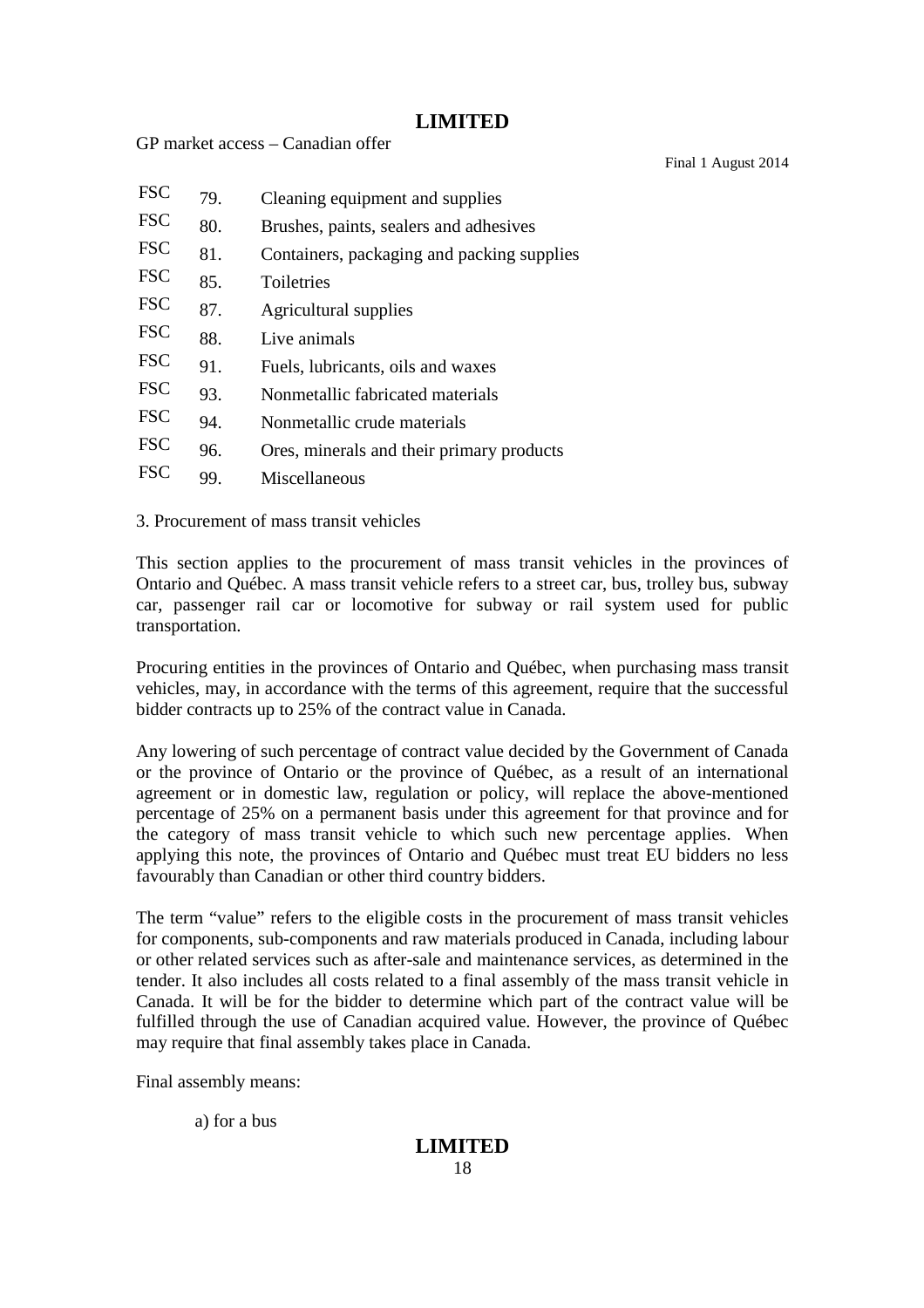FSC 79. Cleaning equipment and supplies

FSC 80. Brushes, paints, sealers and adhesives

FSC 81. Containers, packaging and packing supplies

FSC 85. Toiletries

FSC 87. Agricultural supplies

FSC 88. Live animals

FSC 91. Fuels, lubricants, oils and waxes

FSC 93. Nonmetallic fabricated materials

FSC 94. Nonmetallic crude materials

FSC 96. Ores, minerals and their primary products

FSC 99. Miscellaneous

3. Procurement of mass transit vehicles

This section applies to the procurement of mass transit vehicles in the provinces of Ontario and Québec. A mass transit vehicle refers to a street car, bus, trolley bus, subway car, passenger rail car or locomotive for subway or rail system used for public transportation.

Procuring entities in the provinces of Ontario and Québec, when purchasing mass transit vehicles, may, in accordance with the terms of this agreement, require that the successful bidder contracts up to 25% of the contract value in Canada.

Any lowering of such percentage of contract value decided by the Government of Canada or the province of Ontario or the province of Québec, as a result of an international agreement or in domestic law, regulation or policy, will replace the above-mentioned percentage of 25% on a permanent basis under this agreement for that province and for the category of mass transit vehicle to which such new percentage applies. When applying this note, the provinces of Ontario and Québec must treat EU bidders no less favourably than Canadian or other third country bidders.

The term "value" refers to the eligible costs in the procurement of mass transit vehicles for components, sub-components and raw materials produced in Canada, including labour or other related services such as after-sale and maintenance services, as determined in the tender. It also includes all costs related to a final assembly of the mass transit vehicle in Canada. It will be for the bidder to determine which part of the contract value will be fulfilled through the use of Canadian acquired value. However, the province of Québec may require that final assembly takes place in Canada.

Final assembly means:

a) for a bus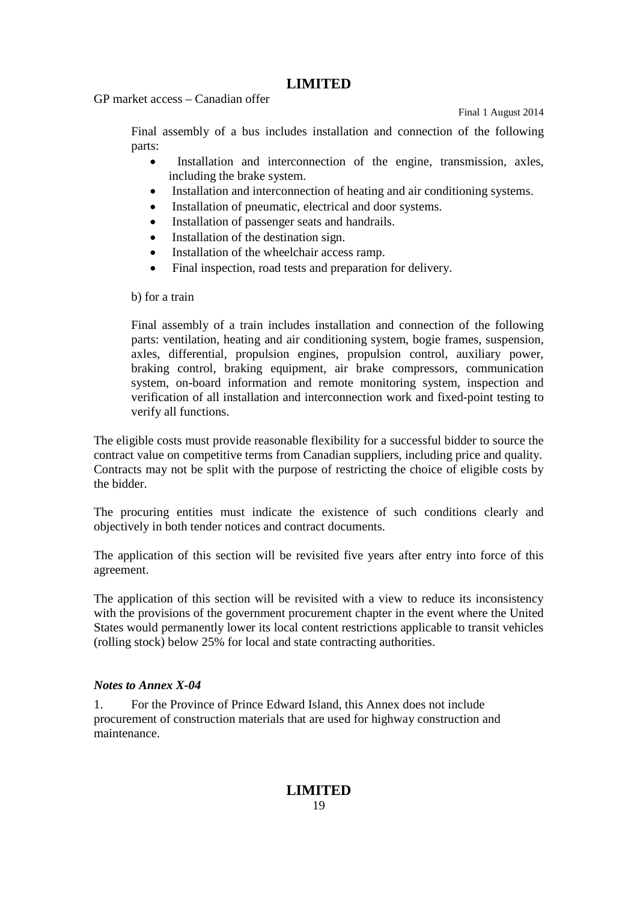Final assembly of a bus includes installation and connection of the following parts:

- Installation and interconnection of the engine, transmission, axles, including the brake system.
- Installation and interconnection of heating and air conditioning systems.
- Installation of pneumatic, electrical and door systems.
- Installation of passenger seats and handrails.
- Installation of the destination sign.
- Installation of the wheelchair access ramp.
- Final inspection, road tests and preparation for delivery.

b) for a train

Final assembly of a train includes installation and connection of the following parts: ventilation, heating and air conditioning system, bogie frames, suspension, axles, differential, propulsion engines, propulsion control, auxiliary power, braking control, braking equipment, air brake compressors, communication system, on-board information and remote monitoring system, inspection and verification of all installation and interconnection work and fixed-point testing to verify all functions.

The eligible costs must provide reasonable flexibility for a successful bidder to source the contract value on competitive terms from Canadian suppliers, including price and quality. Contracts may not be split with the purpose of restricting the choice of eligible costs by the bidder.

The procuring entities must indicate the existence of such conditions clearly and objectively in both tender notices and contract documents.

The application of this section will be revisited five years after entry into force of this agreement.

The application of this section will be revisited with a view to reduce its inconsistency with the provisions of the government procurement chapter in the event where the United States would permanently lower its local content restrictions applicable to transit vehicles (rolling stock) below 25% for local and state contracting authorities.

***Notes to Annex X-04***

1. For the Province of Prince Edward Island, this Annex does not include procurement of construction materials that are used for highway construction and maintenance.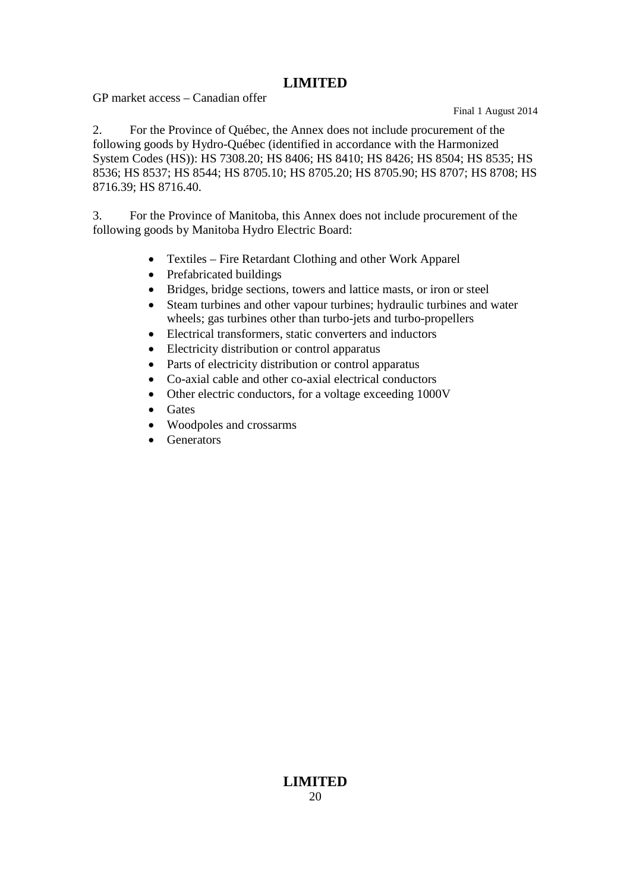2. For the Province of Québec, the Annex does not include procurement of the following goods by Hydro-Québec (identified in accordance with the Harmonized System Codes (HS)): HS 7308.20; HS 8406; HS 8410; HS 8426; HS 8504; HS 8535; HS 8536; HS 8537; HS 8544; HS 8705.10; HS 8705.20; HS 8705.90; HS 8707; HS 8708; HS 8716.39; HS 8716.40.

3. For the Province of Manitoba, this Annex does not include procurement of the following goods by Manitoba Hydro Electric Board:

- Textiles – Fire Retardant Clothing and other Work Apparel
- Prefabricated buildings
- Bridges, bridge sections, towers and lattice masts, or iron or steel
- Steam turbines and other vapour turbines; hydraulic turbines and water wheels; gas turbines other than turbo-jets and turbo-propellers
- Electrical transformers, static converters and inductors
- Electricity distribution or control apparatus
- Parts of electricity distribution or control apparatus
- Co-axial cable and other co-axial electrical conductors
- Other electric conductors, for a voltage exceeding 1000V
- Gates
- Woodpoles and crossarms
- Generators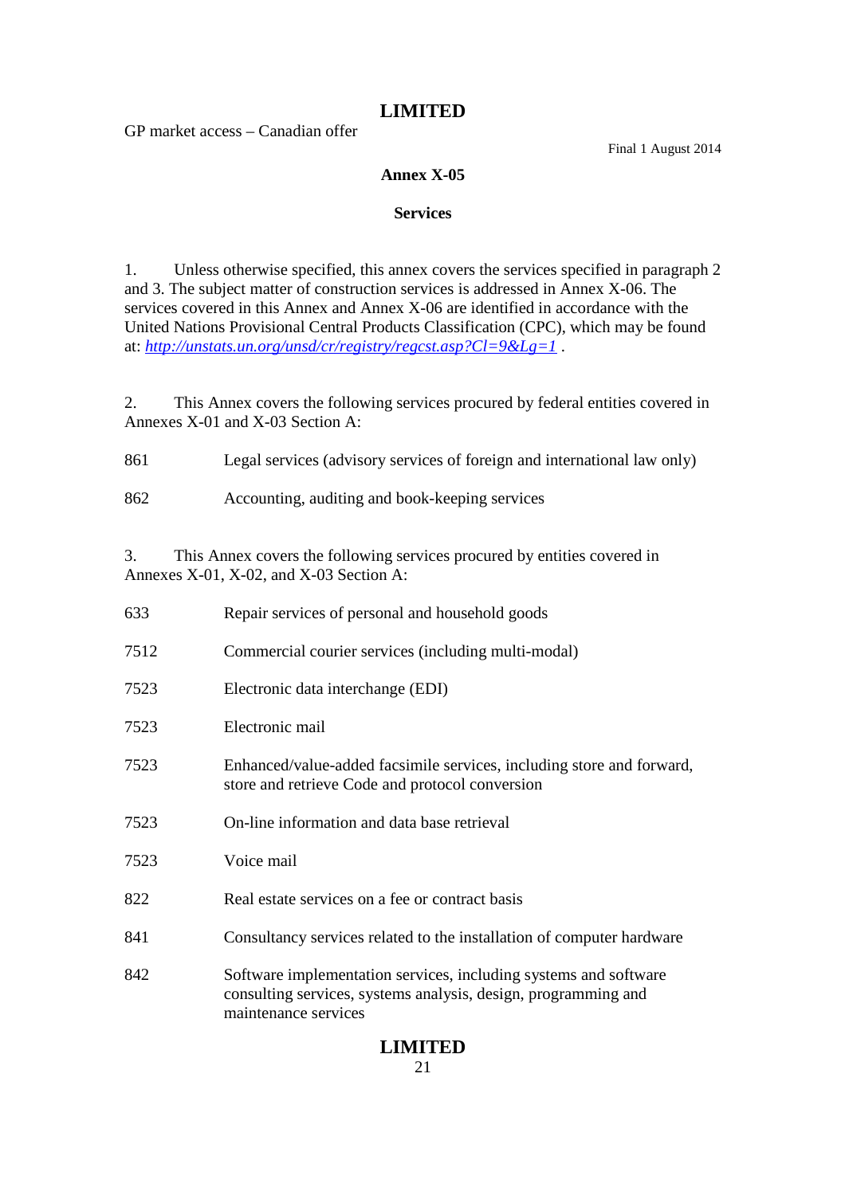GP market access – Canadian offer

Final 1 August 2014

## Annex X-05

### Services

1. Unless otherwise specified, this annex covers the services specified in paragraph 2 and 3. The subject matter of construction services is addressed in Annex X-06. The services covered in this Annex and Annex X-06 are identified in accordance with the United Nations Provisional Central Products Classification (CPC), which may be found at: [http://unstats.un.org/unsd/cr/registry/regcst.asp?Cl=9&Lg=1](http://unstats.un.org/unsd/cr/registry/regcst.asp?Cl=9&Lg=1) .

2. This Annex covers the following services procured by federal entities covered in Annexes X-01 and X-03 Section A:

| | |
|---|---|
| 861 | Legal services (advisory services of foreign and international law only) |
| 862 | Accounting, auditing and book-keeping services |

3. This Annex covers the following services procured by entities covered in Annexes X-01, X-02, and X-03 Section A:

| | |
|---|---|
| 633 | Repair services of personal and household goods |
| 7512 | Commercial courier services (including multi-modal) |
| 7523 | Electronic data interchange (EDI) |
| 7523 | Electronic mail |
| 7523 | Enhanced/value-added facsimile services, including store and forward, store and retrieve Code and protocol conversion |
| 7523 | On-line information and data base retrieval |
| 7523 | Voice mail |
| 822 | Real estate services on a fee or contract basis |
| 841 | Consultancy services related to the installation of computer hardware |
| 842 | Software implementation services, including systems and software consulting services, systems analysis, design, programming and maintenance services |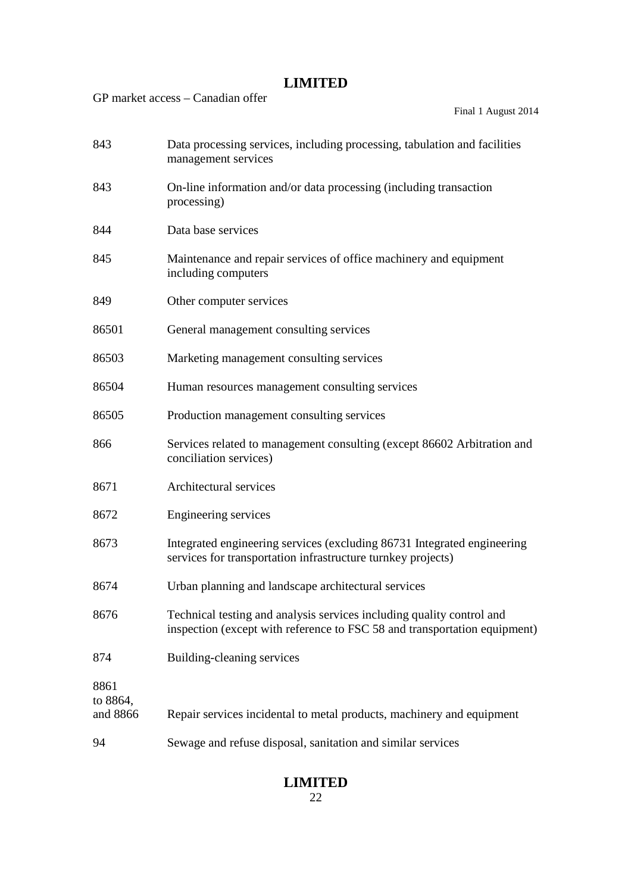| | |
|---|---|
| 843 | Data processing services, including processing, tabulation and facilities management services |
| 843 | On-line information and/or data processing (including transaction processing) |
| 844 | Data base services |
| 845 | Maintenance and repair services of office machinery and equipment including computers |
| 849 | Other computer services |
| 86501 | General management consulting services |
| 86503 | Marketing management consulting services |
| 86504 | Human resources management consulting services |
| 86505 | Production management consulting services |
| 866 | Services related to management consulting (except 86602 Arbitration and conciliation services) |
| 8671 | Architectural services |
| 8672 | Engineering services |
| 8673 | Integrated engineering services (excluding 86731 Integrated engineering services for transportation infrastructure turnkey projects) |
| 8674 | Urban planning and landscape architectural services |
| 8676 | Technical testing and analysis services including quality control and inspection (except with reference to FSC 58 and transportation equipment) |
| 874 | Building-cleaning services |
| 8861 to 8864, and 8866 | Repair services incidental to metal products, machinery and equipment |
| 94 | Sewage and refuse disposal, sanitation and similar services |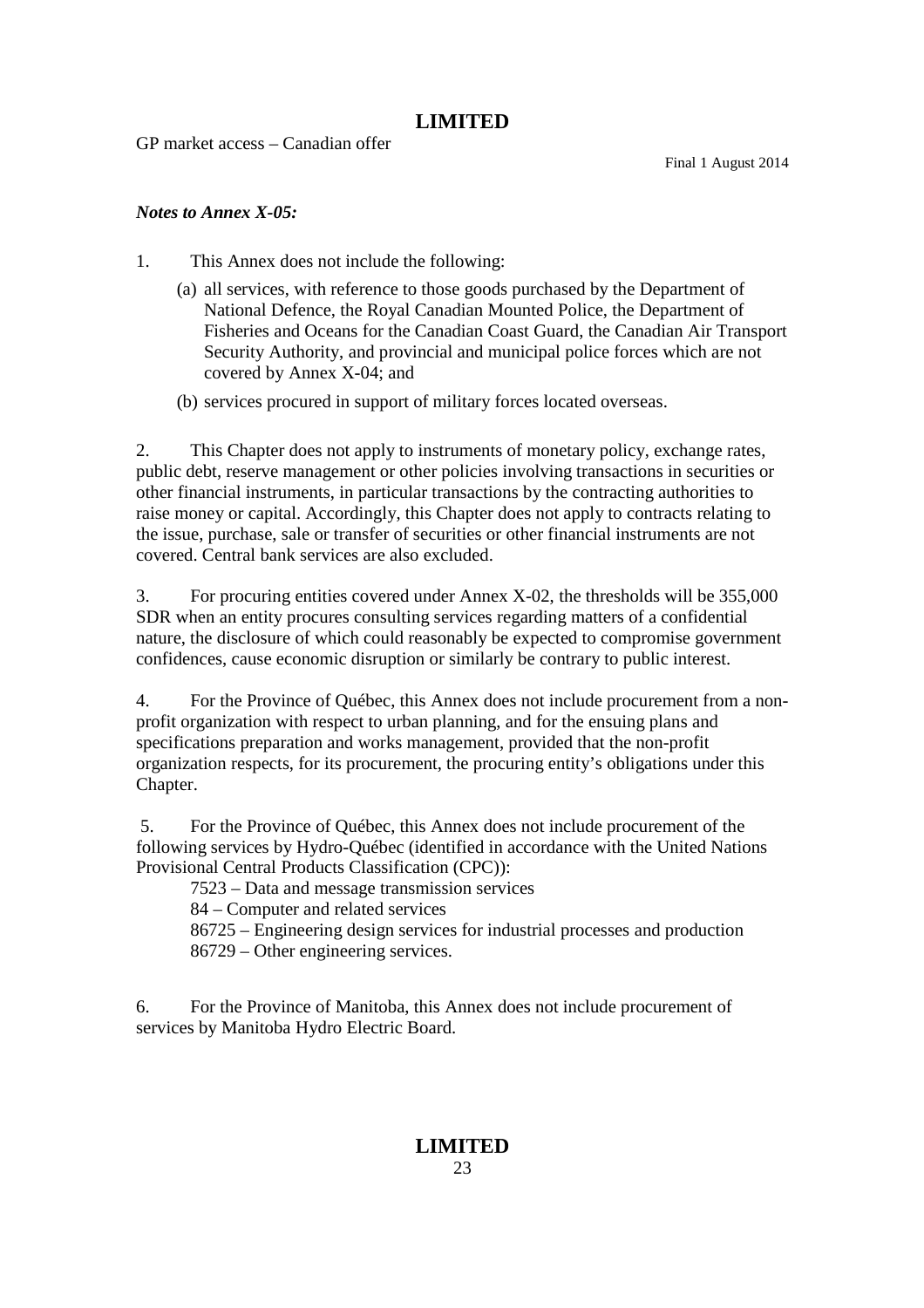***Notes to Annex X-05:***

1. This Annex does not include the following:

   (a) all services, with reference to those goods purchased by the Department of National Defence, the Royal Canadian Mounted Police, the Department of Fisheries and Oceans for the Canadian Coast Guard, the Canadian Air Transport Security Authority, and provincial and municipal police forces which are not covered by Annex X-04; and

   (b) services procured in support of military forces located overseas.

2. This Chapter does not apply to instruments of monetary policy, exchange rates, public debt, reserve management or other policies involving transactions in securities or other financial instruments, in particular transactions by the contracting authorities to raise money or capital. Accordingly, this Chapter does not apply to contracts relating to the issue, purchase, sale or transfer of securities or other financial instruments are not covered. Central bank services are also excluded.

3. For procuring entities covered under Annex X-02, the thresholds will be 355,000 SDR when an entity procures consulting services regarding matters of a confidential nature, the disclosure of which could reasonably be expected to compromise government confidences, cause economic disruption or similarly be contrary to public interest.

4. For the Province of Québec, this Annex does not include procurement from a non-profit organization with respect to urban planning, and for the ensuing plans and specifications preparation and works management, provided that the non-profit organization respects, for its procurement, the procuring entity's obligations under this Chapter.

5. For the Province of Québec, this Annex does not include procurement of the following services by Hydro-Québec (identified in accordance with the United Nations Provisional Central Products Classification (CPC)):

   7523 – Data and message transmission services
   84 – Computer and related services
   86725 – Engineering design services for industrial processes and production
   86729 – Other engineering services.

6. For the Province of Manitoba, this Annex does not include procurement of services by Manitoba Hydro Electric Board.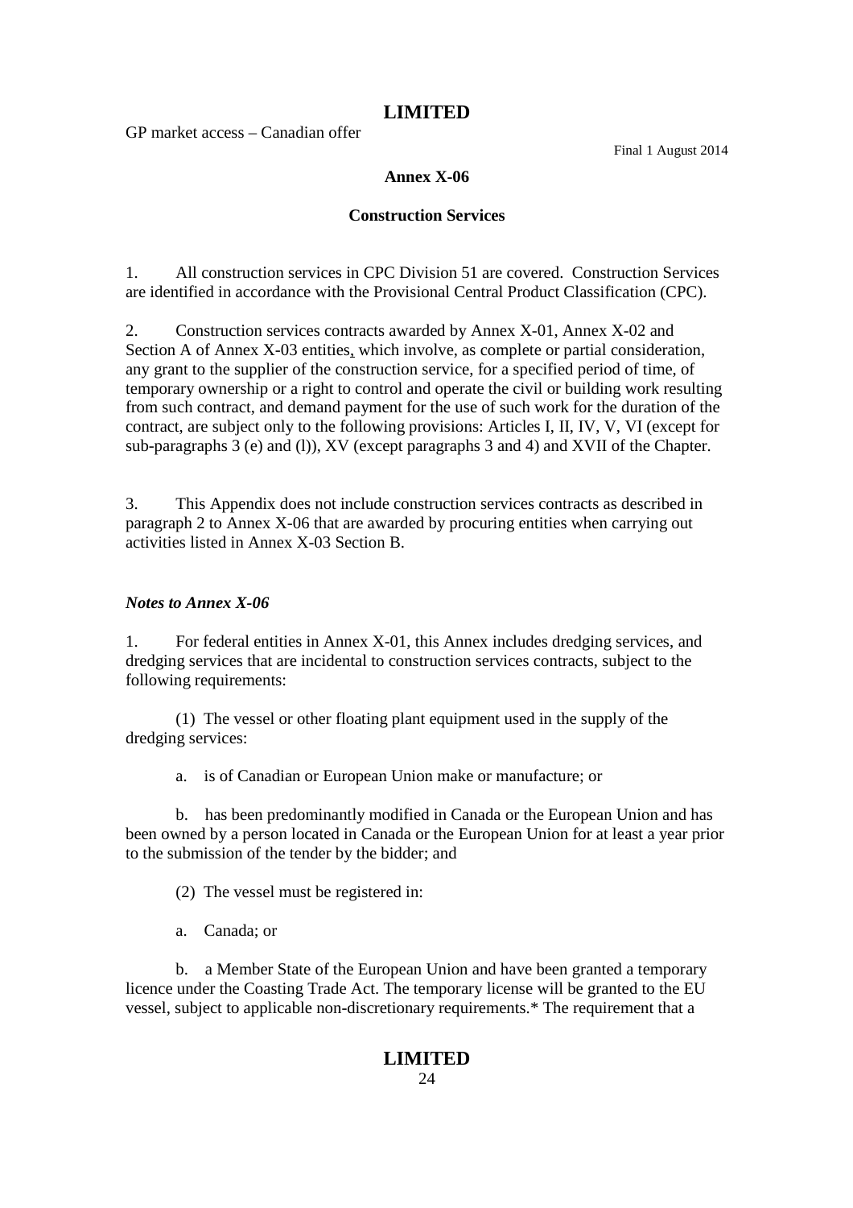GP market access – Canadian offer

Final 1 August 2014

**Annex X-06**

**Construction Services**

1. All construction services in CPC Division 51 are covered. Construction Services are identified in accordance with the Provisional Central Product Classification (CPC).

2. Construction services contracts awarded by Annex X-01, Annex X-02 and Section A of Annex X-03 entities, which involve, as complete or partial consideration, any grant to the supplier of the construction service, for a specified period of time, of temporary ownership or a right to control and operate the civil or building work resulting from such contract, and demand payment for the use of such work for the duration of the contract, are subject only to the following provisions: Articles I, II, IV, V, VI (except for sub-paragraphs 3 (e) and (l)), XV (except paragraphs 3 and 4) and XVII of the Chapter.

3. This Appendix does not include construction services contracts as described in paragraph 2 to Annex X-06 that are awarded by procuring entities when carrying out activities listed in Annex X-03 Section B.

***Notes to Annex X-06***

1. For federal entities in Annex X-01, this Annex includes dredging services, and dredging services that are incidental to construction services contracts, subject to the following requirements:

(1) The vessel or other floating plant equipment used in the supply of the dredging services:

a. is of Canadian or European Union make or manufacture; or

b. has been predominantly modified in Canada or the European Union and has been owned by a person located in Canada or the European Union for at least a year prior to the submission of the tender by the bidder; and

(2) The vessel must be registered in:

a. Canada; or

b. a Member State of the European Union and have been granted a temporary licence under the Coasting Trade Act. The temporary license will be granted to the EU vessel, subject to applicable non-discretionary requirements.* The requirement that a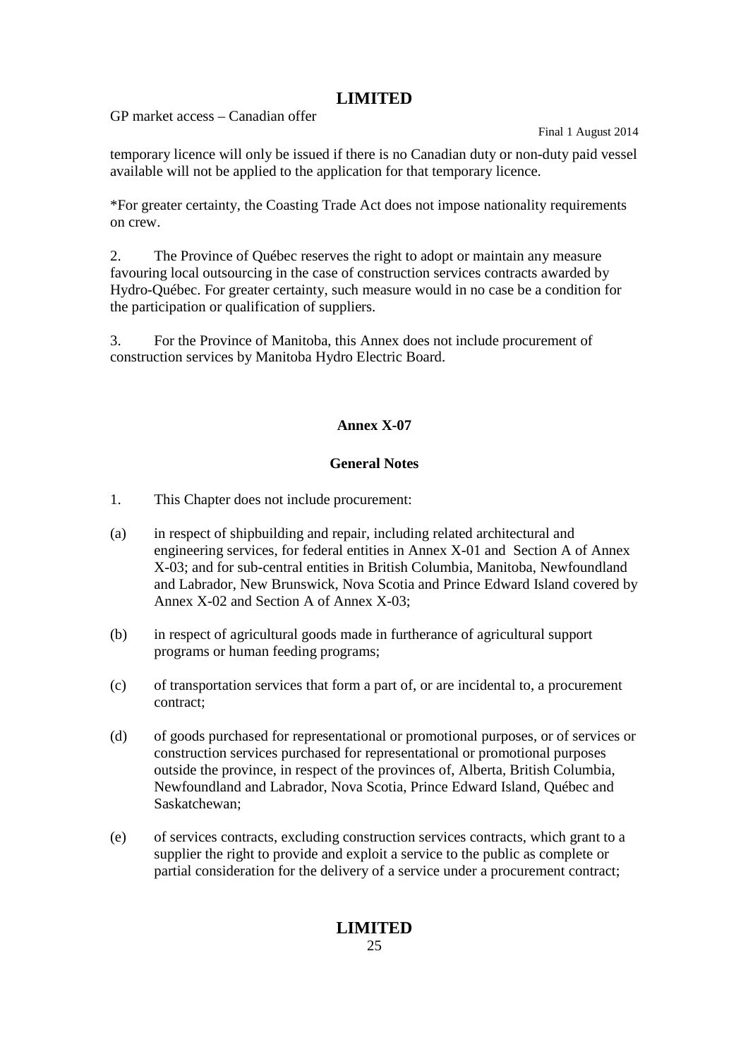temporary licence will only be issued if there is no Canadian duty or non-duty paid vessel available will not be applied to the application for that temporary licence.

*For greater certainty, the Coasting Trade Act does not impose nationality requirements on crew.

2. The Province of Québec reserves the right to adopt or maintain any measure favouring local outsourcing in the case of construction services contracts awarded by Hydro-Québec. For greater certainty, such measure would in no case be a condition for the participation or qualification of suppliers.

3. For the Province of Manitoba, this Annex does not include procurement of construction services by Manitoba Hydro Electric Board.

## Annex X-07

### General Notes

1. This Chapter does not include procurement:

(a) in respect of shipbuilding and repair, including related architectural and engineering services, for federal entities in Annex X-01 and Section A of Annex X-03; and for sub-central entities in British Columbia, Manitoba, Newfoundland and Labrador, New Brunswick, Nova Scotia and Prince Edward Island covered by Annex X-02 and Section A of Annex X-03;

(b) in respect of agricultural goods made in furtherance of agricultural support programs or human feeding programs;

(c) of transportation services that form a part of, or are incidental to, a procurement contract;

(d) of goods purchased for representational or promotional purposes, or of services or construction services purchased for representational or promotional purposes outside the province, in respect of the provinces of, Alberta, British Columbia, Newfoundland and Labrador, Nova Scotia, Prince Edward Island, Québec and Saskatchewan;

(e) of services contracts, excluding construction services contracts, which grant to a supplier the right to provide and exploit a service to the public as complete or partial consideration for the delivery of a service under a procurement contract;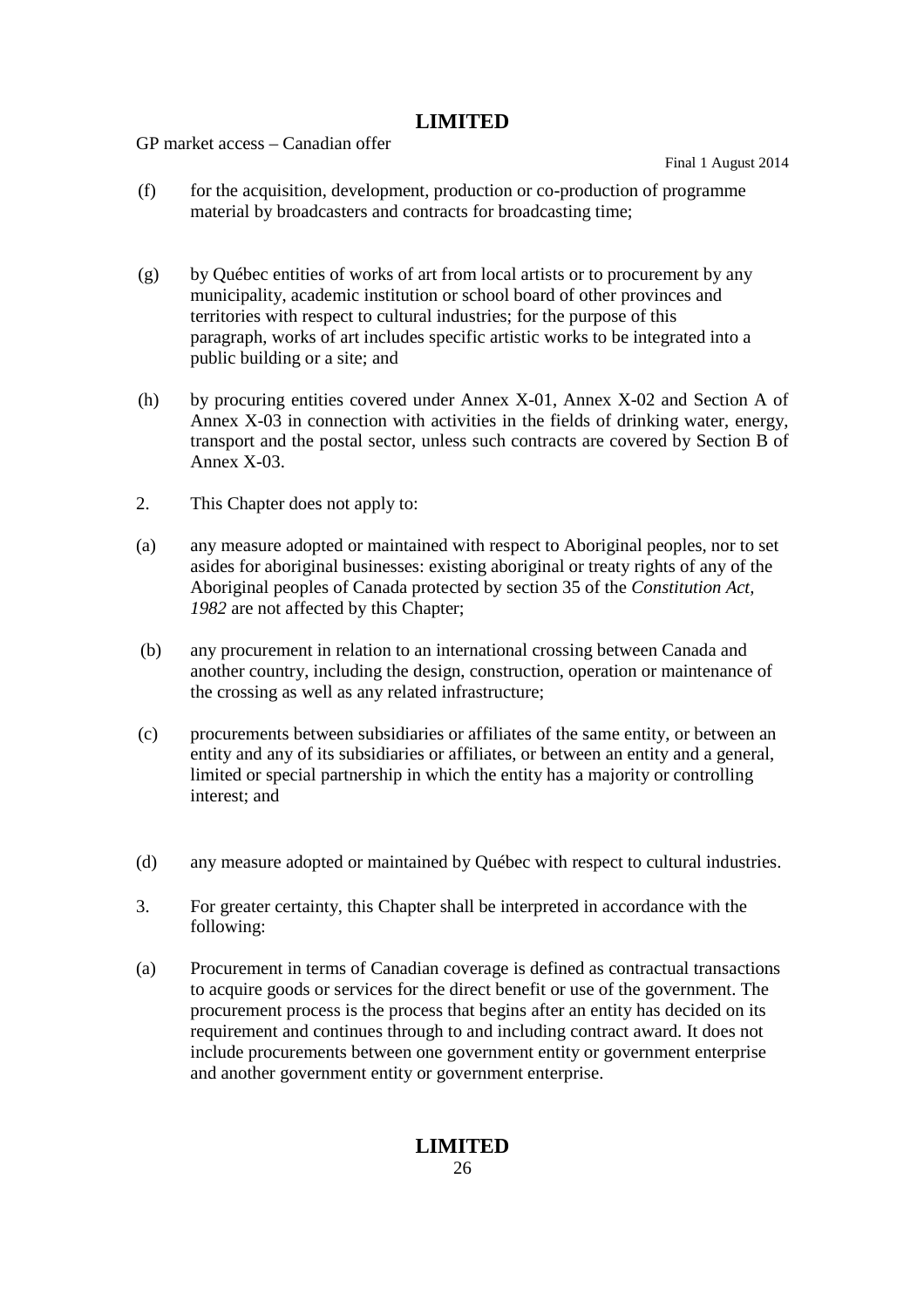(f) for the acquisition, development, production or co-production of programme material by broadcasters and contracts for broadcasting time;

(g) by Québec entities of works of art from local artists or to procurement by any municipality, academic institution or school board of other provinces and territories with respect to cultural industries; for the purpose of this paragraph, works of art includes specific artistic works to be integrated into a public building or a site; and

(h) by procuring entities covered under Annex X-01, Annex X-02 and Section A of Annex X-03 in connection with activities in the fields of drinking water, energy, transport and the postal sector, unless such contracts are covered by Section B of Annex X-03.

2. This Chapter does not apply to:

(a) any measure adopted or maintained with respect to Aboriginal peoples, nor to set asides for aboriginal businesses: existing aboriginal or treaty rights of any of the Aboriginal peoples of Canada protected by section 35 of the *Constitution Act, 1982* are not affected by this Chapter;

(b) any procurement in relation to an international crossing between Canada and another country, including the design, construction, operation or maintenance of the crossing as well as any related infrastructure;

(c) procurements between subsidiaries or affiliates of the same entity, or between an entity and any of its subsidiaries or affiliates, or between an entity and a general, limited or special partnership in which the entity has a majority or controlling interest; and

(d) any measure adopted or maintained by Québec with respect to cultural industries.

3. For greater certainty, this Chapter shall be interpreted in accordance with the following:

(a) Procurement in terms of Canadian coverage is defined as contractual transactions to acquire goods or services for the direct benefit or use of the government. The procurement process is the process that begins after an entity has decided on its requirement and continues through to and including contract award. It does not include procurements between one government entity or government enterprise and another government entity or government enterprise.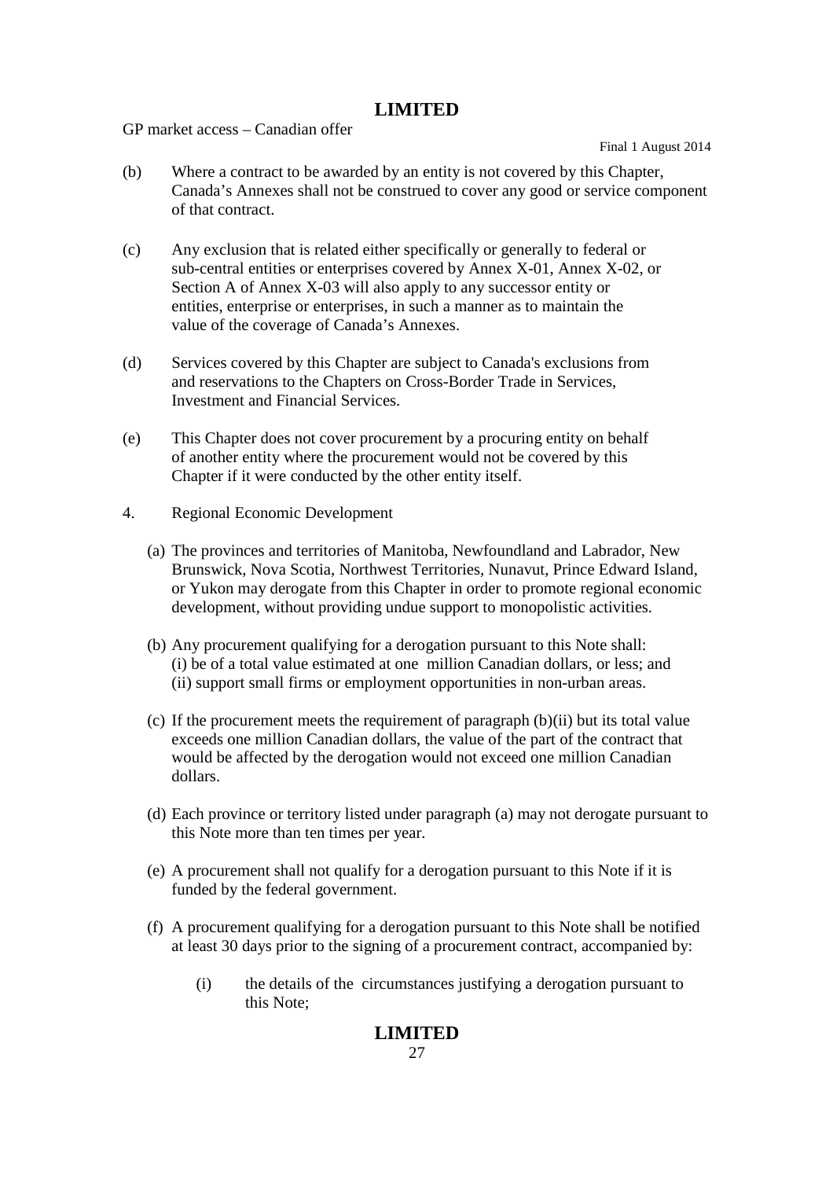(b) Where a contract to be awarded by an entity is not covered by this Chapter, Canada's Annexes shall not be construed to cover any good or service component of that contract.

(c) Any exclusion that is related either specifically or generally to federal or sub-central entities or enterprises covered by Annex X-01, Annex X-02, or Section A of Annex X-03 will also apply to any successor entity or entities, enterprise or enterprises, in such a manner as to maintain the value of the coverage of Canada's Annexes.

(d) Services covered by this Chapter are subject to Canada's exclusions from and reservations to the Chapters on Cross-Border Trade in Services, Investment and Financial Services.

(e) This Chapter does not cover procurement by a procuring entity on behalf of another entity where the procurement would not be covered by this Chapter if it were conducted by the other entity itself.

4. Regional Economic Development

(a) The provinces and territories of Manitoba, Newfoundland and Labrador, New Brunswick, Nova Scotia, Northwest Territories, Nunavut, Prince Edward Island, or Yukon may derogate from this Chapter in order to promote regional economic development, without providing undue support to monopolistic activities.

(b) Any procurement qualifying for a derogation pursuant to this Note shall:
(i) be of a total value estimated at one million Canadian dollars, or less; and
(ii) support small firms or employment opportunities in non-urban areas.

(c) If the procurement meets the requirement of paragraph (b)(ii) but its total value exceeds one million Canadian dollars, the value of the part of the contract that would be affected by the derogation would not exceed one million Canadian dollars.

(d) Each province or territory listed under paragraph (a) may not derogate pursuant to this Note more than ten times per year.

(e) A procurement shall not qualify for a derogation pursuant to this Note if it is funded by the federal government.

(f) A procurement qualifying for a derogation pursuant to this Note shall be notified at least 30 days prior to the signing of a procurement contract, accompanied by:

(i) the details of the circumstances justifying a derogation pursuant to this Note;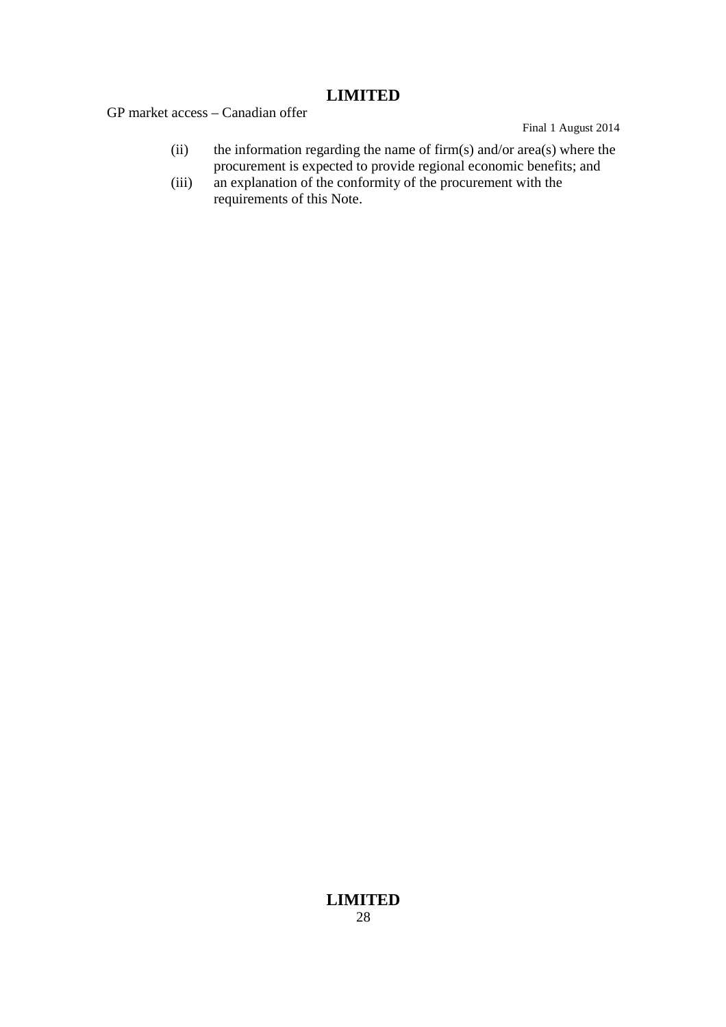(ii) the information regarding the name of firm(s) and/or area(s) where the procurement is expected to provide regional economic benefits; and

(iii) an explanation of the conformity of the procurement with the requirements of this Note.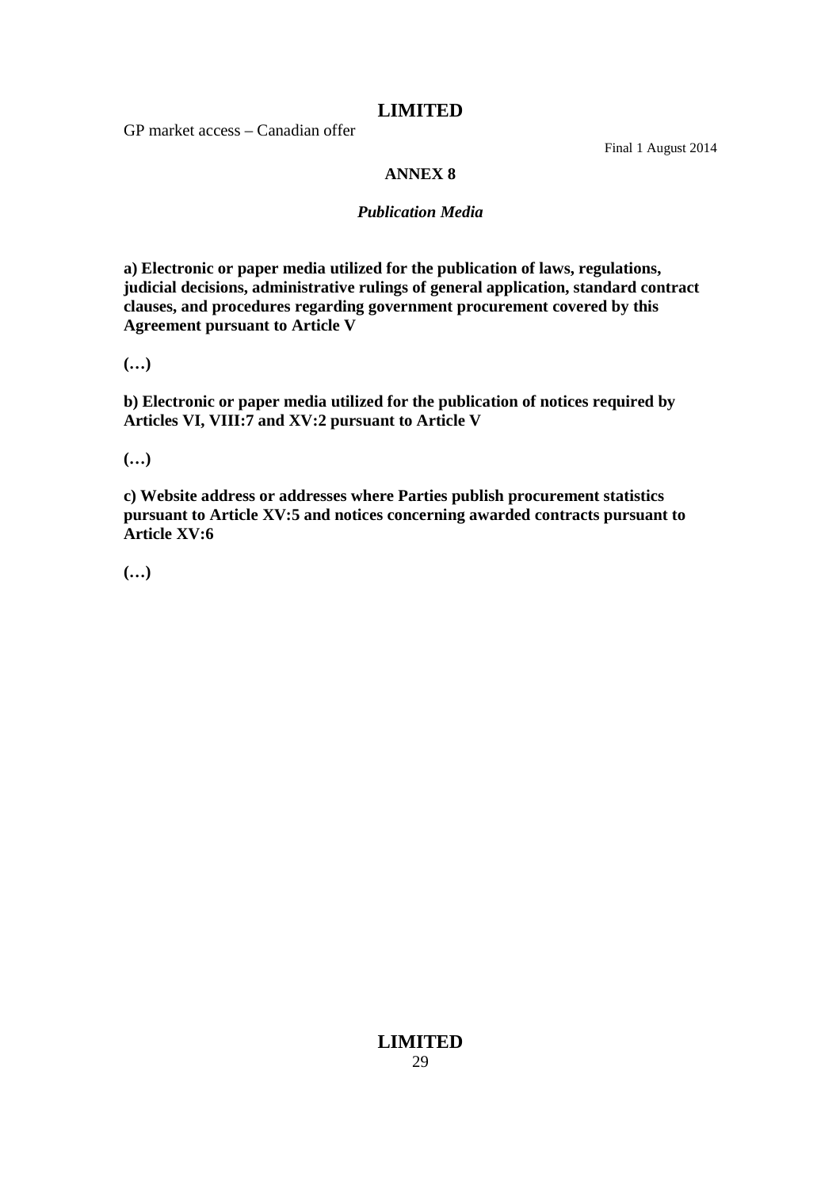## ANNEX 8

### *Publication Media*

**a) Electronic or paper media utilized for the publication of laws, regulations, judicial decisions, administrative rulings of general application, standard contract clauses, and procedures regarding government procurement covered by this Agreement pursuant to Article V**

**(…)**

**b) Electronic or paper media utilized for the publication of notices required by Articles VI, VIII:7 and XV:2 pursuant to Article V**

**(…)**

**c) Website address or addresses where Parties publish procurement statistics pursuant to Article XV:5 and notices concerning awarded contracts pursuant to Article XV:6**

**(…)**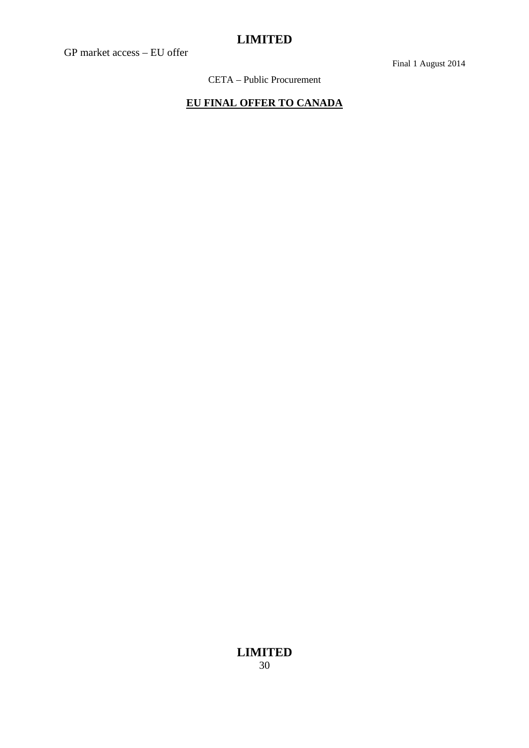CETA – Public Procurement

## EU FINAL OFFER TO CANADA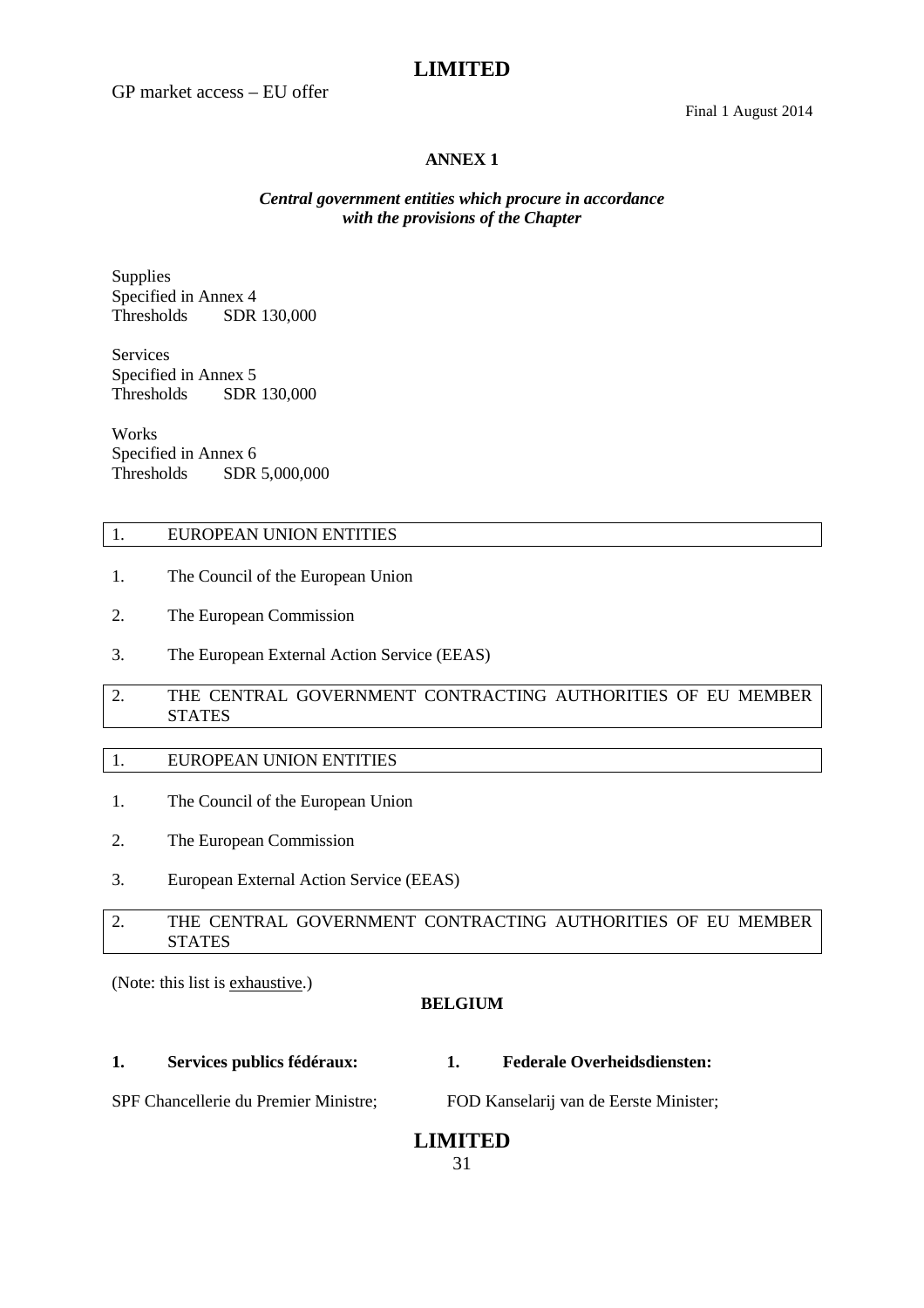GP market access – EU offer

Final 1 August 2014

### ANNEX 1

***Central government entities which procure in accordance with the provisions of the Chapter***

Supplies
Specified in Annex 4
Thresholds SDR 130,000

Services
Specified in Annex 5
Thresholds SDR 130,000

Works
Specified in Annex 6
Thresholds SDR 5,000,000

| 1. | EUROPEAN UNION ENTITIES |
|---|---|

1. The Council of the European Union
2. The European Commission
3. The European External Action Service (EEAS)

| 2. | THE CENTRAL GOVERNMENT CONTRACTING AUTHORITIES OF EU MEMBER STATES |
|---|---|

| 1. | EUROPEAN UNION ENTITIES |
|---|---|

1. The Council of the European Union
2. The European Commission
3. European External Action Service (EEAS)

| 2. | THE CENTRAL GOVERNMENT CONTRACTING AUTHORITIES OF EU MEMBER STATES |
|---|---|

(Note: this list is exhaustive.)

**BELGIUM**

| **1. Services publics fédéraux:** | **1. Federale Overheidsdiensten:** |
|---|---|
| SPF Chancellerie du Premier Ministre; | FOD Kanselarij van de Eerste Minister; |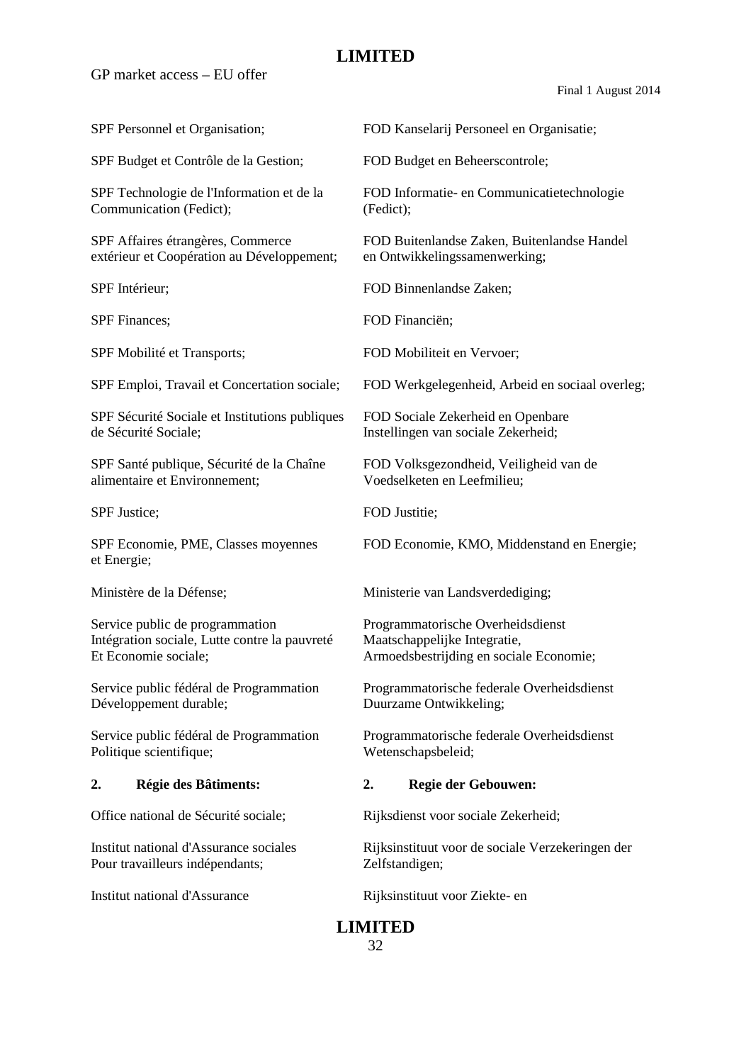| | |
|---|---|
| SPF Personnel et Organisation; | FOD Kanselarij Personeel en Organisatie; |
| SPF Budget et Contrôle de la Gestion; | FOD Budget en Beheerscontrole; |
| SPF Technologie de l'Information et de la Communication (Fedict); | FOD Informatie- en Communicatietechnologie (Fedict); |
| SPF Affaires étrangères, Commerce extérieur et Coopération au Développement; | FOD Buitenlandse Zaken, Buitenlandse Handel en Ontwikkelingssamenwerking; |
| SPF Intérieur; | FOD Binnenlandse Zaken; |
| SPF Finances; | FOD Financiën; |
| SPF Mobilité et Transports; | FOD Mobiliteit en Vervoer; |
| SPF Emploi, Travail et Concertation sociale; | FOD Werkgelegenheid, Arbeid en sociaal overleg; |
| SPF Sécurité Sociale et Institutions publiques de Sécurité Sociale; | FOD Sociale Zekerheid en Openbare Instellingen van sociale Zekerheid; |
| SPF Santé publique, Sécurité de la Chaîne alimentaire et Environnement; | FOD Volksgezondheid, Veiligheid van de Voedselketen en Leefmilieu; |
| SPF Justice; | FOD Justitie; |
| SPF Economie, PME, Classes moyennes et Energie; | FOD Economie, KMO, Middenstand en Energie; |
| Ministère de la Défense; | Ministerie van Landsverdediging; |
| Service public de programmation Intégration sociale, Lutte contre la pauvreté Et Economie sociale; | Programmatorische Overheidsdienst Maatschappelijke Integratie, Armoedsbestrijding en sociale Economie; |
| Service public fédéral de Programmation Développement durable; | Programmatorische federale Overheidsdienst Duurzame Ontwikkeling; |
| Service public fédéral de Programmation Politique scientifique; | Programmatorische federale Overheidsdienst Wetenschapsbeleid; |
| **2. Régie des Bâtiments:** | **2. Regie der Gebouwen:** |
| Office national de Sécurité sociale; | Rijksdienst voor sociale Zekerheid; |
| Institut national d'Assurance sociales Pour travailleurs indépendants; | Rijksinstituut voor de sociale Verzekeringen der Zelfstandigen; |
| Institut national d'Assurance | Rijksinstituut voor Ziekte- en |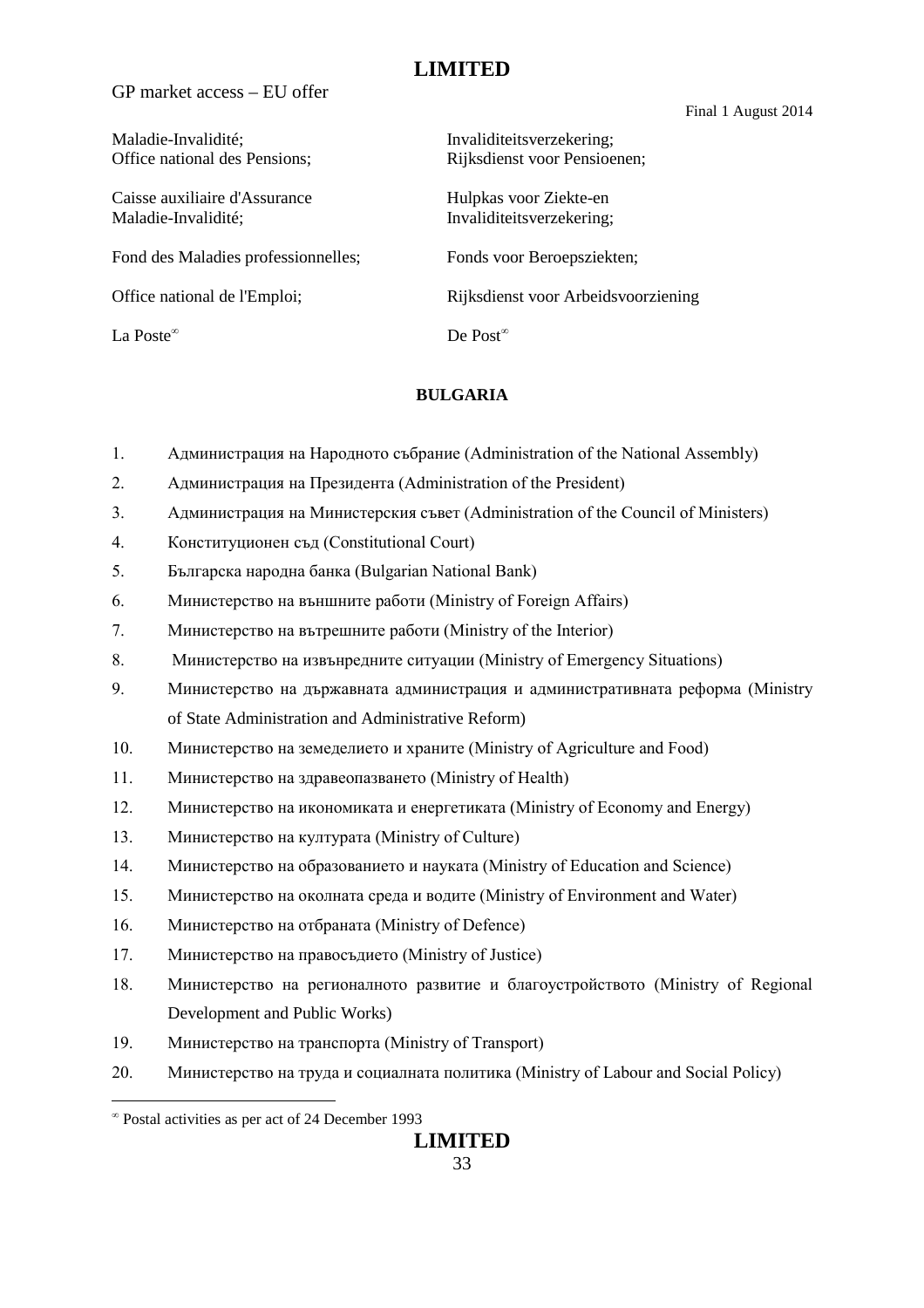| | |
|---|---|
| Maladie-Invalidité; | Invaliditeitsverzekering; |
| Office national des Pensions; | Rijksdienst voor Pensioenen; |
| Caisse auxiliaire d'Assurance Maladie-Invalidité; | Hulpkas voor Ziekte-en Invaliditeitsverzekering; |
| Fond des Maladies professionnelles; | Fonds voor Beroepsziekten; |
| Office national de l'Emploi; | Rijksdienst voor Arbeidsvoorziening |
| La Poste[∞] | De Post[∞] |

## BULGARIA

1. Администрация на Народното събрание (Administration of the National Assembly)
2. Администрация на Президента (Administration of the President)
3. Администрация на Министерския съвет (Administration of the Council of Ministers)
4. Конституционен съд (Constitutional Court)
5. Българска народна банка (Bulgarian National Bank)
6. Министерство на външните работи (Ministry of Foreign Affairs)
7. Министерство на вътрешните работи (Ministry of the Interior)
8. Министерство на извънредните ситуации (Ministry of Emergency Situations)
9. Министерство на държавната администрация и административната реформа (Ministry of State Administration and Administrative Reform)
10. Министерство на земеделието и храните (Ministry of Agriculture and Food)
11. Министерство на здравеопазването (Ministry of Health)
12. Министерство на икономиката и енергетиката (Ministry of Economy and Energy)
13. Министерство на културата (Ministry of Culture)
14. Министерство на образованието и науката (Ministry of Education and Science)
15. Министерство на околната среда и водите (Ministry of Environment and Water)
16. Министерство на отбраната (Ministry of Defence)
17. Министерство на правосъдието (Ministry of Justice)
18. Министерство на регионалното развитие и благоустройството (Ministry of Regional Development and Public Works)
19. Министерство на транспорта (Ministry of Transport)
20. Министерство на труда и социалната политика (Ministry of Labour and Social Policy)

[∞] Postal activities as per act of 24 December 1993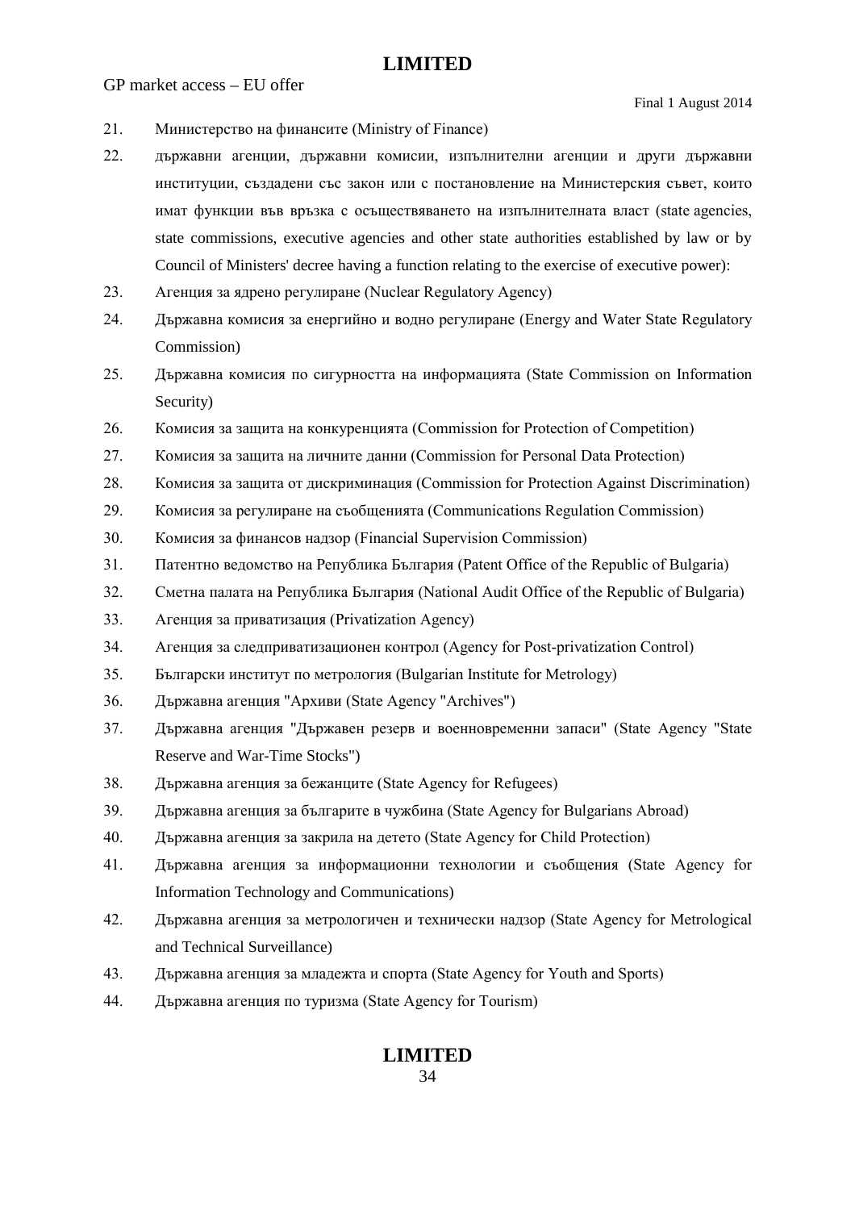21. Министерство на финансите (Ministry of Finance)
22. държавни агенции, държавни комисии, изпълнителни агенции и други държавни институции, създадени със закон или с постановление на Министерския съвет, които имат функции във връзка с осъществяването на изпълнителната власт (state agencies, state commissions, executive agencies and other state authorities established by law or by Council of Ministers' decree having a function relating to the exercise of executive power):
23. Агенция за ядрено регулиране (Nuclear Regulatory Agency)
24. Държавна комисия за енергийно и водно регулиране (Energy and Water State Regulatory Commission)
25. Държавна комисия по сигурността на информацията (State Commission on Information Security)
26. Комисия за защита на конкуренцията (Commission for Protection of Competition)
27. Комисия за защита на личните данни (Commission for Personal Data Protection)
28. Комисия за защита от дискриминация (Commission for Protection Against Discrimination)
29. Комисия за регулиране на съобщенията (Communications Regulation Commission)
30. Комисия за финансов надзор (Financial Supervision Commission)
31. Патентно ведомство на Република България (Patent Office of the Republic of Bulgaria)
32. Сметна палата на Република България (National Audit Office of the Republic of Bulgaria)
33. Агенция за приватизация (Privatization Agency)
34. Агенция за следприватизационен контрол (Agency for Post-privatization Control)
35. Български институт по метрология (Bulgarian Institute for Metrology)
36. Държавна агенция "Архиви (State Agency "Archives")
37. Държавна агенция "Държавен резерв и военновременни запаси" (State Agency "State Reserve and War-Time Stocks")
38. Държавна агенция за бежанците (State Agency for Refugees)
39. Държавна агенция за българите в чужбина (State Agency for Bulgarians Abroad)
40. Държавна агенция за закрила на детето (State Agency for Child Protection)
41. Държавна агенция за информационни технологии и съобщения (State Agency for Information Technology and Communications)
42. Държавна агенция за метрологичен и технически надзор (State Agency for Metrological and Technical Surveillance)
43. Държавна агенция за младежта и спорта (State Agency for Youth and Sports)
44. Държавна агенция по туризма (State Agency for Tourism)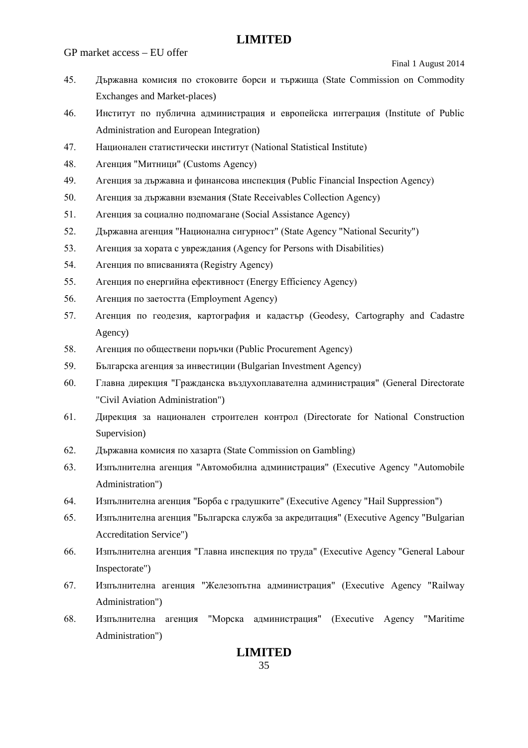45. Държавна комисия по стоковите борси и тържища (State Commission on Commodity Exchanges and Market-places)
46. Институт по публична администрация и европейска интеграция (Institute of Public Administration and European Integration)
47. Национален статистически институт (National Statistical Institute)
48. Агенция "Митници" (Customs Agency)
49. Агенция за държавна и финансова инспекция (Public Financial Inspection Agency)
50. Агенция за държавни вземания (State Receivables Collection Agency)
51. Агенция за социално подпомагане (Social Assistance Agency)
52. Държавна агенция "Национална сигурност" (State Agency "National Security")
53. Агенция за хората с увреждания (Agency for Persons with Disabilities)
54. Агенция по вписванията (Registry Agency)
55. Агенция по енергийна ефективност (Energy Efficiency Agency)
56. Агенция по заетостта (Employment Agency)
57. Агенция по геодезия, картография и кадастър (Geodesy, Cartography and Cadastre Agency)
58. Агенция по обществени поръчки (Public Procurement Agency)
59. Българска агенция за инвестиции (Bulgarian Investment Agency)
60. Главна дирекция "Гражданска въздухоплавателна администрация" (General Directorate "Civil Aviation Administration")
61. Дирекция за национален строителен контрол (Directorate for National Construction Supervision)
62. Държавна комисия по хазарта (State Commission on Gambling)
63. Изпълнителна агенция "Автомобилна администрация" (Executive Agency "Automobile Administration")
64. Изпълнителна агенция "Борба с градушките" (Executive Agency "Hail Suppression")
65. Изпълнителна агенция "Българска служба за акредитация" (Executive Agency "Bulgarian Accreditation Service")
66. Изпълнителна агенция "Главна инспекция по труда" (Executive Agency "General Labour Inspectorate")
67. Изпълнителна агенция "Железопътна администрация" (Executive Agency "Railway Administration")
68. Изпълнителна агенция "Морска администрация" (Executive Agency "Maritime Administration")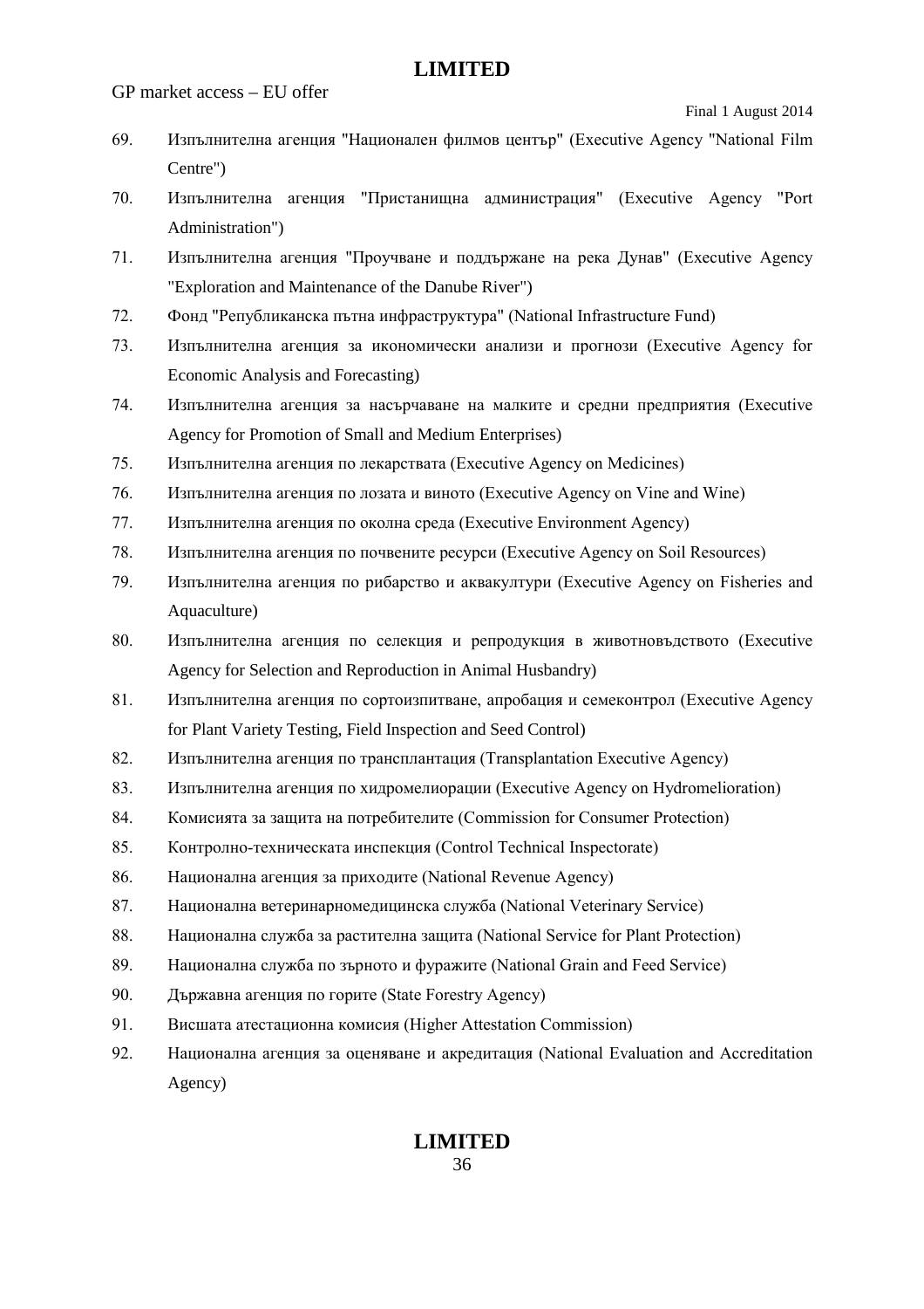69. Изпълнителна агенция "Национален филмов център" (Executive Agency "National Film Centre")
70. Изпълнителна агенция "Пристанищна администрация" (Executive Agency "Port Administration")
71. Изпълнителна агенция "Проучване и поддържане на река Дунав" (Executive Agency "Exploration and Maintenance of the Danube River")
72. Фонд "Републиканска пътна инфраструктура" (National Infrastructure Fund)
73. Изпълнителна агенция за икономически анализи и прогнози (Executive Agency for Economic Analysis and Forecasting)
74. Изпълнителна агенция за насърчаване на малките и средни предприятия (Executive Agency for Promotion of Small and Medium Enterprises)
75. Изпълнителна агенция по лекарствата (Executive Agency on Medicines)
76. Изпълнителна агенция по лозата и виното (Executive Agency on Vine and Wine)
77. Изпълнителна агенция по околна среда (Executive Environment Agency)
78. Изпълнителна агенция по почвените ресурси (Executive Agency on Soil Resources)
79. Изпълнителна агенция по рибарство и аквакултури (Executive Agency on Fisheries and Aquaculture)
80. Изпълнителна агенция по селекция и репродукция в животновъдството (Executive Agency for Selection and Reproduction in Animal Husbandry)
81. Изпълнителна агенция по сортоизпитване, апробация и семеконтрол (Executive Agency for Plant Variety Testing, Field Inspection and Seed Control)
82. Изпълнителна агенция по трансплантация (Transplantation Executive Agency)
83. Изпълнителна агенция по хидромелиорации (Executive Agency on Hydromelioration)
84. Комисията за защита на потребителите (Commission for Consumer Protection)
85. Контролно-техническата инспекция (Control Technical Inspectorate)
86. Национална агенция за приходите (National Revenue Agency)
87. Национална ветеринарномедицинска служба (National Veterinary Service)
88. Национална служба за растителна защита (National Service for Plant Protection)
89. Национална служба по зърното и фуражите (National Grain and Feed Service)
90. Държавна агенция по горите (State Forestry Agency)
91. Висшата атестационна комисия (Higher Attestation Commission)
92. Национална агенция за оценяване и акредитация (National Evaluation and Accreditation Agency)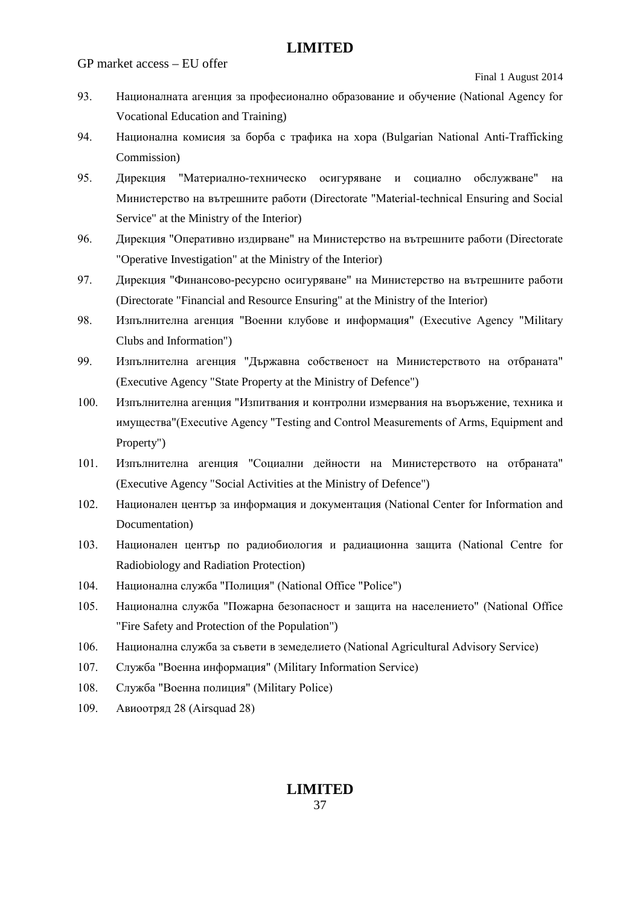93. Националната агенция за професионално образование и обучение (National Agency for Vocational Education and Training)
94. Национална комисия за борба с трафика на хора (Bulgarian National Anti-Trafficking Commission)
95. Дирекция "Материално-техническо осигуряване и социално обслужване" на Министерство на вътрешните работи (Directorate "Material-technical Ensuring and Social Service" at the Ministry of the Interior)
96. Дирекция "Оперативно издирване" на Министерство на вътрешните работи (Directorate "Operative Investigation" at the Ministry of the Interior)
97. Дирекция "Финансово-ресурсно осигуряване" на Министерство на вътрешните работи (Directorate "Financial and Resource Ensuring" at the Ministry of the Interior)
98. Изпълнителна агенция "Военни клубове и информация" (Executive Agency "Military Clubs and Information")
99. Изпълнителна агенция "Държавна собственост на Министерството на отбраната" (Executive Agency "State Property at the Ministry of Defence")
100. Изпълнителна агенция "Изпитвания и контролни измервания на въоръжение, техника и имущества"(Executive Agency "Testing and Control Measurements of Arms, Equipment and Property")
101. Изпълнителна агенция "Социални дейности на Министерството на отбраната" (Executive Agency "Social Activities at the Ministry of Defence")
102. Национален център за информация и документация (National Center for Information and Documentation)
103. Национален център по радиобиология и радиационна защита (National Centre for Radiobiology and Radiation Protection)
104. Национална служба "Полиция" (National Office "Police")
105. Национална служба "Пожарна безопасност и защита на населението" (National Office "Fire Safety and Protection of the Population")
106. Национална служба за съвети в земеделието (National Agricultural Advisory Service)
107. Служба "Военна информация" (Military Information Service)
108. Служба "Военна полиция" (Military Police)
109. Авиоотряд 28 (Airsquad 28)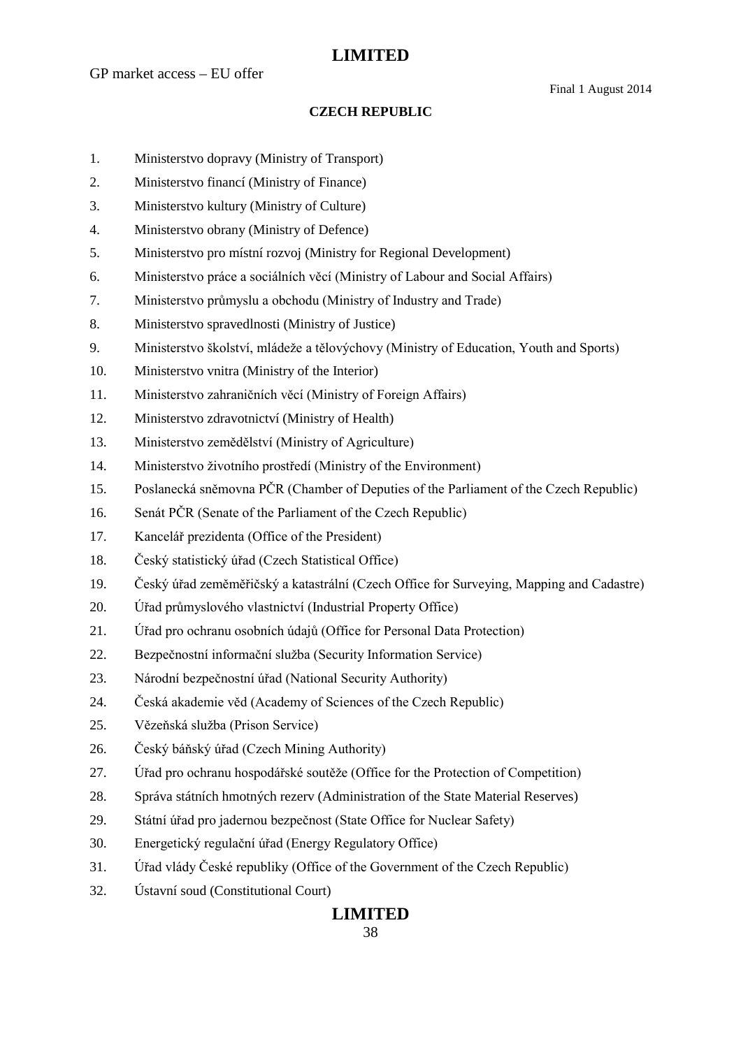GP market access – EU offer

Final 1 August 2014

**CZECH REPUBLIC**

1. Ministerstvo dopravy (Ministry of Transport)
2. Ministerstvo financí (Ministry of Finance)
3. Ministerstvo kultury (Ministry of Culture)
4. Ministerstvo obrany (Ministry of Defence)
5. Ministerstvo pro místní rozvoj (Ministry for Regional Development)
6. Ministerstvo práce a sociálních věcí (Ministry of Labour and Social Affairs)
7. Ministerstvo průmyslu a obchodu (Ministry of Industry and Trade)
8. Ministerstvo spravedlnosti (Ministry of Justice)
9. Ministerstvo školství, mládeže a tělovýchovy (Ministry of Education, Youth and Sports)
10. Ministerstvo vnitra (Ministry of the Interior)
11. Ministerstvo zahraničních věcí (Ministry of Foreign Affairs)
12. Ministerstvo zdravotnictví (Ministry of Health)
13. Ministerstvo zemědělství (Ministry of Agriculture)
14. Ministerstvo životního prostředí (Ministry of the Environment)
15. Poslanecká sněmovna PČR (Chamber of Deputies of the Parliament of the Czech Republic)
16. Senát PČR (Senate of the Parliament of the Czech Republic)
17. Kancelář prezidenta (Office of the President)
18. Český statistický úřad (Czech Statistical Office)
19. Český úřad zeměměřičský a katastrální (Czech Office for Surveying, Mapping and Cadastre)
20. Úřad průmyslového vlastnictví (Industrial Property Office)
21. Úřad pro ochranu osobních údajů (Office for Personal Data Protection)
22. Bezpečnostní informační služba (Security Information Service)
23. Národní bezpečnostní úřad (National Security Authority)
24. Česká akademie věd (Academy of Sciences of the Czech Republic)
25. Vězeňská služba (Prison Service)
26. Český báňský úřad (Czech Mining Authority)
27. Úřad pro ochranu hospodářské soutěže (Office for the Protection of Competition)
28. Správa státních hmotných rezerv (Administration of the State Material Reserves)
29. Státní úřad pro jadernou bezpečnost (State Office for Nuclear Safety)
30. Energetický regulační úřad (Energy Regulatory Office)
31. Úřad vlády České republiky (Office of the Government of the Czech Republic)
32. Ústavní soud (Constitutional Court)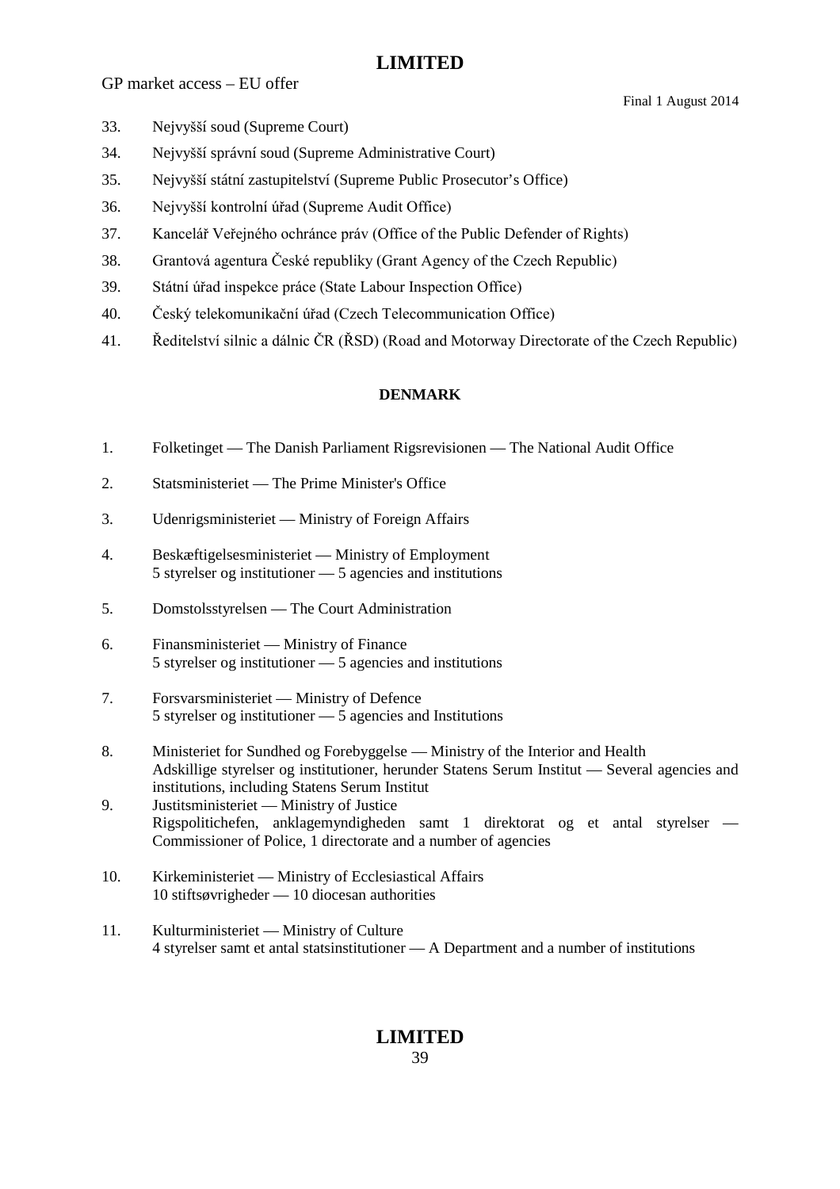33. Nejvyšší soud (Supreme Court)

34. Nejvyšší správní soud (Supreme Administrative Court)

35. Nejvyšší státní zastupitelství (Supreme Public Prosecutor's Office)

36. Nejvyšší kontrolní úřad (Supreme Audit Office)

37. Kancelář Veřejného ochránce práv (Office of the Public Defender of Rights)

38. Grantová agentura České republiky (Grant Agency of the Czech Republic)

39. Státní úřad inspekce práce (State Labour Inspection Office)

40. Český telekomunikační úřad (Czech Telecommunication Office)

41. Ředitelství silnic a dálnic ČR (ŘSD) (Road and Motorway Directorate of the Czech Republic)

**DENMARK**

1. Folketinget — The Danish Parliament Rigsrevisionen — The National Audit Office

2. Statsministeriet — The Prime Minister's Office

3. Udenrigsministeriet — Ministry of Foreign Affairs

4. Beskæftigelsesministeriet — Ministry of Employment
   5 styrelser og institutioner — 5 agencies and institutions

5. Domstolsstyrelsen — The Court Administration

6. Finansministeriet — Ministry of Finance
   5 styrelser og institutioner — 5 agencies and institutions

7. Forsvarsministeriet — Ministry of Defence
   5 styrelser og institutioner — 5 agencies and Institutions

8. Ministeriet for Sundhed og Forebyggelse — Ministry of the Interior and Health
   Adskillige styrelser og institutioner, herunder Statens Serum Institut — Several agencies and institutions, including Statens Serum Institut

9. Justitsministeriet — Ministry of Justice
   Rigspolitichefen, anklagemyndigheden samt 1 direktorat og et antal styrelser — Commissioner of Police, 1 directorate and a number of agencies

10. Kirkeministeriet — Ministry of Ecclesiastical Affairs
    10 stiftsøvrigheder — 10 diocesan authorities

11. Kulturministeriet — Ministry of Culture
    4 styrelser samt et antal statsinstitutioner — A Department and a number of institutions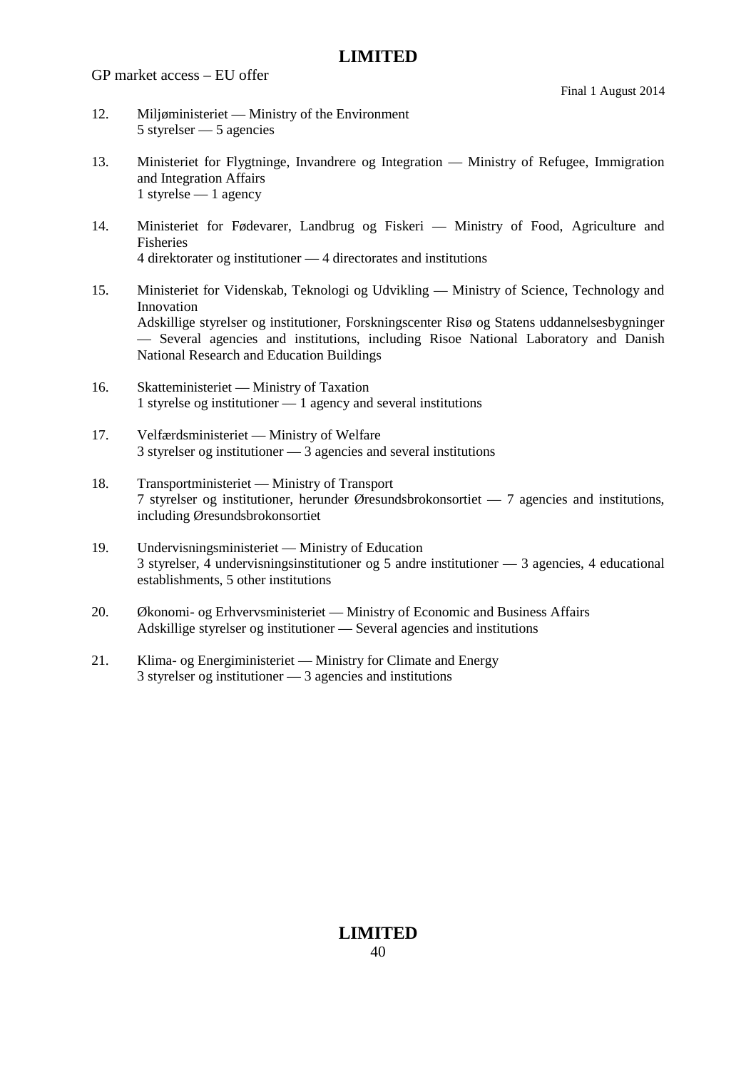12. Miljøministeriet — Ministry of the Environment
    5 styrelser — 5 agencies

13. Ministeriet for Flygtninge, Invandrere og Integration — Ministry of Refugee, Immigration and Integration Affairs
    1 styrelse — 1 agency

14. Ministeriet for Fødevarer, Landbrug og Fiskeri — Ministry of Food, Agriculture and Fisheries
    4 direktorater og institutioner — 4 directorates and institutions

15. Ministeriet for Videnskab, Teknologi og Udvikling — Ministry of Science, Technology and Innovation
    Adskillige styrelser og institutioner, Forskningscenter Risø og Statens uddannelsesbygninger — Several agencies and institutions, including Risoe National Laboratory and Danish National Research and Education Buildings

16. Skatteministeriet — Ministry of Taxation
    1 styrelse og institutioner — 1 agency and several institutions

17. Velfærdsministeriet — Ministry of Welfare
    3 styrelser og institutioner — 3 agencies and several institutions

18. Transportministeriet — Ministry of Transport
    7 styrelser og institutioner, herunder Øresundsbrokonsortiet — 7 agencies and institutions, including Øresundsbrokonsortiet

19. Undervisningsministeriet — Ministry of Education
    3 styrelser, 4 undervisningsinstitutioner og 5 andre institutioner — 3 agencies, 4 educational establishments, 5 other institutions

20. Økonomi- og Erhvervsministeriet — Ministry of Economic and Business Affairs
    Adskillige styrelser og institutioner — Several agencies and institutions

21. Klima- og Energiministeriet — Ministry for Climate and Energy
    3 styrelser og institutioner — 3 agencies and institutions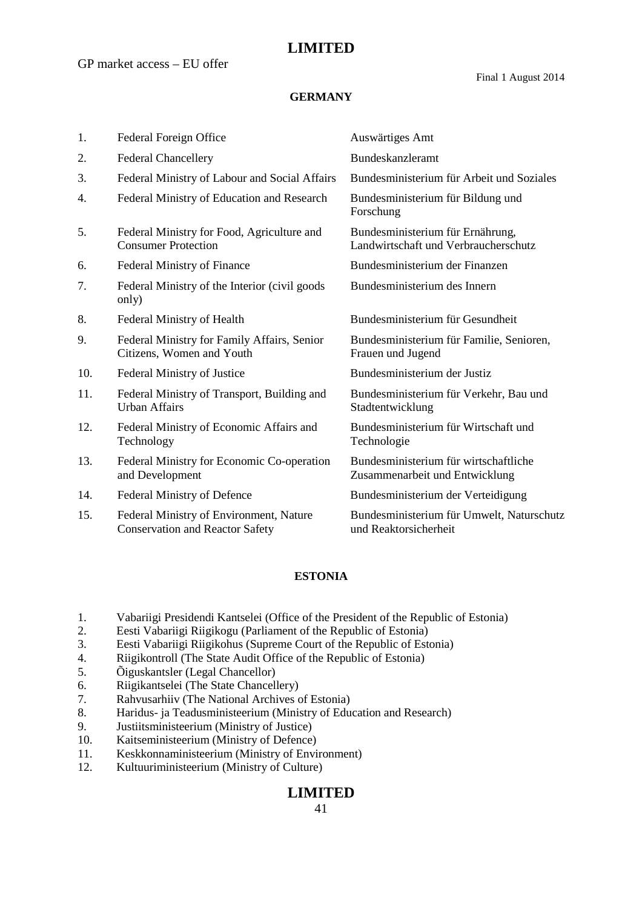## GERMANY

| | | |
|---|---|---|
| 1. | Federal Foreign Office | Auswärtiges Amt |
| 2. | Federal Chancellery | Bundeskanzleramt |
| 3. | Federal Ministry of Labour and Social Affairs | Bundesministerium für Arbeit und Soziales |
| 4. | Federal Ministry of Education and Research | Bundesministerium für Bildung und Forschung |
| 5. | Federal Ministry for Food, Agriculture and Consumer Protection | Bundesministerium für Ernährung, Landwirtschaft und Verbraucherschutz |
| 6. | Federal Ministry of Finance | Bundesministerium der Finanzen |
| 7. | Federal Ministry of the Interior (civil goods only) | Bundesministerium des Innern |
| 8. | Federal Ministry of Health | Bundesministerium für Gesundheit |
| 9. | Federal Ministry for Family Affairs, Senior Citizens, Women and Youth | Bundesministerium für Familie, Senioren, Frauen und Jugend |
| 10. | Federal Ministry of Justice | Bundesministerium der Justiz |
| 11. | Federal Ministry of Transport, Building and Urban Affairs | Bundesministerium für Verkehr, Bau und Stadtentwicklung |
| 12. | Federal Ministry of Economic Affairs and Technology | Bundesministerium für Wirtschaft und Technologie |
| 13. | Federal Ministry for Economic Co-operation and Development | Bundesministerium für wirtschaftliche Zusammenarbeit und Entwicklung |
| 14. | Federal Ministry of Defence | Bundesministerium der Verteidigung |
| 15. | Federal Ministry of Environment, Nature Conservation and Reactor Safety | Bundesministerium für Umwelt, Naturschutz und Reaktorsicherheit |

## ESTONIA

1. Vabariigi Presidendi Kantselei (Office of the President of the Republic of Estonia)
2. Eesti Vabariigi Riigikogu (Parliament of the Republic of Estonia)
3. Eesti Vabariigi Riigikohus (Supreme Court of the Republic of Estonia)
4. Riigikontroll (The State Audit Office of the Republic of Estonia)
5. Õiguskantsler (Legal Chancellor)
6. Riigikantselei (The State Chancellery)
7. Rahvusarhiiv (The National Archives of Estonia)
8. Haridus- ja Teadusministeerium (Ministry of Education and Research)
9. Justiitsministeerium (Ministry of Justice)
10. Kaitseministeerium (Ministry of Defence)
11. Keskkonnaministeerium (Ministry of Environment)
12. Kultuuriministeerium (Ministry of Culture)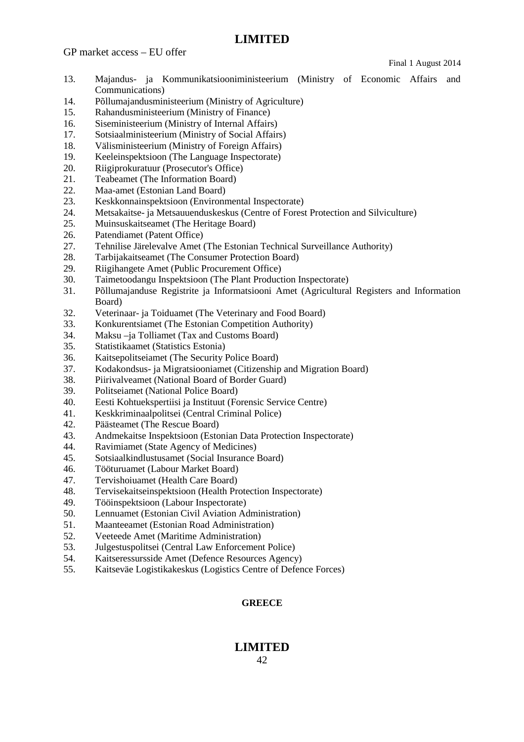13. Majandus- ja Kommunikatsiooniministeerium (Ministry of Economic Affairs and Communications)
14. Põllumajandusministeerium (Ministry of Agriculture)
15. Rahandusministeerium (Ministry of Finance)
16. Siseministeerium (Ministry of Internal Affairs)
17. Sotsiaalministeerium (Ministry of Social Affairs)
18. Välisministeerium (Ministry of Foreign Affairs)
19. Keeleinspektsioon (The Language Inspectorate)
20. Riigiprokuratuur (Prosecutor's Office)
21. Teabeamet (The Information Board)
22. Maa-amet (Estonian Land Board)
23. Keskkonnainspektsioon (Environmental Inspectorate)
24. Metsakaitse- ja Metsauuenduskeskus (Centre of Forest Protection and Silviculture)
25. Muinsuskaitseamet (The Heritage Board)
26. Patendiamet (Patent Office)
27. Tehnilise Järelevalve Amet (The Estonian Technical Surveillance Authority)
28. Tarbijakaitseamet (The Consumer Protection Board)
29. Riigihangete Amet (Public Procurement Office)
30. Taimetoodangu Inspektsioon (The Plant Production Inspectorate)
31. Põllumajanduse Registrite ja Informatsiooni Amet (Agricultural Registers and Information Board)
32. Veterinaar- ja Toiduamet (The Veterinary and Food Board)
33. Konkurentsiamet (The Estonian Competition Authority)
34. Maksu –ja Tolliamet (Tax and Customs Board)
35. Statistikaamet (Statistics Estonia)
36. Kaitsepolitseiamet (The Security Police Board)
37. Kodakondsus- ja Migratsiooniamet (Citizenship and Migration Board)
38. Piirivalveamet (National Board of Border Guard)
39. Politseiamet (National Police Board)
40. Eesti Kohtuekspertiisi ja Instituut (Forensic Service Centre)
41. Keskkriminaalpolitsei (Central Criminal Police)
42. Päästeamet (The Rescue Board)
43. Andmekaitse Inspektsioon (Estonian Data Protection Inspectorate)
44. Ravimiamet (State Agency of Medicines)
45. Sotsiaalkindlustusamet (Social Insurance Board)
46. Tööturuamet (Labour Market Board)
47. Tervishoiuamet (Health Care Board)
48. Tervisekaitseinspektsioon (Health Protection Inspectorate)
49. Tööinspektsioon (Labour Inspectorate)
50. Lennuamet (Estonian Civil Aviation Administration)
51. Maanteeamet (Estonian Road Administration)
52. Veeteede Amet (Maritime Administration)
53. Julgestuspolitsei (Central Law Enforcement Police)
54. Kaitseressursside Amet (Defence Resources Agency)
55. Kaitseväe Logistikakeskus (Logistics Centre of Defence Forces)

**GREECE**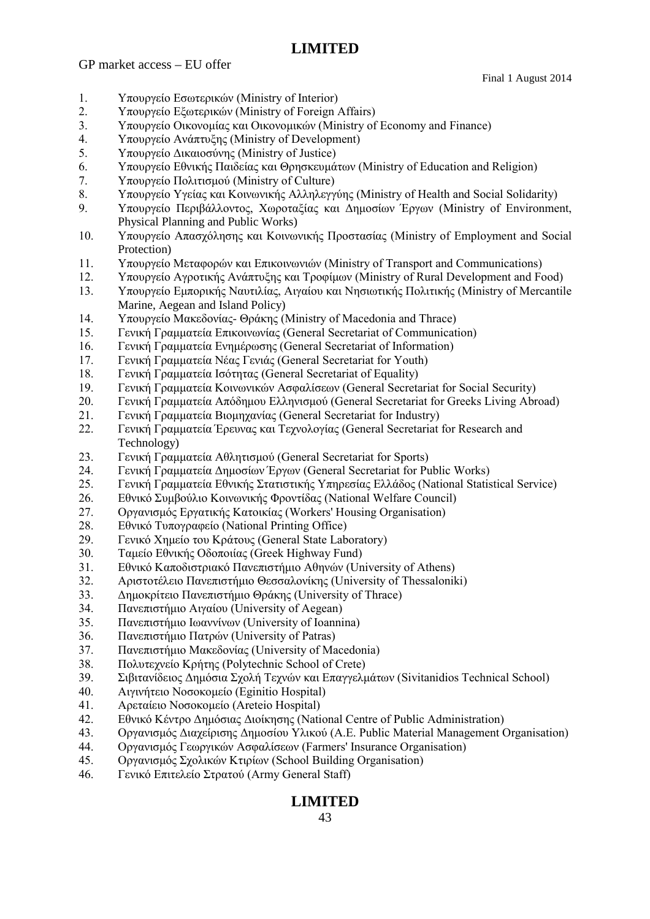GP market access – EU offer

Final 1 August 2014

1. Υπουργείο Εσωτερικών (Ministry of Interior)
2. Υπουργείο Εξωτερικών (Ministry of Foreign Affairs)
3. Υπουργείο Οικονομίας και Οικονομικών (Ministry of Economy and Finance)
4. Υπουργείο Ανάπτυξης (Ministry of Development)
5. Υπουργείο Δικαιοσύνης (Ministry of Justice)
6. Υπουργείο Εθνικής Παιδείας και Θρησκευμάτων (Ministry of Education and Religion)
7. Υπουργείο Πολιτισμού (Ministry of Culture)
8. Υπουργείο Υγείας και Κοινωνικής Αλληλεγγύης (Ministry of Health and Social Solidarity)
9. Υπουργείο Περιβάλλοντος, Χωροταξίας και Δημοσίων Έργων (Ministry of Environment, Physical Planning and Public Works)
10. Υπουργείο Απασχόλησης και Κοινωνικής Προστασίας (Ministry of Employment and Social Protection)
11. Υπουργείο Μεταφορών και Επικοινωνιών (Ministry of Transport and Communications)
12. Υπουργείο Αγροτικής Ανάπτυξης και Τροφίμων (Ministry of Rural Development and Food)
13. Υπουργείο Εμπορικής Ναυτιλίας, Αιγαίου και Νησιωτικής Πολιτικής (Ministry of Mercantile Marine, Aegean and Island Policy)
14. Υπουργείο Μακεδονίας- Θράκης (Ministry of Macedonia and Thrace)
15. Γενική Γραμματεία Επικοινωνίας (General Secretariat of Communication)
16. Γενική Γραμματεία Ενημέρωσης (General Secretariat of Information)
17. Γενική Γραμματεία Νέας Γενιάς (General Secretariat for Youth)
18. Γενική Γραμματεία Ισότητας (General Secretariat of Equality)
19. Γενική Γραμματεία Κοινωνικών Ασφαλίσεων (General Secretariat for Social Security)
20. Γενική Γραμματεία Απόδημου Ελληνισμού (General Secretariat for Greeks Living Abroad)
21. Γενική Γραμματεία Βιομηχανίας (General Secretariat for Industry)
22. Γενική Γραμματεία Έρευνας και Τεχνολογίας (General Secretariat for Research and Technology)
23. Γενική Γραμματεία Αθλητισμού (General Secretariat for Sports)
24. Γενική Γραμματεία Δημοσίων Έργων (General Secretariat for Public Works)
25. Γενική Γραμματεία Εθνικής Στατιστικής Υπηρεσίας Ελλάδος (National Statistical Service)
26. Εθνικό Συμβούλιο Κοινωνικής Φροντίδας (National Welfare Council)
27. Οργανισμός Εργατικής Κατοικίας (Workers' Housing Organisation)
28. Εθνικό Τυπογραφείο (National Printing Office)
29. Γενικό Χημείο του Κράτους (General State Laboratory)
30. Ταμείο Εθνικής Οδοποιίας (Greek Highway Fund)
31. Εθνικό Καποδιστριακό Πανεπιστήμιο Αθηνών (University of Athens)
32. Αριστοτέλειο Πανεπιστήμιο Θεσσαλονίκης (University of Thessaloniki)
33. Δημοκρίτειο Πανεπιστήμιο Θράκης (University of Thrace)
34. Πανεπιστήμιο Αιγαίου (University of Aegean)
35. Πανεπιστήμιο Ιωαννίνων (University of Ioannina)
36. Πανεπιστήμιο Πατρών (University of Patras)
37. Πανεπιστήμιο Μακεδονίας (University of Macedonia)
38. Πολυτεχνείο Κρήτης (Polytechnic School of Crete)
39. Σιβιτανίδειος Δημόσια Σχολή Τεχνών και Επαγγελμάτων (Sivitanidios Technical School)
40. Αιγινήτειο Νοσοκομείο (Eginitio Hospital)
41. Αρεταίειο Νοσοκομείο (Areteio Hospital)
42. Εθνικό Κέντρο Δημόσιας Διοίκησης (National Centre of Public Administration)
43. Οργανισμός Διαχείρισης Δημοσίου Υλικού (A.E. Public Material Management Organisation)
44. Οργανισμός Γεωργικών Ασφαλίσεων (Farmers' Insurance Organisation)
45. Οργανισμός Σχολικών Κτιρίων (School Building Organisation)
46. Γενικό Επιτελείο Στρατού (Army General Staff)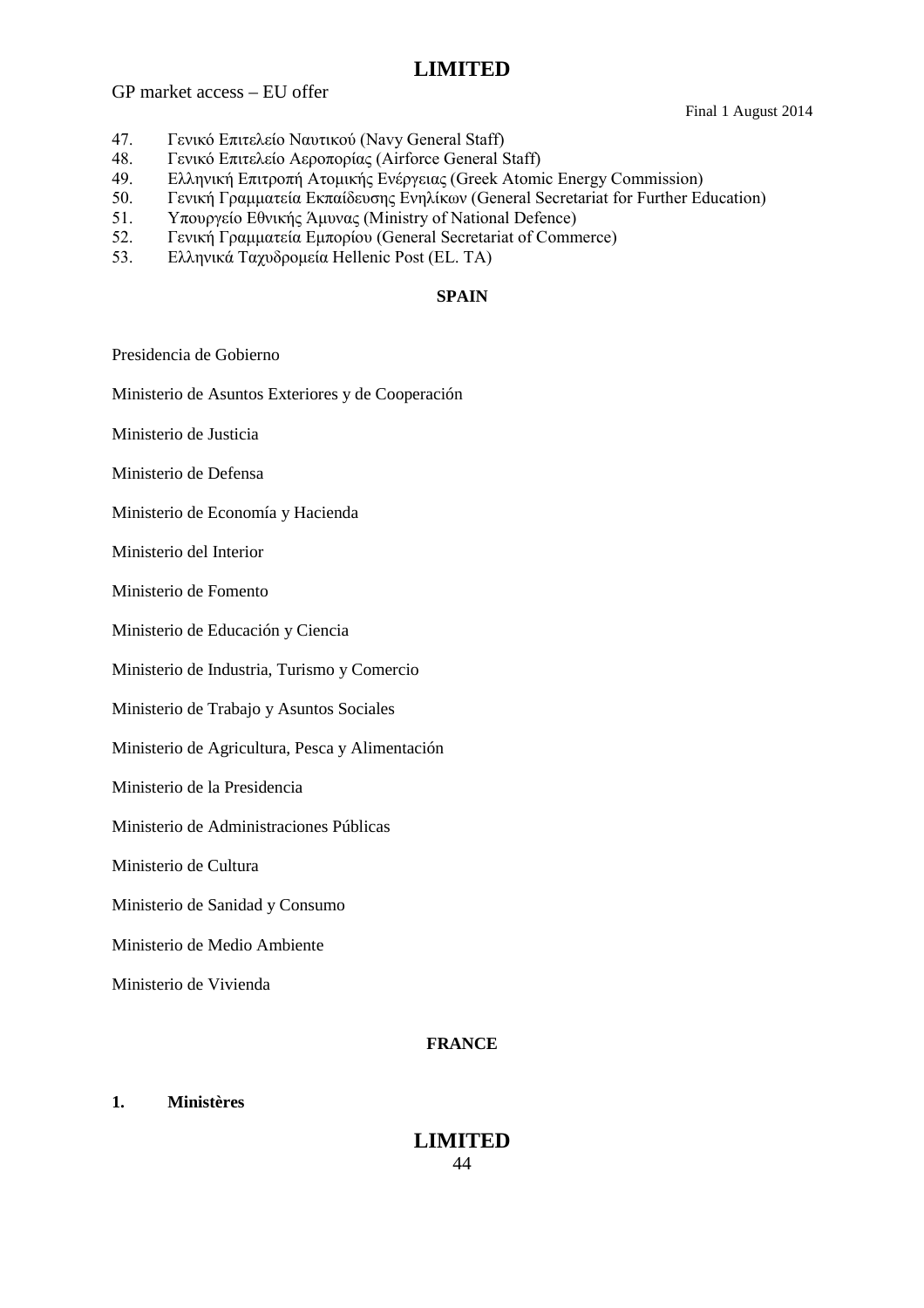47. Γενικό Επιτελείο Ναυτικού (Navy General Staff)
48. Γενικό Επιτελείο Αεροπορίας (Airforce General Staff)
49. Ελληνική Επιτροπή Ατομικής Ενέργειας (Greek Atomic Energy Commission)
50. Γενική Γραμματεία Εκπαίδευσης Ενηλίκων (General Secretariat for Further Education)
51. Υπουργείο Εθνικής Άμυνας (Ministry of National Defence)
52. Γενική Γραμματεία Εμπορίου (General Secretariat of Commerce)
53. Ελληνικά Ταχυδρομεία Hellenic Post (EL. TA)

**SPAIN**

Presidencia de Gobierno

Ministerio de Asuntos Exteriores y de Cooperación

Ministerio de Justicia

Ministerio de Defensa

Ministerio de Economía y Hacienda

Ministerio del Interior

Ministerio de Fomento

Ministerio de Educación y Ciencia

Ministerio de Industria, Turismo y Comercio

Ministerio de Trabajo y Asuntos Sociales

Ministerio de Agricultura, Pesca y Alimentación

Ministerio de la Presidencia

Ministerio de Administraciones Públicas

Ministerio de Cultura

Ministerio de Sanidad y Consumo

Ministerio de Medio Ambiente

Ministerio de Vivienda

**FRANCE**

**1. Ministères**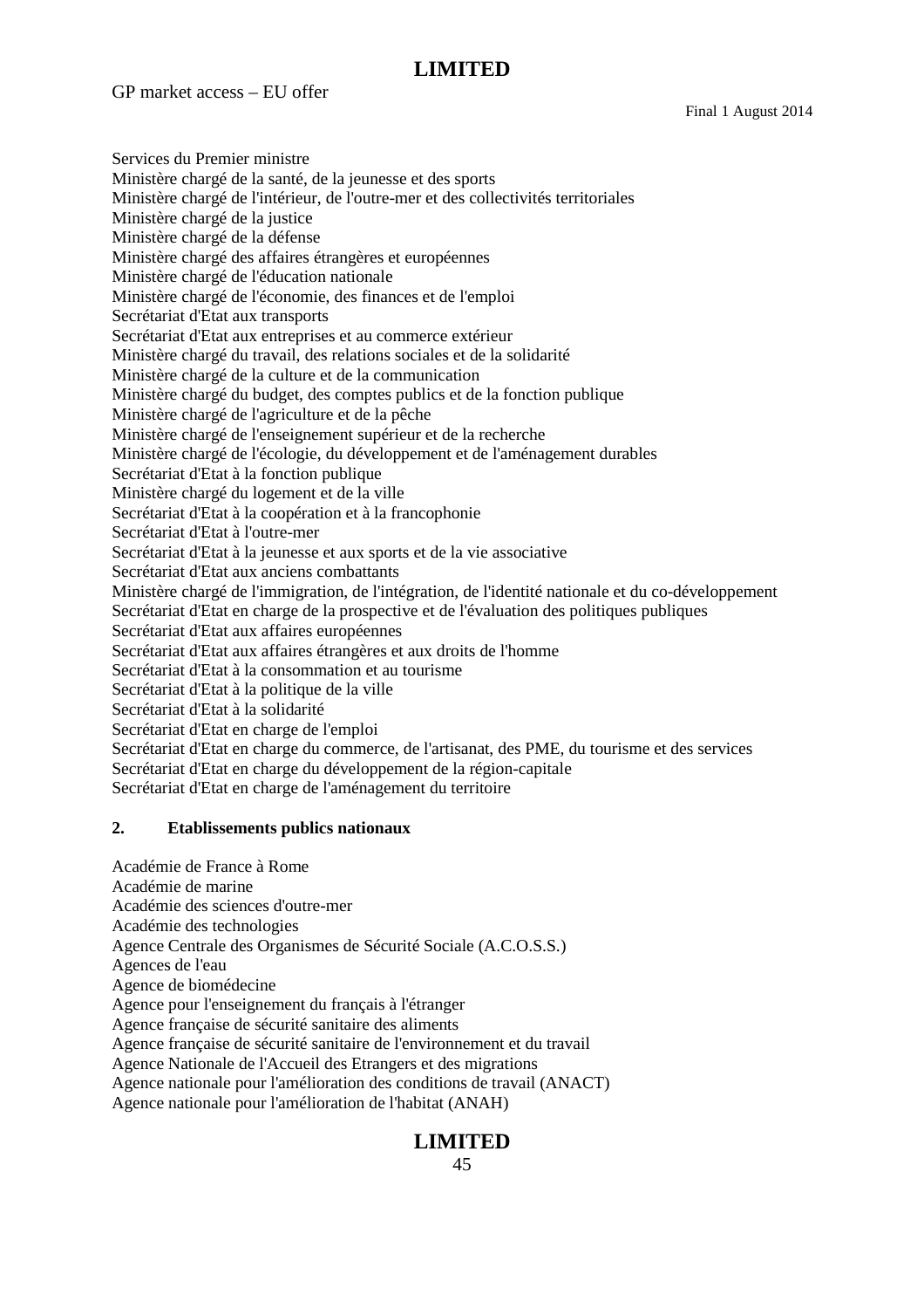Services du Premier ministre
Ministère chargé de la santé, de la jeunesse et des sports
Ministère chargé de l'intérieur, de l'outre-mer et des collectivités territoriales
Ministère chargé de la justice
Ministère chargé de la défense
Ministère chargé des affaires étrangères et européennes
Ministère chargé de l'éducation nationale
Ministère chargé de l'économie, des finances et de l'emploi
Secrétariat d'Etat aux transports
Secrétariat d'Etat aux entreprises et au commerce extérieur
Ministère chargé du travail, des relations sociales et de la solidarité
Ministère chargé de la culture et de la communication
Ministère chargé du budget, des comptes publics et de la fonction publique
Ministère chargé de l'agriculture et de la pêche
Ministère chargé de l'enseignement supérieur et de la recherche
Ministère chargé de l'écologie, du développement et de l'aménagement durables
Secrétariat d'Etat à la fonction publique
Ministère chargé du logement et de la ville
Secrétariat d'Etat à la coopération et à la francophonie
Secrétariat d'Etat à l'outre-mer
Secrétariat d'Etat à la jeunesse et aux sports et de la vie associative
Secrétariat d'Etat aux anciens combattants
Ministère chargé de l'immigration, de l'intégration, de l'identité nationale et du co-développement
Secrétariat d'Etat en charge de la prospective et de l'évaluation des politiques publiques
Secrétariat d'Etat aux affaires européennes
Secrétariat d'Etat aux affaires étrangères et aux droits de l'homme
Secrétariat d'Etat à la consommation et au tourisme
Secrétariat d'Etat à la politique de la ville
Secrétariat d'Etat à la solidarité
Secrétariat d'Etat en charge de l'emploi
Secrétariat d'Etat en charge du commerce, de l'artisanat, des PME, du tourisme et des services
Secrétariat d'Etat en charge du développement de la région-capitale
Secrétariat d'Etat en charge de l'aménagement du territoire

**2. Etablissements publics nationaux**

Académie de France à Rome
Académie de marine
Académie des sciences d'outre-mer
Académie des technologies
Agence Centrale des Organismes de Sécurité Sociale (A.C.O.S.S.)
Agences de l'eau
Agence de biomédecine
Agence pour l'enseignement du français à l'étranger
Agence française de sécurité sanitaire des aliments
Agence française de sécurité sanitaire de l'environnement et du travail
Agence Nationale de l'Accueil des Etrangers et des migrations
Agence nationale pour l'amélioration des conditions de travail (ANACT)
Agence nationale pour l'amélioration de l'habitat (ANAH)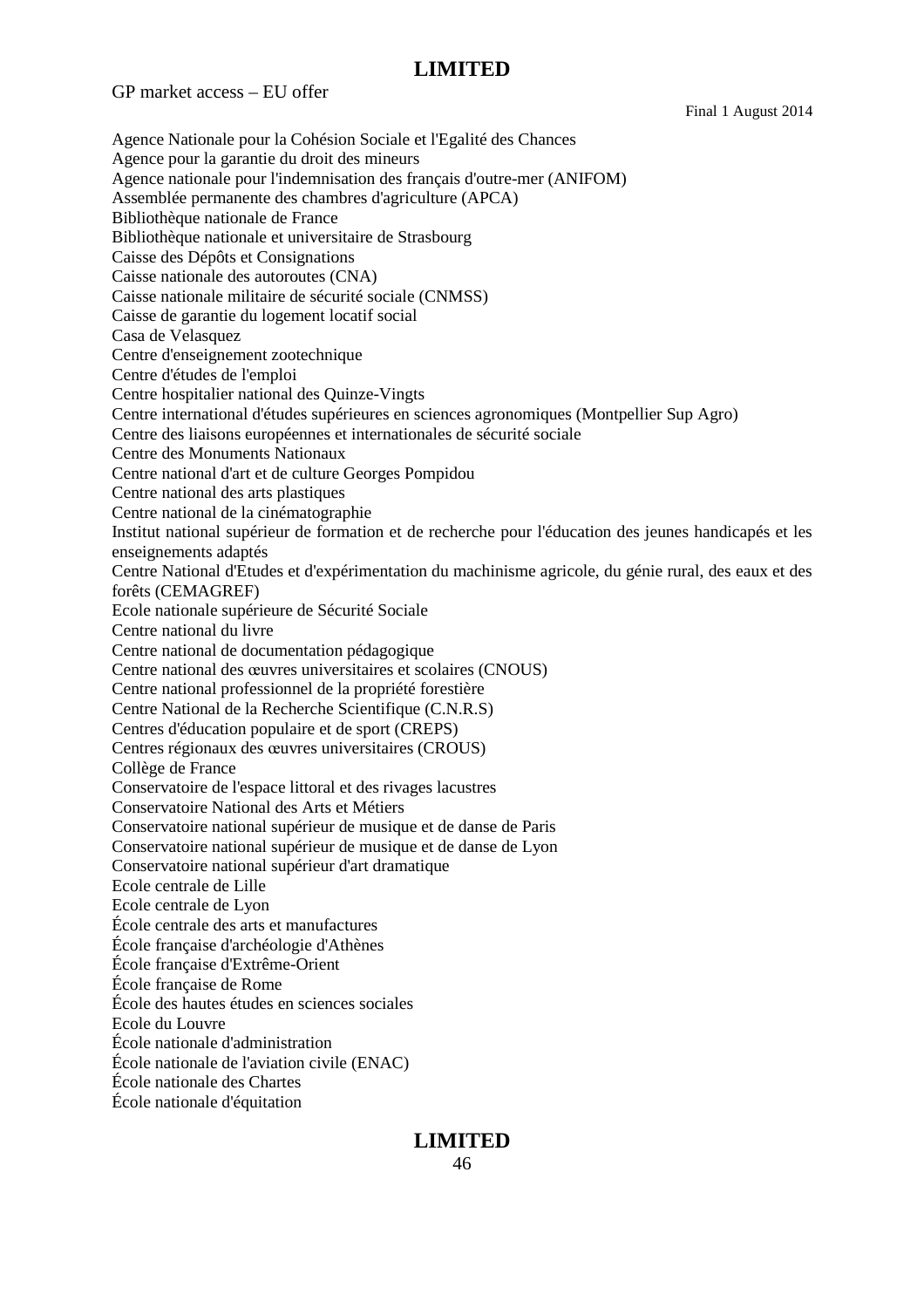Agence Nationale pour la Cohésion Sociale et l'Egalité des Chances
Agence pour la garantie du droit des mineurs
Agence nationale pour l'indemnisation des français d'outre-mer (ANIFOM)
Assemblée permanente des chambres d'agriculture (APCA)
Bibliothèque nationale de France
Bibliothèque nationale et universitaire de Strasbourg
Caisse des Dépôts et Consignations
Caisse nationale des autoroutes (CNA)
Caisse nationale militaire de sécurité sociale (CNMSS)
Caisse de garantie du logement locatif social
Casa de Velasquez
Centre d'enseignement zootechnique
Centre d'études de l'emploi
Centre hospitalier national des Quinze-Vingts
Centre international d'études supérieures en sciences agronomiques (Montpellier Sup Agro)
Centre des liaisons européennes et internationales de sécurité sociale
Centre des Monuments Nationaux
Centre national d'art et de culture Georges Pompidou
Centre national des arts plastiques
Centre national de la cinématographie
Institut national supérieur de formation et de recherche pour l'éducation des jeunes handicapés et les enseignements adaptés
Centre National d'Etudes et d'expérimentation du machinisme agricole, du génie rural, des eaux et des forêts (CEMAGREF)
Ecole nationale supérieure de Sécurité Sociale
Centre national du livre
Centre national de documentation pédagogique
Centre national des œuvres universitaires et scolaires (CNOUS)
Centre national professionnel de la propriété forestière
Centre National de la Recherche Scientifique (C.N.R.S)
Centres d'éducation populaire et de sport (CREPS)
Centres régionaux des œuvres universitaires (CROUS)
Collège de France
Conservatoire de l'espace littoral et des rivages lacustres
Conservatoire National des Arts et Métiers
Conservatoire national supérieur de musique et de danse de Paris
Conservatoire national supérieur de musique et de danse de Lyon
Conservatoire national supérieur d'art dramatique
Ecole centrale de Lille
Ecole centrale de Lyon
École centrale des arts et manufactures
École française d'archéologie d'Athènes
École française d'Extrême-Orient
École française de Rome
École des hautes études en sciences sociales
Ecole du Louvre
École nationale d'administration
École nationale de l'aviation civile (ENAC)
École nationale des Chartes
École nationale d'équitation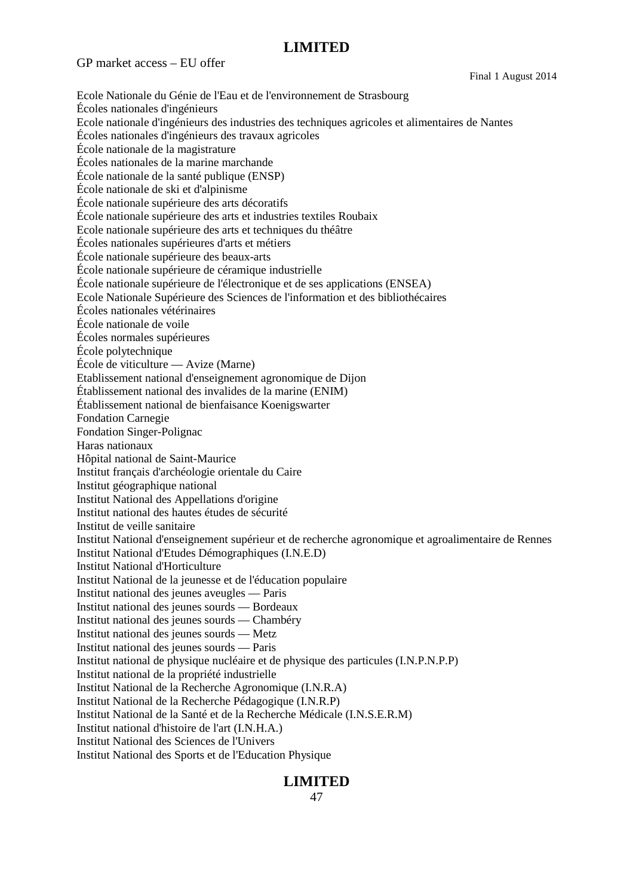Ecole Nationale du Génie de l'Eau et de l'environnement de Strasbourg
Écoles nationales d'ingénieurs
Ecole nationale d'ingénieurs des industries des techniques agricoles et alimentaires de Nantes
Écoles nationales d'ingénieurs des travaux agricoles
École nationale de la magistrature
Écoles nationales de la marine marchande
École nationale de la santé publique (ENSP)
École nationale de ski et d'alpinisme
École nationale supérieure des arts décoratifs
École nationale supérieure des arts et industries textiles Roubaix
Ecole nationale supérieure des arts et techniques du théâtre
Écoles nationales supérieures d'arts et métiers
École nationale supérieure des beaux-arts
École nationale supérieure de céramique industrielle
École nationale supérieure de l'électronique et de ses applications (ENSEA)
Ecole Nationale Supérieure des Sciences de l'information et des bibliothécaires
Écoles nationales vétérinaires
École nationale de voile
Écoles normales supérieures
École polytechnique
École de viticulture — Avize (Marne)
Etablissement national d'enseignement agronomique de Dijon
Établissement national des invalides de la marine (ENIM)
Établissement national de bienfaisance Koenigswarter
Fondation Carnegie
Fondation Singer-Polignac
Haras nationaux
Hôpital national de Saint-Maurice
Institut français d'archéologie orientale du Caire
Institut géographique national
Institut National des Appellations d'origine
Institut national des hautes études de sécurité
Institut de veille sanitaire
Institut National d'enseignement supérieur et de recherche agronomique et agroalimentaire de Rennes
Institut National d'Etudes Démographiques (I.N.E.D)
Institut National d'Horticulture
Institut National de la jeunesse et de l'éducation populaire
Institut national des jeunes aveugles — Paris
Institut national des jeunes sourds — Bordeaux
Institut national des jeunes sourds — Chambéry
Institut national des jeunes sourds — Metz
Institut national des jeunes sourds — Paris
Institut national de physique nucléaire et de physique des particules (I.N.P.N.P.P)
Institut national de la propriété industrielle
Institut National de la Recherche Agronomique (I.N.R.A)
Institut National de la Recherche Pédagogique (I.N.R.P)
Institut National de la Santé et de la Recherche Médicale (I.N.S.E.R.M)
Institut national d'histoire de l'art (I.N.H.A.)
Institut National des Sciences de l'Univers
Institut National des Sports et de l'Education Physique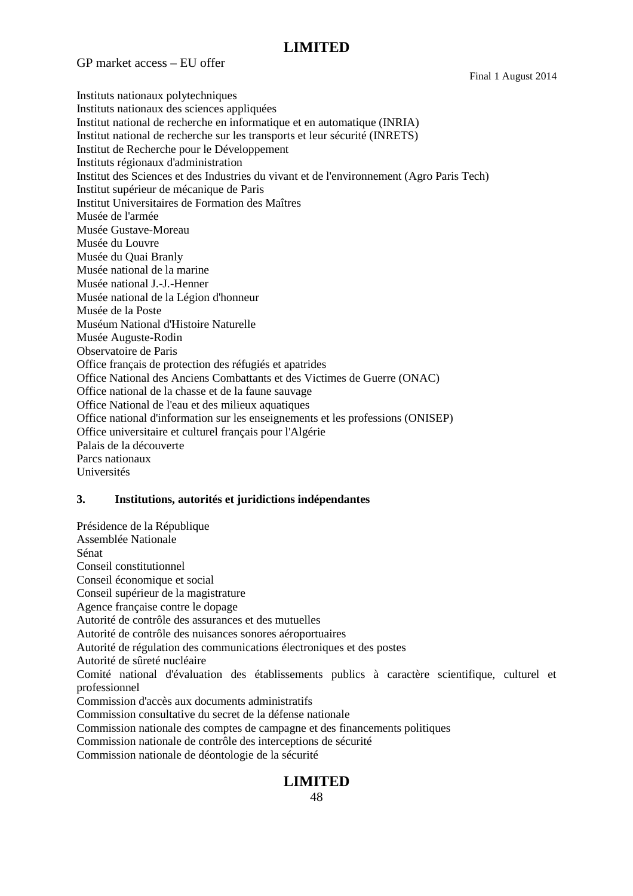Instituts nationaux polytechniques
Instituts nationaux des sciences appliquées
Institut national de recherche en informatique et en automatique (INRIA)
Institut national de recherche sur les transports et leur sécurité (INRETS)
Institut de Recherche pour le Développement
Instituts régionaux d'administration
Institut des Sciences et des Industries du vivant et de l'environnement (Agro Paris Tech)
Institut supérieur de mécanique de Paris
Institut Universitaires de Formation des Maîtres
Musée de l'armée
Musée Gustave-Moreau
Musée du Louvre
Musée du Quai Branly
Musée national de la marine
Musée national J.-J.-Henner
Musée national de la Légion d'honneur
Musée de la Poste
Muséum National d'Histoire Naturelle
Musée Auguste-Rodin
Observatoire de Paris
Office français de protection des réfugiés et apatrides
Office National des Anciens Combattants et des Victimes de Guerre (ONAC)
Office national de la chasse et de la faune sauvage
Office National de l'eau et des milieux aquatiques
Office national d'information sur les enseignements et les professions (ONISEP)
Office universitaire et culturel français pour l'Algérie
Palais de la découverte
Parcs nationaux
Universités

### 3. Institutions, autorités et juridictions indépendantes

Présidence de la République
Assemblée Nationale
Sénat
Conseil constitutionnel
Conseil économique et social
Conseil supérieur de la magistrature
Agence française contre le dopage
Autorité de contrôle des assurances et des mutuelles
Autorité de contrôle des nuisances sonores aéroportuaires
Autorité de régulation des communications électroniques et des postes
Autorité de sûreté nucléaire
Comité national d'évaluation des établissements publics à caractère scientifique, culturel et professionnel
Commission d'accès aux documents administratifs
Commission consultative du secret de la défense nationale
Commission nationale des comptes de campagne et des financements politiques
Commission nationale de contrôle des interceptions de sécurité
Commission nationale de déontologie de la sécurité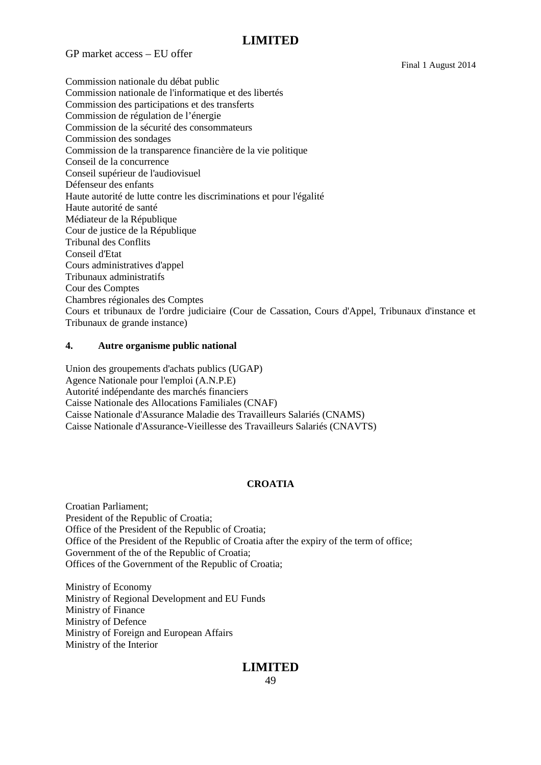Commission nationale du débat public
Commission nationale de l'informatique et des libertés
Commission des participations et des transferts
Commission de régulation de l'énergie
Commission de la sécurité des consommateurs
Commission des sondages
Commission de la transparence financière de la vie politique
Conseil de la concurrence
Conseil supérieur de l'audiovisuel
Défenseur des enfants
Haute autorité de lutte contre les discriminations et pour l'égalité
Haute autorité de santé
Médiateur de la République
Cour de justice de la République
Tribunal des Conflits
Conseil d'Etat
Cours administratives d'appel
Tribunaux administratifs
Cour des Comptes
Chambres régionales des Comptes
Cours et tribunaux de l'ordre judiciaire (Cour de Cassation, Cours d'Appel, Tribunaux d'instance et Tribunaux de grande instance)

**4. Autre organisme public national**

Union des groupements d'achats publics (UGAP)
Agence Nationale pour l'emploi (A.N.P.E)
Autorité indépendante des marchés financiers
Caisse Nationale des Allocations Familiales (CNAF)
Caisse Nationale d'Assurance Maladie des Travailleurs Salariés (CNAMS)
Caisse Nationale d'Assurance-Vieillesse des Travailleurs Salariés (CNAVTS)

**CROATIA**

Croatian Parliament;
President of the Republic of Croatia;
Office of the President of the Republic of Croatia;
Office of the President of the Republic of Croatia after the expiry of the term of office;
Government of the of the Republic of Croatia;
Offices of the Government of the Republic of Croatia;

Ministry of Economy
Ministry of Regional Development and EU Funds
Ministry of Finance
Ministry of Defence
Ministry of Foreign and European Affairs
Ministry of the Interior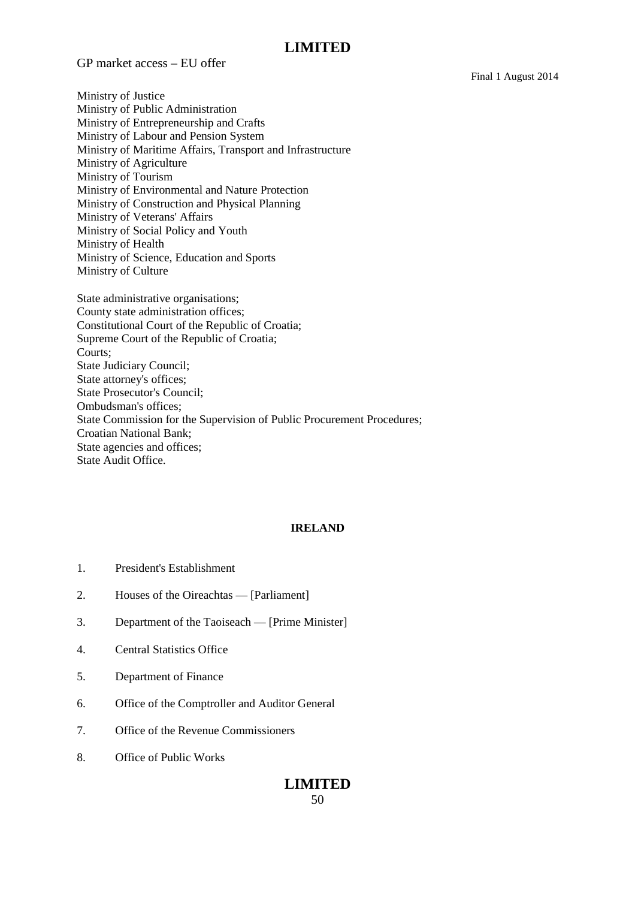Ministry of Justice
Ministry of Public Administration
Ministry of Entrepreneurship and Crafts
Ministry of Labour and Pension System
Ministry of Maritime Affairs, Transport and Infrastructure
Ministry of Agriculture
Ministry of Tourism
Ministry of Environmental and Nature Protection
Ministry of Construction and Physical Planning
Ministry of Veterans' Affairs
Ministry of Social Policy and Youth
Ministry of Health
Ministry of Science, Education and Sports
Ministry of Culture

State administrative organisations;
County state administration offices;
Constitutional Court of the Republic of Croatia;
Supreme Court of the Republic of Croatia;
Courts;
State Judiciary Council;
State attorney's offices;
State Prosecutor's Council;
Ombudsman's offices;
State Commission for the Supervision of Public Procurement Procedures;
Croatian National Bank;
State agencies and offices;
State Audit Office.

## IRELAND

1. President's Establishment
2. Houses of the Oireachtas — [Parliament]
3. Department of the Taoiseach — [Prime Minister]
4. Central Statistics Office
5. Department of Finance
6. Office of the Comptroller and Auditor General
7. Office of the Revenue Commissioners
8. Office of Public Works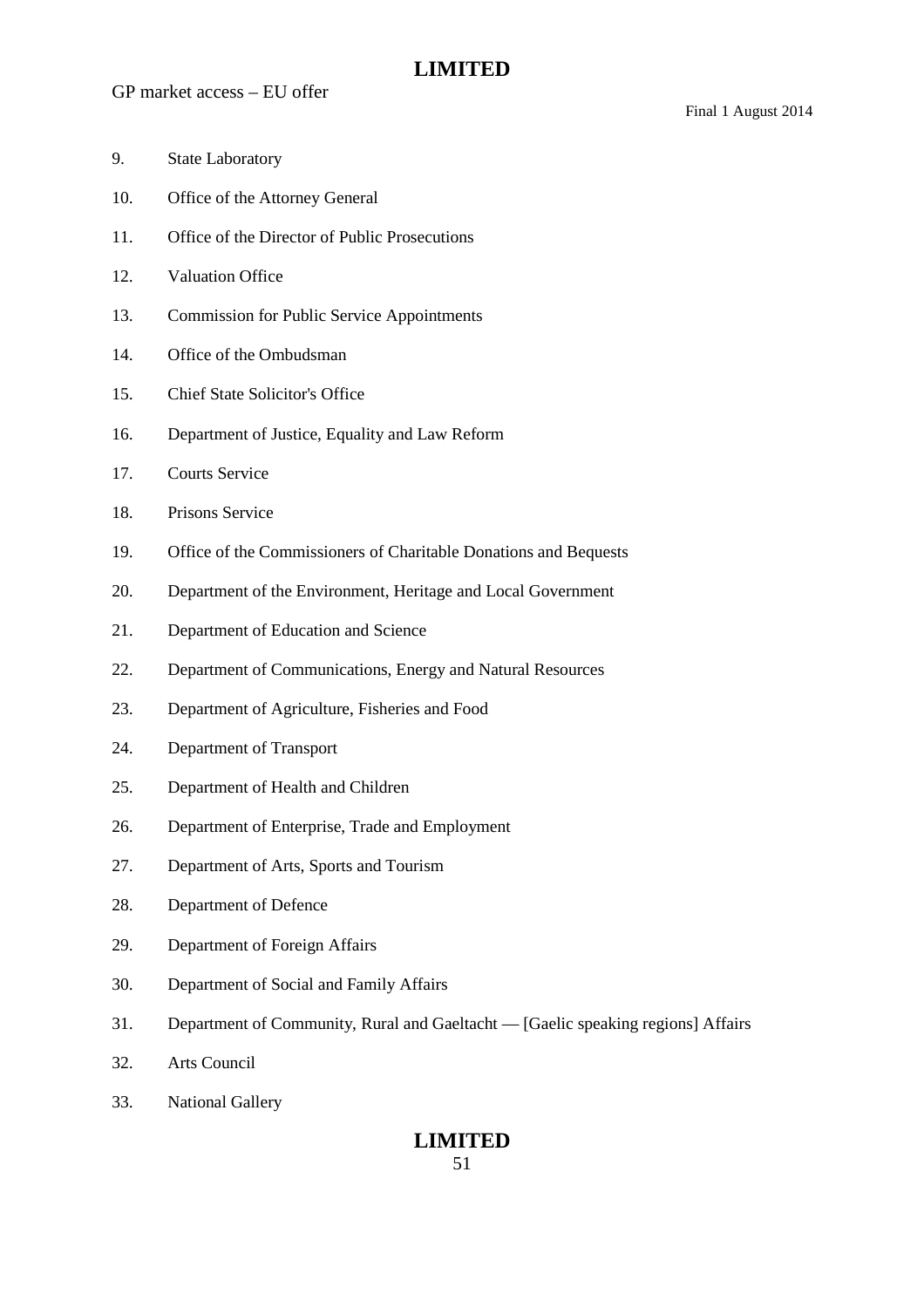9. State Laboratory
10. Office of the Attorney General
11. Office of the Director of Public Prosecutions
12. Valuation Office
13. Commission for Public Service Appointments
14. Office of the Ombudsman
15. Chief State Solicitor's Office
16. Department of Justice, Equality and Law Reform
17. Courts Service
18. Prisons Service
19. Office of the Commissioners of Charitable Donations and Bequests
20. Department of the Environment, Heritage and Local Government
21. Department of Education and Science
22. Department of Communications, Energy and Natural Resources
23. Department of Agriculture, Fisheries and Food
24. Department of Transport
25. Department of Health and Children
26. Department of Enterprise, Trade and Employment
27. Department of Arts, Sports and Tourism
28. Department of Defence
29. Department of Foreign Affairs
30. Department of Social and Family Affairs
31. Department of Community, Rural and Gaeltacht — [Gaelic speaking regions] Affairs
32. Arts Council
33. National Gallery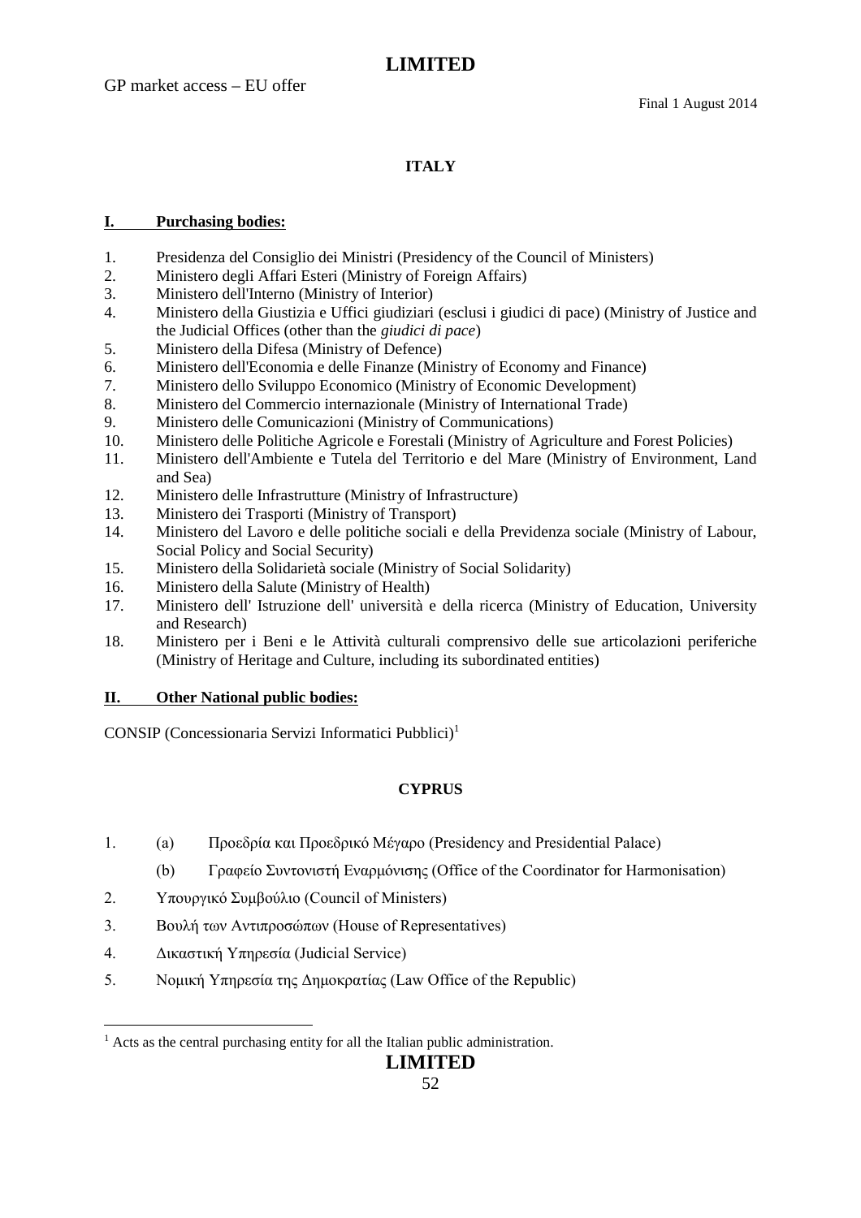## ITALY

### I. Purchasing bodies:

1. Presidenza del Consiglio dei Ministri (Presidency of the Council of Ministers)
2. Ministero degli Affari Esteri (Ministry of Foreign Affairs)
3. Ministero dell'Interno (Ministry of Interior)
4. Ministero della Giustizia e Uffici giudiziari (esclusi i giudici di pace) (Ministry of Justice and the Judicial Offices (other than the *giudici di pace*)
5. Ministero della Difesa (Ministry of Defence)
6. Ministero dell'Economia e delle Finanze (Ministry of Economy and Finance)
7. Ministero dello Sviluppo Economico (Ministry of Economic Development)
8. Ministero del Commercio internazionale (Ministry of International Trade)
9. Ministero delle Comunicazioni (Ministry of Communications)
10. Ministero delle Politiche Agricole e Forestali (Ministry of Agriculture and Forest Policies)
11. Ministero dell'Ambiente e Tutela del Territorio e del Mare (Ministry of Environment, Land and Sea)
12. Ministero delle Infrastrutture (Ministry of Infrastructure)
13. Ministero dei Trasporti (Ministry of Transport)
14. Ministero del Lavoro e delle politiche sociali e della Previdenza sociale (Ministry of Labour, Social Policy and Social Security)
15. Ministero della Solidarietà sociale (Ministry of Social Solidarity)
16. Ministero della Salute (Ministry of Health)
17. Ministero dell' Istruzione dell' università e della ricerca (Ministry of Education, University and Research)
18. Ministero per i Beni e le Attività culturali comprensivo delle sue articolazioni periferiche (Ministry of Heritage and Culture, including its subordinated entities)

### II. Other National public bodies:

CONSIP (Concessionaria Servizi Informatici Pubblici)[1]

## CYPRUS

1. (a) Προεδρία και Προεδρικό Μέγαρο (Presidency and Presidential Palace)

   (b) Γραφείο Συντονιστή Εναρμόνισης (Office of the Coordinator for Harmonisation)

2. Υπουργικό Συμβούλιο (Council of Ministers)
3. Βουλή των Αντιπροσώπων (House of Representatives)
4. Δικαστική Υπηρεσία (Judicial Service)
5. Νομική Υπηρεσία της Δημοκρατίας (Law Office of the Republic)

[1] Acts as the central purchasing entity for all the Italian public administration.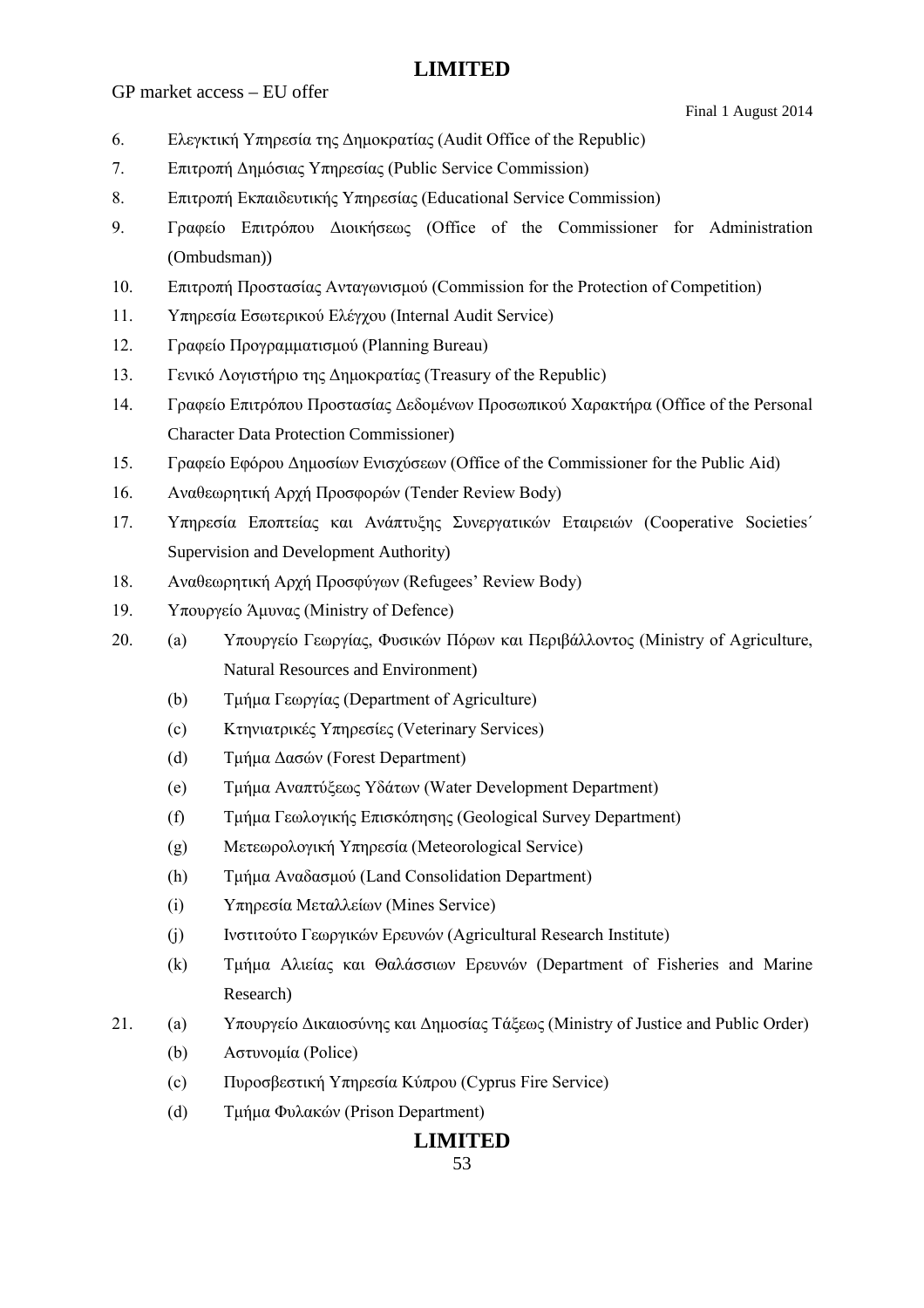6. Ελεγκτική Υπηρεσία της Δημοκρατίας (Audit Office of the Republic)
7. Επιτροπή Δημόσιας Υπηρεσίας (Public Service Commission)
8. Επιτροπή Εκπαιδευτικής Υπηρεσίας (Educational Service Commission)
9. Γραφείο Επιτρόπου Διοικήσεως (Office of the Commissioner for Administration (Ombudsman))
10. Επιτροπή Προστασίας Ανταγωνισμού (Commission for the Protection of Competition)
11. Υπηρεσία Εσωτερικού Ελέγχου (Internal Audit Service)
12. Γραφείο Προγραμματισμού (Planning Bureau)
13. Γενικό Λογιστήριο της Δημοκρατίας (Treasury of the Republic)
14. Γραφείο Επιτρόπου Προστασίας Δεδομένων Προσωπικού Χαρακτήρα (Office of the Personal Character Data Protection Commissioner)
15. Γραφείο Εφόρου Δημοσίων Ενισχύσεων (Office of the Commissioner for the Public Aid)
16. Αναθεωρητική Αρχή Προσφορών (Tender Review Body)
17. Υπηρεσία Εποπτείας και Ανάπτυξης Συνεργατικών Εταιρειών (Cooperative Societies΄ Supervision and Development Authority)
18. Αναθεωρητική Αρχή Προσφύγων (Refugees' Review Body)
19. Υπουργείο Άμυνας (Ministry of Defence)
20. (a) Υπουργείο Γεωργίας, Φυσικών Πόρων και Περιβάλλοντος (Ministry of Agriculture, Natural Resources and Environment)
    (b) Τμήμα Γεωργίας (Department of Agriculture)
    (c) Κτηνιατρικές Υπηρεσίες (Veterinary Services)
    (d) Τμήμα Δασών (Forest Department)
    (e) Τμήμα Αναπτύξεως Υδάτων (Water Development Department)
    (f) Τμήμα Γεωλογικής Επισκόπησης (Geological Survey Department)
    (g) Μετεωρολογική Υπηρεσία (Meteorological Service)
    (h) Τμήμα Αναδασμού (Land Consolidation Department)
    (i) Υπηρεσία Μεταλλείων (Mines Service)
    (j) Ινστιτούτο Γεωργικών Ερευνών (Agricultural Research Institute)
    (k) Τμήμα Αλιείας και Θαλάσσιων Ερευνών (Department of Fisheries and Marine Research)
21. (a) Υπουργείο Δικαιοσύνης και Δημοσίας Τάξεως (Ministry of Justice and Public Order)
    (b) Αστυνομία (Police)
    (c) Πυροσβεστική Υπηρεσία Κύπρου (Cyprus Fire Service)
    (d) Τμήμα Φυλακών (Prison Department)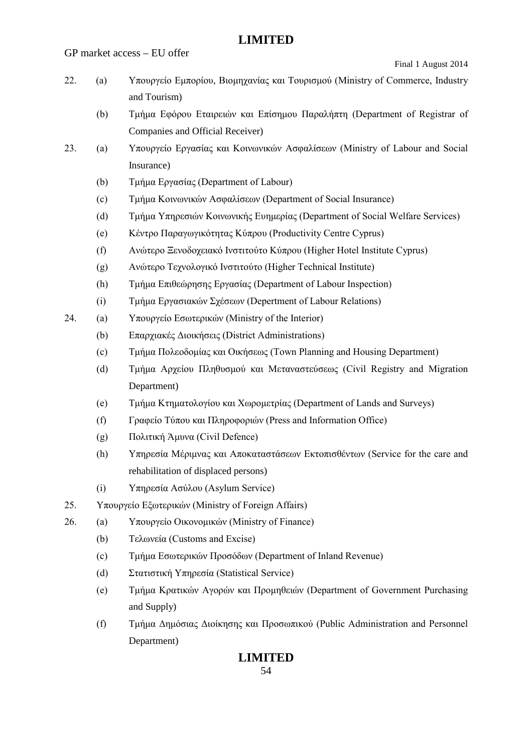22. (a) Υπουργείο Εμπορίου, Βιομηχανίας και Τουρισμού (Ministry of Commerce, Industry and Tourism)
    (b) Τμήμα Εφόρου Εταιρειών και Επίσημου Παραλήπτη (Department of Registrar of Companies and Official Receiver)
23. (a) Υπουργείο Εργασίας και Κοινωνικών Ασφαλίσεων (Ministry of Labour and Social Insurance)
    (b) Τμήμα Εργασίας (Department of Labour)
    (c) Τμήμα Κοινωνικών Ασφαλίσεων (Department of Social Insurance)
    (d) Τμήμα Υπηρεσιών Κοινωνικής Ευημερίας (Department of Social Welfare Services)
    (e) Κέντρο Παραγωγικότητας Κύπρου (Productivity Centre Cyprus)
    (f) Ανώτερο Ξενοδοχειακό Ινστιτούτο Κύπρου (Higher Hotel Institute Cyprus)
    (g) Ανώτερο Τεχνολογικό Ινστιτούτο (Higher Technical Institute)
    (h) Τμήμα Επιθεώρησης Εργασίας (Department of Labour Inspection)
    (i) Τμήμα Εργασιακών Σχέσεων (Depertment of Labour Relations)
24. (a) Υπουργείο Εσωτερικών (Ministry of the Interior)
    (b) Επαρχιακές Διοικήσεις (District Administrations)
    (c) Τμήμα Πολεοδομίας και Οικήσεως (Town Planning and Housing Department)
    (d) Τμήμα Αρχείου Πληθυσμού και Μεταναστεύσεως (Civil Registry and Migration Department)
    (e) Τμήμα Κτηματολογίου και Χωρομετρίας (Department of Lands and Surveys)
    (f) Γραφείο Τύπου και Πληροφοριών (Press and Information Office)
    (g) Πολιτική Άμυνα (Civil Defence)
    (h) Υπηρεσία Μέριμνας και Αποκαταστάσεων Εκτοπισθέντων (Service for the care and rehabilitation of displaced persons)
    (i) Υπηρεσία Ασύλου (Asylum Service)
25. Υπουργείο Εξωτερικών (Ministry of Foreign Affairs)
26. (a) Υπουργείο Οικονομικών (Ministry of Finance)
    (b) Τελωνεία (Customs and Excise)
    (c) Τμήμα Εσωτερικών Προσόδων (Department of Inland Revenue)
    (d) Στατιστική Υπηρεσία (Statistical Service)
    (e) Τμήμα Κρατικών Αγορών και Προμηθειών (Department of Government Purchasing and Supply)
    (f) Τμήμα Δημόσιας Διοίκησης και Προσωπικού (Public Administration and Personnel Department)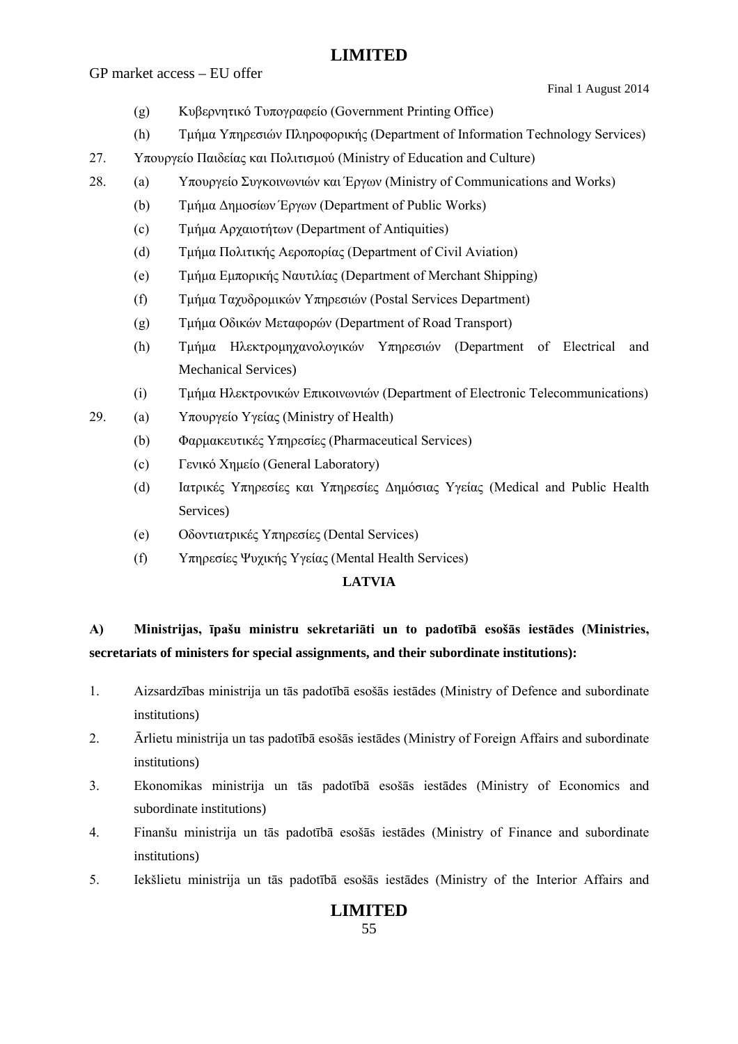(g) Κυβερνητικό Τυπογραφείο (Government Printing Office)

(h) Τμήμα Υπηρεσιών Πληροφορικής (Department of Information Technology Services)

27. Υπουργείο Παιδείας και Πολιτισμού (Ministry of Education and Culture)

28. (a) Υπουργείο Συγκοινωνιών και Έργων (Ministry of Communications and Works)

(b) Τμήμα Δημοσίων Έργων (Department of Public Works)

(c) Τμήμα Αρχαιοτήτων (Department of Antiquities)

(d) Τμήμα Πολιτικής Αεροπορίας (Department of Civil Aviation)

(e) Τμήμα Εμπορικής Ναυτιλίας (Department of Merchant Shipping)

(f) Τμήμα Ταχυδρομικών Υπηρεσιών (Postal Services Department)

(g) Τμήμα Οδικών Μεταφορών (Department of Road Transport)

(h) Τμήμα Ηλεκτρομηχανολογικών Υπηρεσιών (Department of Electrical and Mechanical Services)

(i) Τμήμα Ηλεκτρονικών Επικοινωνιών (Department of Electronic Telecommunications)

29. (a) Υπουργείο Υγείας (Ministry of Health)

(b) Φαρμακευτικές Υπηρεσίες (Pharmaceutical Services)

(c) Γενικό Χημείο (General Laboratory)

(d) Ιατρικές Υπηρεσίες και Υπηρεσίες Δημόσιας Υγείας (Medical and Public Health Services)

(e) Οδοντιατρικές Υπηρεσίες (Dental Services)

(f) Υπηρεσίες Ψυχικής Υγείας (Mental Health Services)

## LATVIA

**A) Ministrijas, īpašu ministru sekretariāti un to padotībā esošās iestādes (Ministries, secretariats of ministers for special assignments, and their subordinate institutions):**

1. Aizsardzības ministrija un tās padotībā esošās iestādes (Ministry of Defence and subordinate institutions)
2. Ārlietu ministrija un tas padotībā esošās iestādes (Ministry of Foreign Affairs and subordinate institutions)
3. Ekonomikas ministrija un tās padotībā esošās iestādes (Ministry of Economics and subordinate institutions)
4. Finanšu ministrija un tās padotībā esošās iestādes (Ministry of Finance and subordinate institutions)
5. Iekšlietu ministrija un tās padotībā esošās iestādes (Ministry of the Interior Affairs and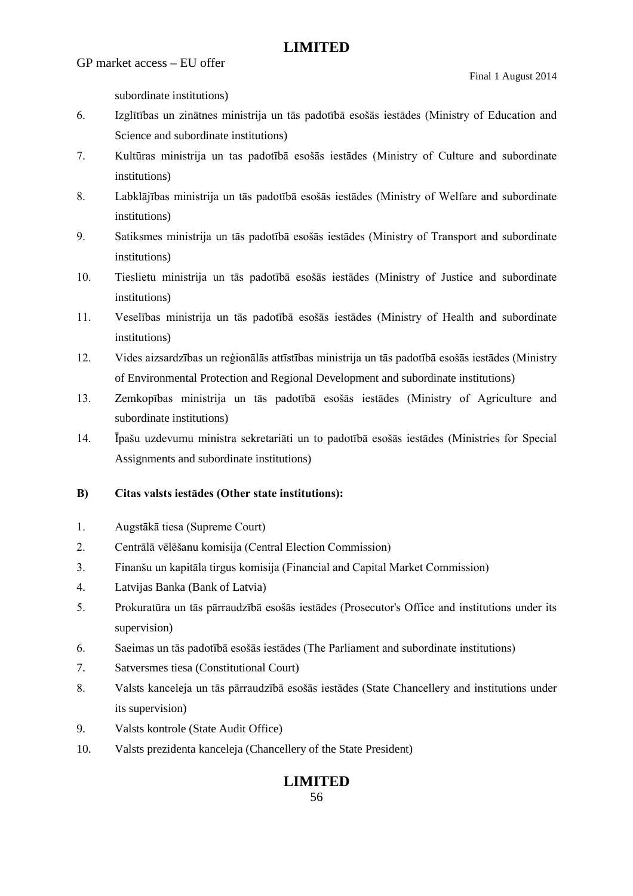subordinate institutions)

6. Izglītības un zinātnes ministrija un tās padotībā esošās iestādes (Ministry of Education and Science and subordinate institutions)
7. Kultūras ministrija un tas padotībā esošās iestādes (Ministry of Culture and subordinate institutions)
8. Labklājības ministrija un tās padotībā esošās iestādes (Ministry of Welfare and subordinate institutions)
9. Satiksmes ministrija un tās padotībā esošās iestādes (Ministry of Transport and subordinate institutions)
10. Tieslietu ministrija un tās padotībā esošās iestādes (Ministry of Justice and subordinate institutions)
11. Veselības ministrija un tās padotībā esošās iestādes (Ministry of Health and subordinate institutions)
12. Vides aizsardzības un reģionālās attīstības ministrija un tās padotībā esošās iestādes (Ministry of Environmental Protection and Regional Development and subordinate institutions)
13. Zemkopības ministrija un tās padotībā esošās iestādes (Ministry of Agriculture and subordinate institutions)
14. Īpašu uzdevumu ministra sekretariāti un to padotībā esošās iestādes (Ministries for Special Assignments and subordinate institutions)

**B) Citas valsts iestādes (Other state institutions):**

1. Augstākā tiesa (Supreme Court)
2. Centrālā vēlēšanu komisija (Central Election Commission)
3. Finanšu un kapitāla tirgus komisija (Financial and Capital Market Commission)
4. Latvijas Banka (Bank of Latvia)
5. Prokuratūra un tās pārraudzībā esošās iestādes (Prosecutor's Office and institutions under its supervision)
6. Saeimas un tās padotībā esošās iestādes (The Parliament and subordinate institutions)
7. Satversmes tiesa (Constitutional Court)
8. Valsts kanceleja un tās pārraudzībā esošās iestādes (State Chancellery and institutions under its supervision)
9. Valsts kontrole (State Audit Office)
10. Valsts prezidenta kanceleja (Chancellery of the State President)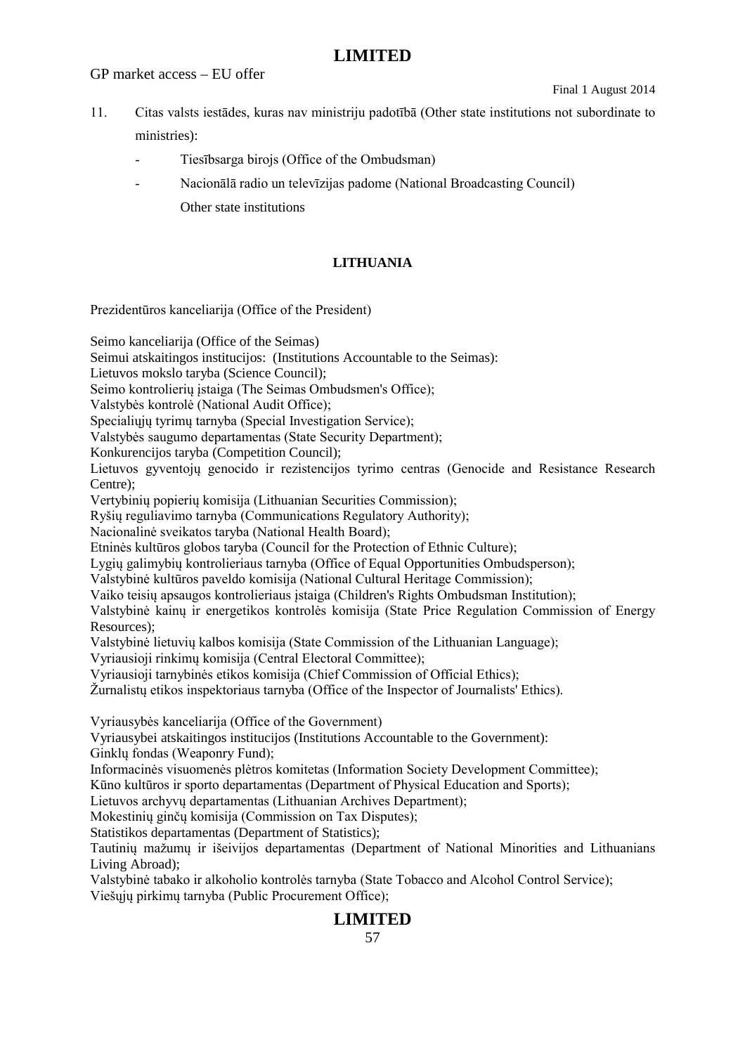11. Citas valsts iestādes, kuras nav ministriju padotībā (Other state institutions not subordinate to ministries):

    - Tiesībsarga birojs (Office of the Ombudsman)
    - Nacionālā radio un televīzijas padome (National Broadcasting Council)

    Other state institutions

**LITHUANIA**

Prezidentūros kanceliarija (Office of the President)

Seimo kanceliarija (Office of the Seimas)
Seimui atskaitingos institucijos: (Institutions Accountable to the Seimas):
Lietuvos mokslo taryba (Science Council);
Seimo kontrolierių įstaiga (The Seimas Ombudsmen's Office);
Valstybės kontrolė (National Audit Office);
Specialiųjų tyrimų tarnyba (Special Investigation Service);
Valstybės saugumo departamentas (State Security Department);
Konkurencijos taryba (Competition Council);
Lietuvos gyventojų genocido ir rezistencijos tyrimo centras (Genocide and Resistance Research Centre);
Vertybinių popierių komisija (Lithuanian Securities Commission);
Ryšių reguliavimo tarnyba (Communications Regulatory Authority);
Nacionalinė sveikatos taryba (National Health Board);
Etninės kultūros globos taryba (Council for the Protection of Ethnic Culture);
Lygių galimybių kontrolieriaus tarnyba (Office of Equal Opportunities Ombudsperson);
Valstybinė kultūros paveldo komisija (National Cultural Heritage Commission);
Vaiko teisių apsaugos kontrolieriaus įstaiga (Children's Rights Ombudsman Institution);
Valstybinė kainų ir energetikos kontrolės komisija (State Price Regulation Commission of Energy Resources);
Valstybinė lietuvių kalbos komisija (State Commission of the Lithuanian Language);
Vyriausioji rinkimų komisija (Central Electoral Committee);
Vyriausioji tarnybinės etikos komisija (Chief Commission of Official Ethics);
Žurnalistų etikos inspektoriaus tarnyba (Office of the Inspector of Journalists' Ethics).

Vyriausybės kanceliarija (Office of the Government)
Vyriausybei atskaitingos institucijos (Institutions Accountable to the Government):
Ginklų fondas (Weaponry Fund);
Informacinės visuomenės plėtros komitetas (Information Society Development Committee);
Kūno kultūros ir sporto departamentas (Department of Physical Education and Sports);
Lietuvos archyvų departamentas (Lithuanian Archives Department);
Mokestinių ginčų komisija (Commission on Tax Disputes);
Statistikos departamentas (Department of Statistics);
Tautinių mažumų ir išeivijos departamentas (Department of National Minorities and Lithuanians Living Abroad);
Valstybinė tabako ir alkoholio kontrolės tarnyba (State Tobacco and Alcohol Control Service);
Viešųjų pirkimų tarnyba (Public Procurement Office);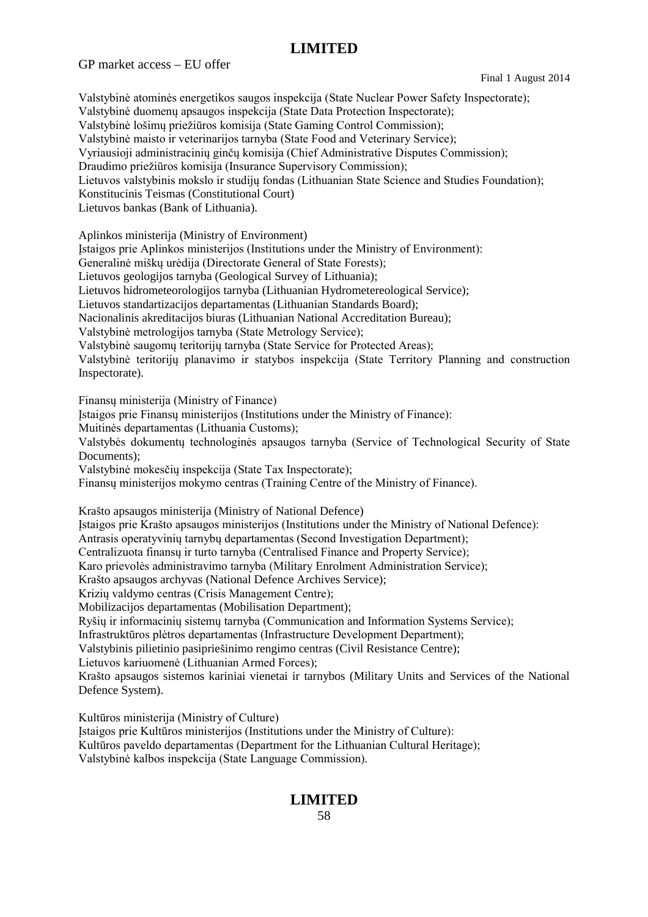Valstybinė atominės energetikos saugos inspekcija (State Nuclear Power Safety Inspectorate);
Valstybinė duomenų apsaugos inspekcija (State Data Protection Inspectorate);
Valstybinė lošimų priežiūros komisija (State Gaming Control Commission);
Valstybinė maisto ir veterinarijos tarnyba (State Food and Veterinary Service);
Vyriausioji administracinių ginčų komisija (Chief Administrative Disputes Commission);
Draudimo priežiūros komisija (Insurance Supervisory Commission);
Lietuvos valstybinis mokslo ir studijų fondas (Lithuanian State Science and Studies Foundation);
Konstitucinis Teismas (Constitutional Court)
Lietuvos bankas (Bank of Lithuania).

Aplinkos ministerija (Ministry of Environment)
Įstaigos prie Aplinkos ministerijos (Institutions under the Ministry of Environment):
Generalinė miškų urėdija (Directorate General of State Forests);
Lietuvos geologijos tarnyba (Geological Survey of Lithuania);
Lietuvos hidrometeorologijos tarnyba (Lithuanian Hydrometereological Service);
Lietuvos standartizacijos departamentas (Lithuanian Standards Board);
Nacionalinis akreditacijos biuras (Lithuanian National Accreditation Bureau);
Valstybinė metrologijos tarnyba (State Metrology Service);
Valstybinė saugomų teritorijų tarnyba (State Service for Protected Areas);
Valstybinė teritorijų planavimo ir statybos inspekcija (State Territory Planning and construction Inspectorate).

Finansų ministerija (Ministry of Finance)
Įstaigos prie Finansų ministerijos (Institutions under the Ministry of Finance):
Muitinės departamentas (Lithuania Customs);
Valstybės dokumentų technologinės apsaugos tarnyba (Service of Technological Security of State Documents);
Valstybinė mokesčių inspekcija (State Tax Inspectorate);
Finansų ministerijos mokymo centras (Training Centre of the Ministry of Finance).

Krašto apsaugos ministerija (Ministry of National Defence)
Įstaigos prie Krašto apsaugos ministerijos (Institutions under the Ministry of National Defence):
Antrasis operatyvinių tarnybų departamentas (Second Investigation Department);
Centralizuota finansų ir turto tarnyba (Centralised Finance and Property Service);
Karo prievolės administravimo tarnyba (Military Enrolment Administration Service);
Krašto apsaugos archyvas (National Defence Archives Service);
Krizių valdymo centras (Crisis Management Centre);
Mobilizacijos departamentas (Mobilisation Department);
Ryšių ir informacinių sistemų tarnyba (Communication and Information Systems Service);
Infrastruktūros plėtros departamentas (Infrastructure Development Department);
Valstybinis pilietinio pasipriešinimo rengimo centras (Civil Resistance Centre);
Lietuvos kariuomenė (Lithuanian Armed Forces);
Krašto apsaugos sistemos kariniai vienetai ir tarnybos (Military Units and Services of the National Defence System).

Kultūros ministerija (Ministry of Culture)
Įstaigos prie Kultūros ministerijos (Institutions under the Ministry of Culture):
Kultūros paveldo departamentas (Department for the Lithuanian Cultural Heritage);
Valstybinė kalbos inspekcija (State Language Commission).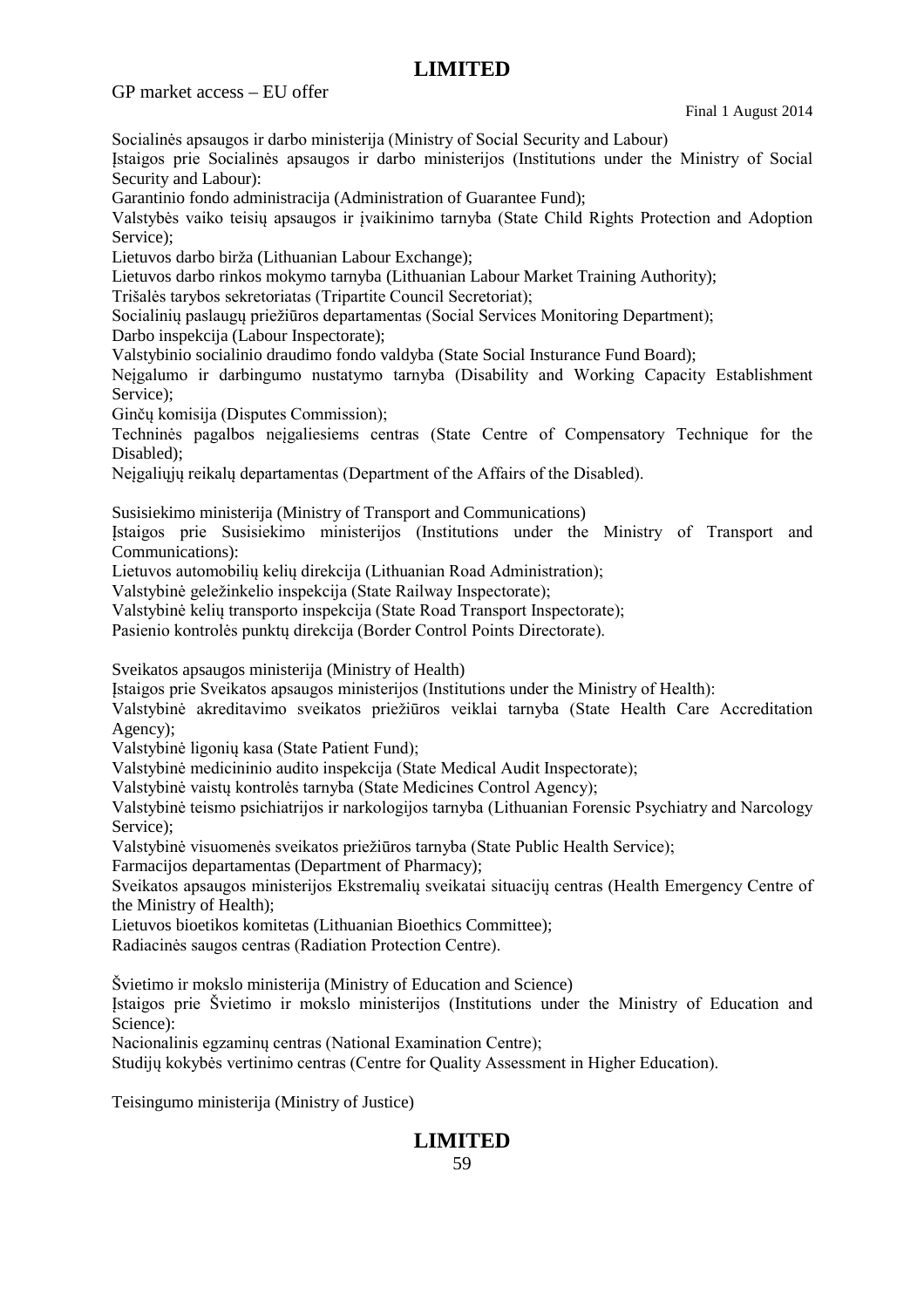Socialinės apsaugos ir darbo ministerija (Ministry of Social Security and Labour)

Įstaigos prie Socialinės apsaugos ir darbo ministerijos (Institutions under the Ministry of Social Security and Labour):

Garantinio fondo administracija (Administration of Guarantee Fund);

Valstybės vaiko teisių apsaugos ir įvaikinimo tarnyba (State Child Rights Protection and Adoption Service);

Lietuvos darbo birža (Lithuanian Labour Exchange);

Lietuvos darbo rinkos mokymo tarnyba (Lithuanian Labour Market Training Authority);

Trišalės tarybos sekretoriatas (Tripartite Council Secretoriat);

Socialinių paslaugų priežiūros departamentas (Social Services Monitoring Department);

Darbo inspekcija (Labour Inspectorate);

Valstybinio socialinio draudimo fondo valdyba (State Social Insturance Fund Board);

Neįgalumo ir darbingumo nustatymo tarnyba (Disability and Working Capacity Establishment Service);

Ginčų komisija (Disputes Commission);

Techninės pagalbos neįgaliesiems centras (State Centre of Compensatory Technique for the Disabled);

Neįgaliųjų reikalų departamentas (Department of the Affairs of the Disabled).

Susisiekimo ministerija (Ministry of Transport and Communications)

Įstaigos prie Susisiekimo ministerijos (Institutions under the Ministry of Transport and Communications):

Lietuvos automobilių kelių direkcija (Lithuanian Road Administration);

Valstybinė geležinkelio inspekcija (State Railway Inspectorate);

Valstybinė kelių transporto inspekcija (State Road Transport Inspectorate);

Pasienio kontrolės punktų direkcija (Border Control Points Directorate).

Sveikatos apsaugos ministerija (Ministry of Health)

Įstaigos prie Sveikatos apsaugos ministerijos (Institutions under the Ministry of Health):

Valstybinė akreditavimo sveikatos priežiūros veiklai tarnyba (State Health Care Accreditation Agency);

Valstybinė ligonių kasa (State Patient Fund);

Valstybinė medicininio audito inspekcija (State Medical Audit Inspectorate);

Valstybinė vaistų kontrolės tarnyba (State Medicines Control Agency);

Valstybinė teismo psichiatrijos ir narkologijos tarnyba (Lithuanian Forensic Psychiatry and Narcology Service);

Valstybinė visuomenės sveikatos priežiūros tarnyba (State Public Health Service);

Farmacijos departamentas (Department of Pharmacy);

Sveikatos apsaugos ministerijos Ekstremalių sveikatai situacijų centras (Health Emergency Centre of the Ministry of Health);

Lietuvos bioetikos komitetas (Lithuanian Bioethics Committee);

Radiacinės saugos centras (Radiation Protection Centre).

Švietimo ir mokslo ministerija (Ministry of Education and Science)

Įstaigos prie Švietimo ir mokslo ministerijos (Institutions under the Ministry of Education and Science):

Nacionalinis egzaminų centras (National Examination Centre);

Studijų kokybės vertinimo centras (Centre for Quality Assessment in Higher Education).

Teisingumo ministerija (Ministry of Justice)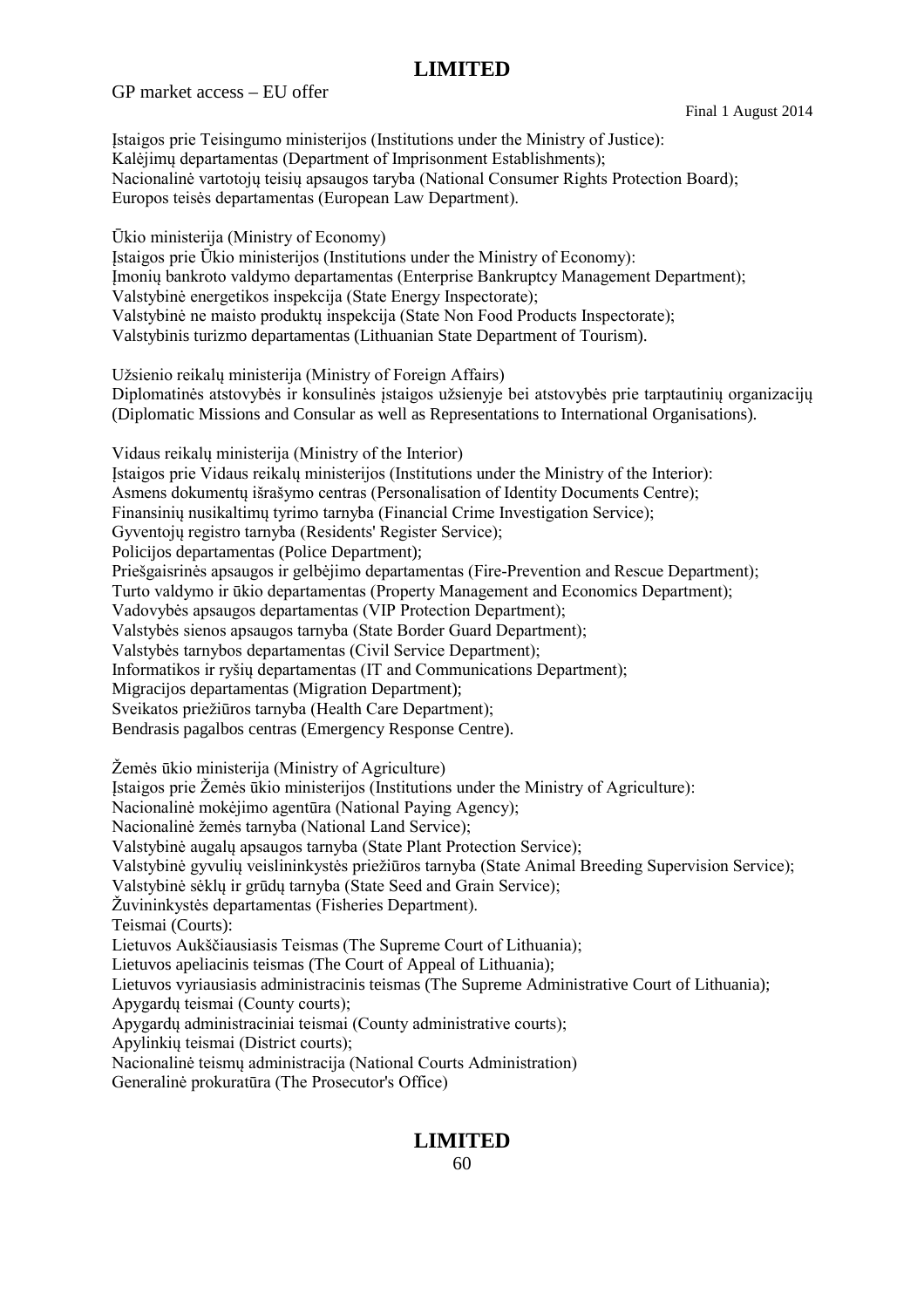Įstaigos prie Teisingumo ministerijos (Institutions under the Ministry of Justice):
Kalėjimų departamentas (Department of Imprisonment Establishments);
Nacionalinė vartotojų teisių apsaugos taryba (National Consumer Rights Protection Board);
Europos teisės departamentas (European Law Department).

Ūkio ministerija (Ministry of Economy)
Įstaigos prie Ūkio ministerijos (Institutions under the Ministry of Economy):
Įmonių bankroto valdymo departamentas (Enterprise Bankruptcy Management Department);
Valstybinė energetikos inspekcija (State Energy Inspectorate);
Valstybinė ne maisto produktų inspekcija (State Non Food Products Inspectorate);
Valstybinis turizmo departamentas (Lithuanian State Department of Tourism).

Užsienio reikalų ministerija (Ministry of Foreign Affairs)
Diplomatinės atstovybės ir konsulinės įstaigos užsienyje bei atstovybės prie tarptautinių organizacijų (Diplomatic Missions and Consular as well as Representations to International Organisations).

Vidaus reikalų ministerija (Ministry of the Interior)
Įstaigos prie Vidaus reikalų ministerijos (Institutions under the Ministry of the Interior):
Asmens dokumentų išrašymo centras (Personalisation of Identity Documents Centre);
Finansinių nusikaltimų tyrimo tarnyba (Financial Crime Investigation Service);
Gyventojų registro tarnyba (Residents' Register Service);
Policijos departamentas (Police Department);
Priešgaisrinės apsaugos ir gelbėjimo departamentas (Fire-Prevention and Rescue Department);
Turto valdymo ir ūkio departamentas (Property Management and Economics Department);
Vadovybės apsaugos departamentas (VIP Protection Department);
Valstybės sienos apsaugos tarnyba (State Border Guard Department);
Valstybės tarnybos departamentas (Civil Service Department);
Informatikos ir ryšių departamentas (IT and Communications Department);
Migracijos departamentas (Migration Department);
Sveikatos priežiūros tarnyba (Health Care Department);
Bendrasis pagalbos centras (Emergency Response Centre).

Žemės ūkio ministerija (Ministry of Agriculture)
Įstaigos prie Žemės ūkio ministerijos (Institutions under the Ministry of Agriculture):
Nacionalinė mokėjimo agentūra (National Paying Agency);
Nacionalinė žemės tarnyba (National Land Service);
Valstybinė augalų apsaugos tarnyba (State Plant Protection Service);
Valstybinė gyvulių veislininkystės priežiūros tarnyba (State Animal Breeding Supervision Service);
Valstybinė sėklų ir grūdų tarnyba (State Seed and Grain Service);
Žuvininkystės departamentas (Fisheries Department).
Teismai (Courts):
Lietuvos Aukščiausiasis Teismas (The Supreme Court of Lithuania);
Lietuvos apeliacinis teismas (The Court of Appeal of Lithuania);
Lietuvos vyriausiasis administracinis teismas (The Supreme Administrative Court of Lithuania);
Apygardų teismai (County courts);
Apygardų administraciniai teismai (County administrative courts);
Apylinkių teismai (District courts);
Nacionalinė teismų administracija (National Courts Administration)
Generalinė prokuratūra (The Prosecutor's Office)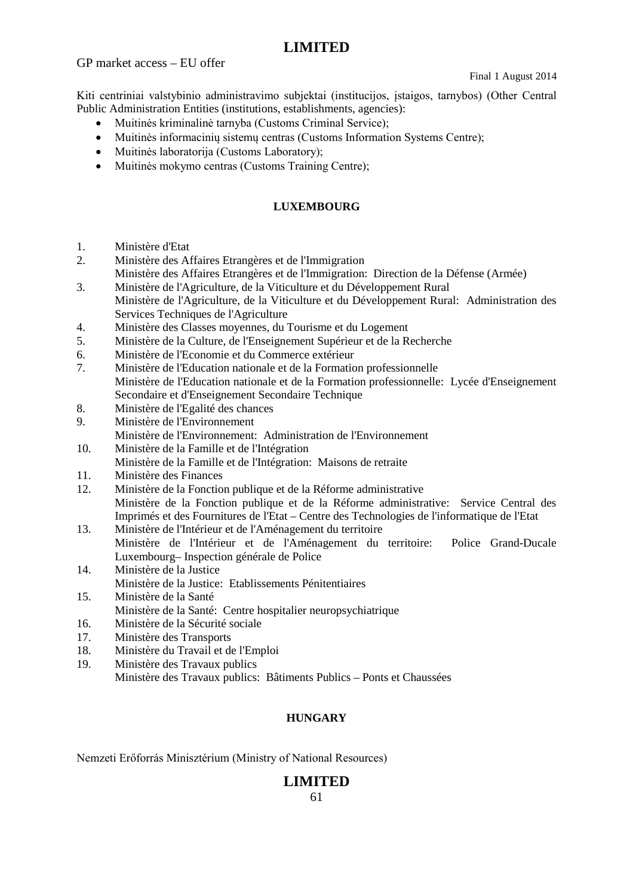Kiti centriniai valstybinio administravimo subjektai (institucijos, įstaigos, tarnybos) (Other Central Public Administration Entities (institutions, establishments, agencies):

- Muitinės kriminalinė tarnyba (Customs Criminal Service);
- Muitinės informacinių sistemų centras (Customs Information Systems Centre);
- Muitinės laboratorija (Customs Laboratory);
- Muitinės mokymo centras (Customs Training Centre);

## LUXEMBOURG

1. Ministère d'Etat
2. Ministère des Affaires Etrangères et de l'Immigration
   Ministère des Affaires Etrangères et de l'Immigration: Direction de la Défense (Armée)
3. Ministère de l'Agriculture, de la Viticulture et du Développement Rural
   Ministère de l'Agriculture, de la Viticulture et du Développement Rural: Administration des Services Techniques de l'Agriculture
4. Ministère des Classes moyennes, du Tourisme et du Logement
5. Ministère de la Culture, de l'Enseignement Supérieur et de la Recherche
6. Ministère de l'Economie et du Commerce extérieur
7. Ministère de l'Education nationale et de la Formation professionnelle
   Ministère de l'Education nationale et de la Formation professionnelle: Lycée d'Enseignement Secondaire et d'Enseignement Secondaire Technique
8. Ministère de l'Egalité des chances
9. Ministère de l'Environnement
   Ministère de l'Environnement: Administration de l'Environnement
10. Ministère de la Famille et de l'Intégration
    Ministère de la Famille et de l'Intégration: Maisons de retraite
11. Ministère des Finances
12. Ministère de la Fonction publique et de la Réforme administrative
    Ministère de la Fonction publique et de la Réforme administrative: Service Central des Imprimés et des Fournitures de l'Etat – Centre des Technologies de l'informatique de l'Etat
13. Ministère de l'Intérieur et de l'Aménagement du territoire
    Ministère de l'Intérieur et de l'Aménagement du territoire: Police Grand-Ducale Luxembourg– Inspection générale de Police
14. Ministère de la Justice
    Ministère de la Justice: Etablissements Pénitentiaires
15. Ministère de la Santé
    Ministère de la Santé: Centre hospitalier neuropsychiatrique
16. Ministère de la Sécurité sociale
17. Ministère des Transports
18. Ministère du Travail et de l'Emploi
19. Ministère des Travaux publics
    Ministère des Travaux publics: Bâtiments Publics – Ponts et Chaussées

## HUNGARY

Nemzeti Erőforrás Minisztérium (Ministry of National Resources)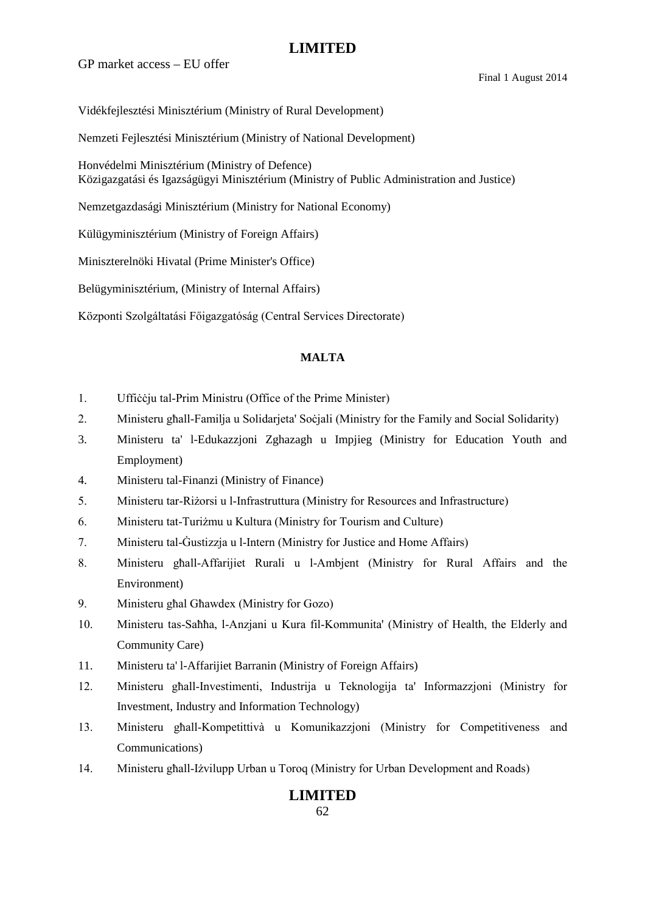Vidékfejlesztési Minisztérium (Ministry of Rural Development)

Nemzeti Fejlesztési Minisztérium (Ministry of National Development)

Honvédelmi Minisztérium (Ministry of Defence)
Közigazgatási és Igazságügyi Minisztérium (Ministry of Public Administration and Justice)

Nemzetgazdasági Minisztérium (Ministry for National Economy)

Külügyminisztérium (Ministry of Foreign Affairs)

Miniszterelnöki Hivatal (Prime Minister's Office)

Belügyminisztérium, (Ministry of Internal Affairs)

Központi Szolgáltatási Főigazgatóság (Central Services Directorate)

**MALTA**

1. Uffiċċju tal-Prim Ministru (Office of the Prime Minister)
2. Ministeru għall-Familja u Solidarjeta' Soċjali (Ministry for the Family and Social Solidarity)
3. Ministeru ta' l-Edukazzjoni Zghazagh u Impjieg (Ministry for Education Youth and Employment)
4. Ministeru tal-Finanzi (Ministry of Finance)
5. Ministeru tar-Riżorsi u l-Infrastruttura (Ministry for Resources and Infrastructure)
6. Ministeru tat-Turiżmu u Kultura (Ministry for Tourism and Culture)
7. Ministeru tal-Ġustizzja u l-Intern (Ministry for Justice and Home Affairs)
8. Ministeru għall-Affarijiet Rurali u l-Ambjent (Ministry for Rural Affairs and the Environment)
9. Ministeru għal Għawdex (Ministry for Gozo)
10. Ministeru tas-Saħħa, l-Anzjani u Kura fil-Kommunita' (Ministry of Health, the Elderly and Community Care)
11. Ministeru ta' l-Affarijiet Barranin (Ministry of Foreign Affairs)
12. Ministeru għall-Investimenti, Industrija u Teknologija ta' Informazzjoni (Ministry for Investment, Industry and Information Technology)
13. Ministeru għall-Kompetittivà u Komunikazzjoni (Ministry for Competitiveness and Communications)
14. Ministeru għall-Iżvilupp Urban u Toroq (Ministry for Urban Development and Roads)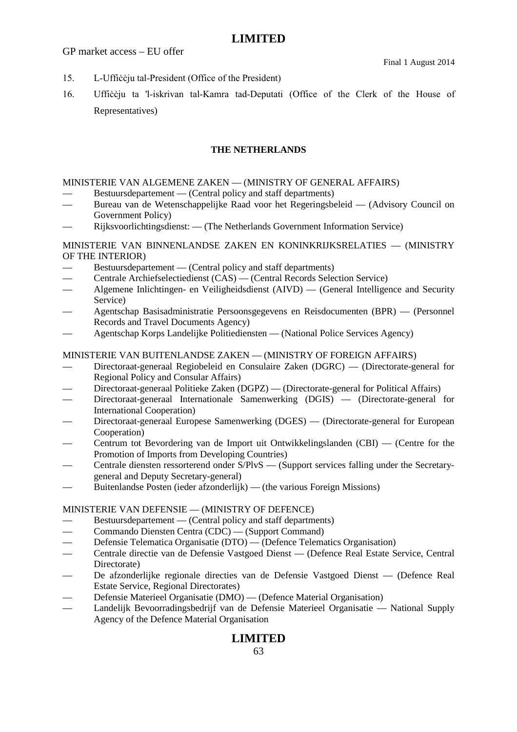15. L-Uffiċċju tal-President (Office of the President)
16. Uffiċċju ta 'l-iskrivan tal-Kamra tad-Deputati (Office of the Clerk of the House of Representatives)

**THE NETHERLANDS**

MINISTERIE VAN ALGEMENE ZAKEN — (MINISTRY OF GENERAL AFFAIRS)

- Bestuursdepartement — (Central policy and staff departments)
- Bureau van de Wetenschappelijke Raad voor het Regeringsbeleid — (Advisory Council on Government Policy)
- Rijksvoorlichtingsdienst: — (The Netherlands Government Information Service)

MINISTERIE VAN BINNENLANDSE ZAKEN EN KONINKRIJKSRELATIES — (MINISTRY OF THE INTERIOR)

- Bestuursdepartement — (Central policy and staff departments)
- Centrale Archiefselectiedienst (CAS) — (Central Records Selection Service)
- Algemene Inlichtingen- en Veiligheidsdienst (AIVD) — (General Intelligence and Security Service)
- Agentschap Basisadministratie Persoonsgegevens en Reisdocumenten (BPR) — (Personnel Records and Travel Documents Agency)
- Agentschap Korps Landelijke Politiediensten — (National Police Services Agency)

MINISTERIE VAN BUITENLANDSE ZAKEN — (MINISTRY OF FOREIGN AFFAIRS)

- Directoraat-generaal Regiobeleid en Consulaire Zaken (DGRC) — (Directorate-general for Regional Policy and Consular Affairs)
- Directoraat-generaal Politieke Zaken (DGPZ) — (Directorate-general for Political Affairs)
- Directoraat-generaal Internationale Samenwerking (DGIS) — (Directorate-general for International Cooperation)
- Directoraat-generaal Europese Samenwerking (DGES) — (Directorate-general for European Cooperation)
- Centrum tot Bevordering van de Import uit Ontwikkelingslanden (CBI) — (Centre for the Promotion of Imports from Developing Countries)
- Centrale diensten ressorterend onder S/PlvS — (Support services falling under the Secretary-general and Deputy Secretary-general)
- Buitenlandse Posten (ieder afzonderlijk) — (the various Foreign Missions)

MINISTERIE VAN DEFENSIE — (MINISTRY OF DEFENCE)

- Bestuursdepartement — (Central policy and staff departments)
- Commando Diensten Centra (CDC) — (Support Command)
- Defensie Telematica Organisatie (DTO) — (Defence Telematics Organisation)
- Centrale directie van de Defensie Vastgoed Dienst — (Defence Real Estate Service, Central Directorate)
- De afzonderlijke regionale directies van de Defensie Vastgoed Dienst — (Defence Real Estate Service, Regional Directorates)
- Defensie Materieel Organisatie (DMO) — (Defence Material Organisation)
- Landelijk Bevoorradingsbedrijf van de Defensie Materieel Organisatie — National Supply Agency of the Defence Material Organisation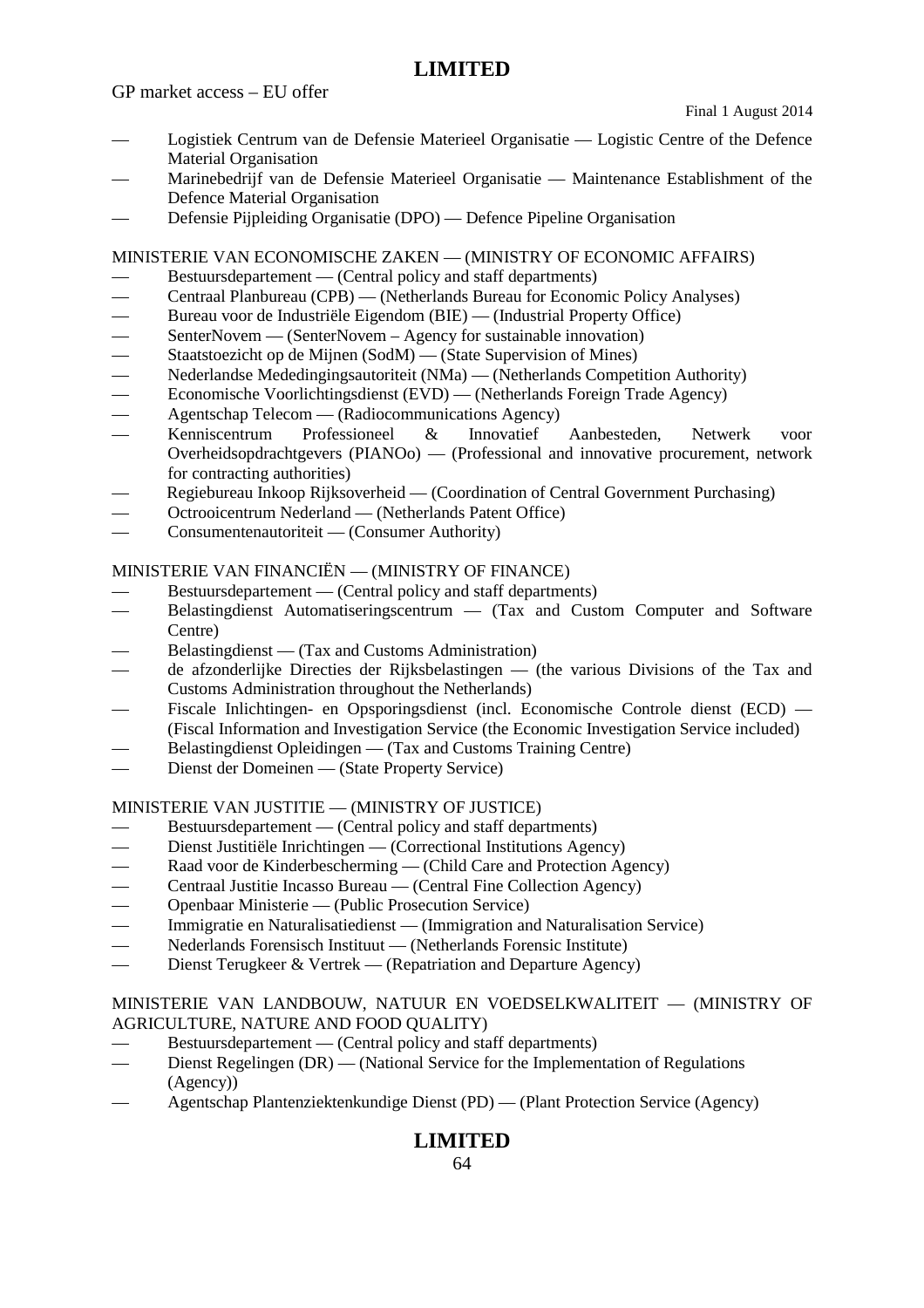- Logistiek Centrum van de Defensie Materieel Organisatie — Logistic Centre of the Defence Material Organisation
- Marinebedrijf van de Defensie Materieel Organisatie — Maintenance Establishment of the Defence Material Organisation
- Defensie Pijpleiding Organisatie (DPO) — Defence Pipeline Organisation

MINISTERIE VAN ECONOMISCHE ZAKEN — (MINISTRY OF ECONOMIC AFFAIRS)

- Bestuursdepartement — (Central policy and staff departments)
- Centraal Planbureau (CPB) — (Netherlands Bureau for Economic Policy Analyses)
- Bureau voor de Industriële Eigendom (BIE) — (Industrial Property Office)
- SenterNovem — (SenterNovem – Agency for sustainable innovation)
- Staatstoezicht op de Mijnen (SodM) — (State Supervision of Mines)
- Nederlandse Mededingingsautoriteit (NMa) — (Netherlands Competition Authority)
- Economische Voorlichtingsdienst (EVD) — (Netherlands Foreign Trade Agency)
- Agentschap Telecom — (Radiocommunications Agency)
- Kenniscentrum Professioneel & Innovatief Aanbesteden, Netwerk voor Overheidsopdrachtgevers (PIANOo) — (Professional and innovative procurement, network for contracting authorities)
- Regiebureau Inkoop Rijksoverheid — (Coordination of Central Government Purchasing)
- Octrooicentrum Nederland — (Netherlands Patent Office)
- Consumentenautoriteit — (Consumer Authority)

MINISTERIE VAN FINANCIËN — (MINISTRY OF FINANCE)

- Bestuursdepartement — (Central policy and staff departments)
- Belastingdienst Automatiseringscentrum — (Tax and Custom Computer and Software Centre)
- Belastingdienst — (Tax and Customs Administration)
- de afzonderlijke Directies der Rijksbelastingen — (the various Divisions of the Tax and Customs Administration throughout the Netherlands)
- Fiscale Inlichtingen- en Opsporingsdienst (incl. Economische Controle dienst (ECD) — (Fiscal Information and Investigation Service (the Economic Investigation Service included)
- Belastingdienst Opleidingen — (Tax and Customs Training Centre)
- Dienst der Domeinen — (State Property Service)

MINISTERIE VAN JUSTITIE — (MINISTRY OF JUSTICE)

- Bestuursdepartement — (Central policy and staff departments)
- Dienst Justitiële Inrichtingen — (Correctional Institutions Agency)
- Raad voor de Kinderbescherming — (Child Care and Protection Agency)
- Centraal Justitie Incasso Bureau — (Central Fine Collection Agency)
- Openbaar Ministerie — (Public Prosecution Service)
- Immigratie en Naturalisatiedienst — (Immigration and Naturalisation Service)
- Nederlands Forensisch Instituut — (Netherlands Forensic Institute)
- Dienst Terugkeer & Vertrek — (Repatriation and Departure Agency)

MINISTERIE VAN LANDBOUW, NATUUR EN VOEDSELKWALITEIT — (MINISTRY OF AGRICULTURE, NATURE AND FOOD QUALITY)

- Bestuursdepartement — (Central policy and staff departments)
- Dienst Regelingen (DR) — (National Service for the Implementation of Regulations (Agency))
- Agentschap Plantenziektenkundige Dienst (PD) — (Plant Protection Service (Agency)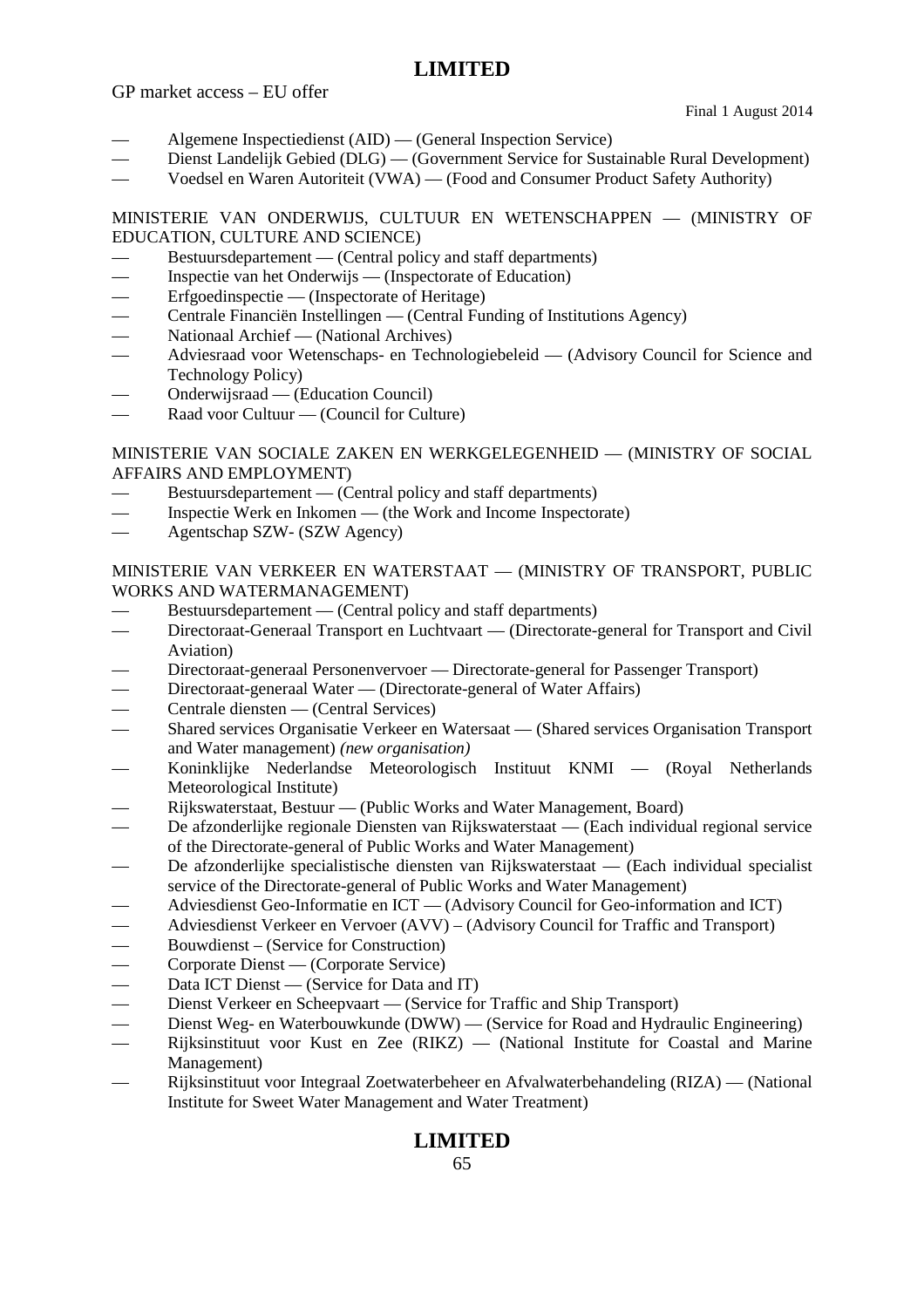- Algemene Inspectiedienst (AID) — (General Inspection Service)
- Dienst Landelijk Gebied (DLG) — (Government Service for Sustainable Rural Development)
- Voedsel en Waren Autoriteit (VWA) — (Food and Consumer Product Safety Authority)

MINISTERIE VAN ONDERWIJS, CULTUUR EN WETENSCHAPPEN — (MINISTRY OF EDUCATION, CULTURE AND SCIENCE)

- Bestuursdepartement — (Central policy and staff departments)
- Inspectie van het Onderwijs — (Inspectorate of Education)
- Erfgoedinspectie — (Inspectorate of Heritage)
- Centrale Financiën Instellingen — (Central Funding of Institutions Agency)
- Nationaal Archief — (National Archives)
- Adviesraad voor Wetenschaps- en Technologiebeleid — (Advisory Council for Science and Technology Policy)
- Onderwijsraad — (Education Council)
- Raad voor Cultuur — (Council for Culture)

MINISTERIE VAN SOCIALE ZAKEN EN WERKGELEGENHEID — (MINISTRY OF SOCIAL AFFAIRS AND EMPLOYMENT)

- Bestuursdepartement — (Central policy and staff departments)
- Inspectie Werk en Inkomen — (the Work and Income Inspectorate)
- Agentschap SZW- (SZW Agency)

MINISTERIE VAN VERKEER EN WATERSTAAT — (MINISTRY OF TRANSPORT, PUBLIC WORKS AND WATERMANAGEMENT)

- Bestuursdepartement — (Central policy and staff departments)
- Directoraat-Generaal Transport en Luchtvaart — (Directorate-general for Transport and Civil Aviation)
- Directoraat-generaal Personenvervoer — Directorate-general for Passenger Transport)
- Directoraat-generaal Water — (Directorate-general of Water Affairs)
- Centrale diensten — (Central Services)
- Shared services Organisatie Verkeer en Watersaat — (Shared services Organisation Transport and Water management) *(new organisation)*
- Koninklijke Nederlandse Meteorologisch Instituut KNMI — (Royal Netherlands Meteorological Institute)
- Rijkswaterstaat, Bestuur — (Public Works and Water Management, Board)
- De afzonderlijke regionale Diensten van Rijkswaterstaat — (Each individual regional service of the Directorate-general of Public Works and Water Management)
- De afzonderlijke specialistische diensten van Rijkswaterstaat — (Each individual specialist service of the Directorate-general of Public Works and Water Management)
- Adviesdienst Geo-Informatie en ICT — (Advisory Council for Geo-information and ICT)
- Adviesdienst Verkeer en Vervoer (AVV) – (Advisory Council for Traffic and Transport)
- Bouwdienst – (Service for Construction)
- Corporate Dienst — (Corporate Service)
- Data ICT Dienst — (Service for Data and IT)
- Dienst Verkeer en Scheepvaart — (Service for Traffic and Ship Transport)
- Dienst Weg- en Waterbouwkunde (DWW) — (Service for Road and Hydraulic Engineering)
- Rijksinstituut voor Kust en Zee (RIKZ) — (National Institute for Coastal and Marine Management)
- Rijksinstituut voor Integraal Zoetwaterbeheer en Afvalwaterbehandeling (RIZA) — (National Institute for Sweet Water Management and Water Treatment)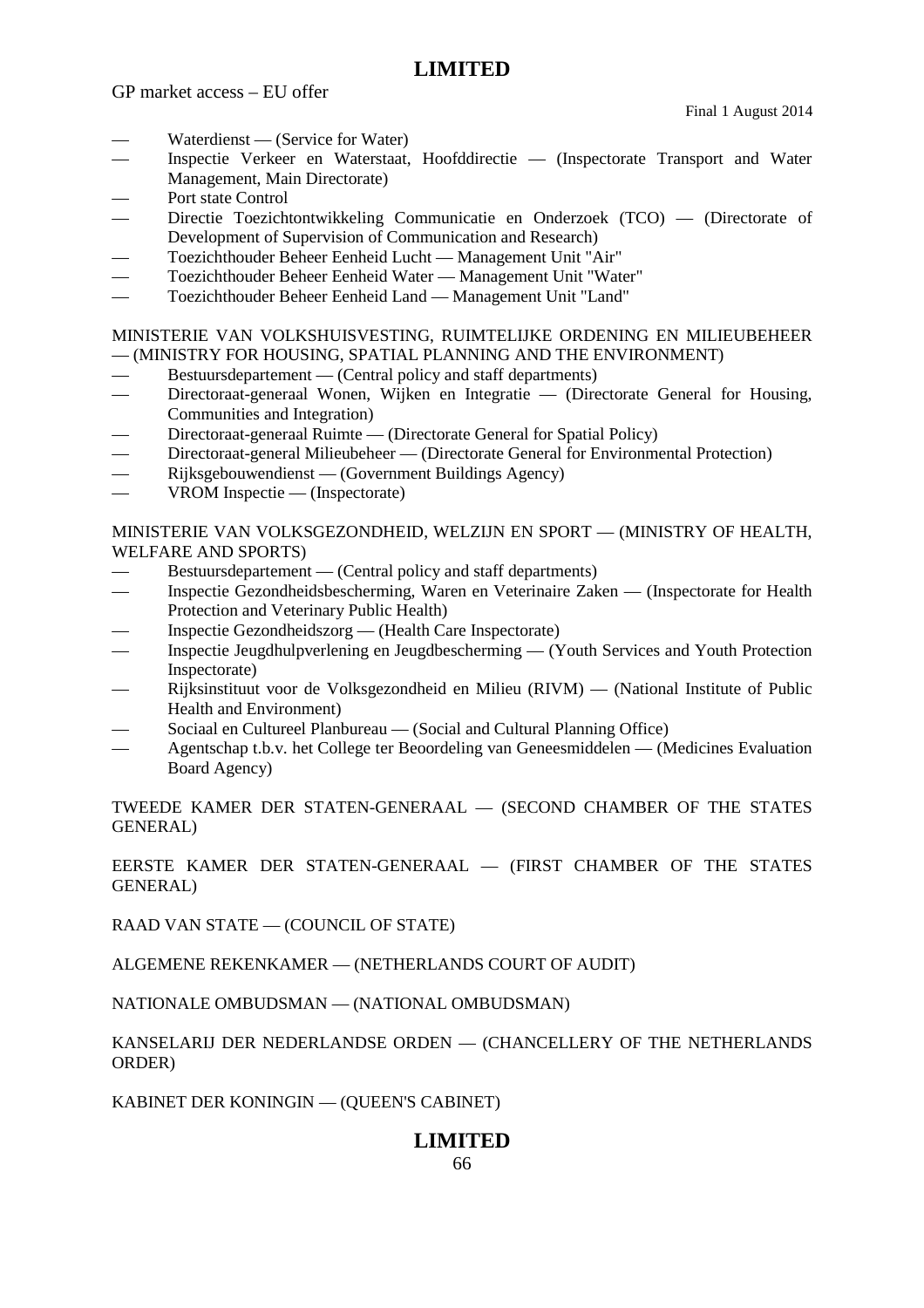- Waterdienst — (Service for Water)
- Inspectie Verkeer en Waterstaat, Hoofddirectie — (Inspectorate Transport and Water Management, Main Directorate)
- Port state Control
- Directie Toezichtontwikkeling Communicatie en Onderzoek (TCO) — (Directorate of Development of Supervision of Communication and Research)
- Toezichthouder Beheer Eenheid Lucht — Management Unit "Air"
- Toezichthouder Beheer Eenheid Water — Management Unit "Water"
- Toezichthouder Beheer Eenheid Land — Management Unit "Land"

MINISTERIE VAN VOLKSHUISVESTING, RUIMTELIJKE ORDENING EN MILIEUBEHEER — (MINISTRY FOR HOUSING, SPATIAL PLANNING AND THE ENVIRONMENT)

- Bestuursdepartement — (Central policy and staff departments)
- Directoraat-generaal Wonen, Wijken en Integratie — (Directorate General for Housing, Communities and Integration)
- Directoraat-generaal Ruimte — (Directorate General for Spatial Policy)
- Directoraat-general Milieubeheer — (Directorate General for Environmental Protection)
- Rijksgebouwendienst — (Government Buildings Agency)
- VROM Inspectie — (Inspectorate)

MINISTERIE VAN VOLKSGEZONDHEID, WELZIJN EN SPORT — (MINISTRY OF HEALTH, WELFARE AND SPORTS)

- Bestuursdepartement — (Central policy and staff departments)
- Inspectie Gezondheidsbescherming, Waren en Veterinaire Zaken — (Inspectorate for Health Protection and Veterinary Public Health)
- Inspectie Gezondheidszorg — (Health Care Inspectorate)
- Inspectie Jeugdhulpverlening en Jeugdbescherming — (Youth Services and Youth Protection Inspectorate)
- Rijksinstituut voor de Volksgezondheid en Milieu (RIVM) — (National Institute of Public Health and Environment)
- Sociaal en Cultureel Planbureau — (Social and Cultural Planning Office)
- Agentschap t.b.v. het College ter Beoordeling van Geneesmiddelen — (Medicines Evaluation Board Agency)

TWEEDE KAMER DER STATEN-GENERAAL — (SECOND CHAMBER OF THE STATES GENERAL)

EERSTE KAMER DER STATEN-GENERAAL — (FIRST CHAMBER OF THE STATES GENERAL)

RAAD VAN STATE — (COUNCIL OF STATE)

ALGEMENE REKENKAMER — (NETHERLANDS COURT OF AUDIT)

NATIONALE OMBUDSMAN — (NATIONAL OMBUDSMAN)

KANSELARIJ DER NEDERLANDSE ORDEN — (CHANCELLERY OF THE NETHERLANDS ORDER)

KABINET DER KONINGIN — (QUEEN'S CABINET)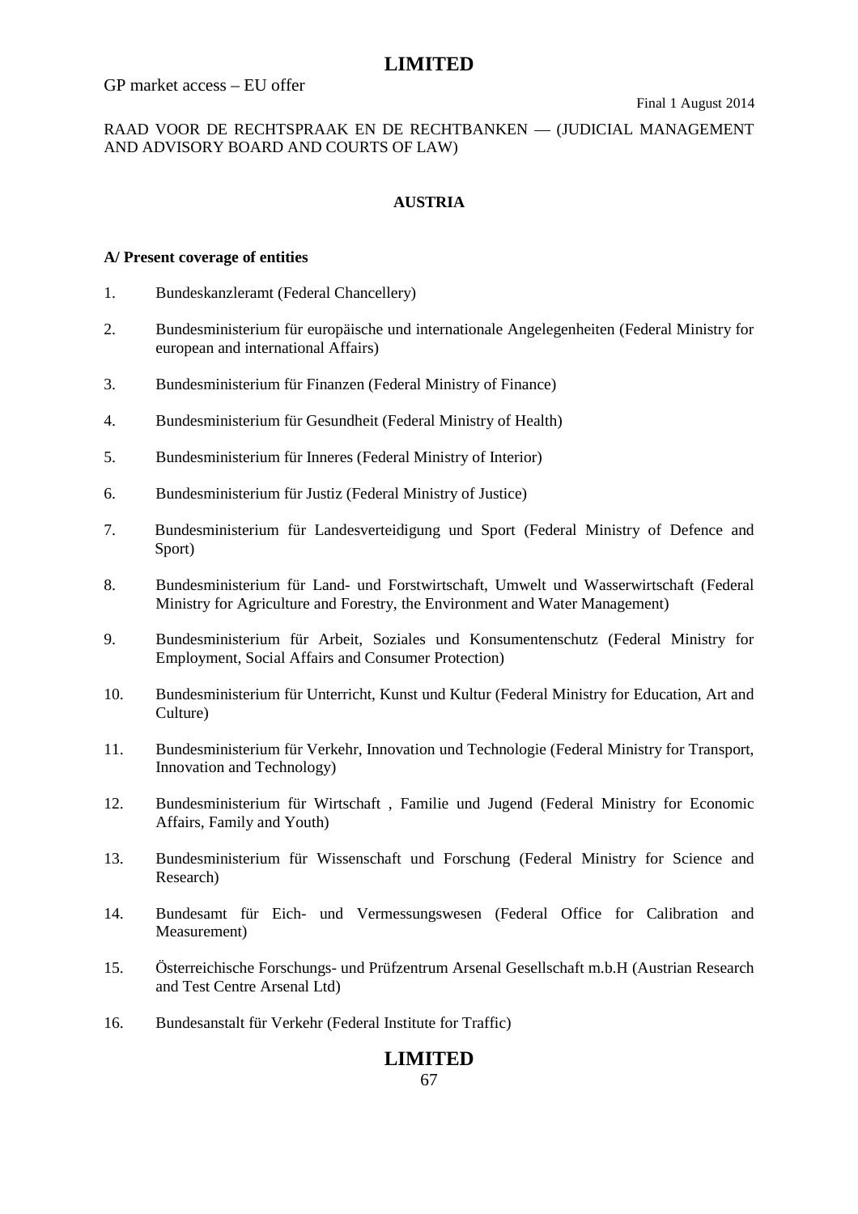RAAD VOOR DE RECHTSPRAAK EN DE RECHTBANKEN — (JUDICIAL MANAGEMENT AND ADVISORY BOARD AND COURTS OF LAW)

## AUSTRIA

### A/ Present coverage of entities

1. Bundeskanzleramt (Federal Chancellery)
2. Bundesministerium für europäische und internationale Angelegenheiten (Federal Ministry for european and international Affairs)
3. Bundesministerium für Finanzen (Federal Ministry of Finance)
4. Bundesministerium für Gesundheit (Federal Ministry of Health)
5. Bundesministerium für Inneres (Federal Ministry of Interior)
6. Bundesministerium für Justiz (Federal Ministry of Justice)
7. Bundesministerium für Landesverteidigung und Sport (Federal Ministry of Defence and Sport)
8. Bundesministerium für Land- und Forstwirtschaft, Umwelt und Wasserwirtschaft (Federal Ministry for Agriculture and Forestry, the Environment and Water Management)
9. Bundesministerium für Arbeit, Soziales und Konsumentenschutz (Federal Ministry for Employment, Social Affairs and Consumer Protection)
10. Bundesministerium für Unterricht, Kunst und Kultur (Federal Ministry for Education, Art and Culture)
11. Bundesministerium für Verkehr, Innovation und Technologie (Federal Ministry for Transport, Innovation and Technology)
12. Bundesministerium für Wirtschaft , Familie und Jugend (Federal Ministry for Economic Affairs, Family and Youth)
13. Bundesministerium für Wissenschaft und Forschung (Federal Ministry for Science and Research)
14. Bundesamt für Eich- und Vermessungswesen (Federal Office for Calibration and Measurement)
15. Österreichische Forschungs- und Prüfzentrum Arsenal Gesellschaft m.b.H (Austrian Research and Test Centre Arsenal Ltd)
16. Bundesanstalt für Verkehr (Federal Institute for Traffic)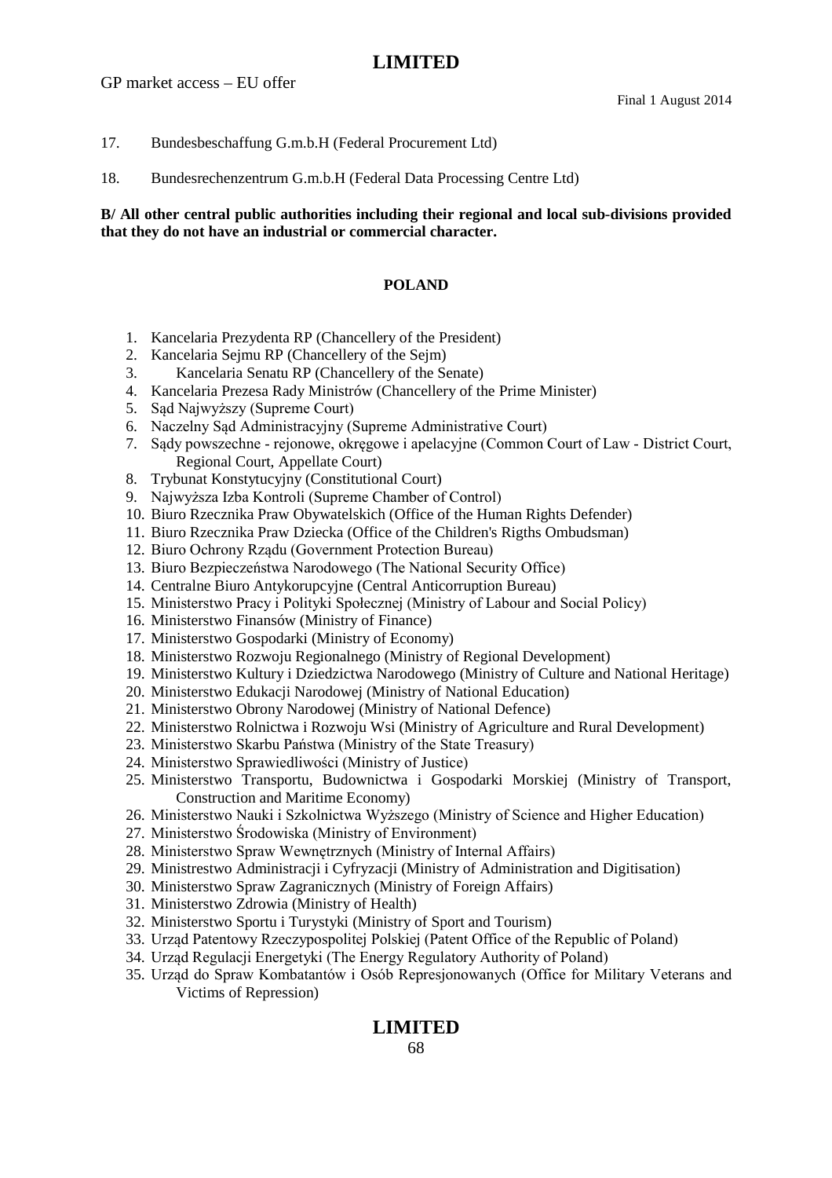17. Bundesbeschaffung G.m.b.H (Federal Procurement Ltd)

18. Bundesrechenzentrum G.m.b.H (Federal Data Processing Centre Ltd)

**B/ All other central public authorities including their regional and local sub-divisions provided that they do not have an industrial or commercial character.**

**POLAND**

1. Kancelaria Prezydenta RP (Chancellery of the President)
2. Kancelaria Sejmu RP (Chancellery of the Sejm)
3. Kancelaria Senatu RP (Chancellery of the Senate)
4. Kancelaria Prezesa Rady Ministrów (Chancellery of the Prime Minister)
5. Sąd Najwyższy (Supreme Court)
6. Naczelny Sąd Administracyjny (Supreme Administrative Court)
7. Sądy powszechne - rejonowe, okręgowe i apelacyjne (Common Court of Law - District Court, Regional Court, Appellate Court)
8. Trybunat Konstytucyjny (Constitutional Court)
9. Najwyższa Izba Kontroli (Supreme Chamber of Control)
10. Biuro Rzecznika Praw Obywatelskich (Office of the Human Rights Defender)
11. Biuro Rzecznika Praw Dziecka (Office of the Children's Rigths Ombudsman)
12. Biuro Ochrony Rządu (Government Protection Bureau)
13. Biuro Bezpieczeństwa Narodowego (The National Security Office)
14. Centralne Biuro Antykorupcyjne (Central Anticorruption Bureau)
15. Ministerstwo Pracy i Polityki Społecznej (Ministry of Labour and Social Policy)
16. Ministerstwo Finansów (Ministry of Finance)
17. Ministerstwo Gospodarki (Ministry of Economy)
18. Ministerstwo Rozwoju Regionalnego (Ministry of Regional Development)
19. Ministerstwo Kultury i Dziedzictwa Narodowego (Ministry of Culture and National Heritage)
20. Ministerstwo Edukacji Narodowej (Ministry of National Education)
21. Ministerstwo Obrony Narodowej (Ministry of National Defence)
22. Ministerstwo Rolnictwa i Rozwoju Wsi (Ministry of Agriculture and Rural Development)
23. Ministerstwo Skarbu Państwa (Ministry of the State Treasury)
24. Ministerstwo Sprawiedliwości (Ministry of Justice)
25. Ministerstwo Transportu, Budownictwa i Gospodarki Morskiej (Ministry of Transport, Construction and Maritime Economy)
26. Ministerstwo Nauki i Szkolnictwa Wyższego (Ministry of Science and Higher Education)
27. Ministerstwo Środowiska (Ministry of Environment)
28. Ministerstwo Spraw Wewnętrznych (Ministry of Internal Affairs)
29. Ministrestwo Administracji i Cyfryzacji (Ministry of Administration and Digitisation)
30. Ministerstwo Spraw Zagranicznych (Ministry of Foreign Affairs)
31. Ministerstwo Zdrowia (Ministry of Health)
32. Ministerstwo Sportu i Turystyki (Ministry of Sport and Tourism)
33. Urząd Patentowy Rzeczypospolitej Polskiej (Patent Office of the Republic of Poland)
34. Urząd Regulacji Energetyki (The Energy Regulatory Authority of Poland)
35. Urząd do Spraw Kombatantów i Osób Represjonowanych (Office for Military Veterans and Victims of Repression)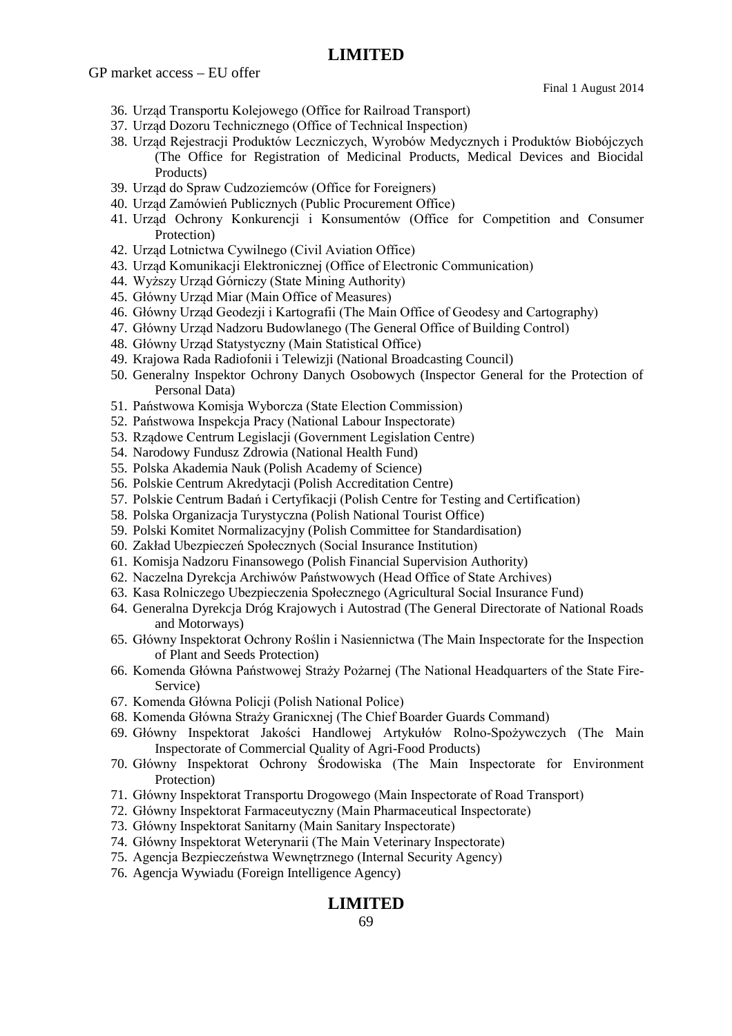36. Urząd Transportu Kolejowego (Office for Railroad Transport)
37. Urząd Dozoru Technicznego (Office of Technical Inspection)
38. Urząd Rejestracji Produktów Leczniczych, Wyrobów Medycznych i Produktów Biobójczych (The Office for Registration of Medicinal Products, Medical Devices and Biocidal Products)
39. Urząd do Spraw Cudzoziemców (Office for Foreigners)
40. Urząd Zamówień Publicznych (Public Procurement Office)
41. Urząd Ochrony Konkurencji i Konsumentów (Office for Competition and Consumer Protection)
42. Urząd Lotnictwa Cywilnego (Civil Aviation Office)
43. Urząd Komunikacji Elektronicznej (Office of Electronic Communication)
44. Wyższy Urząd Górniczy (State Mining Authority)
45. Główny Urząd Miar (Main Office of Measures)
46. Główny Urząd Geodezji i Kartografii (The Main Office of Geodesy and Cartography)
47. Główny Urząd Nadzoru Budowlanego (The General Office of Building Control)
48. Główny Urząd Statystyczny (Main Statistical Office)
49. Krajowa Rada Radiofonii i Telewizji (National Broadcasting Council)
50. Generalny Inspektor Ochrony Danych Osobowych (Inspector General for the Protection of Personal Data)
51. Państwowa Komisja Wyborcza (State Election Commission)
52. Państwowa Inspekcja Pracy (National Labour Inspectorate)
53. Rządowe Centrum Legislacji (Government Legislation Centre)
54. Narodowy Fundusz Zdrowia (National Health Fund)
55. Polska Akademia Nauk (Polish Academy of Science)
56. Polskie Centrum Akredytacji (Polish Accreditation Centre)
57. Polskie Centrum Badań i Certyfikacji (Polish Centre for Testing and Certification)
58. Polska Organizacja Turystyczna (Polish National Tourist Office)
59. Polski Komitet Normalizacyjny (Polish Committee for Standardisation)
60. Zakład Ubezpieczeń Społecznych (Social Insurance Institution)
61. Komisja Nadzoru Finansowego (Polish Financial Supervision Authority)
62. Naczelna Dyrekcja Archiwów Państwowych (Head Office of State Archives)
63. Kasa Rolniczego Ubezpieczenia Społecznego (Agricultural Social Insurance Fund)
64. Generalna Dyrekcja Dróg Krajowych i Autostrad (The General Directorate of National Roads and Motorways)
65. Główny Inspektorat Ochrony Roślin i Nasiennictwa (The Main Inspectorate for the Inspection of Plant and Seeds Protection)
66. Komenda Główna Państwowej Straży Pożarnej (The National Headquarters of the State Fire-Service)
67. Komenda Główna Policji (Polish National Police)
68. Komenda Główna Straży Granicxnej (The Chief Boarder Guards Command)
69. Główny Inspektorat Jakości Handlowej Artykułów Rolno-Spożywczych (The Main Inspectorate of Commercial Quality of Agri-Food Products)
70. Główny Inspektorat Ochrony Środowiska (The Main Inspectorate for Environment Protection)
71. Główny Inspektorat Transportu Drogowego (Main Inspectorate of Road Transport)
72. Główny Inspektorat Farmaceutyczny (Main Pharmaceutical Inspectorate)
73. Główny Inspektorat Sanitarny (Main Sanitary Inspectorate)
74. Główny Inspektorat Weterynarii (The Main Veterinary Inspectorate)
75. Agencja Bezpieczeństwa Wewnętrznego (Internal Security Agency)
76. Agencja Wywiadu (Foreign Intelligence Agency)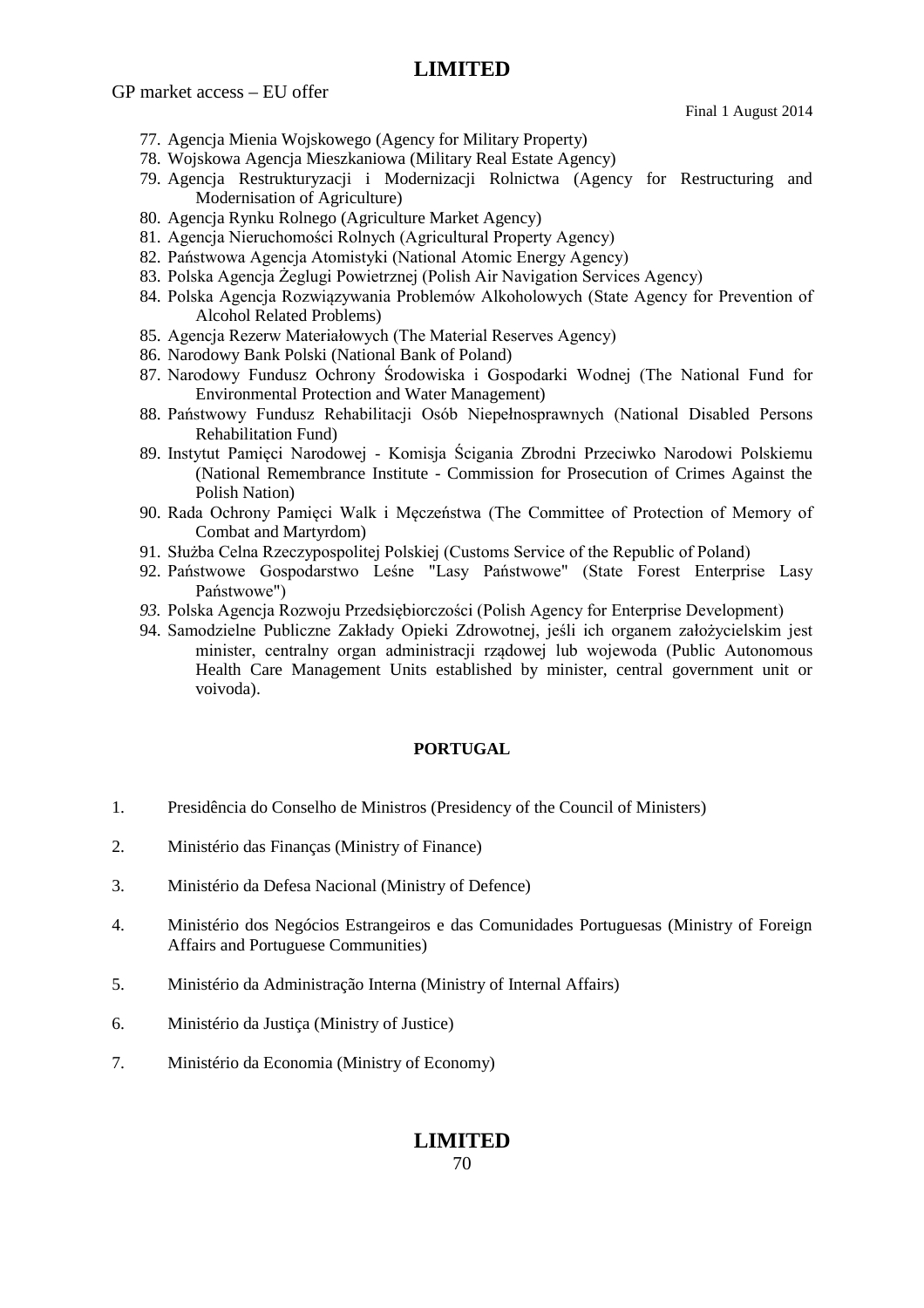77. Agencja Mienia Wojskowego (Agency for Military Property)
78. Wojskowa Agencja Mieszkaniowa (Military Real Estate Agency)
79. Agencja Restrukturyzacji i Modernizacji Rolnictwa (Agency for Restructuring and Modernisation of Agriculture)
80. Agencja Rynku Rolnego (Agriculture Market Agency)
81. Agencja Nieruchomości Rolnych (Agricultural Property Agency)
82. Państwowa Agencja Atomistyki (National Atomic Energy Agency)
83. Polska Agencja Żeglugi Powietrznej (Polish Air Navigation Services Agency)
84. Polska Agencja Rozwiązywania Problemów Alkoholowych (State Agency for Prevention of Alcohol Related Problems)
85. Agencja Rezerw Materiałowych (The Material Reserves Agency)
86. Narodowy Bank Polski (National Bank of Poland)
87. Narodowy Fundusz Ochrony Środowiska i Gospodarki Wodnej (The National Fund for Environmental Protection and Water Management)
88. Państwowy Fundusz Rehabilitacji Osób Niepełnosprawnych (National Disabled Persons Rehabilitation Fund)
89. Instytut Pamięci Narodowej - Komisja Ścigania Zbrodni Przeciwko Narodowi Polskiemu (National Remembrance Institute - Commission for Prosecution of Crimes Against the Polish Nation)
90. Rada Ochrony Pamięci Walk i Męczeństwa (The Committee of Protection of Memory of Combat and Martyrdom)
91. Służba Celna Rzeczypospolitej Polskiej (Customs Service of the Republic of Poland)
92. Państwowe Gospodarstwo Leśne "Lasy Państwowe" (State Forest Enterprise Lasy Państwowe")
93. Polska Agencja Rozwoju Przedsiębiorczości (Polish Agency for Enterprise Development)
94. Samodzielne Publiczne Zakłady Opieki Zdrowotnej, jeśli ich organem założycielskim jest minister, centralny organ administracji rządowej lub wojewoda (Public Autonomous Health Care Management Units established by minister, central government unit or voivoda).

**PORTUGAL**

1. Presidência do Conselho de Ministros (Presidency of the Council of Ministers)

2. Ministério das Finanças (Ministry of Finance)

3. Ministério da Defesa Nacional (Ministry of Defence)

4. Ministério dos Negócios Estrangeiros e das Comunidades Portuguesas (Ministry of Foreign Affairs and Portuguese Communities)

5. Ministério da Administração Interna (Ministry of Internal Affairs)

6. Ministério da Justiça (Ministry of Justice)

7. Ministério da Economia (Ministry of Economy)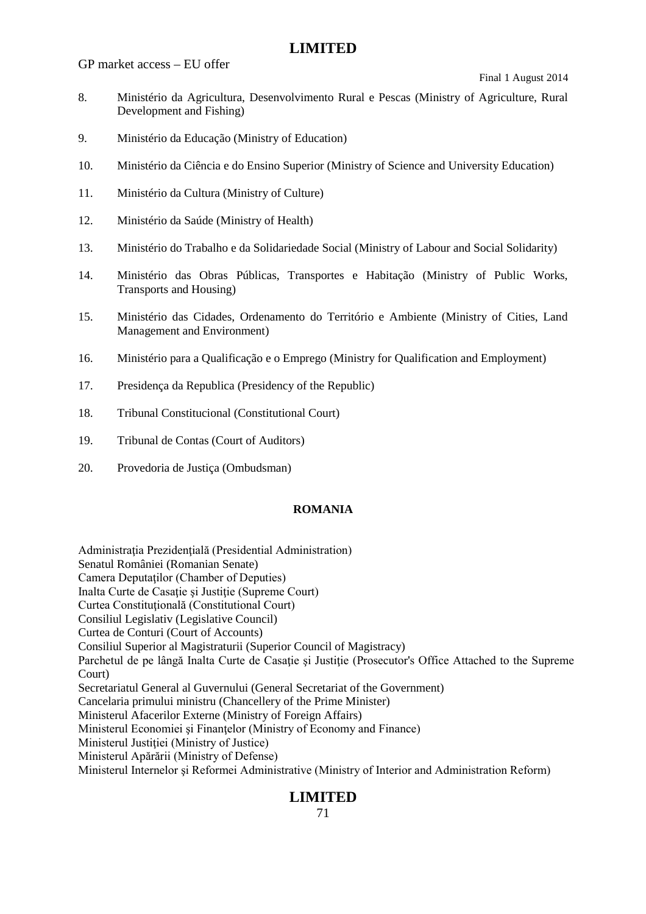8. Ministério da Agricultura, Desenvolvimento Rural e Pescas (Ministry of Agriculture, Rural Development and Fishing)

9. Ministério da Educação (Ministry of Education)

10. Ministério da Ciência e do Ensino Superior (Ministry of Science and University Education)

11. Ministério da Cultura (Ministry of Culture)

12. Ministério da Saúde (Ministry of Health)

13. Ministério do Trabalho e da Solidariedade Social (Ministry of Labour and Social Solidarity)

14. Ministério das Obras Públicas, Transportes e Habitação (Ministry of Public Works, Transports and Housing)

15. Ministério das Cidades, Ordenamento do Território e Ambiente (Ministry of Cities, Land Management and Environment)

16. Ministério para a Qualificação e o Emprego (Ministry for Qualification and Employment)

17. Presidença da Republica (Presidency of the Republic)

18. Tribunal Constitucional (Constitutional Court)

19. Tribunal de Contas (Court of Auditors)

20. Provedoria de Justiça (Ombudsman)

**ROMANIA**

Administrația Prezidențială (Presidential Administration)
Senatul României (Romanian Senate)
Camera Deputaților (Chamber of Deputies)
Inalta Curte de Casaţie și Justiție (Supreme Court)
Curtea Constituțională (Constitutional Court)
Consiliul Legislativ (Legislative Council)
Curtea de Conturi (Court of Accounts)
Consiliul Superior al Magistraturii (Superior Council of Magistracy)
Parchetul de pe lângă Inalta Curte de Casaţie şi Justiţie (Prosecutor's Office Attached to the Supreme Court)
Secretariatul General al Guvernului (General Secretariat of the Government)
Cancelaria primului ministru (Chancellery of the Prime Minister)
Ministerul Afacerilor Externe (Ministry of Foreign Affairs)
Ministerul Economiei şi Finanţelor (Ministry of Economy and Finance)
Ministerul Justiţiei (Ministry of Justice)
Ministerul Apărării (Ministry of Defense)
Ministerul Internelor şi Reformei Administrative (Ministry of Interior and Administration Reform)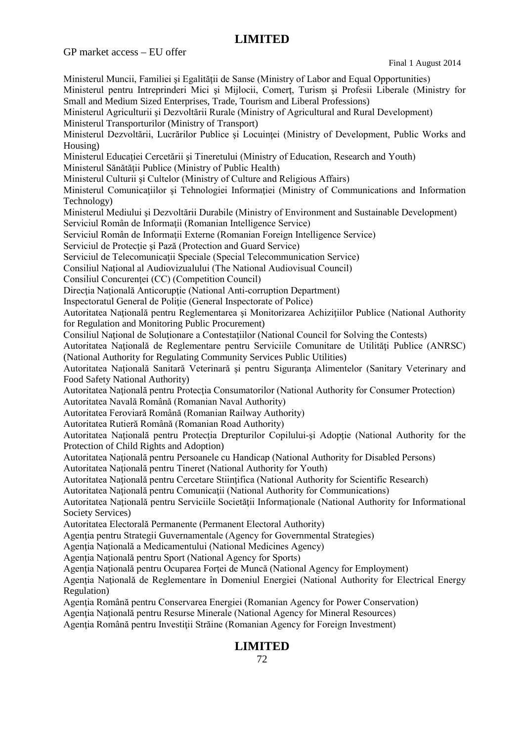Ministerul Muncii, Familiei şi Egalităţii de Sanse (Ministry of Labor and Equal Opportunities)

Ministerul pentru Intreprinderi Mici şi Mijlocii, Comerţ, Turism şi Profesii Liberale (Ministry for Small and Medium Sized Enterprises, Trade, Tourism and Liberal Professions)

Ministerul Agriculturii şi Dezvoltării Rurale (Ministry of Agricultural and Rural Development)

Ministerul Transporturilor (Ministry of Transport)

Ministerul Dezvoltării, Lucrărilor Publice şi Locuinţei (Ministry of Development, Public Works and Housing)

Ministerul Educaţiei Cercetării şi Tineretului (Ministry of Education, Research and Youth)

Ministerul Sănătăţii Publice (Ministry of Public Health)

Ministerul Culturii şi Cultelor (Ministry of Culture and Religious Affairs)

Ministerul Comunicaţiilor şi Tehnologiei Informaţiei (Ministry of Communications and Information Technology)

Ministerul Mediului şi Dezvoltării Durabile (Ministry of Environment and Sustainable Development)

Serviciul Român de Informaţii (Romanian Intelligence Service)

Serviciul Român de Informaţii Externe (Romanian Foreign Intelligence Service)

Serviciul de Protecţie şi Pază (Protection and Guard Service)

Serviciul de Telecomunicaţii Speciale (Special Telecommunication Service)

Consiliul Naţional al Audiovizualului (The National Audiovisual Council)

Consiliul Concurenţei (CC) (Competition Council)

Direcţia Naţională Anticorupţie (National Anti-corruption Department)

Inspectoratul General de Poliţie (General Inspectorate of Police)

Autoritatea Naţională pentru Reglementarea şi Monitorizarea Achiziţiilor Publice (National Authority for Regulation and Monitoring Public Procurement)

Consiliul Naţional de Soluţionare a Contestaţiilor (National Council for Solving the Contests)

Autoritatea Naţională de Reglementare pentru Serviciile Comunitare de Utilităţi Publice (ANRSC) (National Authority for Regulating Community Services Public Utilities)

Autoritatea Naţională Sanitară Veterinară şi pentru Siguranţa Alimentelor (Sanitary Veterinary and Food Safety National Authority)

Autoritatea Naţională pentru Protecţia Consumatorilor (National Authority for Consumer Protection)

Autoritatea Navală Română (Romanian Naval Authority)

Autoritatea Feroviară Română (Romanian Railway Authority)

Autoritatea Rutieră Română (Romanian Road Authority)

Autoritatea Naţională pentru Protecţia Drepturilor Copilului-şi Adopţie (National Authority for the Protection of Child Rights and Adoption)

Autoritatea Naţională pentru Persoanele cu Handicap (National Authority for Disabled Persons)

Autoritatea Naţională pentru Tineret (National Authority for Youth)

Autoritatea Naţională pentru Cercetare Stiinţifica (National Authority for Scientific Research)

Autoritatea Naţională pentru Comunicaţii (National Authority for Communications)

Autoritatea Naţională pentru Serviciile Societăţii Informaţionale (National Authority for Informational Society Services)

Autoritatea Electorală Permanente (Permanent Electoral Authority)

Agenţia pentru Strategii Guvernamentale (Agency for Governmental Strategies)

Agenţia Naţională a Medicamentului (National Medicines Agency)

Agenţia Naţională pentru Sport (National Agency for Sports)

Agenţia Naţională pentru Ocuparea Forţei de Muncă (National Agency for Employment)

Agenţia Naţională de Reglementare în Domeniul Energiei (National Authority for Electrical Energy Regulation)

Agenţia Română pentru Conservarea Energiei (Romanian Agency for Power Conservation)

Agenţia Naţională pentru Resurse Minerale (National Agency for Mineral Resources)

Agenţia Română pentru Investiţii Străine (Romanian Agency for Foreign Investment)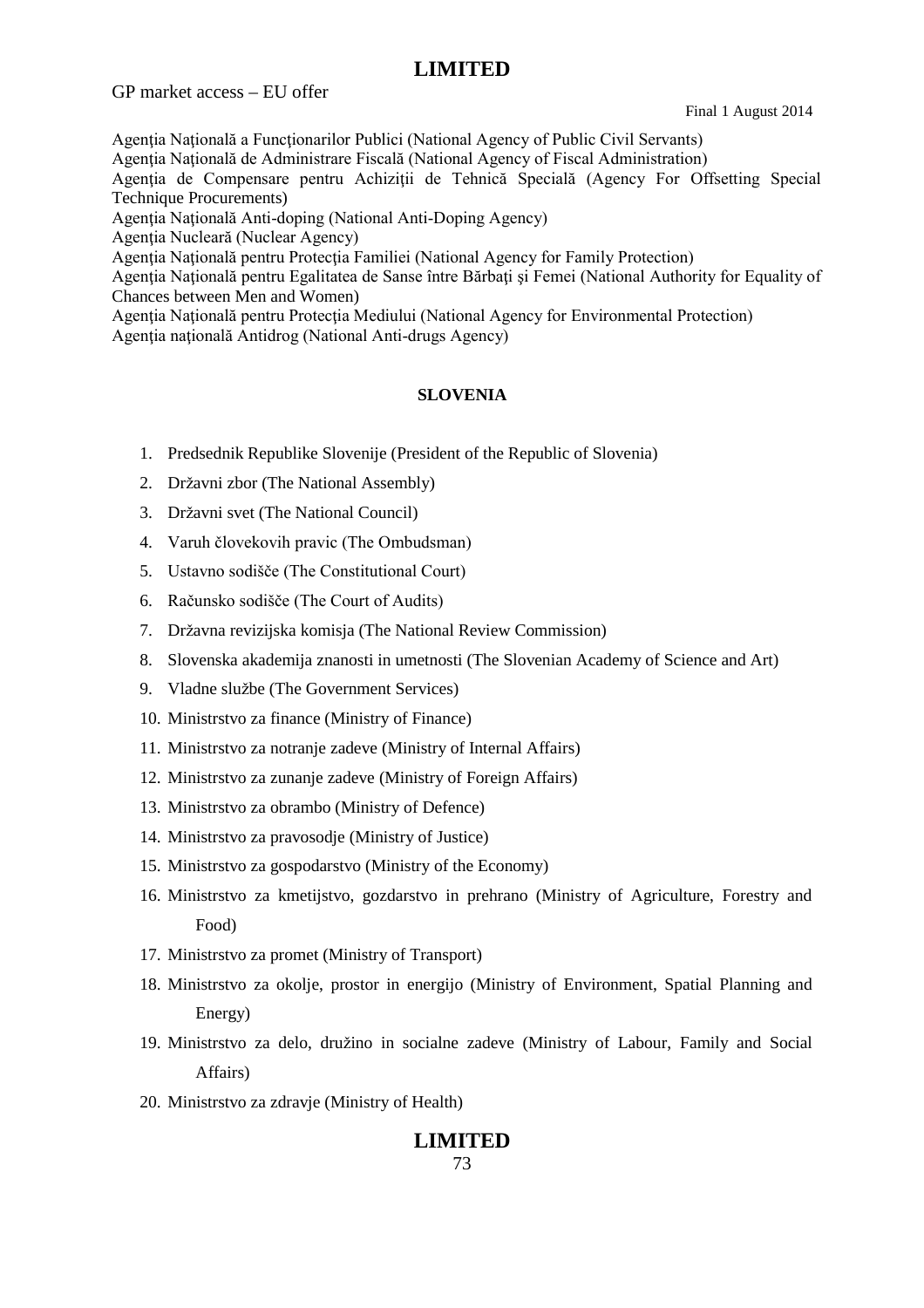Agenţia Naţională a Funcţionarilor Publici (National Agency of Public Civil Servants)
Agenţia Naţională de Administrare Fiscală (National Agency of Fiscal Administration)
Agenţia de Compensare pentru Achiziţii de Tehnică Specială (Agency For Offsetting Special Technique Procurements)
Agenţia Naţională Anti-doping (National Anti-Doping Agency)
Agenţia Nucleară (Nuclear Agency)
Agenţia Naţională pentru Protecţia Familiei (National Agency for Family Protection)
Agenţia Naţională pentru Egalitatea de Sanse între Bărbaţi şi Femei (National Authority for Equality of Chances between Men and Women)
Agenţia Naţională pentru Protecţia Mediului (National Agency for Environmental Protection)
Agenţia naţională Antidrog (National Anti-drugs Agency)

**SLOVENIA**

1. Predsednik Republike Slovenije (President of the Republic of Slovenia)
2. Državni zbor (The National Assembly)
3. Državni svet (The National Council)
4. Varuh človekovih pravic (The Ombudsman)
5. Ustavno sodišče (The Constitutional Court)
6. Računsko sodišče (The Court of Audits)
7. Državna revizijska komisja (The National Review Commission)
8. Slovenska akademija znanosti in umetnosti (The Slovenian Academy of Science and Art)
9. Vladne službe (The Government Services)
10. Ministrstvo za finance (Ministry of Finance)
11. Ministrstvo za notranje zadeve (Ministry of Internal Affairs)
12. Ministrstvo za zunanje zadeve (Ministry of Foreign Affairs)
13. Ministrstvo za obrambo (Ministry of Defence)
14. Ministrstvo za pravosodje (Ministry of Justice)
15. Ministrstvo za gospodarstvo (Ministry of the Economy)
16. Ministrstvo za kmetijstvo, gozdarstvo in prehrano (Ministry of Agriculture, Forestry and Food)
17. Ministrstvo za promet (Ministry of Transport)
18. Ministrstvo za okolje, prostor in energijo (Ministry of Environment, Spatial Planning and Energy)
19. Ministrstvo za delo, družino in socialne zadeve (Ministry of Labour, Family and Social Affairs)
20. Ministrstvo za zdravje (Ministry of Health)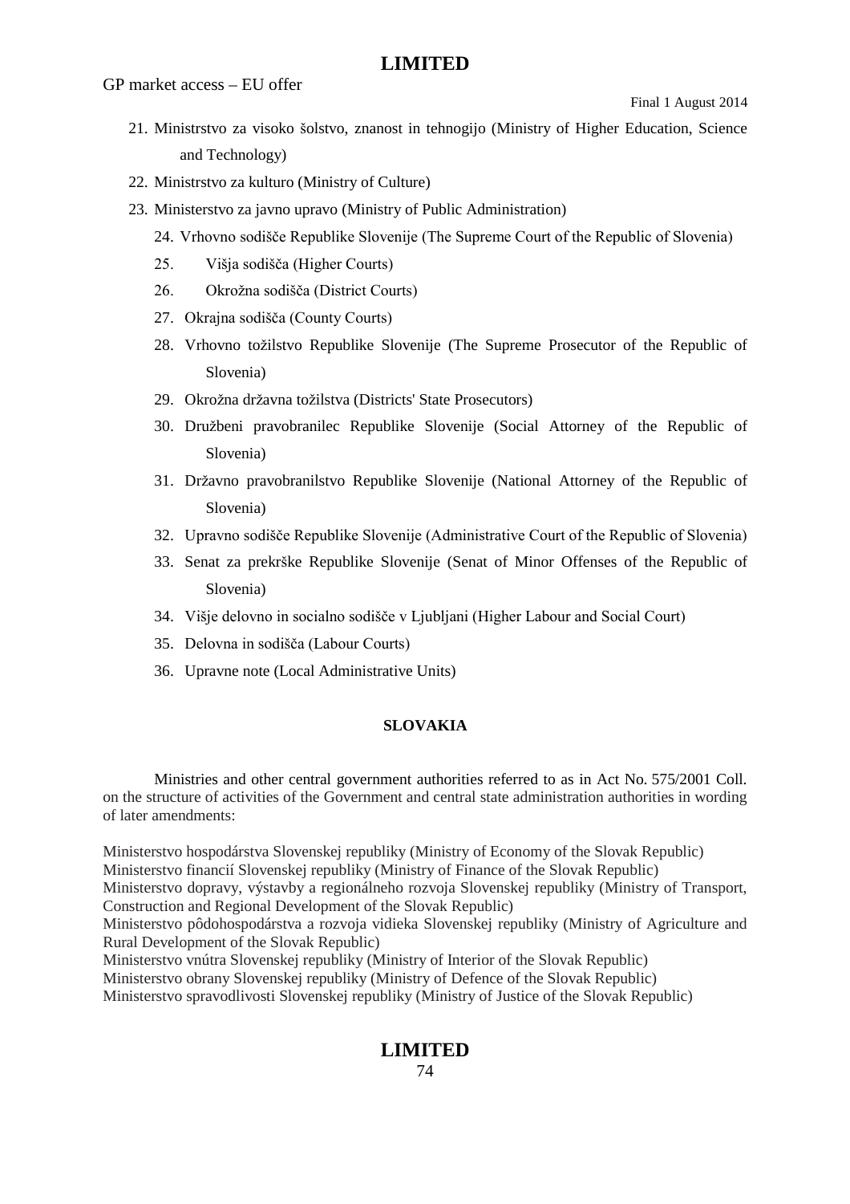21. Ministrstvo za visoko šolstvo, znanost in tehnogijo (Ministry of Higher Education, Science and Technology)
22. Ministrstvo za kulturo (Ministry of Culture)
23. Ministerstvo za javno upravo (Ministry of Public Administration)
24. Vrhovno sodišče Republike Slovenije (The Supreme Court of the Republic of Slovenia)
25. Višja sodišča (Higher Courts)
26. Okrožna sodišča (District Courts)
27. Okrajna sodišča (County Courts)
28. Vrhovno tožilstvo Republike Slovenije (The Supreme Prosecutor of the Republic of Slovenia)
29. Okrožna državna tožilstva (Districts' State Prosecutors)
30. Družbeni pravobranilec Republike Slovenije (Social Attorney of the Republic of Slovenia)
31. Državno pravobranilstvo Republike Slovenije (National Attorney of the Republic of Slovenia)
32. Upravno sodišče Republike Slovenije (Administrative Court of the Republic of Slovenia)
33. Senat za prekrške Republike Slovenije (Senat of Minor Offenses of the Republic of Slovenia)
34. Višje delovno in socialno sodišče v Ljubljani (Higher Labour and Social Court)
35. Delovna in sodišča (Labour Courts)
36. Upravne note (Local Administrative Units)

## SLOVAKIA

Ministries and other central government authorities referred to as in Act No. 575/2001 Coll. on the structure of activities of the Government and central state administration authorities in wording of later amendments:

Ministerstvo hospodárstva Slovenskej republiky (Ministry of Economy of the Slovak Republic)
Ministerstvo financií Slovenskej republiky (Ministry of Finance of the Slovak Republic)
Ministerstvo dopravy, výstavby a regionálneho rozvoja Slovenskej republiky (Ministry of Transport, Construction and Regional Development of the Slovak Republic)
Ministerstvo pôdohospodárstva a rozvoja vidieka Slovenskej republiky (Ministry of Agriculture and Rural Development of the Slovak Republic)
Ministerstvo vnútra Slovenskej republiky (Ministry of Interior of the Slovak Republic)
Ministerstvo obrany Slovenskej republiky (Ministry of Defence of the Slovak Republic)
Ministerstvo spravodlivosti Slovenskej republiky (Ministry of Justice of the Slovak Republic)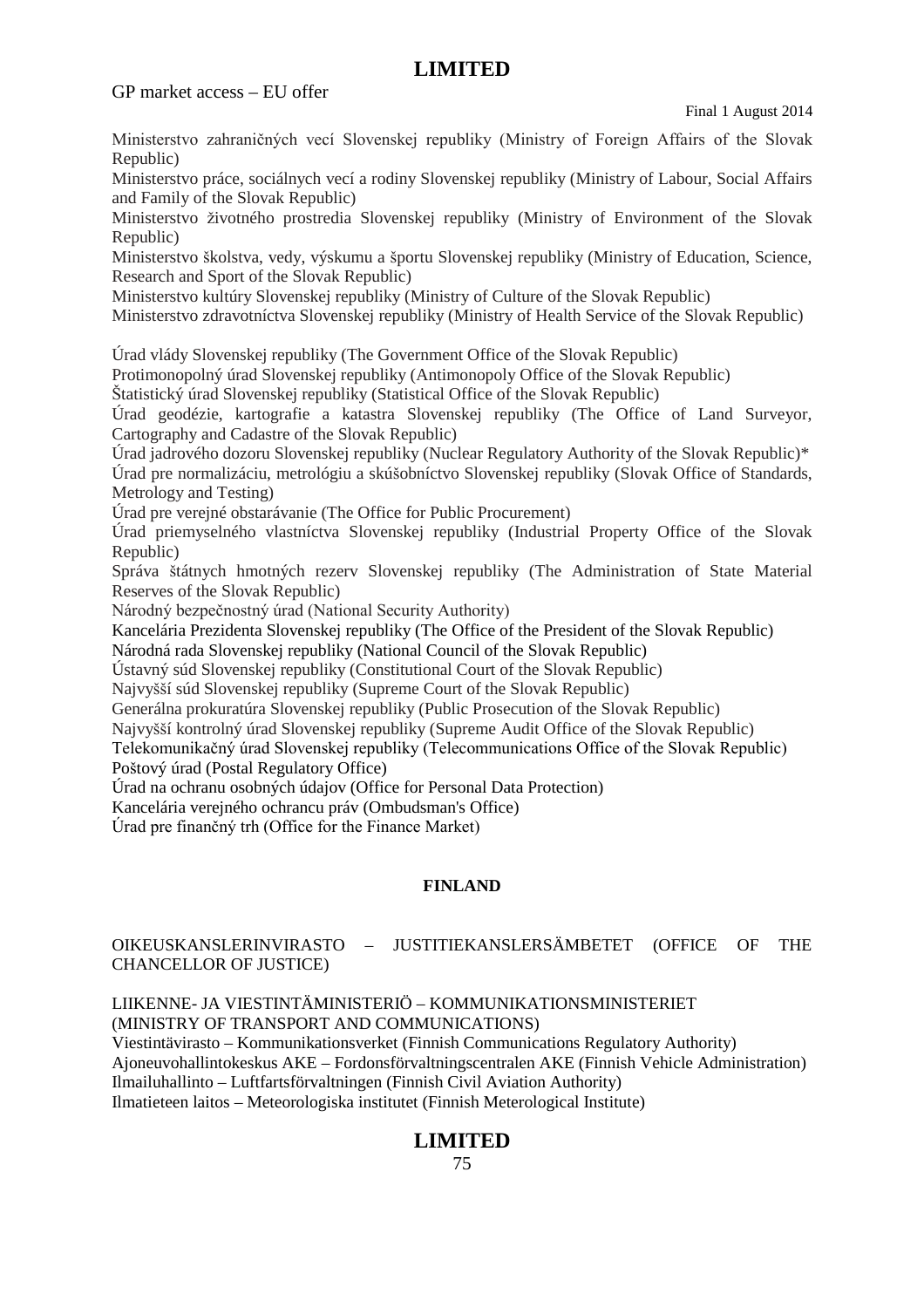Ministerstvo zahraničných vecí Slovenskej republiky (Ministry of Foreign Affairs of the Slovak Republic)

Ministerstvo práce, sociálnych vecí a rodiny Slovenskej republiky (Ministry of Labour, Social Affairs and Family of the Slovak Republic)

Ministerstvo životného prostredia Slovenskej republiky (Ministry of Environment of the Slovak Republic)

Ministerstvo školstva, vedy, výskumu a športu Slovenskej republiky (Ministry of Education, Science, Research and Sport of the Slovak Republic)

Ministerstvo kultúry Slovenskej republiky (Ministry of Culture of the Slovak Republic)

Ministerstvo zdravotníctva Slovenskej republiky (Ministry of Health Service of the Slovak Republic)

Úrad vlády Slovenskej republiky (The Government Office of the Slovak Republic)

Protimonopolný úrad Slovenskej republiky (Antimonopoly Office of the Slovak Republic)

Štatistický úrad Slovenskej republiky (Statistical Office of the Slovak Republic)

Úrad geodézie, kartografie a katastra Slovenskej republiky (The Office of Land Surveyor, Cartography and Cadastre of the Slovak Republic)

Úrad jadrového dozoru Slovenskej republiky (Nuclear Regulatory Authority of the Slovak Republic)*

Úrad pre normalizáciu, metrológiu a skúšobníctvo Slovenskej republiky (Slovak Office of Standards, Metrology and Testing)

Úrad pre verejné obstarávanie (The Office for Public Procurement)

Úrad priemyselného vlastníctva Slovenskej republiky (Industrial Property Office of the Slovak Republic)

Správa štátnych hmotných rezerv Slovenskej republiky (The Administration of State Material Reserves of the Slovak Republic)

Národný bezpečnostný úrad (National Security Authority)

Kancelária Prezidenta Slovenskej republiky (The Office of the President of the Slovak Republic)

Národná rada Slovenskej republiky (National Council of the Slovak Republic)

Ústavný súd Slovenskej republiky (Constitutional Court of the Slovak Republic)

Najvyšší súd Slovenskej republiky (Supreme Court of the Slovak Republic)

Generálna prokuratúra Slovenskej republiky (Public Prosecution of the Slovak Republic)

Najvyšší kontrolný úrad Slovenskej republiky (Supreme Audit Office of the Slovak Republic)

Telekomunikačný úrad Slovenskej republiky (Telecommunications Office of the Slovak Republic)

Poštový úrad (Postal Regulatory Office)

Úrad na ochranu osobných údajov (Office for Personal Data Protection)

Kancelária verejného ochrancu práv (Ombudsman's Office)

Úrad pre finančný trh (Office for the Finance Market)

## FINLAND

OIKEUSKANSLERINVIRASTO – JUSTITIEKANSLERSÄMBETET (OFFICE OF THE CHANCELLOR OF JUSTICE)

LIIKENNE- JA VIESTINTÄMINISTERIÖ – KOMMUNIKATIONSMINISTERIET (MINISTRY OF TRANSPORT AND COMMUNICATIONS)

Viestintävirasto – Kommunikationsverket (Finnish Communications Regulatory Authority)

Ajoneuvohallintokeskus AKE – Fordonsförvaltningscentralen AKE (Finnish Vehicle Administration)

Ilmailuhallinto – Luftfartsförvaltningen (Finnish Civil Aviation Authority)

Ilmatieteen laitos – Meteorologiska institutet (Finnish Meterological Institute)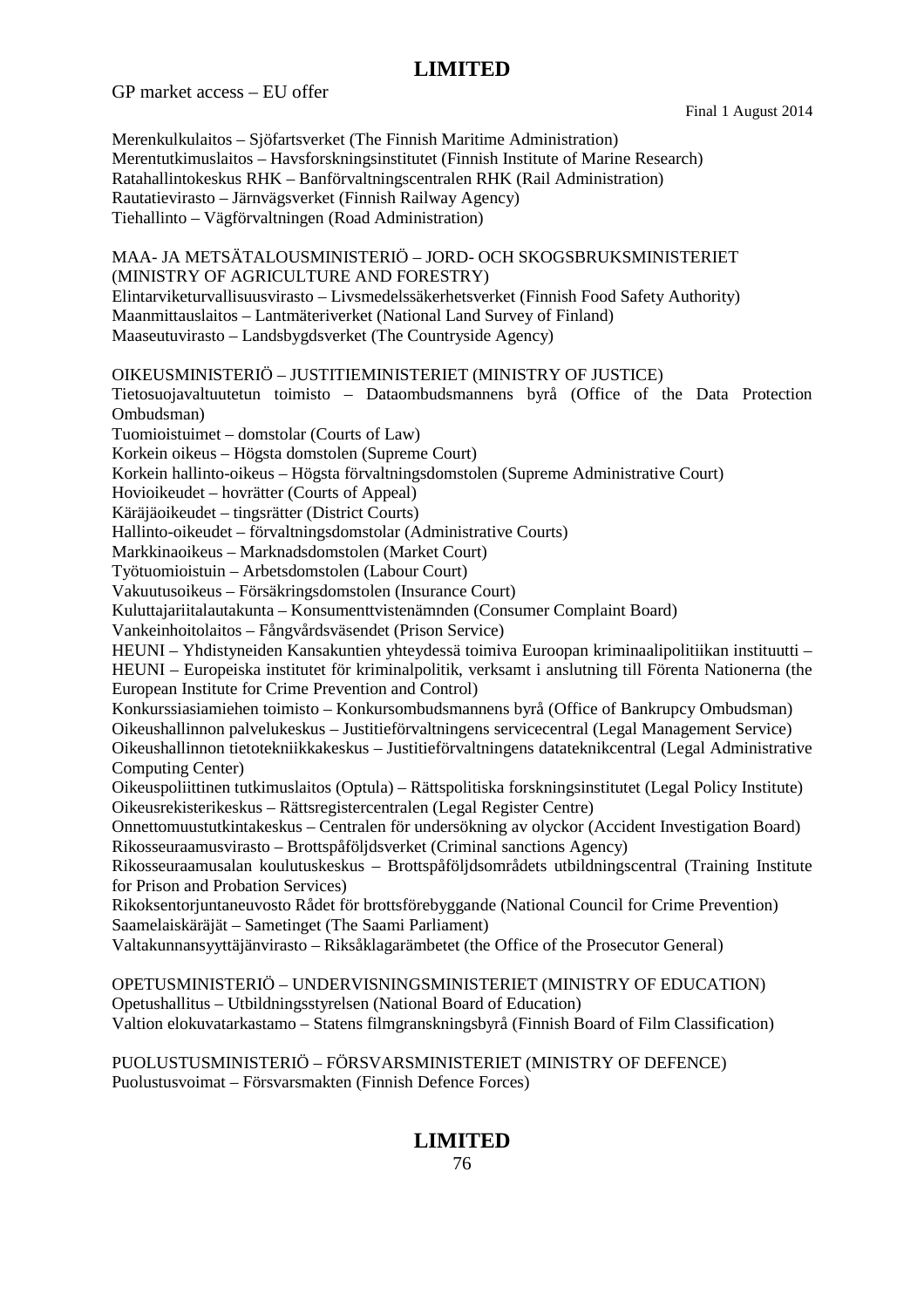Merenkulkulaitos – Sjöfartsverket (The Finnish Maritime Administration)
Merentutkimuslaitos – Havsforskningsinstitutet (Finnish Institute of Marine Research)
Ratahallintokeskus RHK – Banförvaltningscentralen RHK (Rail Administration)
Rautatievirasto – Järnvägsverket (Finnish Railway Agency)
Tiehallinto – Vägförvaltningen (Road Administration)

MAA- JA METSÄTALOUSMINISTERIÖ – JORD- OCH SKOGSBRUKSMINISTERIET (MINISTRY OF AGRICULTURE AND FORESTRY)
Elintarviketurvallisuusvirasto – Livsmedelssäkerhetsverket (Finnish Food Safety Authority)
Maanmittauslaitos – Lantmäteriverket (National Land Survey of Finland)
Maaseutuvirasto – Landsbygdsverket (The Countryside Agency)

OIKEUSMINISTERIÖ – JUSTITIEMINISTERIET (MINISTRY OF JUSTICE)
Tietosuojavaltuutetun toimisto – Dataombudsmannens byrå (Office of the Data Protection Ombudsman)
Tuomioistuimet – domstolar (Courts of Law)
Korkein oikeus – Högsta domstolen (Supreme Court)
Korkein hallinto-oikeus – Högsta förvaltningsdomstolen (Supreme Administrative Court)
Hovioikeudet – hovrätter (Courts of Appeal)
Käräjäoikeudet – tingsrätter (District Courts)
Hallinto-oikeudet – förvaltningsdomstolar (Administrative Courts)
Markkinaoikeus – Marknadsdomstolen (Market Court)
Työtuomioistuin – Arbetsdomstolen (Labour Court)
Vakuutusoikeus – Försäkringsdomstolen (Insurance Court)
Kuluttajariitalautakunta – Konsumenttvistenämnden (Consumer Complaint Board)
Vankeinhoitolaitos – Fångvårdsväsendet (Prison Service)
HEUNI – Yhdistyneiden Kansakuntien yhteydessä toimiva Euroopan kriminaalipolitiikan instituutti – HEUNI – Europeiska institutet för kriminalpolitik, verksamt i anslutning till Förenta Nationerna (the European Institute for Crime Prevention and Control)
Konkurssiasiamiehen toimisto – Konkursombudsmannens byrå (Office of Bankrupcy Ombudsman)
Oikeushallinnon palvelukeskus – Justitieförvaltningens servicecentral (Legal Management Service)
Oikeushallinnon tietotekniikkakeskus – Justitieförvaltningens datateknikcentral (Legal Administrative Computing Center)
Oikeuspoliittinen tutkimuslaitos (Optula) – Rättspolitiska forskningsinstitutet (Legal Policy Institute)
Oikeusrekisterikeskus – Rättsregistercentralen (Legal Register Centre)
Onnettomuustutkintakeskus – Centralen för undersökning av olyckor (Accident Investigation Board)
Rikosseuraamusvirasto – Brottspåföljdsverket (Criminal sanctions Agency)
Rikosseuraamusalan koulutuskeskus – Brottspåföljdsområdets utbildningscentral (Training Institute for Prison and Probation Services)
Rikoksentorjuntaneuvosto Rådet för brottsförebyggande (National Council for Crime Prevention)
Saamelaiskäräjät – Sametinget (The Saami Parliament)
Valtakunnansyyttäjänvirasto – Riksåklagarämbetet (the Office of the Prosecutor General)

OPETUSMINISTERIÖ – UNDERVISNINGSMINISTERIET (MINISTRY OF EDUCATION)
Opetushallitus – Utbildningsstyrelsen (National Board of Education)
Valtion elokuvatarkastamo – Statens filmgranskningsbyrå (Finnish Board of Film Classification)

PUOLUSTUSMINISTERIÖ – FÖRSVARSMINISTERIET (MINISTRY OF DEFENCE)
Puolustusvoimat – Försvarsmakten (Finnish Defence Forces)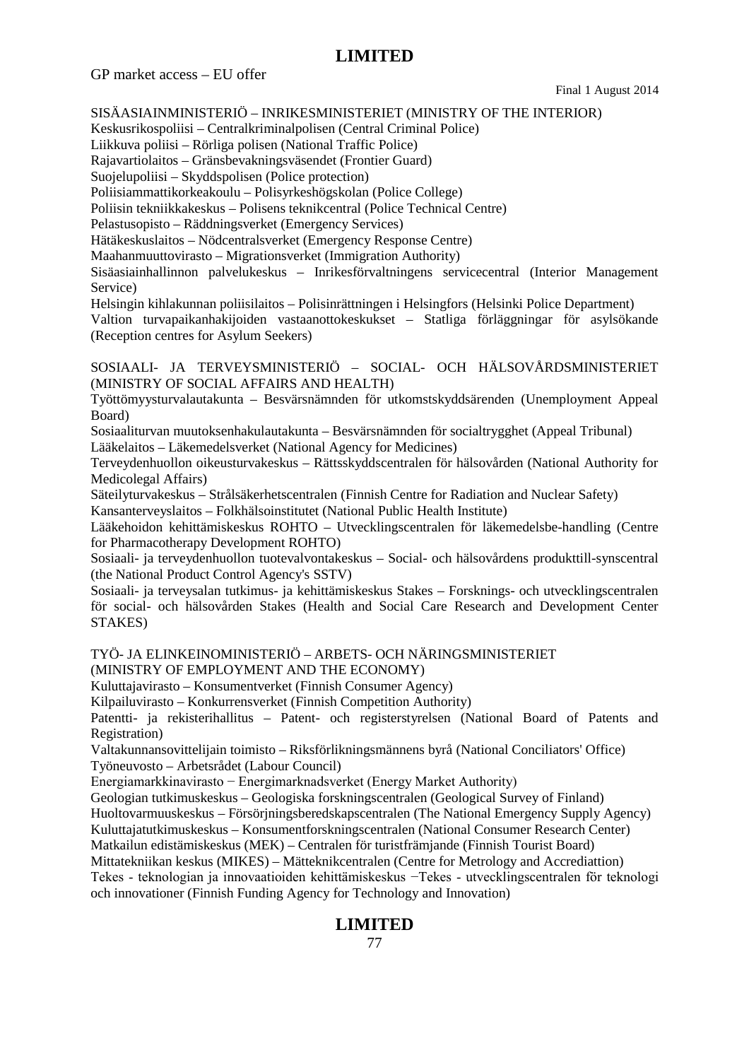SISÄASIAINMINISTERIÖ – INRIKESMINISTERIET (MINISTRY OF THE INTERIOR)
Keskusrikospoliisi – Centralkriminalpolisen (Central Criminal Police)
Liikkuva poliisi – Rörliga polisen (National Traffic Police)
Rajavartiolaitos – Gränsbevakningsväsendet (Frontier Guard)
Suojelupoliisi – Skyddspolisen (Police protection)
Poliisiammattikorkeakoulu – Polisyrkeshögskolan (Police College)
Poliisin tekniikkakeskus – Polisens teknikcentral (Police Technical Centre)
Pelastusopisto – Räddningsverket (Emergency Services)
Hätäkeskuslaitos – Nödcentralsverket (Emergency Response Centre)
Maahanmuuttovirasto – Migrationsverket (Immigration Authority)
Sisäasiainhallinnon palvelukeskus – Inrikesförvaltningens servicecentral (Interior Management Service)
Helsingin kihlakunnan poliisilaitos – Polisinrättningen i Helsingfors (Helsinki Police Department)
Valtion turvapaikanhakijoiden vastaanottokeskukset – Statliga förläggningar för asylsökande (Reception centres for Asylum Seekers)

SOSIAALI- JA TERVEYSMINISTERIÖ – SOCIAL- OCH HÄLSOVÅRDSMINISTERIET (MINISTRY OF SOCIAL AFFAIRS AND HEALTH)
Työttömyysturvalautakunta – Besvärsnämnden för utkomstskyddsärenden (Unemployment Appeal Board)
Sosiaaliturvan muutoksenhakulautakunta – Besvärsnämnden för socialtrygghet (Appeal Tribunal)
Lääkelaitos – Läkemedelsverket (National Agency for Medicines)
Terveydenhuollon oikeusturvakeskus – Rättsskyddscentralen för hälsovården (National Authority for Medicolegal Affairs)
Säteilyturvakeskus – Strålsäkerhetscentralen (Finnish Centre for Radiation and Nuclear Safety)
Kansanterveyslaitos – Folkhälsoinstitutet (National Public Health Institute)
Lääkehoidon kehittämiskeskus ROHTO – Utvecklingscentralen för läkemedelsbe-handling (Centre for Pharmacotherapy Development ROHTO)
Sosiaali- ja terveydenhuollon tuotevalvontakeskus – Social- och hälsovårdens produkttill-synscentral (the National Product Control Agency's SSTV)
Sosiaali- ja terveysalan tutkimus- ja kehittämiskeskus Stakes – Forsknings- och utvecklingscentralen för social- och hälsovården Stakes (Health and Social Care Research and Development Center STAKES)

TYÖ- JA ELINKEINOMINISTERIÖ – ARBETS- OCH NÄRINGSMINISTERIET
(MINISTRY OF EMPLOYMENT AND THE ECONOMY)
Kuluttajavirasto – Konsumentverket (Finnish Consumer Agency)
Kilpailuvirasto – Konkurrensverket (Finnish Competition Authority)
Patentti- ja rekisterihallitus – Patent- och registerstyrelsen (National Board of Patents and Registration)
Valtakunnansovittelijain toimisto – Riksförlikningsmännens byrå (National Conciliators' Office)
Työneuvosto – Arbetsrådet (Labour Council)
Energiamarkkinavirasto − Energimarknadsverket (Energy Market Authority)
Geologian tutkimuskeskus – Geologiska forskningscentralen (Geological Survey of Finland)
Huoltovarmuuskeskus – Försörjningsberedskapscentralen (The National Emergency Supply Agency)
Kuluttajatutkimuskeskus – Konsumentforskningscentralen (National Consumer Research Center)
Matkailun edistämiskeskus (MEK) – Centralen för turistfrämjande (Finnish Tourist Board)
Mittatekniikan keskus (MIKES) – Mätteknikcentralen (Centre for Metrology and Accrediattion)
Tekes - teknologian ja innovaatioiden kehittämiskeskus −Tekes - utvecklingscentralen för teknologi och innovationer (Finnish Funding Agency for Technology and Innovation)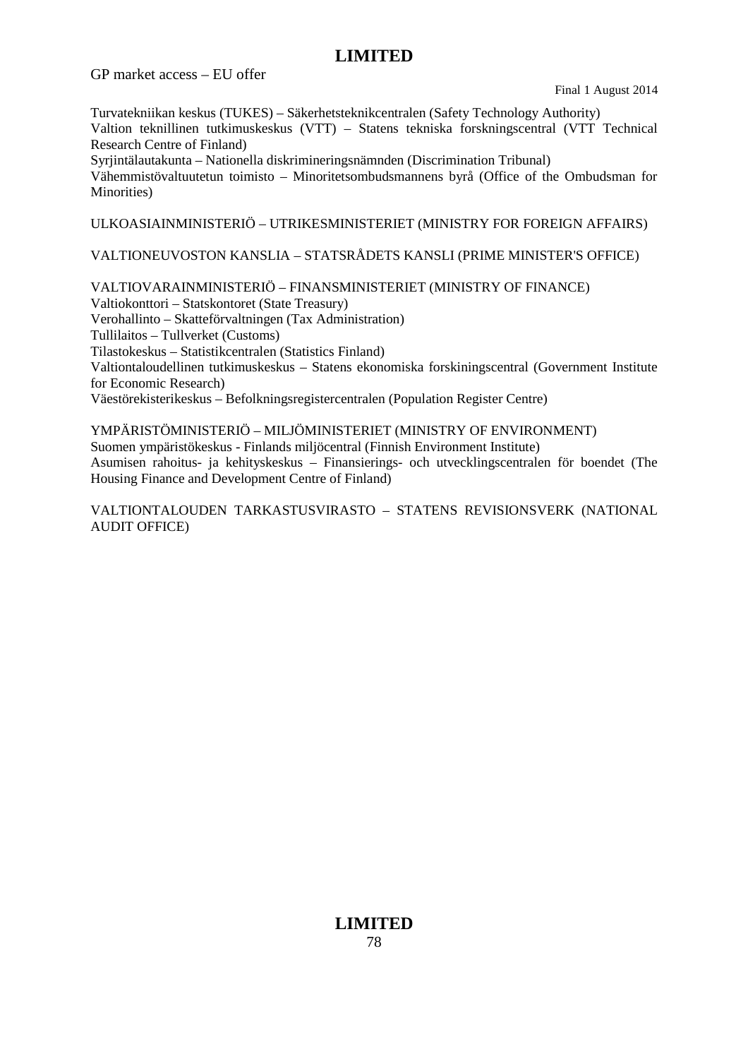Turvatekniikan keskus (TUKES) – Säkerhetsteknikcentralen (Safety Technology Authority)
Valtion teknillinen tutkimuskeskus (VTT) – Statens tekniska forskningscentral (VTT Technical Research Centre of Finland)
Syrjintälautakunta – Nationella diskrimineringsnämnden (Discrimination Tribunal)
Vähemmistövaltuutetun toimisto – Minoritetsombudsmannens byrå (Office of the Ombudsman for Minorities)

ULKOASIAINMINISTERIÖ – UTRIKESMINISTERIET (MINISTRY FOR FOREIGN AFFAIRS)

VALTIONEUVOSTON KANSLIA – STATSRÅDETS KANSLI (PRIME MINISTER'S OFFICE)

VALTIOVARAINMINISTERIÖ – FINANSMINISTERIET (MINISTRY OF FINANCE)
Valtiokonttori – Statskontoret (State Treasury)
Verohallinto – Skatteförvaltningen (Tax Administration)
Tullilaitos – Tullverket (Customs)
Tilastokeskus – Statistikcentralen (Statistics Finland)
Valtiontaloudellinen tutkimuskeskus – Statens ekonomiska forskiningscentral (Government Institute for Economic Research)
Väestörekisterikeskus – Befolkningsregistercentralen (Population Register Centre)

YMPÄRISTÖMINISTERIÖ – MILJÖMINISTERIET (MINISTRY OF ENVIRONMENT)
Suomen ympäristökeskus - Finlands miljöcentral (Finnish Environment Institute)
Asumisen rahoitus- ja kehityskeskus – Finansierings- och utvecklingscentralen för boendet (The Housing Finance and Development Centre of Finland)

VALTIONTALOUDEN TARKASTUSVIRASTO – STATENS REVISIONSVERK (NATIONAL AUDIT OFFICE)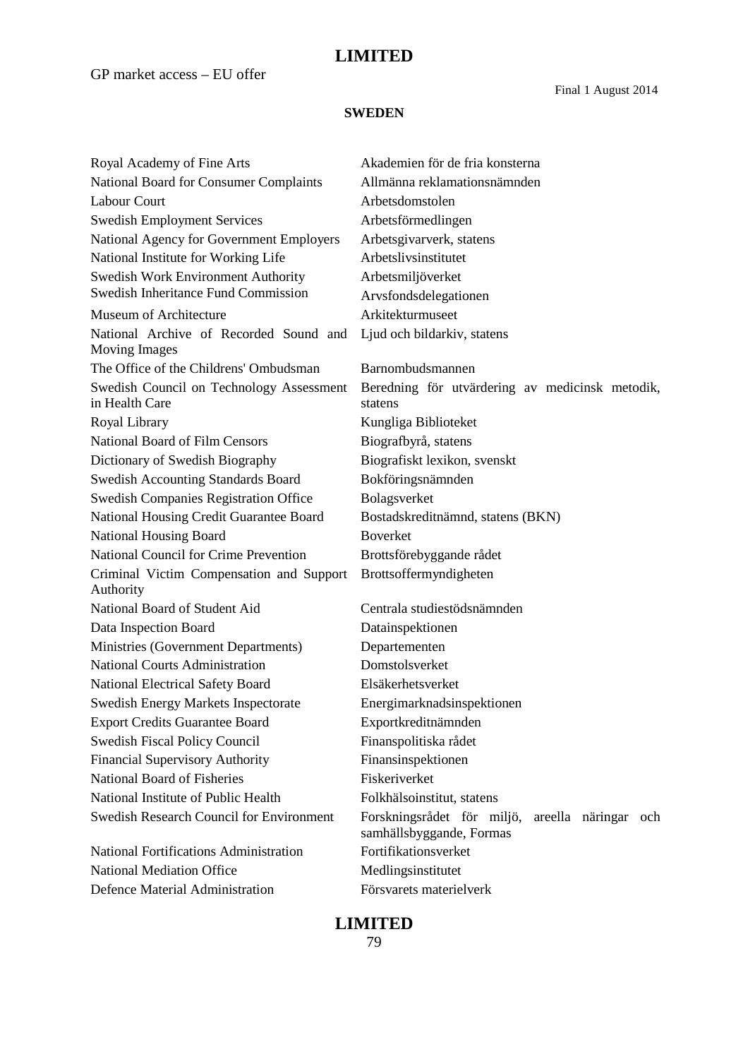**LIMITED**

GP market access – EU offer

Final 1 August 2014

**SWEDEN**

| | |
|---|---|
| Royal Academy of Fine Arts | Akademien för de fria konsterna |
| National Board for Consumer Complaints | Allmänna reklamationsnämnden |
| Labour Court | Arbetsdomstolen |
| Swedish Employment Services | Arbetsförmedlingen |
| National Agency for Government Employers | Arbetsgivarverk, statens |
| National Institute for Working Life | Arbetslivsinstitutet |
| Swedish Work Environment Authority | Arbetsmiljöverket |
| Swedish Inheritance Fund Commission | Arvsfondsdelegationen |
| Museum of Architecture | Arkitekturmuseet |
| National Archive of Recorded Sound and Moving Images | Ljud och bildarkiv, statens |
| The Office of the Childrens' Ombudsman | Barnombudsmannen |
| Swedish Council on Technology Assessment in Health Care | Beredning för utvärdering av medicinsk metodik, statens |
| Royal Library | Kungliga Biblioteket |
| National Board of Film Censors | Biografbyrå, statens |
| Dictionary of Swedish Biography | Biografiskt lexikon, svenskt |
| Swedish Accounting Standards Board | Bokföringsnämnden |
| Swedish Companies Registration Office | Bolagsverket |
| National Housing Credit Guarantee Board | Bostadskreditnämnd, statens (BKN) |
| National Housing Board | Boverket |
| National Council for Crime Prevention | Brottsförebyggande rådet |
| Criminal Victim Compensation and Support Authority | Brottsoffermyndigheten |
| National Board of Student Aid | Centrala studiestödsnämnden |
| Data Inspection Board | Datainspektionen |
| Ministries (Government Departments) | Departementen |
| National Courts Administration | Domstolsverket |
| National Electrical Safety Board | Elsäkerhetsverket |
| Swedish Energy Markets Inspectorate | Energimarknadsinspektionen |
| Export Credits Guarantee Board | Exportkreditnämnden |
| Swedish Fiscal Policy Council | Finanspolitiska rådet |
| Financial Supervisory Authority | Finansinspektionen |
| National Board of Fisheries | Fiskeriverket |
| National Institute of Public Health | Folkhälsoinstitut, statens |
| Swedish Research Council for Environment | Forskningsrådet för miljö, areella näringar och samhällsbyggande, Formas |
| National Fortifications Administration | Fortifikationsverket |
| National Mediation Office | Medlingsinstitutet |
| Defence Material Administration | Försvarets materielverk |

**LIMITED**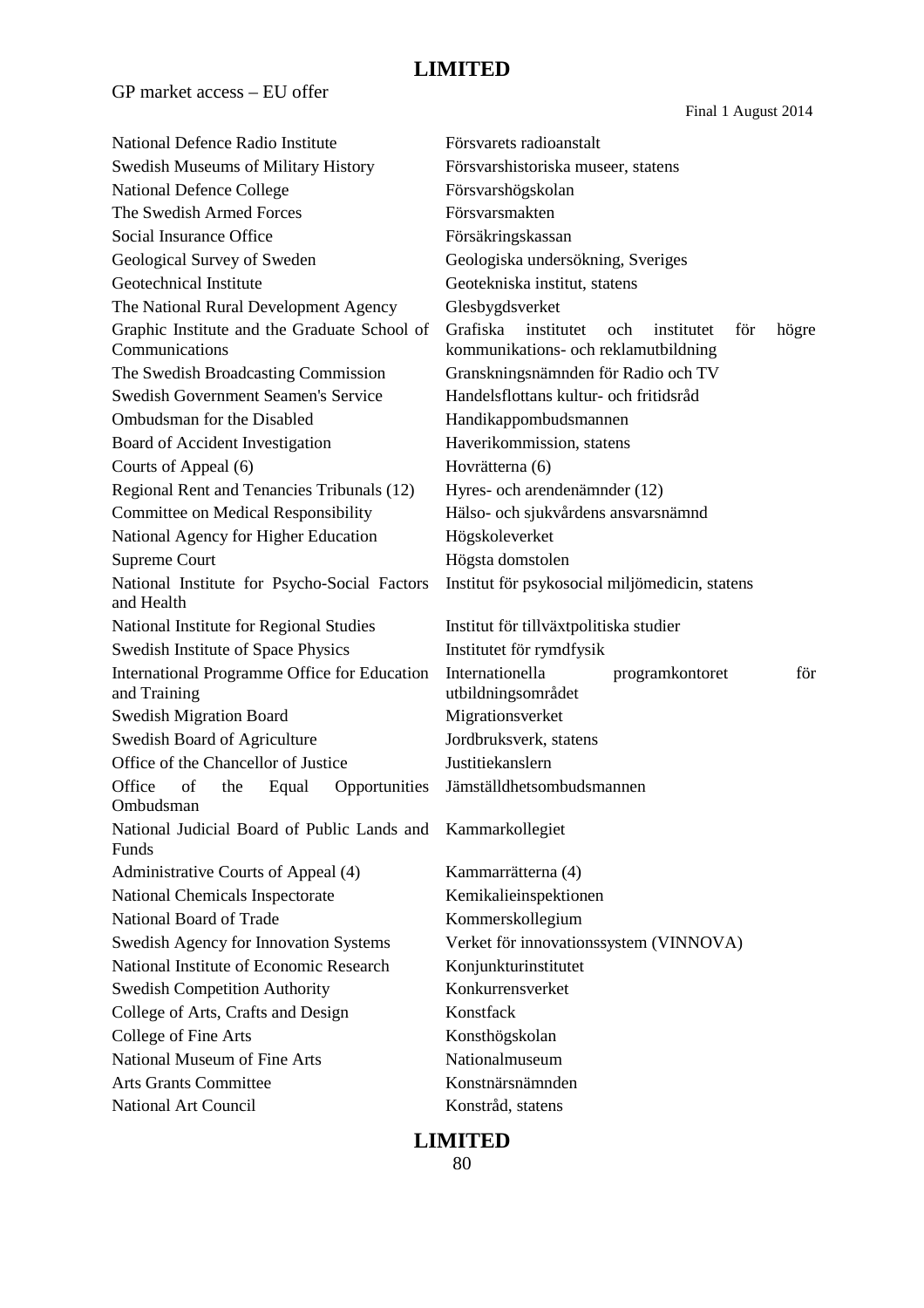| | |
|---|---|
| National Defence Radio Institute | Försvarets radioanstalt |
| Swedish Museums of Military History | Försvarshistoriska museer, statens |
| National Defence College | Försvarshögskolan |
| The Swedish Armed Forces | Försvarsmakten |
| Social Insurance Office | Försäkringskassan |
| Geological Survey of Sweden | Geologiska undersökning, Sveriges |
| Geotechnical Institute | Geotekniska institut, statens |
| The National Rural Development Agency | Glesbygdsverket |
| Graphic Institute and the Graduate School of Communications | Grafiska institutet och institutet för högre kommunikations- och reklamutbildning |
| The Swedish Broadcasting Commission | Granskningsnämnden för Radio och TV |
| Swedish Government Seamen's Service | Handelsflottans kultur- och fritidsråd |
| Ombudsman for the Disabled | Handikappombudsmannen |
| Board of Accident Investigation | Haverikommission, statens |
| Courts of Appeal (6) | Hovrätterna (6) |
| Regional Rent and Tenancies Tribunals (12) | Hyres- och arendenämnder (12) |
| Committee on Medical Responsibility | Hälso- och sjukvårdens ansvarsnämnd |
| National Agency for Higher Education | Högskoleverket |
| Supreme Court | Högsta domstolen |
| National Institute for Psycho-Social Factors and Health | Institut för psykosocial miljömedicin, statens |
| National Institute for Regional Studies | Institut för tillväxtpolitiska studier |
| Swedish Institute of Space Physics | Institutet för rymdfysik |
| International Programme Office for Education and Training | Internationella programkontoret för utbildningsområdet |
| Swedish Migration Board | Migrationsverket |
| Swedish Board of Agriculture | Jordbruksverk, statens |
| Office of the Chancellor of Justice | Justitiekanslern |
| Office of the Equal Opportunities Ombudsman | Jämställdhetsombudsmannen |
| National Judicial Board of Public Lands and Funds | Kammarkollegiet |
| Administrative Courts of Appeal (4) | Kammarrätterna (4) |
| National Chemicals Inspectorate | Kemikalieinspektionen |
| National Board of Trade | Kommerskollegium |
| Swedish Agency for Innovation Systems | Verket för innovationssystem (VINNOVA) |
| National Institute of Economic Research | Konjunkturinstitutet |
| Swedish Competition Authority | Konkurrensverket |
| College of Arts, Crafts and Design | Konstfack |
| College of Fine Arts | Konsthögskolan |
| National Museum of Fine Arts | Nationalmuseum |
| Arts Grants Committee | Konstnärsnämnden |
| National Art Council | Konstråd, statens |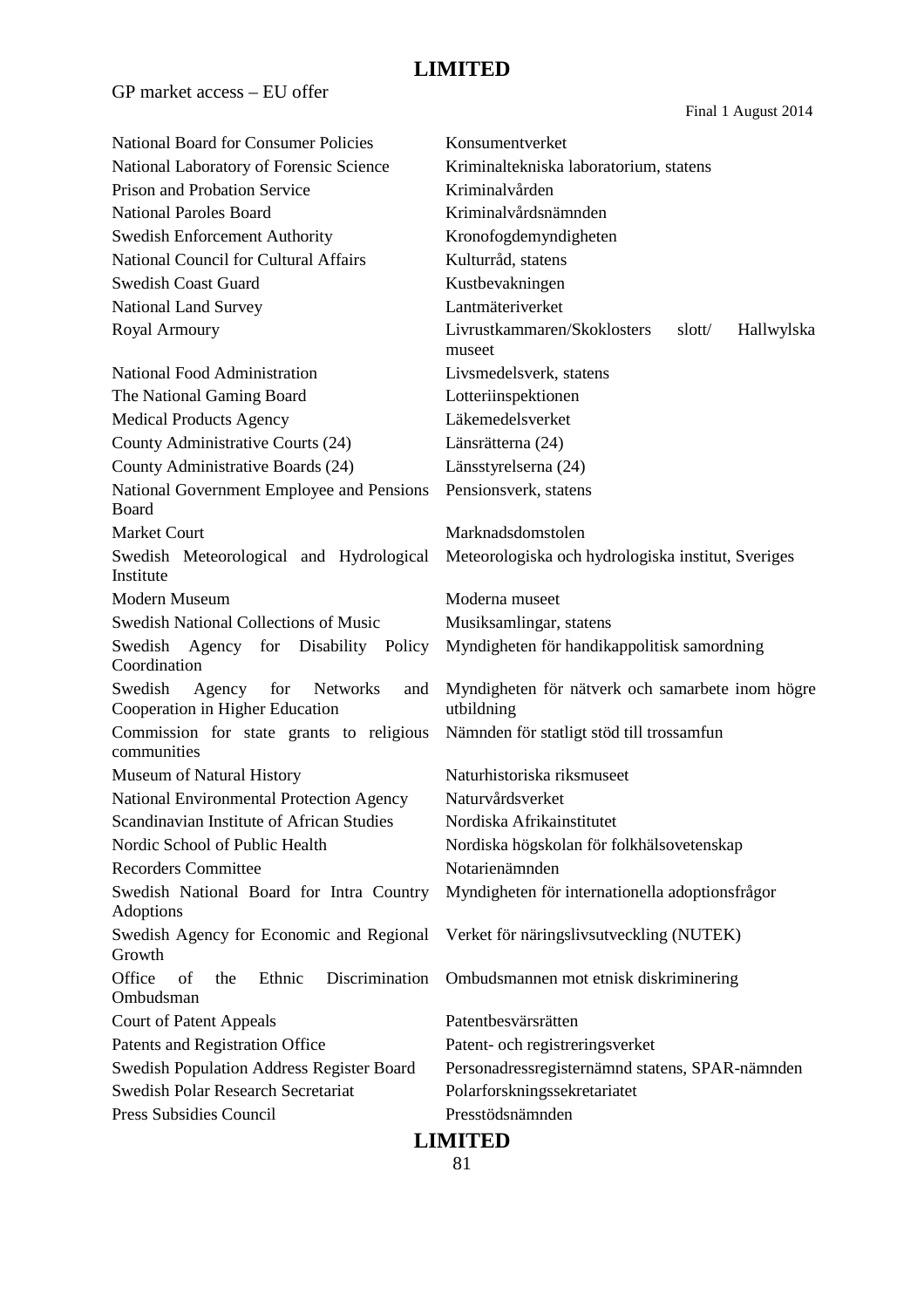| | |
|---|---|
| National Board for Consumer Policies | Konsumentverket |
| National Laboratory of Forensic Science | Kriminaltekniska laboratorium, statens |
| Prison and Probation Service | Kriminalvården |
| National Paroles Board | Kriminalvårdsnämnden |
| Swedish Enforcement Authority | Kronofogdemyndigheten |
| National Council for Cultural Affairs | Kulturråd, statens |
| Swedish Coast Guard | Kustbevakningen |
| National Land Survey | Lantmäteriverket |
| Royal Armoury | Livrustkammaren/Skoklosters slott/ Hallwylska museet |
| National Food Administration | Livsmedelsverk, statens |
| The National Gaming Board | Lotteriinspektionen |
| Medical Products Agency | Läkemedelsverket |
| County Administrative Courts (24) | Länsrätterna (24) |
| County Administrative Boards (24) | Länsstyrelserna (24) |
| National Government Employee and Pensions Board | Pensionsverk, statens |
| Market Court | Marknadsdomstolen |
| Swedish Meteorological and Hydrological Institute | Meteorologiska och hydrologiska institut, Sveriges |
| Modern Museum | Moderna museet |
| Swedish National Collections of Music | Musiksamlingar, statens |
| Swedish Agency for Disability Policy Coordination | Myndigheten för handikappolitisk samordning |
| Swedish Agency for Networks and Cooperation in Higher Education | Myndigheten för nätverk och samarbete inom högre utbildning |
| Commission for state grants to religious communities | Nämnden för statligt stöd till trossamfun |
| Museum of Natural History | Naturhistoriska riksmuseet |
| National Environmental Protection Agency | Naturvårdsverket |
| Scandinavian Institute of African Studies | Nordiska Afrikainstitutet |
| Nordic School of Public Health | Nordiska högskolan för folkhälsovetenskap |
| Recorders Committee | Notarienämnden |
| Swedish National Board for Intra Country Adoptions | Myndigheten för internationella adoptionsfrågor |
| Swedish Agency for Economic and Regional Growth | Verket för näringslivsutveckling (NUTEK) |
| Office of the Ethnic Discrimination Ombudsman | Ombudsmannen mot etnisk diskriminering |
| Court of Patent Appeals | Patentbesvärsrätten |
| Patents and Registration Office | Patent- och registreringsverket |
| Swedish Population Address Register Board | Personadressregisternämnd statens, SPAR-nämnden |
| Swedish Polar Research Secretariat | Polarforskningssekretariatet |
| Press Subsidies Council | Presstödsnämnden |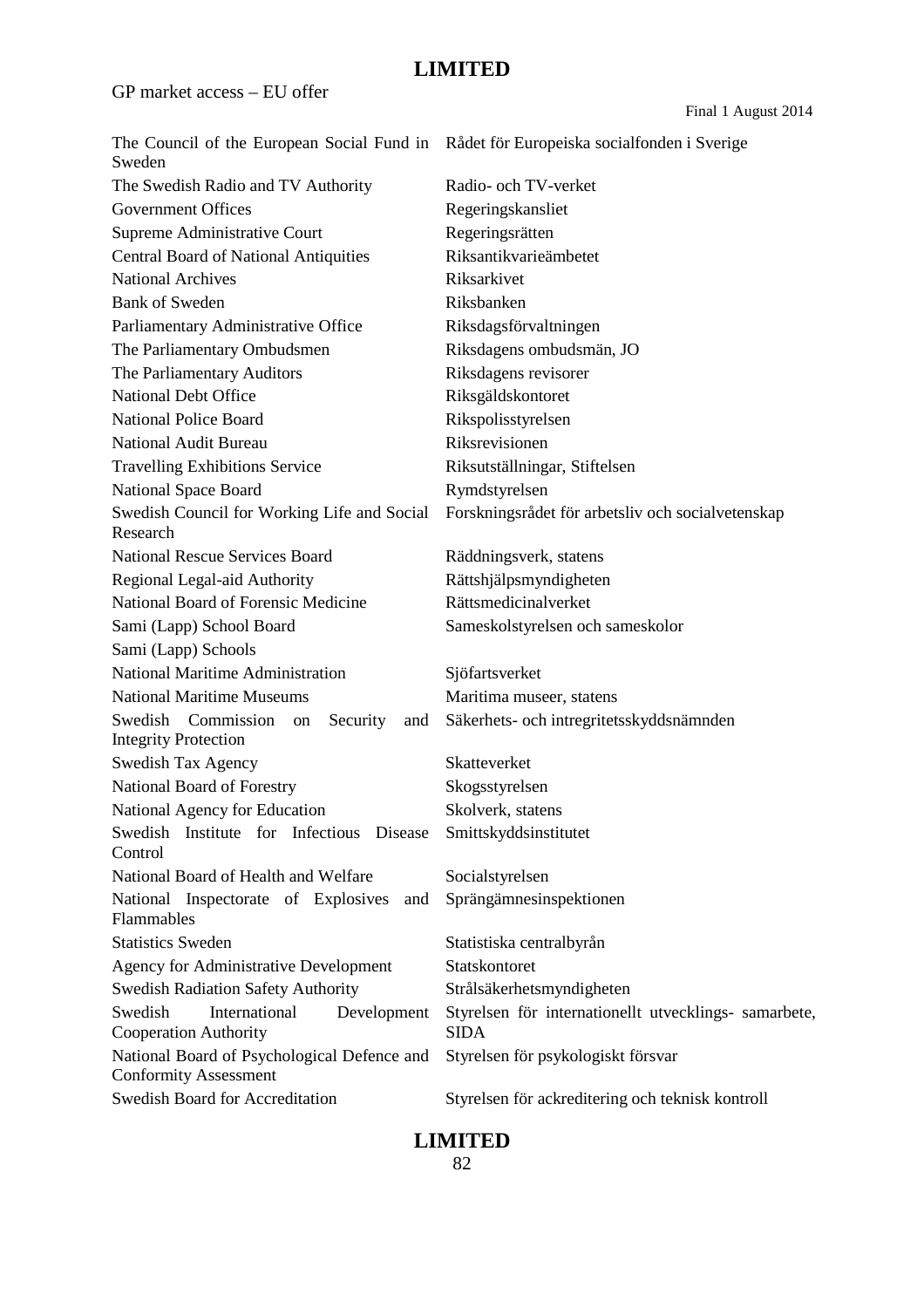| | |
|---|---|
| The Council of the European Social Fund in Sweden | Rådet för Europeiska socialfonden i Sverige |
| The Swedish Radio and TV Authority | Radio- och TV-verket |
| Government Offices | Regeringskansliet |
| Supreme Administrative Court | Regeringsrätten |
| Central Board of National Antiquities | Riksantikvarieämbetet |
| National Archives | Riksarkivet |
| Bank of Sweden | Riksbanken |
| Parliamentary Administrative Office | Riksdagsförvaltningen |
| The Parliamentary Ombudsmen | Riksdagens ombudsmän, JO |
| The Parliamentary Auditors | Riksdagens revisorer |
| National Debt Office | Riksgäldskontoret |
| National Police Board | Rikspolisstyrelsen |
| National Audit Bureau | Riksrevisionen |
| Travelling Exhibitions Service | Riksutställningar, Stiftelsen |
| National Space Board | Rymdstyrelsen |
| Swedish Council for Working Life and Social Research | Forskningsrådet för arbetsliv och socialvetenskap |
| National Rescue Services Board | Räddningsverk, statens |
| Regional Legal-aid Authority | Rättshjälpsmyndigheten |
| National Board of Forensic Medicine | Rättsmedicinalverket |
| Sami (Lapp) School Board | Sameskolstyrelsen och sameskolor |
| Sami (Lapp) Schools | |
| National Maritime Administration | Sjöfartsverket |
| National Maritime Museums | Maritima museer, statens |
| Swedish Commission on Security and Integrity Protection | Säkerhets- och intregritetsskyddsnämnden |
| Swedish Tax Agency | Skatteverket |
| National Board of Forestry | Skogsstyrelsen |
| National Agency for Education | Skolverk, statens |
| Swedish Institute for Infectious Disease Control | Smittskyddsinstitutet |
| National Board of Health and Welfare | Socialstyrelsen |
| National Inspectorate of Explosives and Flammables | Sprängämnesinspektionen |
| Statistics Sweden | Statistiska centralbyrån |
| Agency for Administrative Development | Statskontoret |
| Swedish Radiation Safety Authority | Strålsäkerhetsmyndigheten |
| Swedish International Development Cooperation Authority | Styrelsen för internationellt utvecklings- samarbete, SIDA |
| National Board of Psychological Defence and Conformity Assessment | Styrelsen för psykologiskt försvar |
| Swedish Board for Accreditation | Styrelsen för ackreditering och teknisk kontroll |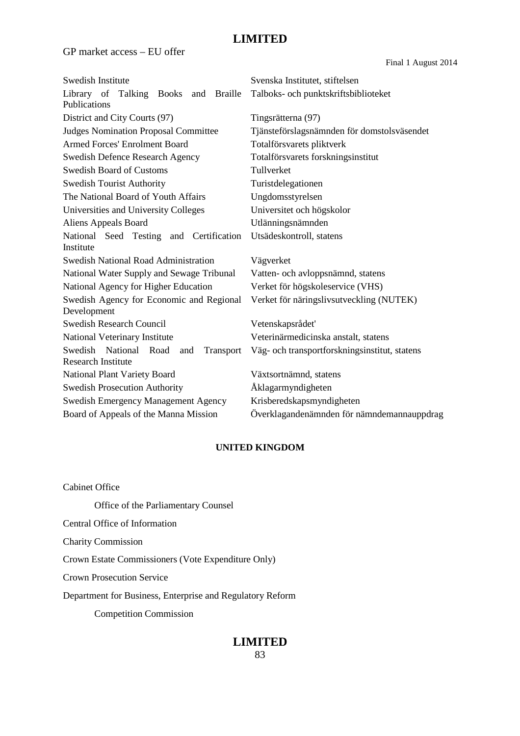| | |
|---|---|
| Swedish Institute | Svenska Institutet, stiftelsen |
| Library of Talking Books and Braille Publications | Talboks- och punktskriftsbiblioteket |
| District and City Courts (97) | Tingsrätterna (97) |
| Judges Nomination Proposal Committee | Tjänsteförslagsnämnden för domstolsväsendet |
| Armed Forces' Enrolment Board | Totalförsvarets pliktverk |
| Swedish Defence Research Agency | Totalförsvarets forskningsinstitut |
| Swedish Board of Customs | Tullverket |
| Swedish Tourist Authority | Turistdelegationen |
| The National Board of Youth Affairs | Ungdomsstyrelsen |
| Universities and University Colleges | Universitet och högskolor |
| Aliens Appeals Board | Utlänningsnämnden |
| National Seed Testing and Certification Institute | Utsädeskontroll, statens |
| Swedish National Road Administration | Vägverket |
| National Water Supply and Sewage Tribunal | Vatten- och avloppsnämnd, statens |
| National Agency for Higher Education | Verket för högskoleservice (VHS) |
| Swedish Agency for Economic and Regional Development | Verket för näringslivsutveckling (NUTEK) |
| Swedish Research Council | Vetenskapsrådet' |
| National Veterinary Institute | Veterinärmedicinska anstalt, statens |
| Swedish National Road and Transport Research Institute | Väg- och transportforskningsinstitut, statens |
| National Plant Variety Board | Växtsortnämnd, statens |
| Swedish Prosecution Authority | Åklagarmyndigheten |
| Swedish Emergency Management Agency | Krisberedskapsmyndigheten |
| Board of Appeals of the Manna Mission | Överklagandenämnden för nämndemannauppdrag |

## UNITED KINGDOM

Cabinet Office

- Office of the Parliamentary Counsel

Central Office of Information

Charity Commission

Crown Estate Commissioners (Vote Expenditure Only)

Crown Prosecution Service

Department for Business, Enterprise and Regulatory Reform

- Competition Commission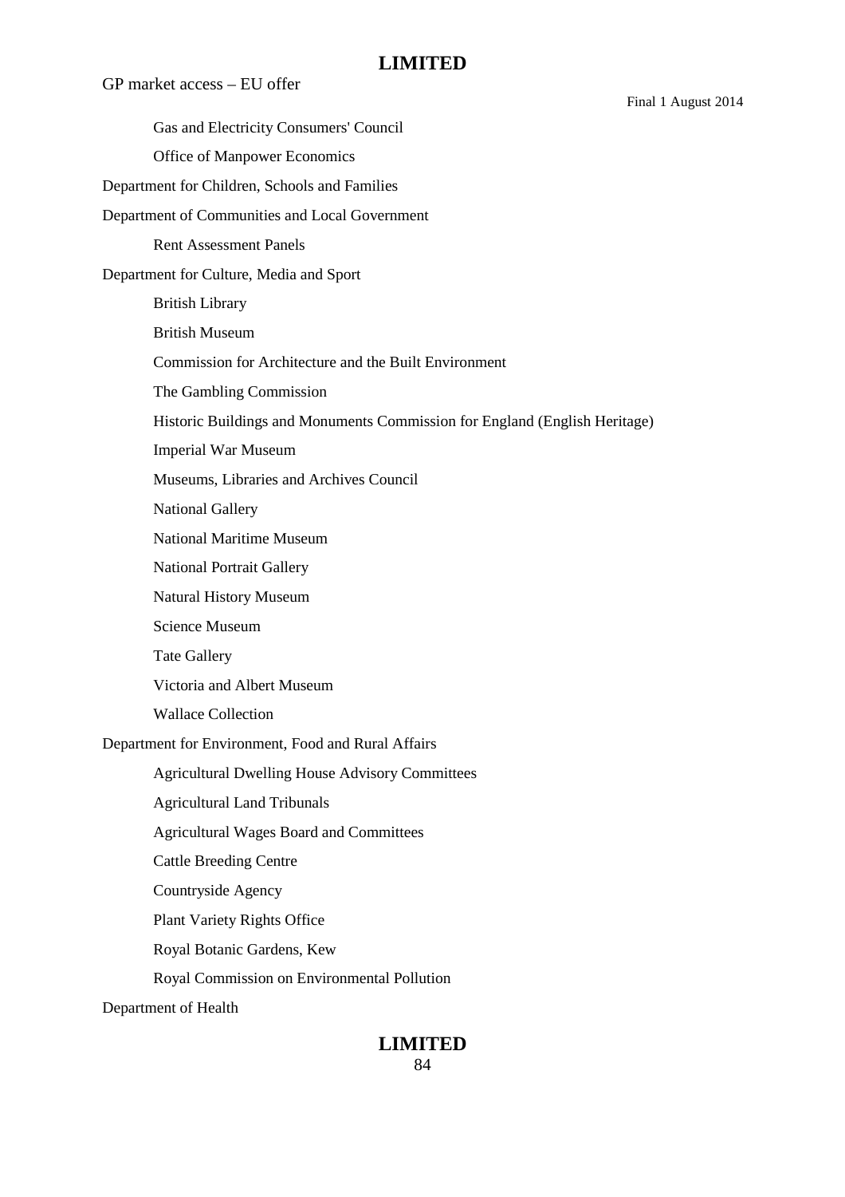Gas and Electricity Consumers' Council

Office of Manpower Economics

Department for Children, Schools and Families

Department of Communities and Local Government

Rent Assessment Panels

Department for Culture, Media and Sport

British Library

British Museum

Commission for Architecture and the Built Environment

The Gambling Commission

Historic Buildings and Monuments Commission for England (English Heritage)

Imperial War Museum

Museums, Libraries and Archives Council

National Gallery

National Maritime Museum

National Portrait Gallery

Natural History Museum

Science Museum

Tate Gallery

Victoria and Albert Museum

Wallace Collection

Department for Environment, Food and Rural Affairs

Agricultural Dwelling House Advisory Committees

Agricultural Land Tribunals

Agricultural Wages Board and Committees

Cattle Breeding Centre

Countryside Agency

Plant Variety Rights Office

Royal Botanic Gardens, Kew

Royal Commission on Environmental Pollution

Department of Health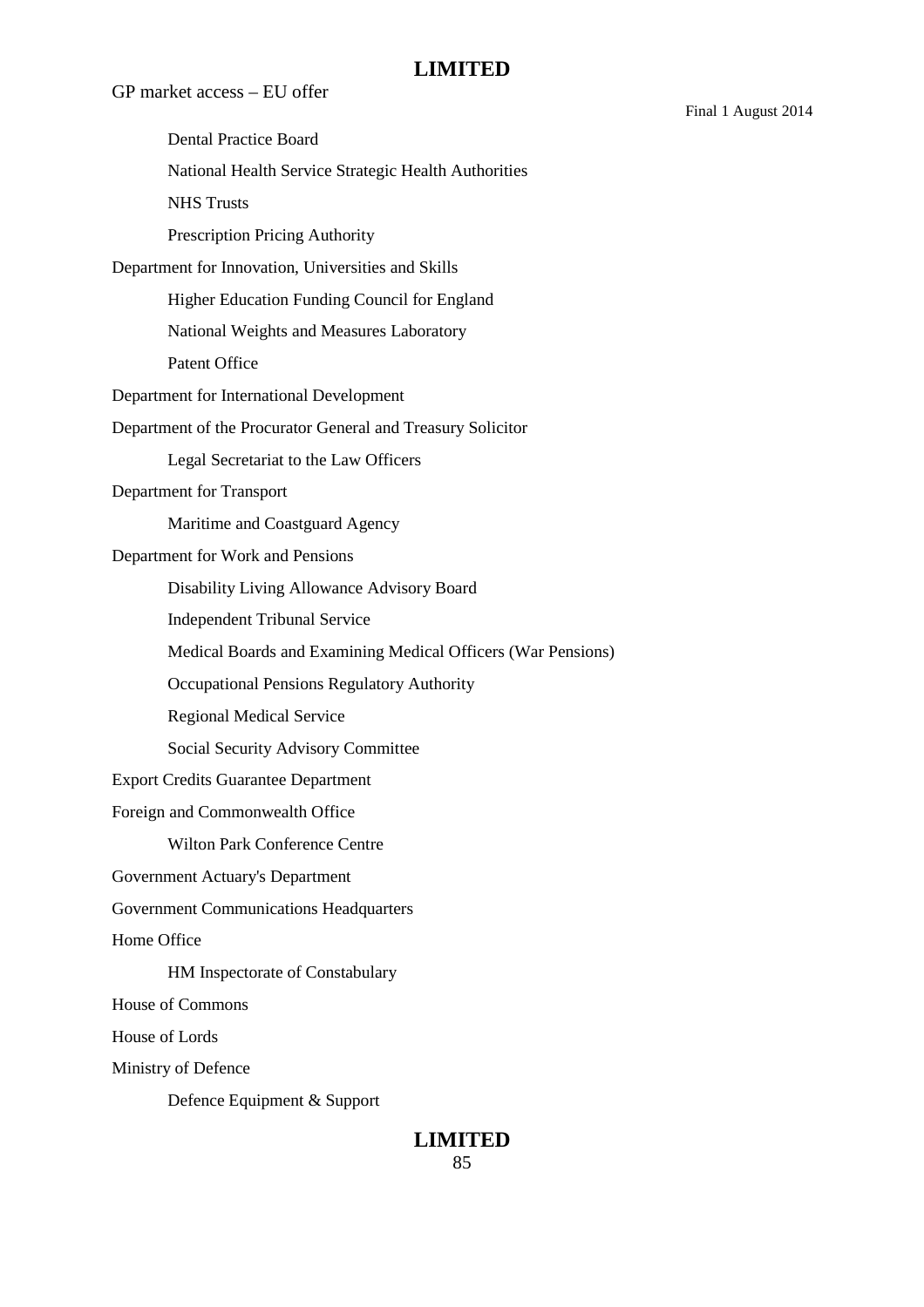Dental Practice Board

National Health Service Strategic Health Authorities

NHS Trusts

Prescription Pricing Authority

Department for Innovation, Universities and Skills

Higher Education Funding Council for England

National Weights and Measures Laboratory

Patent Office

Department for International Development

Department of the Procurator General and Treasury Solicitor

Legal Secretariat to the Law Officers

Department for Transport

Maritime and Coastguard Agency

Department for Work and Pensions

Disability Living Allowance Advisory Board

Independent Tribunal Service

Medical Boards and Examining Medical Officers (War Pensions)

Occupational Pensions Regulatory Authority

Regional Medical Service

Social Security Advisory Committee

Export Credits Guarantee Department

Foreign and Commonwealth Office

Wilton Park Conference Centre

Government Actuary's Department

Government Communications Headquarters

Home Office

HM Inspectorate of Constabulary

House of Commons

House of Lords

Ministry of Defence

Defence Equipment & Support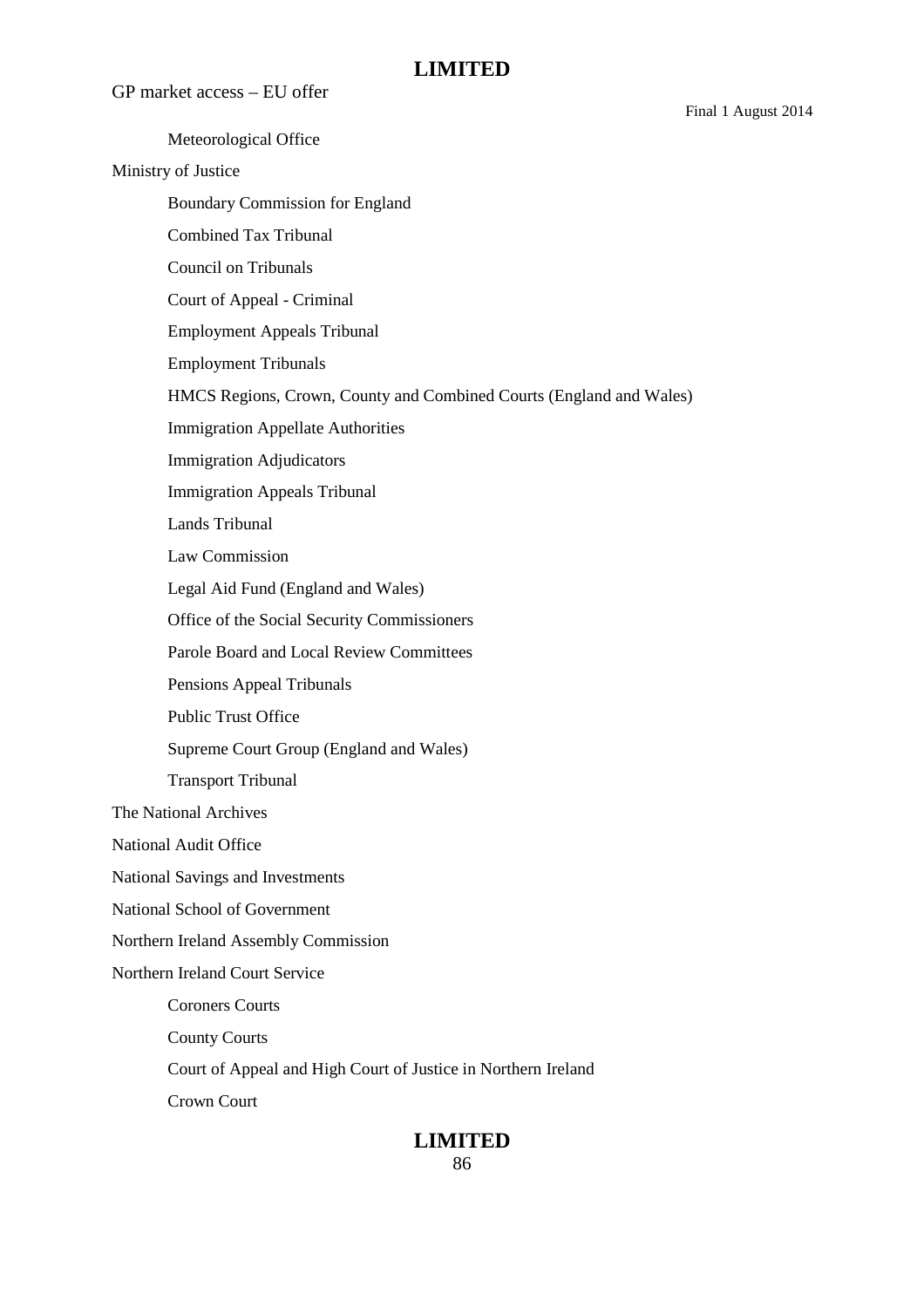Meteorological Office

Ministry of Justice

- Boundary Commission for England
- Combined Tax Tribunal
- Council on Tribunals
- Court of Appeal - Criminal
- Employment Appeals Tribunal
- Employment Tribunals
- HMCS Regions, Crown, County and Combined Courts (England and Wales)
- Immigration Appellate Authorities
- Immigration Adjudicators
- Immigration Appeals Tribunal
- Lands Tribunal
- Law Commission
- Legal Aid Fund (England and Wales)
- Office of the Social Security Commissioners
- Parole Board and Local Review Committees
- Pensions Appeal Tribunals
- Public Trust Office
- Supreme Court Group (England and Wales)
- Transport Tribunal

The National Archives

National Audit Office

National Savings and Investments

National School of Government

Northern Ireland Assembly Commission

Northern Ireland Court Service

- Coroners Courts
- County Courts
- Court of Appeal and High Court of Justice in Northern Ireland
- Crown Court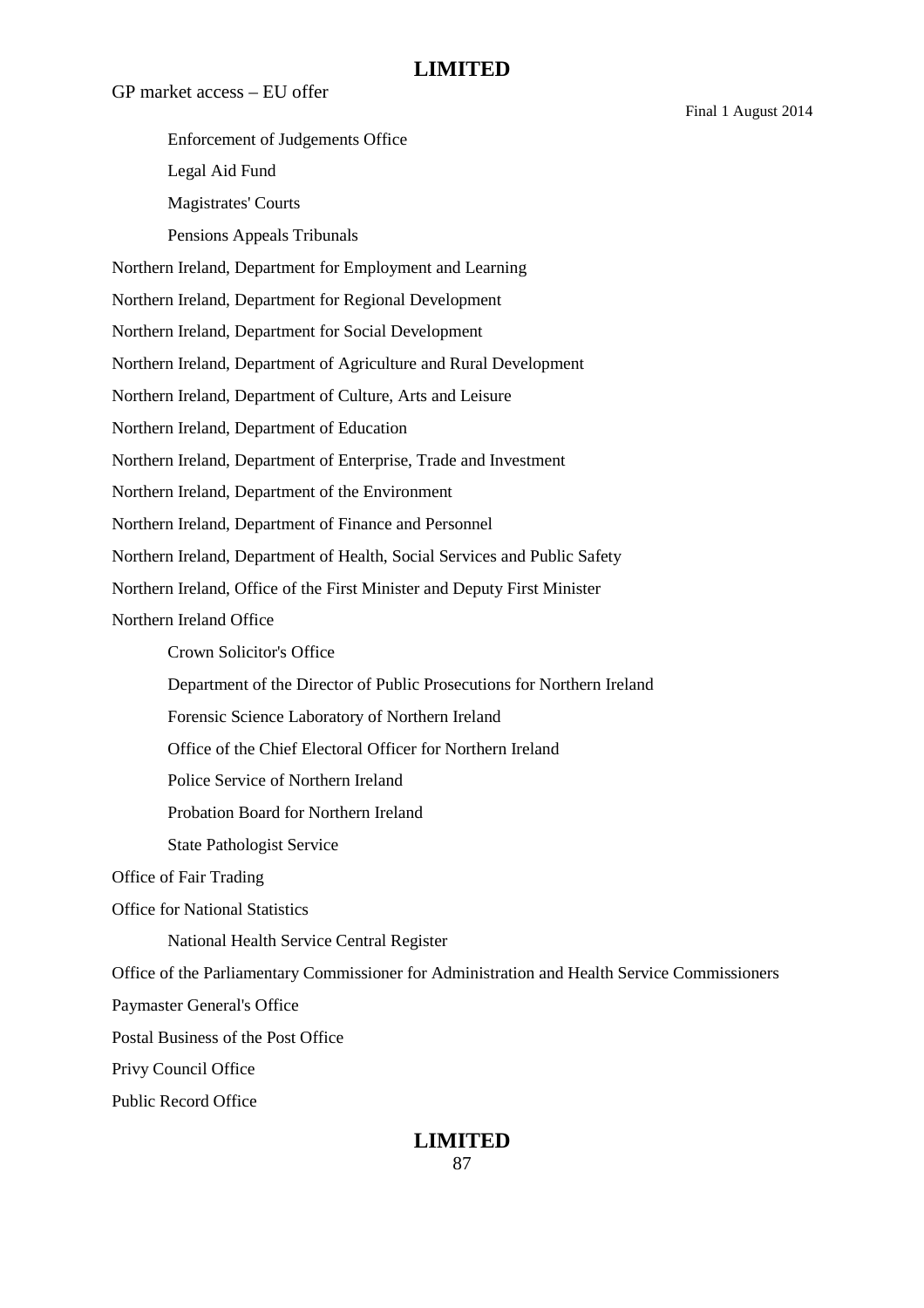- Enforcement of Judgements Office
- Legal Aid Fund
- Magistrates' Courts
- Pensions Appeals Tribunals

Northern Ireland, Department for Employment and Learning

Northern Ireland, Department for Regional Development

Northern Ireland, Department for Social Development

Northern Ireland, Department of Agriculture and Rural Development

Northern Ireland, Department of Culture, Arts and Leisure

Northern Ireland, Department of Education

Northern Ireland, Department of Enterprise, Trade and Investment

Northern Ireland, Department of the Environment

Northern Ireland, Department of Finance and Personnel

Northern Ireland, Department of Health, Social Services and Public Safety

Northern Ireland, Office of the First Minister and Deputy First Minister

Northern Ireland Office

- Crown Solicitor's Office
- Department of the Director of Public Prosecutions for Northern Ireland
- Forensic Science Laboratory of Northern Ireland
- Office of the Chief Electoral Officer for Northern Ireland
- Police Service of Northern Ireland
- Probation Board for Northern Ireland
- State Pathologist Service

Office of Fair Trading

Office for National Statistics

- National Health Service Central Register

Office of the Parliamentary Commissioner for Administration and Health Service Commissioners

Paymaster General's Office

Postal Business of the Post Office

Privy Council Office

Public Record Office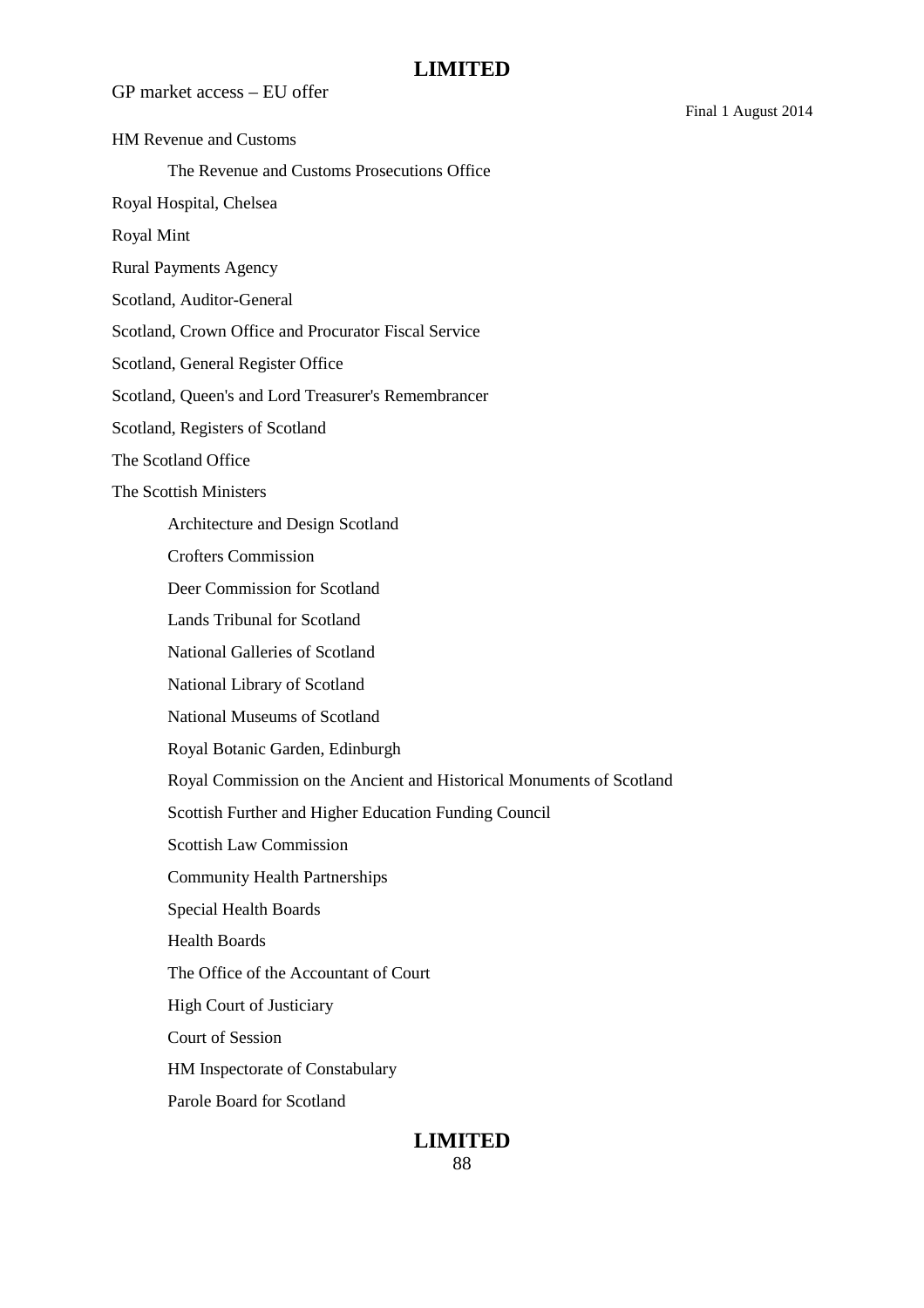HM Revenue and Customs

- The Revenue and Customs Prosecutions Office

Royal Hospital, Chelsea

Royal Mint

Rural Payments Agency

Scotland, Auditor-General

Scotland, Crown Office and Procurator Fiscal Service

Scotland, General Register Office

Scotland, Queen's and Lord Treasurer's Remembrancer

Scotland, Registers of Scotland

The Scotland Office

The Scottish Ministers

- Architecture and Design Scotland
- Crofters Commission
- Deer Commission for Scotland
- Lands Tribunal for Scotland
- National Galleries of Scotland
- National Library of Scotland
- National Museums of Scotland
- Royal Botanic Garden, Edinburgh
- Royal Commission on the Ancient and Historical Monuments of Scotland
- Scottish Further and Higher Education Funding Council
- Scottish Law Commission
- Community Health Partnerships
- Special Health Boards
- Health Boards
- The Office of the Accountant of Court
- High Court of Justiciary
- Court of Session
- HM Inspectorate of Constabulary
- Parole Board for Scotland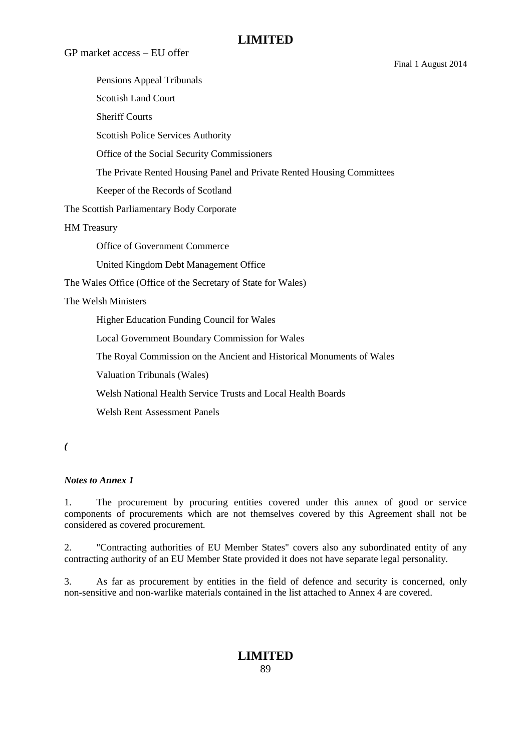Pensions Appeal Tribunals

Scottish Land Court

Sheriff Courts

Scottish Police Services Authority

Office of the Social Security Commissioners

The Private Rented Housing Panel and Private Rented Housing Committees

Keeper of the Records of Scotland

The Scottish Parliamentary Body Corporate

HM Treasury

Office of Government Commerce

United Kingdom Debt Management Office

The Wales Office (Office of the Secretary of State for Wales)

The Welsh Ministers

Higher Education Funding Council for Wales

Local Government Boundary Commission for Wales

The Royal Commission on the Ancient and Historical Monuments of Wales

Valuation Tribunals (Wales)

Welsh National Health Service Trusts and Local Health Boards

Welsh Rent Assessment Panels

*(*

***Notes to Annex 1***

1. The procurement by procuring entities covered under this annex of good or service components of procurements which are not themselves covered by this Agreement shall not be considered as covered procurement.

2. "Contracting authorities of EU Member States" covers also any subordinated entity of any contracting authority of an EU Member State provided it does not have separate legal personality.

3. As far as procurement by entities in the field of defence and security is concerned, only non-sensitive and non-warlike materials contained in the list attached to Annex 4 are covered.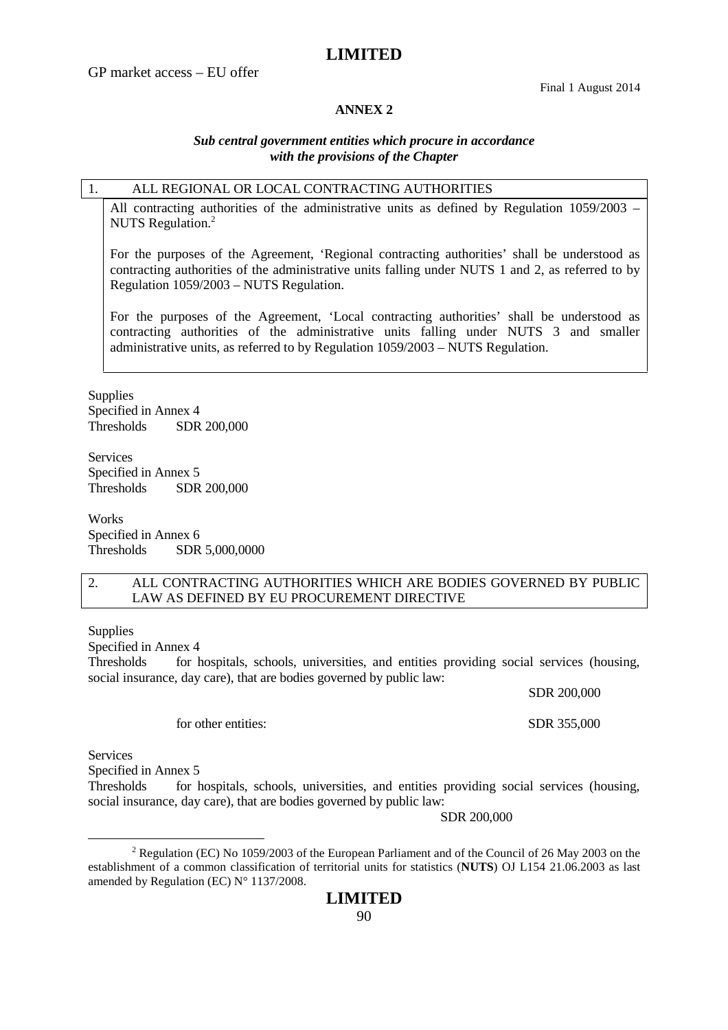## ANNEX 2

### *Sub central government entities which procure in accordance with the provisions of the Chapter*

**1. ALL REGIONAL OR LOCAL CONTRACTING AUTHORITIES**

All contracting authorities of the administrative units as defined by Regulation 1059/2003 – NUTS Regulation.[2]

For the purposes of the Agreement, 'Regional contracting authorities' shall be understood as contracting authorities of the administrative units falling under NUTS 1 and 2, as referred to by Regulation 1059/2003 – NUTS Regulation.

For the purposes of the Agreement, 'Local contracting authorities' shall be understood as contracting authorities of the administrative units falling under NUTS 3 and smaller administrative units, as referred to by Regulation 1059/2003 – NUTS Regulation.

Supplies
Specified in Annex 4
Thresholds SDR 200,000

Services
Specified in Annex 5
Thresholds SDR 200,000

Works
Specified in Annex 6
Thresholds SDR 5,000,0000

**2. ALL CONTRACTING AUTHORITIES WHICH ARE BODIES GOVERNED BY PUBLIC LAW AS DEFINED BY EU PROCUREMENT DIRECTIVE**

Supplies
Specified in Annex 4
Thresholds for hospitals, schools, universities, and entities providing social services (housing, social insurance, day care), that are bodies governed by public law:

SDR 200,000

for other entities: SDR 355,000

Services
Specified in Annex 5
Thresholds for hospitals, schools, universities, and entities providing social services (housing, social insurance, day care), that are bodies governed by public law:

SDR 200,000

[2] Regulation (EC) No 1059/2003 of the European Parliament and of the Council of 26 May 2003 on the establishment of a common classification of territorial units for statistics (**NUTS**) OJ L154 21.06.2003 as last amended by Regulation (EC) N° 1137/2008.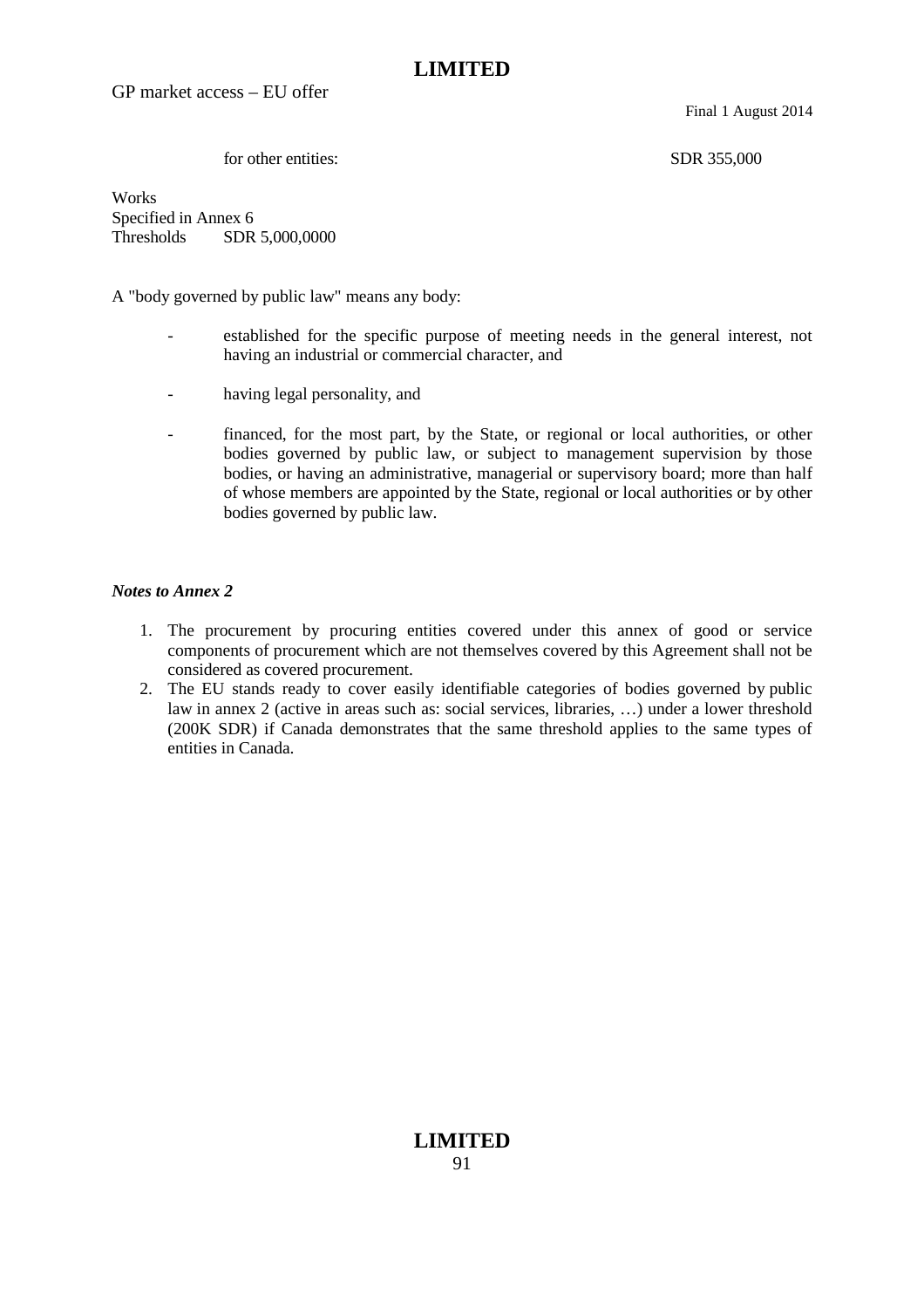for other entities: SDR 355,000

Works
Specified in Annex 6
Thresholds SDR 5,000,0000

A "body governed by public law" means any body:

- established for the specific purpose of meeting needs in the general interest, not having an industrial or commercial character, and
- having legal personality, and
- financed, for the most part, by the State, or regional or local authorities, or other bodies governed by public law, or subject to management supervision by those bodies, or having an administrative, managerial or supervisory board; more than half of whose members are appointed by the State, regional or local authorities or by other bodies governed by public law.

***Notes to Annex 2***

1. The procurement by procuring entities covered under this annex of good or service components of procurement which are not themselves covered by this Agreement shall not be considered as covered procurement.
2. The EU stands ready to cover easily identifiable categories of bodies governed by public law in annex 2 (active in areas such as: social services, libraries, …) under a lower threshold (200K SDR) if Canada demonstrates that the same threshold applies to the same types of entities in Canada.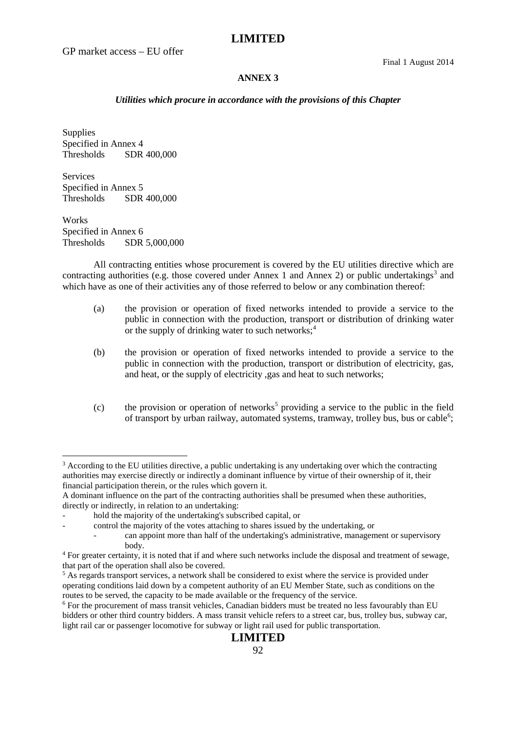## ANNEX 3

### *Utilities which procure in accordance with the provisions of this Chapter*

Supplies
Specified in Annex 4
Thresholds SDR 400,000

Services
Specified in Annex 5
Thresholds SDR 400,000

Works
Specified in Annex 6
Thresholds SDR 5,000,000

All contracting entities whose procurement is covered by the EU utilities directive which are contracting authorities (e.g. those covered under Annex 1 and Annex 2) or public undertakings[3] and which have as one of their activities any of those referred to below or any combination thereof:

(a) the provision or operation of fixed networks intended to provide a service to the public in connection with the production, transport or distribution of drinking water or the supply of drinking water to such networks;[4]

(b) the provision or operation of fixed networks intended to provide a service to the public in connection with the production, transport or distribution of electricity, gas, and heat, or the supply of electricity ,gas and heat to such networks;

(c) the provision or operation of networks[5] providing a service to the public in the field of transport by urban railway, automated systems, tramway, trolley bus, bus or cable[6];

---

[3] According to the EU utilities directive, a public undertaking is any undertaking over which the contracting authorities may exercise directly or indirectly a dominant influence by virtue of their ownership of it, their financial participation therein, or the rules which govern it.
A dominant influence on the part of the contracting authorities shall be presumed when these authorities, directly or indirectly, in relation to an undertaking:

- hold the majority of the undertaking's subscribed capital, or
- control the majority of the votes attaching to shares issued by the undertaking, or
    - can appoint more than half of the undertaking's administrative, management or supervisory body.

[4] For greater certainty, it is noted that if and where such networks include the disposal and treatment of sewage, that part of the operation shall also be covered.

[5] As regards transport services, a network shall be considered to exist where the service is provided under operating conditions laid down by a competent authority of an EU Member State, such as conditions on the routes to be served, the capacity to be made available or the frequency of the service.

[6] For the procurement of mass transit vehicles, Canadian bidders must be treated no less favourably than EU bidders or other third country bidders. A mass transit vehicle refers to a street car, bus, trolley bus, subway car, light rail car or passenger locomotive for subway or light rail used for public transportation.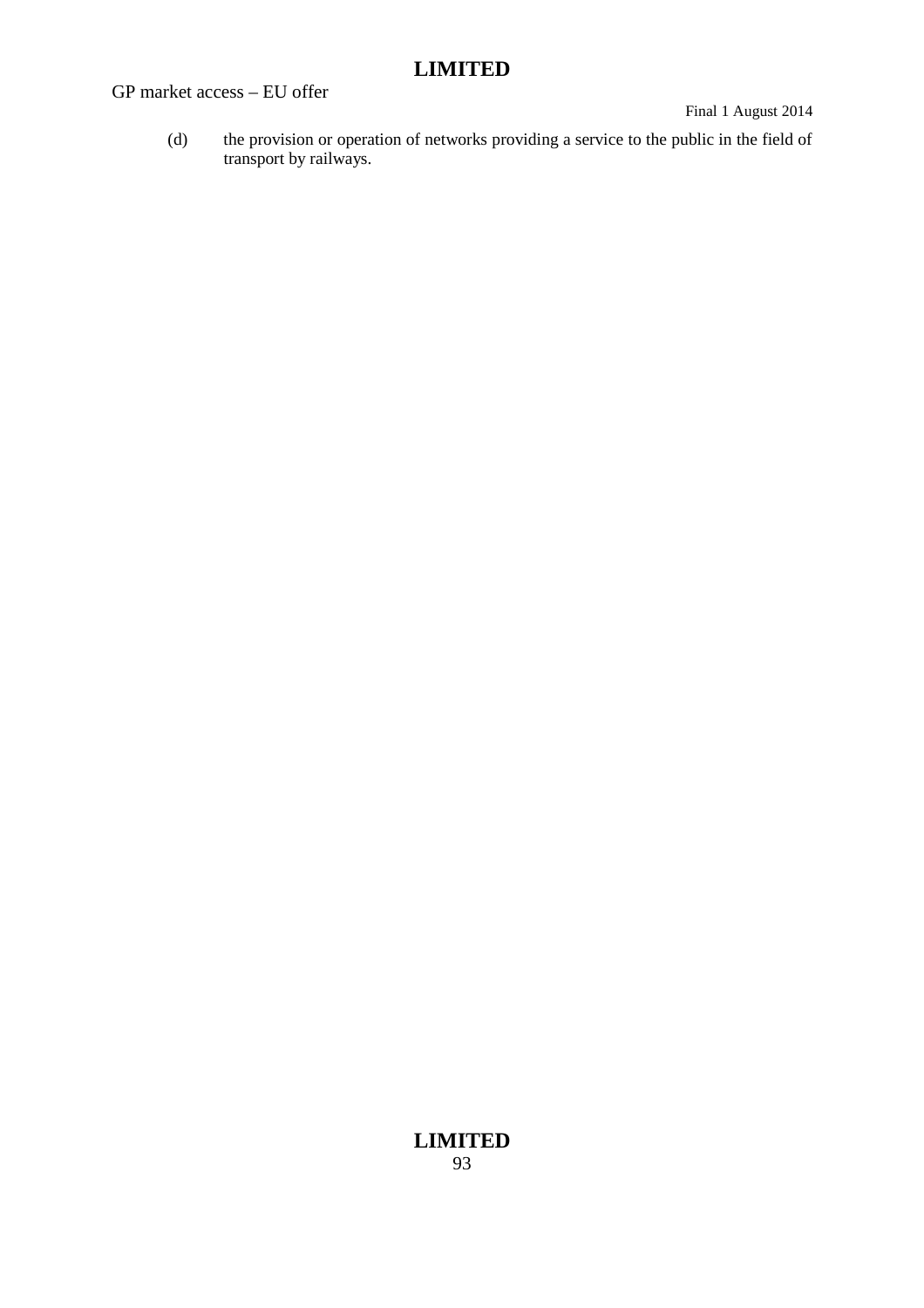(d) the provision or operation of networks providing a service to the public in the field of transport by railways.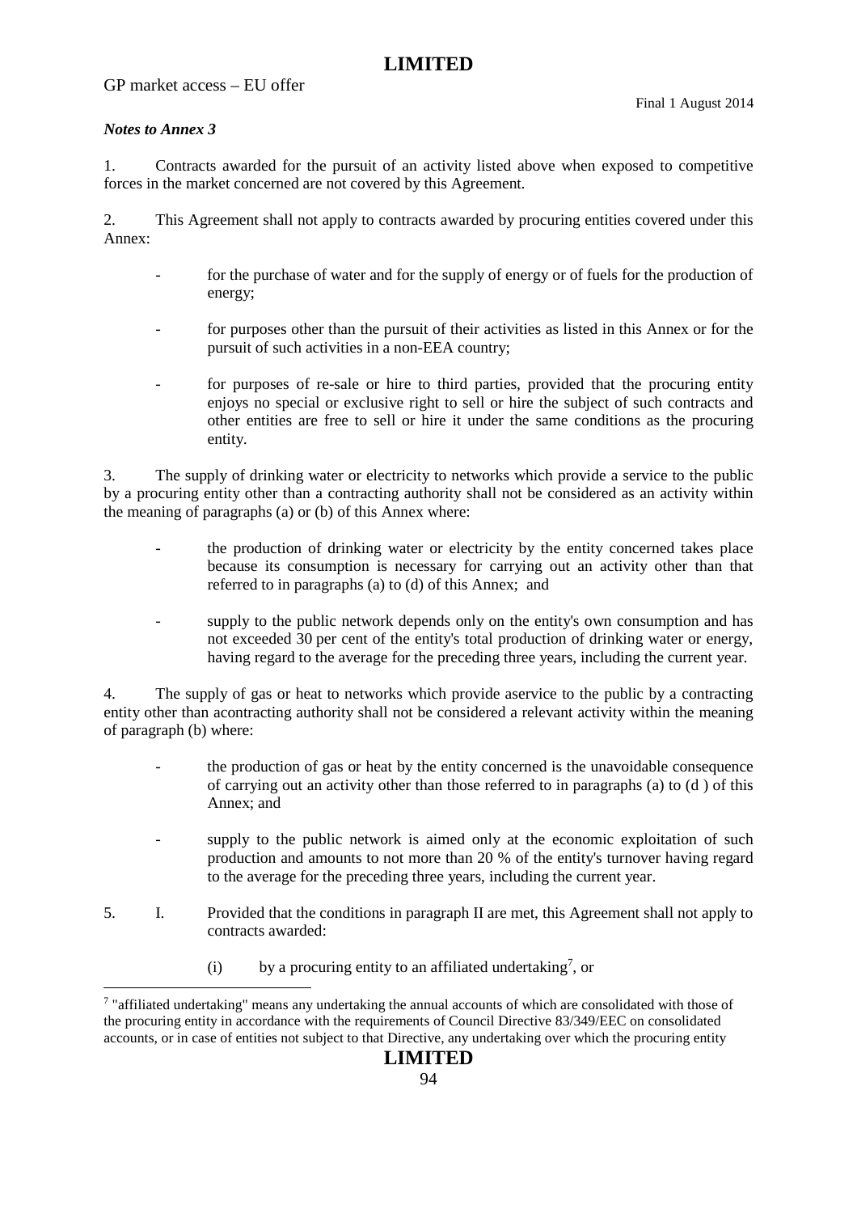***Notes to Annex 3***

1. Contracts awarded for the pursuit of an activity listed above when exposed to competitive forces in the market concerned are not covered by this Agreement.

2. This Agreement shall not apply to contracts awarded by procuring entities covered under this Annex:

- for the purchase of water and for the supply of energy or of fuels for the production of energy;

- for purposes other than the pursuit of their activities as listed in this Annex or for the pursuit of such activities in a non-EEA country;

- for purposes of re-sale or hire to third parties, provided that the procuring entity enjoys no special or exclusive right to sell or hire the subject of such contracts and other entities are free to sell or hire it under the same conditions as the procuring entity.

3. The supply of drinking water or electricity to networks which provide a service to the public by a procuring entity other than a contracting authority shall not be considered as an activity within the meaning of paragraphs (a) or (b) of this Annex where:

- the production of drinking water or electricity by the entity concerned takes place because its consumption is necessary for carrying out an activity other than that referred to in paragraphs (a) to (d) of this Annex; and

- supply to the public network depends only on the entity's own consumption and has not exceeded 30 per cent of the entity's total production of drinking water or energy, having regard to the average for the preceding three years, including the current year.

4. The supply of gas or heat to networks which provide aservice to the public by a contracting entity other than acontracting authority shall not be considered a relevant activity within the meaning of paragraph (b) where:

- the production of gas or heat by the entity concerned is the unavoidable consequence of carrying out an activity other than those referred to in paragraphs (a) to (d ) of this Annex; and

- supply to the public network is aimed only at the economic exploitation of such production and amounts to not more than 20 % of the entity's turnover having regard to the average for the preceding three years, including the current year.

5. I. Provided that the conditions in paragraph II are met, this Agreement shall not apply to contracts awarded:

   (i) by a procuring entity to an affiliated undertaking[7], or

[7] "affiliated undertaking" means any undertaking the annual accounts of which are consolidated with those of the procuring entity in accordance with the requirements of Council Directive 83/349/EEC on consolidated accounts, or in case of entities not subject to that Directive, any undertaking over which the procuring entity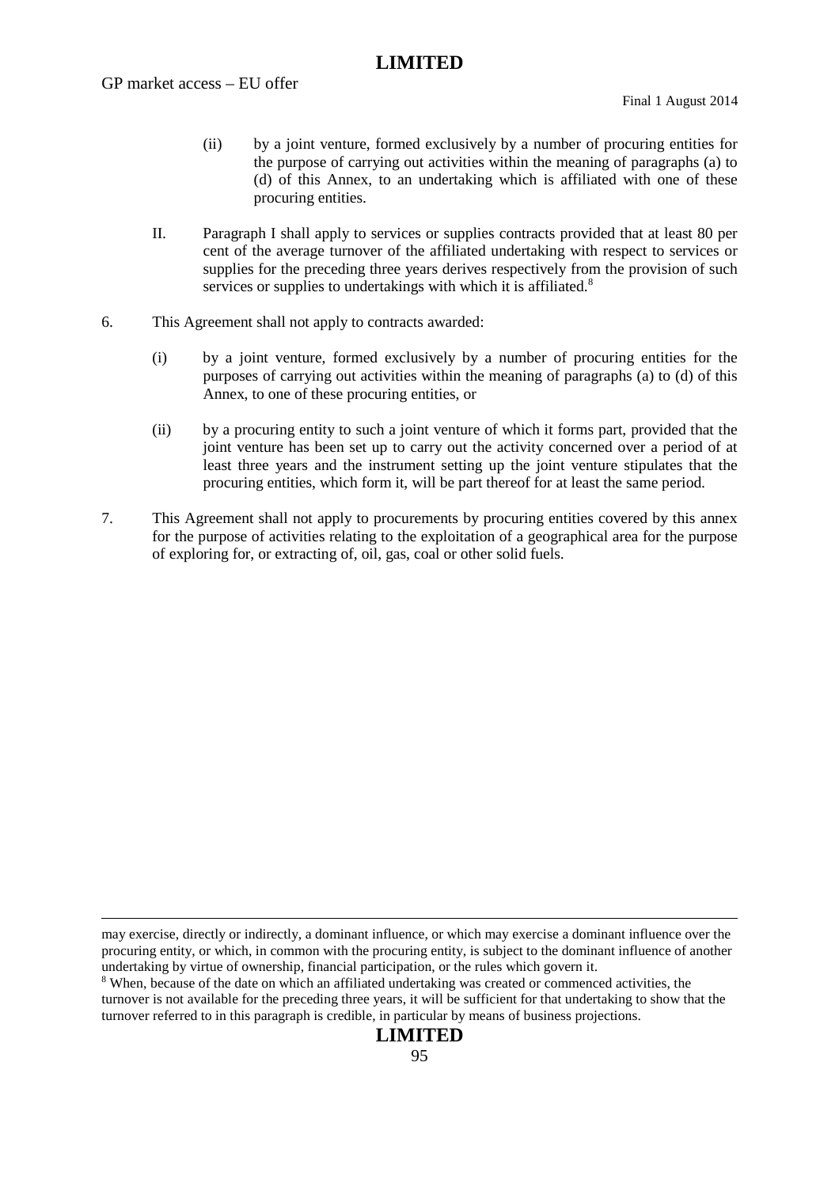(ii) by a joint venture, formed exclusively by a number of procuring entities for the purpose of carrying out activities within the meaning of paragraphs (a) to (d) of this Annex, to an undertaking which is affiliated with one of these procuring entities.

II. Paragraph I shall apply to services or supplies contracts provided that at least 80 per cent of the average turnover of the affiliated undertaking with respect to services or supplies for the preceding three years derives respectively from the provision of such services or supplies to undertakings with which it is affiliated.[8]

6. This Agreement shall not apply to contracts awarded:

(i) by a joint venture, formed exclusively by a number of procuring entities for the purposes of carrying out activities within the meaning of paragraphs (a) to (d) of this Annex, to one of these procuring entities, or

(ii) by a procuring entity to such a joint venture of which it forms part, provided that the joint venture has been set up to carry out the activity concerned over a period of at least three years and the instrument setting up the joint venture stipulates that the procuring entities, which form it, will be part thereof for at least the same period.

7. This Agreement shall not apply to procurements by procuring entities covered by this annex for the purpose of activities relating to the exploitation of a geographical area for the purpose of exploring for, or extracting of, oil, gas, coal or other solid fuels.

---

may exercise, directly or indirectly, a dominant influence, or which may exercise a dominant influence over the procuring entity, or which, in common with the procuring entity, is subject to the dominant influence of another undertaking by virtue of ownership, financial participation, or the rules which govern it.

[8] When, because of the date on which an affiliated undertaking was created or commenced activities, the turnover is not available for the preceding three years, it will be sufficient for that undertaking to show that the turnover referred to in this paragraph is credible, in particular by means of business projections.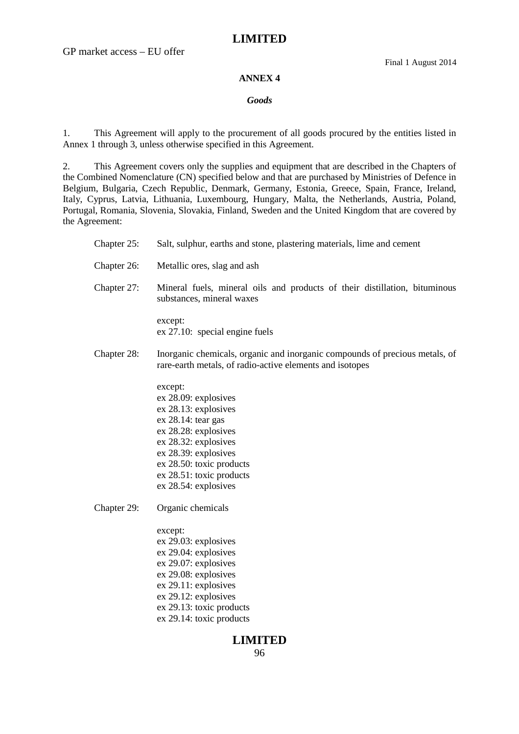**ANNEX 4**

***Goods***

1. This Agreement will apply to the procurement of all goods procured by the entities listed in Annex 1 through 3, unless otherwise specified in this Agreement.

2. This Agreement covers only the supplies and equipment that are described in the Chapters of the Combined Nomenclature (CN) specified below and that are purchased by Ministries of Defence in Belgium, Bulgaria, Czech Republic, Denmark, Germany, Estonia, Greece, Spain, France, Ireland, Italy, Cyprus, Latvia, Lithuania, Luxembourg, Hungary, Malta, the Netherlands, Austria, Poland, Portugal, Romania, Slovenia, Slovakia, Finland, Sweden and the United Kingdom that are covered by the Agreement:

Chapter 25: Salt, sulphur, earths and stone, plastering materials, lime and cement

Chapter 26: Metallic ores, slag and ash

Chapter 27: Mineral fuels, mineral oils and products of their distillation, bituminous substances, mineral waxes

except:
ex 27.10: special engine fuels

Chapter 28: Inorganic chemicals, organic and inorganic compounds of precious metals, of rare-earth metals, of radio-active elements and isotopes

except:
ex 28.09: explosives
ex 28.13: explosives
ex 28.14: tear gas
ex 28.28: explosives
ex 28.32: explosives
ex 28.39: explosives
ex 28.50: toxic products
ex 28.51: toxic products
ex 28.54: explosives

Chapter 29: Organic chemicals

except:
ex 29.03: explosives
ex 29.04: explosives
ex 29.07: explosives
ex 29.08: explosives
ex 29.11: explosives
ex 29.12: explosives
ex 29.13: toxic products
ex 29.14: toxic products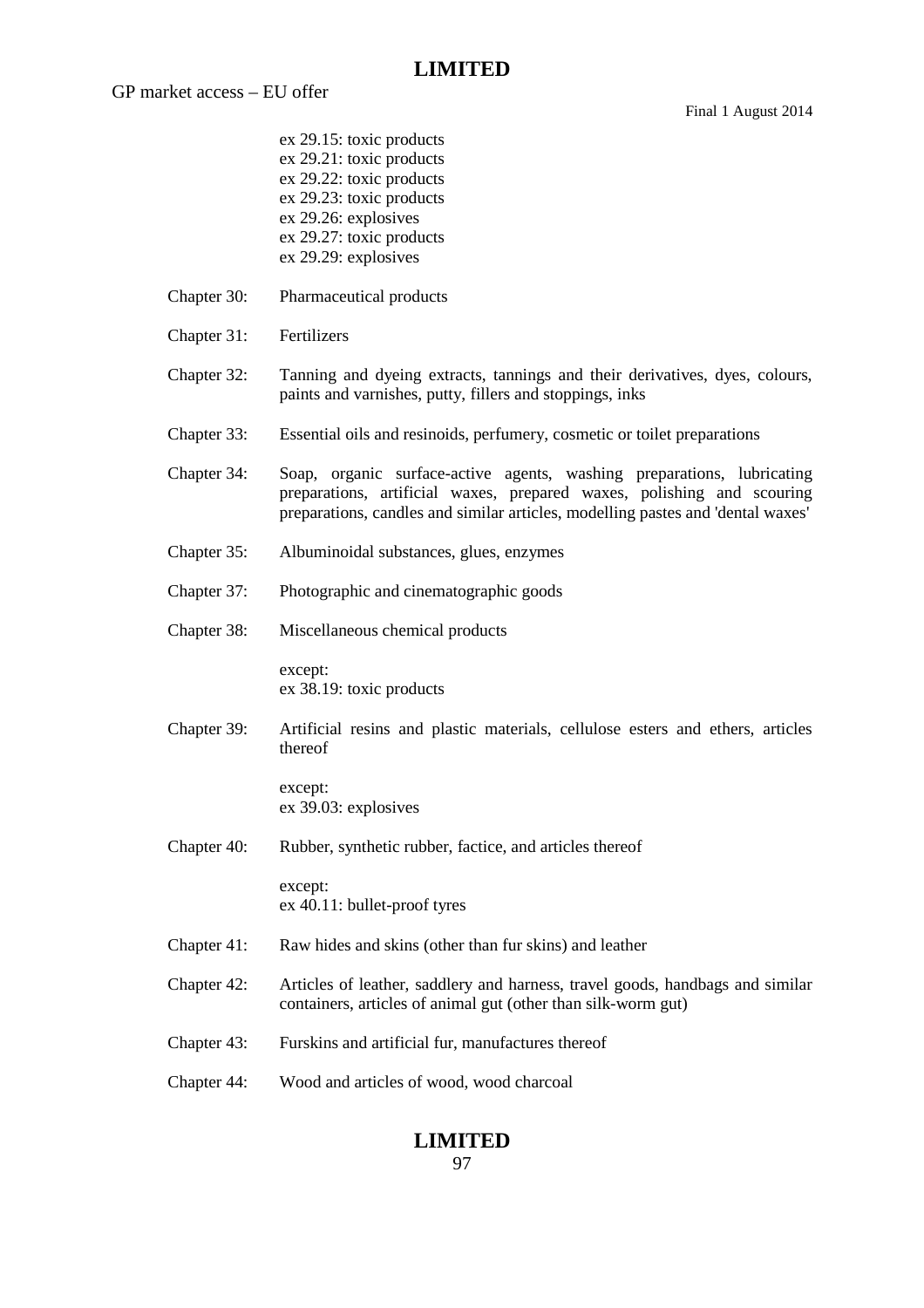ex 29.15: toxic products
ex 29.21: toxic products
ex 29.22: toxic products
ex 29.23: toxic products
ex 29.26: explosives
ex 29.27: toxic products
ex 29.29: explosives

Chapter 30: Pharmaceutical products

Chapter 31: Fertilizers

Chapter 32: Tanning and dyeing extracts, tannings and their derivatives, dyes, colours, paints and varnishes, putty, fillers and stoppings, inks

Chapter 33: Essential oils and resinoids, perfumery, cosmetic or toilet preparations

Chapter 34: Soap, organic surface-active agents, washing preparations, lubricating preparations, artificial waxes, prepared waxes, polishing and scouring preparations, candles and similar articles, modelling pastes and 'dental waxes'

Chapter 35: Albuminoidal substances, glues, enzymes

Chapter 37: Photographic and cinematographic goods

Chapter 38: Miscellaneous chemical products

except:
ex 38.19: toxic products

Chapter 39: Artificial resins and plastic materials, cellulose esters and ethers, articles thereof

except:
ex 39.03: explosives

Chapter 40: Rubber, synthetic rubber, factice, and articles thereof

except:
ex 40.11: bullet-proof tyres

Chapter 41: Raw hides and skins (other than fur skins) and leather

Chapter 42: Articles of leather, saddlery and harness, travel goods, handbags and similar containers, articles of animal gut (other than silk-worm gut)

Chapter 43: Furskins and artificial fur, manufactures thereof

Chapter 44: Wood and articles of wood, wood charcoal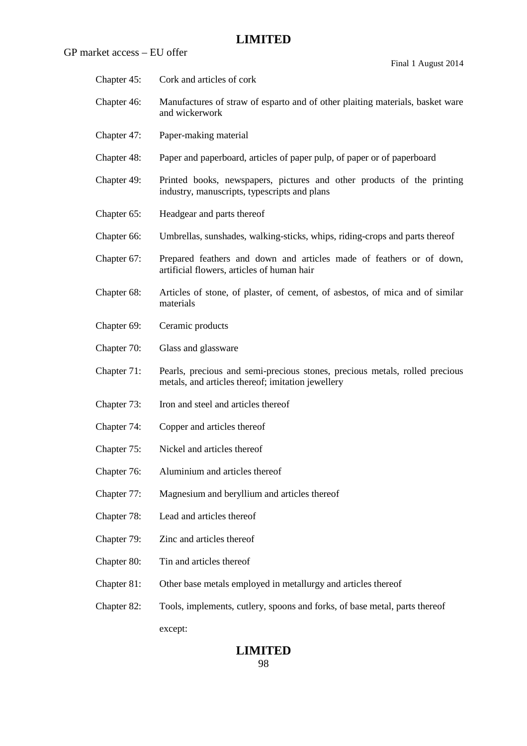Chapter 45: Cork and articles of cork

Chapter 46: Manufactures of straw of esparto and of other plaiting materials, basket ware and wickerwork

Chapter 47: Paper-making material

Chapter 48: Paper and paperboard, articles of paper pulp, of paper or of paperboard

Chapter 49: Printed books, newspapers, pictures and other products of the printing industry, manuscripts, typescripts and plans

Chapter 65: Headgear and parts thereof

Chapter 66: Umbrellas, sunshades, walking-sticks, whips, riding-crops and parts thereof

Chapter 67: Prepared feathers and down and articles made of feathers or of down, artificial flowers, articles of human hair

Chapter 68: Articles of stone, of plaster, of cement, of asbestos, of mica and of similar materials

Chapter 69: Ceramic products

Chapter 70: Glass and glassware

Chapter 71: Pearls, precious and semi-precious stones, precious metals, rolled precious metals, and articles thereof; imitation jewellery

Chapter 73: Iron and steel and articles thereof

Chapter 74: Copper and articles thereof

Chapter 75: Nickel and articles thereof

Chapter 76: Aluminium and articles thereof

Chapter 77: Magnesium and beryllium and articles thereof

Chapter 78: Lead and articles thereof

Chapter 79: Zinc and articles thereof

Chapter 80: Tin and articles thereof

Chapter 81: Other base metals employed in metallurgy and articles thereof

Chapter 82: Tools, implements, cutlery, spoons and forks, of base metal, parts thereof

except: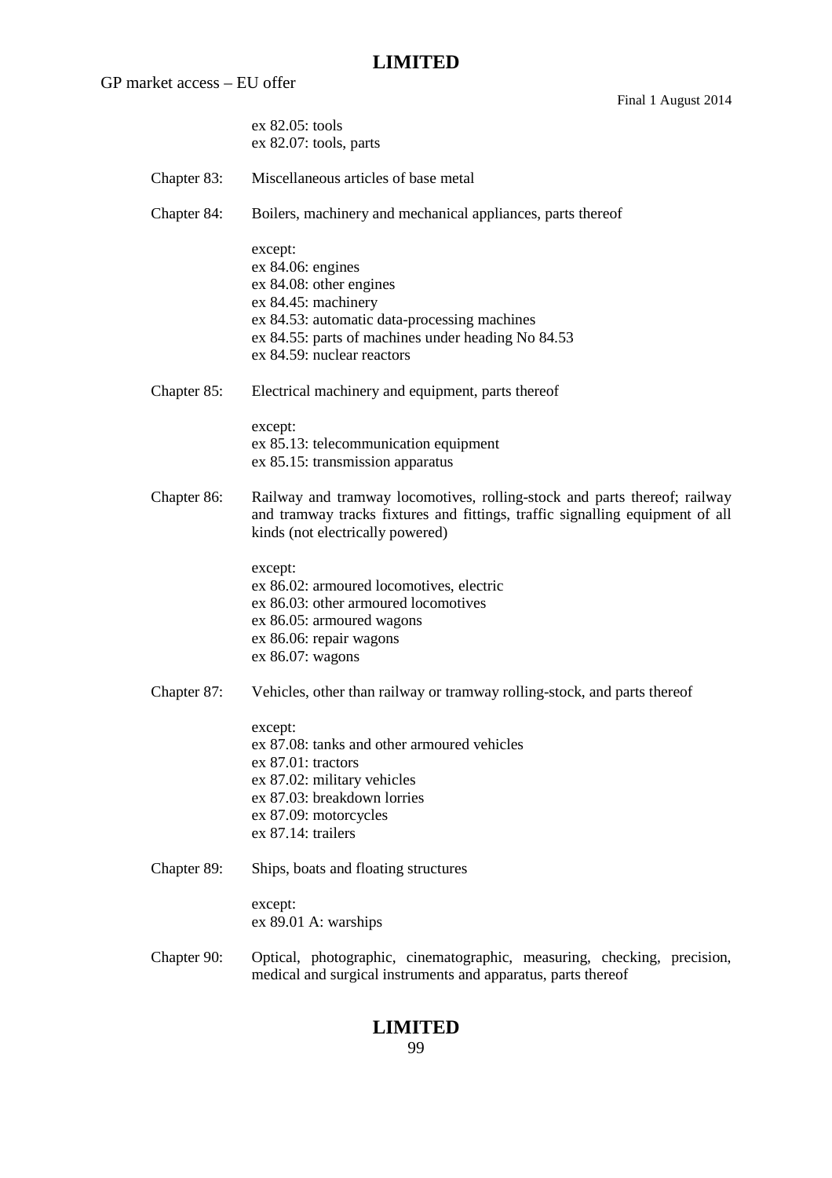ex 82.05: tools
ex 82.07: tools, parts

Chapter 83: Miscellaneous articles of base metal

Chapter 84: Boilers, machinery and mechanical appliances, parts thereof

except:
ex 84.06: engines
ex 84.08: other engines
ex 84.45: machinery
ex 84.53: automatic data-processing machines
ex 84.55: parts of machines under heading No 84.53
ex 84.59: nuclear reactors

Chapter 85: Electrical machinery and equipment, parts thereof

except:
ex 85.13: telecommunication equipment
ex 85.15: transmission apparatus

Chapter 86: Railway and tramway locomotives, rolling-stock and parts thereof; railway and tramway tracks fixtures and fittings, traffic signalling equipment of all kinds (not electrically powered)

except:
ex 86.02: armoured locomotives, electric
ex 86.03: other armoured locomotives
ex 86.05: armoured wagons
ex 86.06: repair wagons
ex 86.07: wagons

Chapter 87: Vehicles, other than railway or tramway rolling-stock, and parts thereof

except:
ex 87.08: tanks and other armoured vehicles
ex 87.01: tractors
ex 87.02: military vehicles
ex 87.03: breakdown lorries
ex 87.09: motorcycles
ex 87.14: trailers

Chapter 89: Ships, boats and floating structures

except:
ex 89.01 A: warships

Chapter 90: Optical, photographic, cinematographic, measuring, checking, precision, medical and surgical instruments and apparatus, parts thereof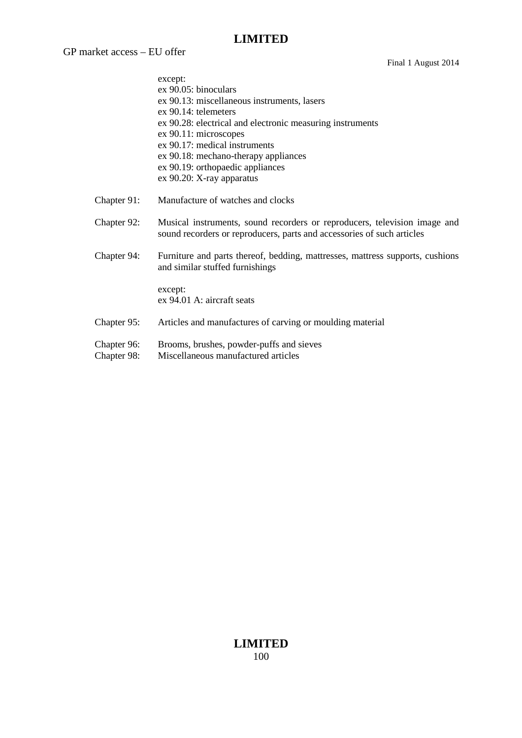except:
ex 90.05: binoculars
ex 90.13: miscellaneous instruments, lasers
ex 90.14: telemeters
ex 90.28: electrical and electronic measuring instruments
ex 90.11: microscopes
ex 90.17: medical instruments
ex 90.18: mechano-therapy appliances
ex 90.19: orthopaedic appliances
ex 90.20: X-ray apparatus

Chapter 91: Manufacture of watches and clocks

Chapter 92: Musical instruments, sound recorders or reproducers, television image and sound recorders or reproducers, parts and accessories of such articles

Chapter 94: Furniture and parts thereof, bedding, mattresses, mattress supports, cushions and similar stuffed furnishings

except:
ex 94.01 A: aircraft seats

Chapter 95: Articles and manufactures of carving or moulding material

Chapter 96: Brooms, brushes, powder-puffs and sieves
Chapter 98: Miscellaneous manufactured articles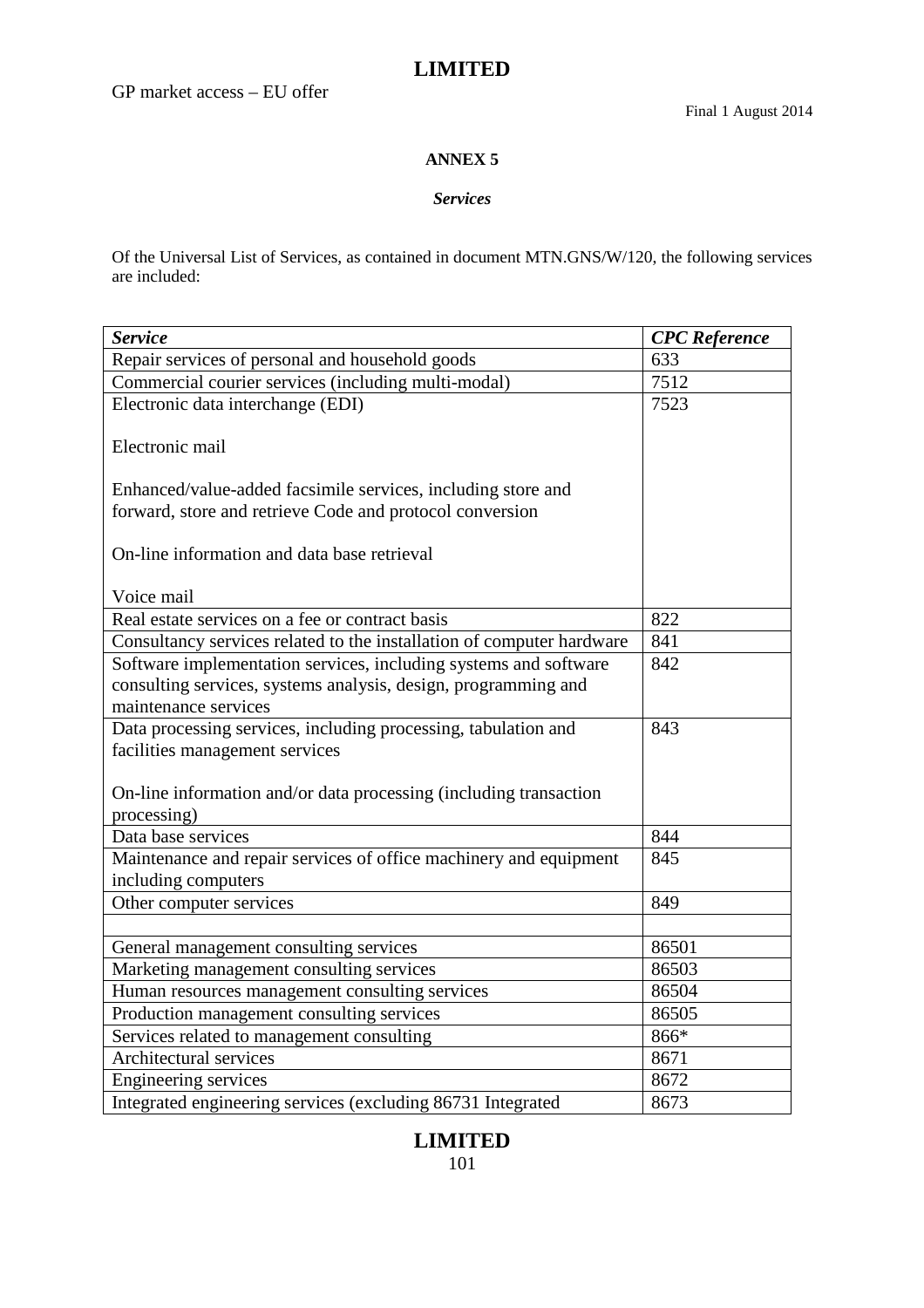## ANNEX 5

### *Services*

Of the Universal List of Services, as contained in document MTN.GNS/W/120, the following services are included:

| *Service* | *CPC Reference* |
|---|---|
| Repair services of personal and household goods | 633 |
| Commercial courier services (including multi-modal) | 7512 |
| Electronic data interchange (EDI)<br><br>Electronic mail<br><br>Enhanced/value-added facsimile services, including store and forward, store and retrieve Code and protocol conversion<br><br>On-line information and data base retrieval<br><br>Voice mail | 7523 |
| Real estate services on a fee or contract basis | 822 |
| Consultancy services related to the installation of computer hardware | 841 |
| Software implementation services, including systems and software consulting services, systems analysis, design, programming and maintenance services | 842 |
| Data processing services, including processing, tabulation and facilities management services<br><br>On-line information and/or data processing (including transaction processing) | 843 |
| Data base services | 844 |
| Maintenance and repair services of office machinery and equipment including computers | 845 |
| Other computer services | 849 |
| | |
| General management consulting services | 86501 |
| Marketing management consulting services | 86503 |
| Human resources management consulting services | 86504 |
| Production management consulting services | 86505 |
| Services related to management consulting | 866* |
| Architectural services | 8671 |
| Engineering services | 8672 |
| Integrated engineering services (excluding 86731 Integrated | 8673 |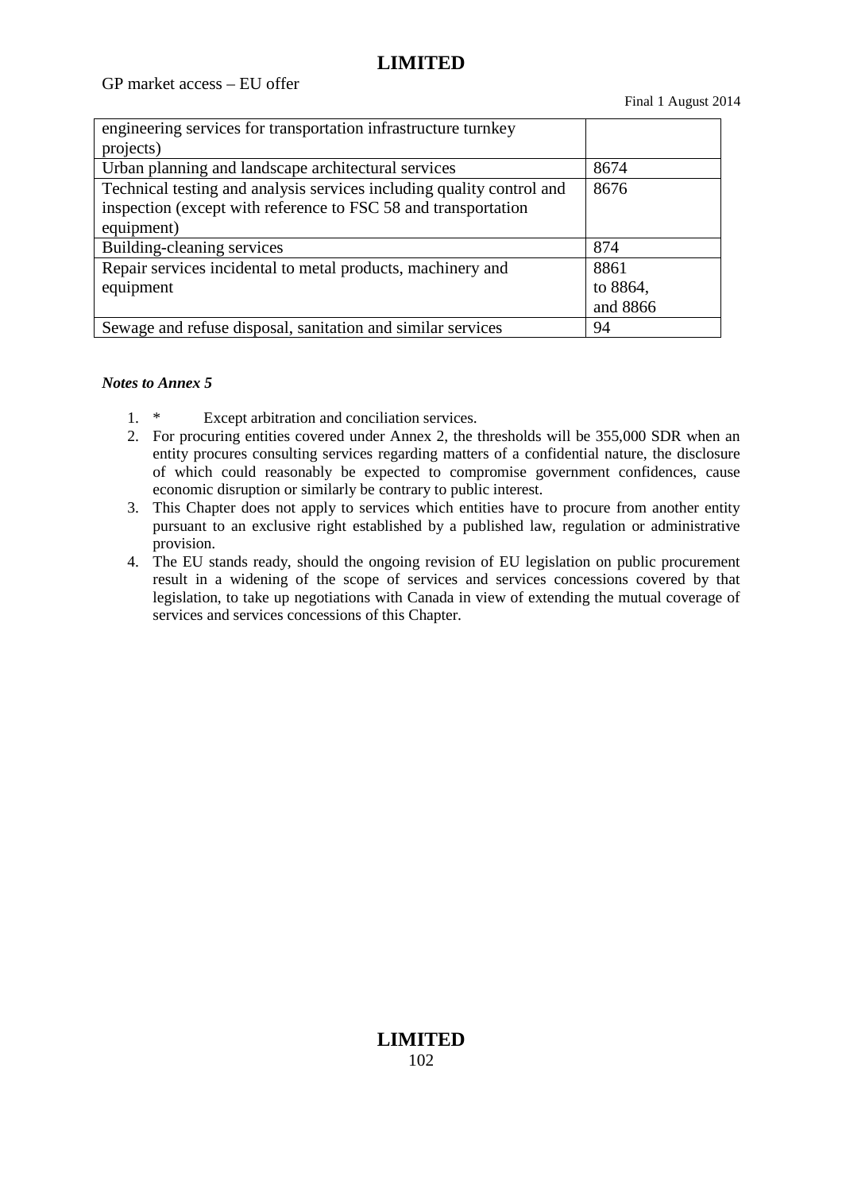| | |
|---|---|
| engineering services for transportation infrastructure turnkey projects) | |
| Urban planning and landscape architectural services | 8674 |
| Technical testing and analysis services including quality control and inspection (except with reference to FSC 58 and transportation equipment) | 8676 |
| Building-cleaning services | 874 |
| Repair services incidental to metal products, machinery and equipment | 8861 to 8864, and 8866 |
| Sewage and refuse disposal, sanitation and similar services | 94 |

***Notes to Annex 5***

1. * Except arbitration and conciliation services.
2. For procuring entities covered under Annex 2, the thresholds will be 355,000 SDR when an entity procures consulting services regarding matters of a confidential nature, the disclosure of which could reasonably be expected to compromise government confidences, cause economic disruption or similarly be contrary to public interest.
3. This Chapter does not apply to services which entities have to procure from another entity pursuant to an exclusive right established by a published law, regulation or administrative provision.
4. The EU stands ready, should the ongoing revision of EU legislation on public procurement result in a widening of the scope of services and services concessions covered by that legislation, to take up negotiations with Canada in view of extending the mutual coverage of services and services concessions of this Chapter.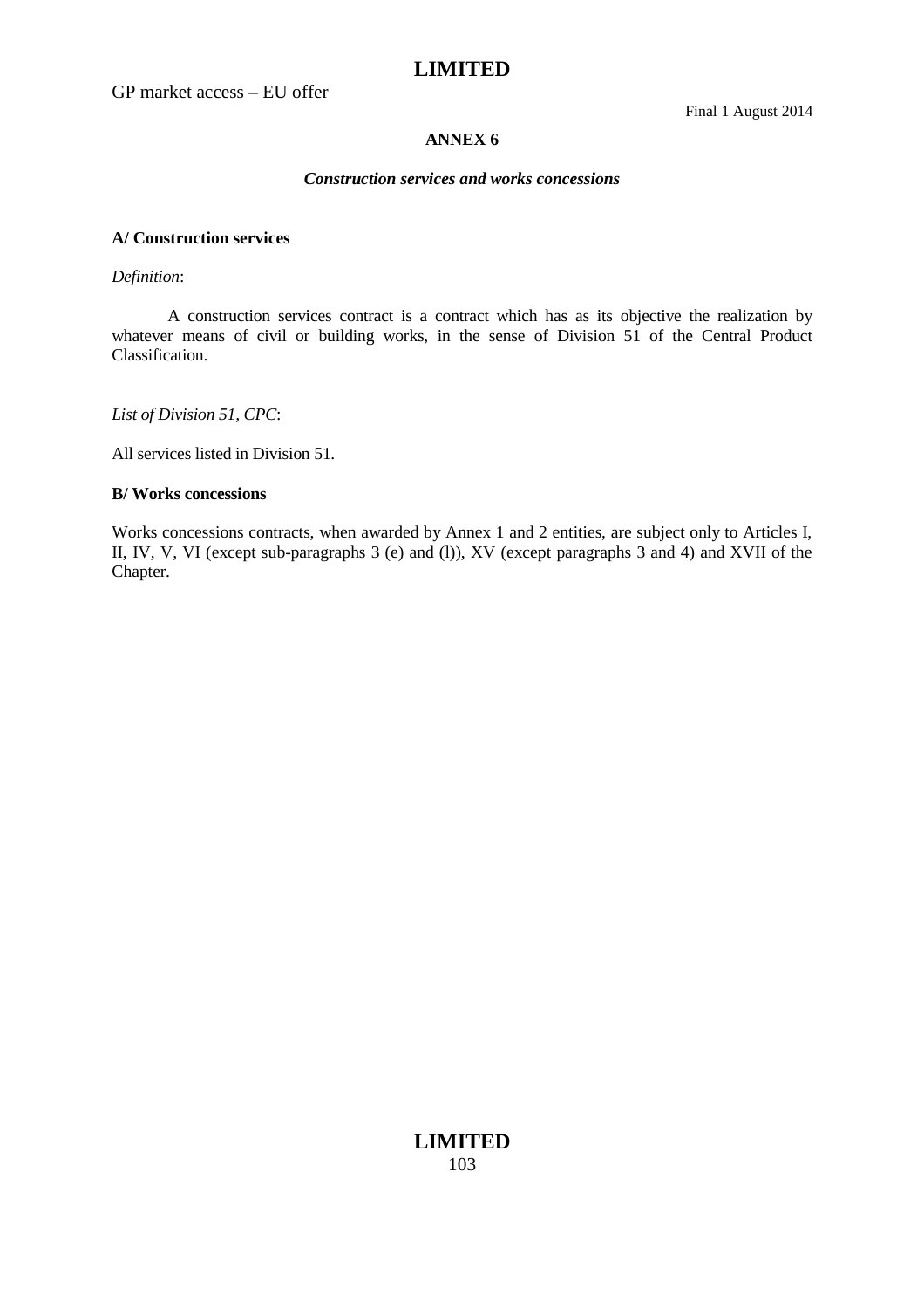## ANNEX 6

### *Construction services and works concessions*

**A/ Construction services**

*Definition*:

A construction services contract is a contract which has as its objective the realization by whatever means of civil or building works, in the sense of Division 51 of the Central Product Classification.

*List of Division 51, CPC*:

All services listed in Division 51.

**B/ Works concessions**

Works concessions contracts, when awarded by Annex 1 and 2 entities, are subject only to Articles I, II, IV, V, VI (except sub-paragraphs 3 (e) and (l)), XV (except paragraphs 3 and 4) and XVII of the Chapter.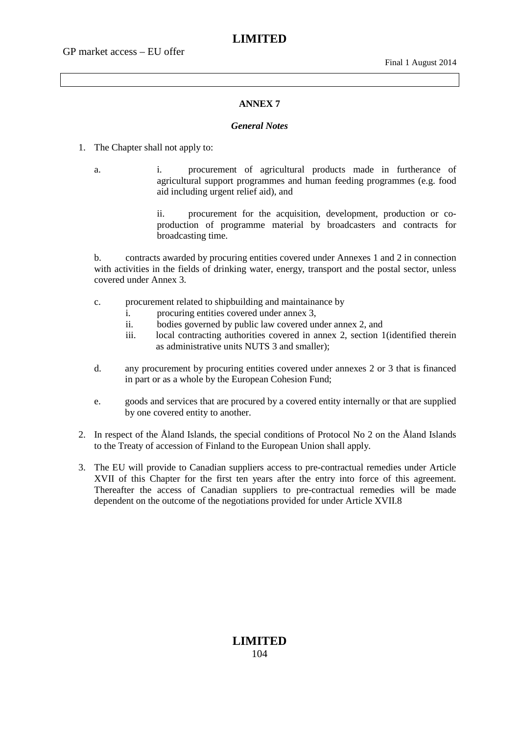## ANNEX 7

### *General Notes*

1. The Chapter shall not apply to:

   a. i. procurement of agricultural products made in furtherance of agricultural support programmes and human feeding programmes (e.g. food aid including urgent relief aid), and

      ii. procurement for the acquisition, development, production or co-production of programme material by broadcasters and contracts for broadcasting time.

   b. contracts awarded by procuring entities covered under Annexes 1 and 2 in connection with activities in the fields of drinking water, energy, transport and the postal sector, unless covered under Annex 3.

   c. procurement related to shipbuilding and maintainance by
      i. procuring entities covered under annex 3,
      ii. bodies governed by public law covered under annex 2, and
      iii. local contracting authorities covered in annex 2, section 1(identified therein as administrative units NUTS 3 and smaller);

   d. any procurement by procuring entities covered under annexes 2 or 3 that is financed in part or as a whole by the European Cohesion Fund;

   e. goods and services that are procured by a covered entity internally or that are supplied by one covered entity to another.

2. In respect of the Åland Islands, the special conditions of Protocol No 2 on the Åland Islands to the Treaty of accession of Finland to the European Union shall apply.

3. The EU will provide to Canadian suppliers access to pre-contractual remedies under Article XVII of this Chapter for the first ten years after the entry into force of this agreement. Thereafter the access of Canadian suppliers to pre-contractual remedies will be made dependent on the outcome of the negotiations provided for under Article XVII.8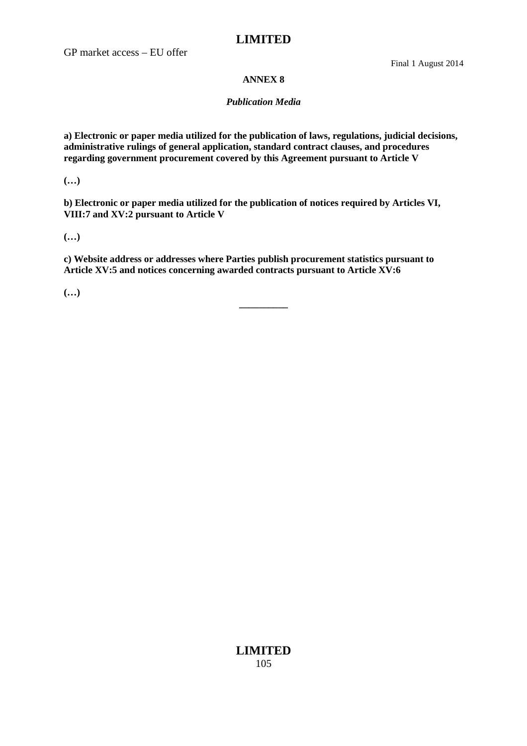## ANNEX 8

### *Publication Media*

**a) Electronic or paper media utilized for the publication of laws, regulations, judicial decisions, administrative rulings of general application, standard contract clauses, and procedures regarding government procurement covered by this Agreement pursuant to Article V**

**(…)**

**b) Electronic or paper media utilized for the publication of notices required by Articles VI, VIII:7 and XV:2 pursuant to Article V**

**(…)**

**c) Website address or addresses where Parties publish procurement statistics pursuant to Article XV:5 and notices concerning awarded contracts pursuant to Article XV:6**

**(…)**

\_\_\_\_\_\_\_\_\_\_